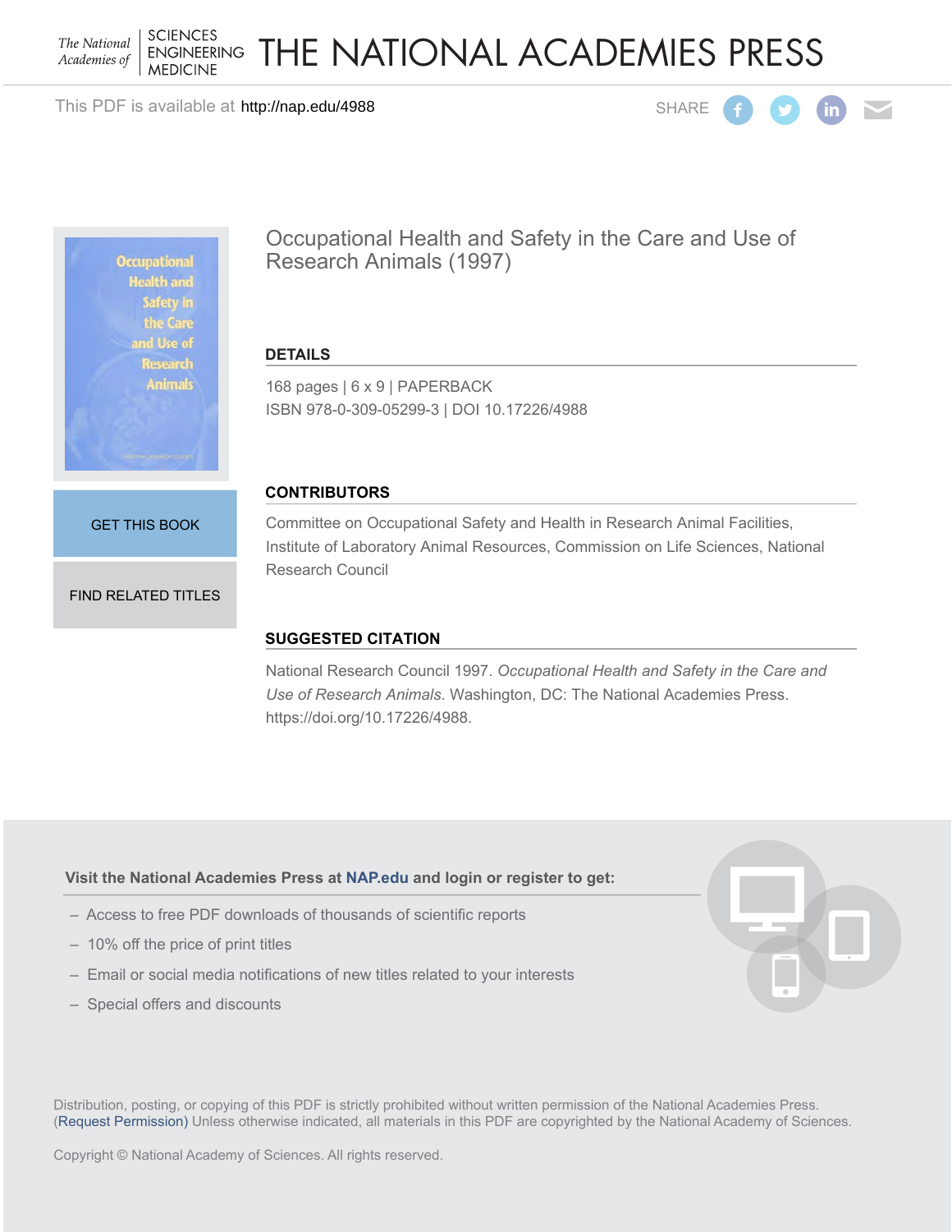The National Academies of SCIENCES ENGINEERING MEDICINE

# THE NATIONAL ACADEMIES PRESS

This PDF is available at http://nap.edu/4988

SHARE

## Occupational Health and Safety in the Care and Use of Research Animals (1997)

### DETAILS

168 pages | 6 x 9 | PAPERBACK
ISBN 978-0-309-05299-3 | DOI 10.17226/4988

GET THIS BOOK

FIND RELATED TITLES

### CONTRIBUTORS

Committee on Occupational Safety and Health in Research Animal Facilities, Institute of Laboratory Animal Resources, Commission on Life Sciences, National Research Council

### SUGGESTED CITATION

National Research Council 1997. *Occupational Health and Safety in the Care and Use of Research Animals*. Washington, DC: The National Academies Press. https://doi.org/10.17226/4988.

**Visit the National Academies Press at NAP.edu and login or register to get:**

- Access to free PDF downloads of thousands of scientific reports
- 10% off the price of print titles
- Email or social media notifications of new titles related to your interests
- Special offers and discounts

Distribution, posting, or copying of this PDF is strictly prohibited without written permission of the National Academies Press. (Request Permission) Unless otherwise indicated, all materials in this PDF are copyrighted by the National Academy of Sciences.

Copyright © National Academy of Sciences. All rights reserved.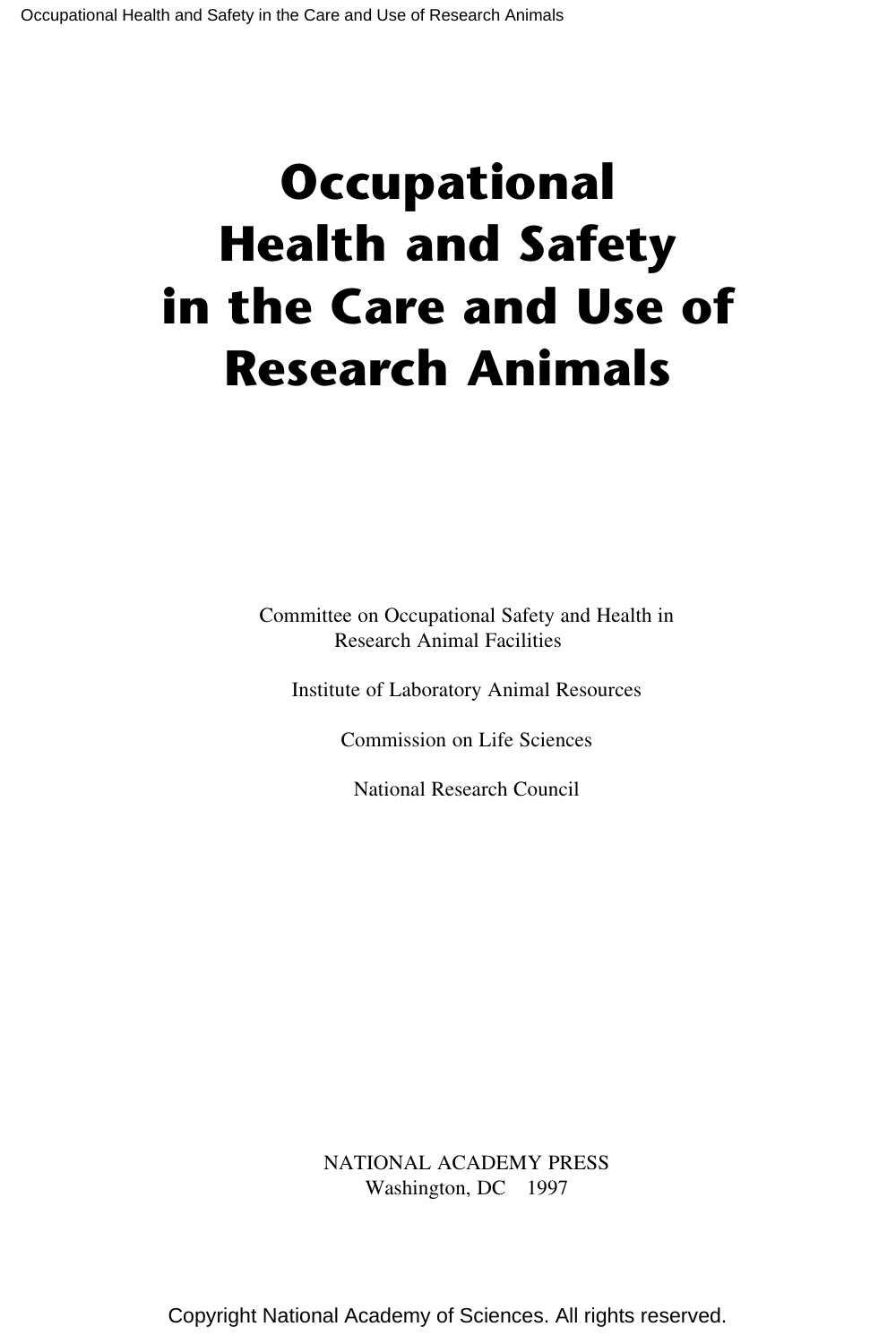# Occupational Health and Safety in the Care and Use of Research Animals

Committee on Occupational Safety and Health in Research Animal Facilities

Institute of Laboratory Animal Resources

Commission on Life Sciences

National Research Council

NATIONAL ACADEMY PRESS
Washington, DC 1997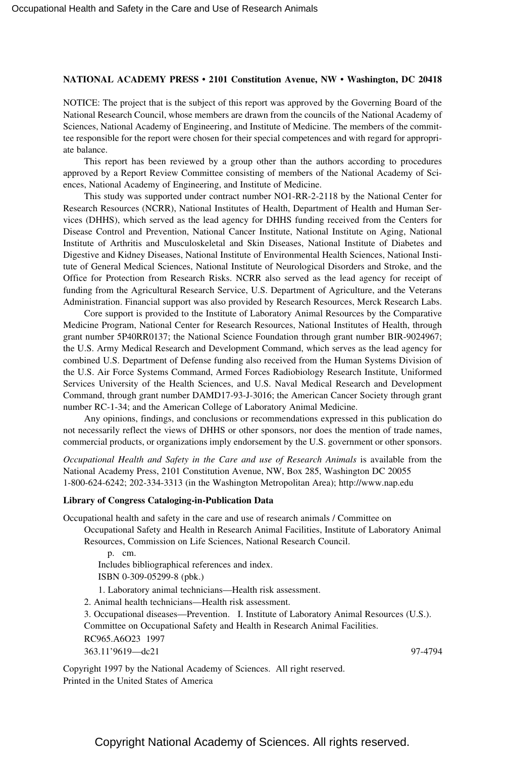**NATIONAL ACADEMY PRESS • 2101 Constitution Avenue, NW • Washington, DC 20418**

NOTICE: The project that is the subject of this report was approved by the Governing Board of the National Research Council, whose members are drawn from the councils of the National Academy of Sciences, National Academy of Engineering, and Institute of Medicine. The members of the committee responsible for the report were chosen for their special competences and with regard for appropriate balance.

This report has been reviewed by a group other than the authors according to procedures approved by a Report Review Committee consisting of members of the National Academy of Sciences, National Academy of Engineering, and Institute of Medicine.

This study was supported under contract number NO1-RR-2-2118 by the National Center for Research Resources (NCRR), National Institutes of Health, Department of Health and Human Services (DHHS), which served as the lead agency for DHHS funding received from the Centers for Disease Control and Prevention, National Cancer Institute, National Institute on Aging, National Institute of Arthritis and Musculoskeletal and Skin Diseases, National Institute of Diabetes and Digestive and Kidney Diseases, National Institute of Environmental Health Sciences, National Institute of General Medical Sciences, National Institute of Neurological Disorders and Stroke, and the Office for Protection from Research Risks. NCRR also served as the lead agency for receipt of funding from the Agricultural Research Service, U.S. Department of Agriculture, and the Veterans Administration. Financial support was also provided by Research Resources, Merck Research Labs.

Core support is provided to the Institute of Laboratory Animal Resources by the Comparative Medicine Program, National Center for Research Resources, National Institutes of Health, through grant number 5P40RR0137; the National Science Foundation through grant number BIR-9024967; the U.S. Army Medical Research and Development Command, which serves as the lead agency for combined U.S. Department of Defense funding also received from the Human Systems Division of the U.S. Air Force Systems Command, Armed Forces Radiobiology Research Institute, Uniformed Services University of the Health Sciences, and U.S. Naval Medical Research and Development Command, through grant number DAMD17-93-J-3016; the American Cancer Society through grant number RC-1-34; and the American College of Laboratory Animal Medicine.

Any opinions, findings, and conclusions or recommendations expressed in this publication do not necessarily reflect the views of DHHS or other sponsors, nor does the mention of trade names, commercial products, or organizations imply endorsement by the U.S. government or other sponsors.

*Occupational Health and Safety in the Care and use of Research Animals* is available from the National Academy Press, 2101 Constitution Avenue, NW, Box 285, Washington DC 20055
1-800-624-6242; 202-334-3313 (in the Washington Metropolitan Area); http://www.nap.edu

**Library of Congress Cataloging-in-Publication Data**

Occupational health and safety in the care and use of research animals / Committee on Occupational Safety and Health in Research Animal Facilities, Institute of Laboratory Animal Resources, Commission on Life Sciences, National Research Council.
p. cm.
Includes bibliographical references and index.
ISBN 0-309-05299-8 (pbk.)
1. Laboratory animal technicians—Health risk assessment.
2. Animal health technicians—Health risk assessment.
3. Occupational diseases—Prevention. I. Institute of Laboratory Animal Resources (U.S.). Committee on Occupational Safety and Health in Research Animal Facilities.
RC965.A6O23 1997
363.11'9619—dc21 97-4794

Copyright 1997 by the National Academy of Sciences. All right reserved.
Printed in the United States of America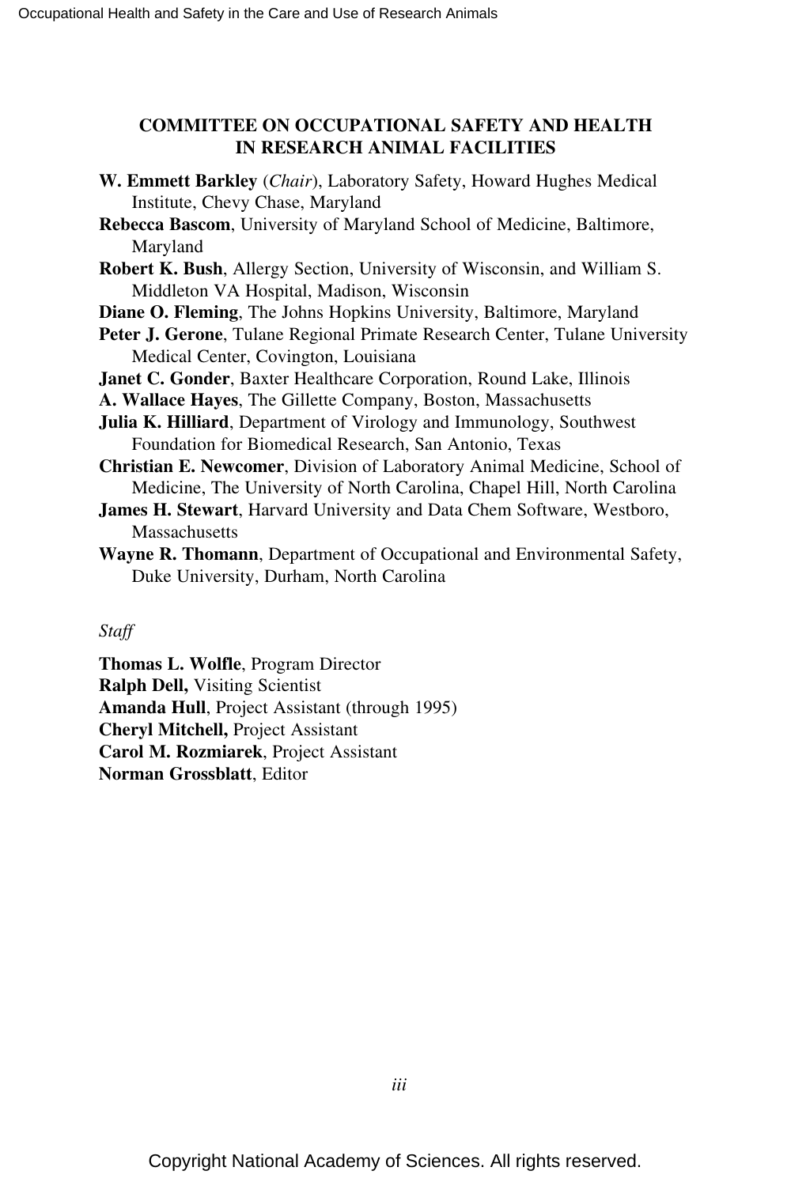## COMMITTEE ON OCCUPATIONAL SAFETY AND HEALTH IN RESEARCH ANIMAL FACILITIES

**W. Emmett Barkley** (*Chair*), Laboratory Safety, Howard Hughes Medical Institute, Chevy Chase, Maryland

**Rebecca Bascom**, University of Maryland School of Medicine, Baltimore, Maryland

**Robert K. Bush**, Allergy Section, University of Wisconsin, and William S. Middleton VA Hospital, Madison, Wisconsin

**Diane O. Fleming**, The Johns Hopkins University, Baltimore, Maryland

**Peter J. Gerone**, Tulane Regional Primate Research Center, Tulane University Medical Center, Covington, Louisiana

**Janet C. Gonder**, Baxter Healthcare Corporation, Round Lake, Illinois

**A. Wallace Hayes**, The Gillette Company, Boston, Massachusetts

**Julia K. Hilliard**, Department of Virology and Immunology, Southwest Foundation for Biomedical Research, San Antonio, Texas

**Christian E. Newcomer**, Division of Laboratory Animal Medicine, School of Medicine, The University of North Carolina, Chapel Hill, North Carolina

**James H. Stewart**, Harvard University and Data Chem Software, Westboro, Massachusetts

**Wayne R. Thomann**, Department of Occupational and Environmental Safety, Duke University, Durham, North Carolina

*Staff*

**Thomas L. Wolfle**, Program Director

**Ralph Dell,** Visiting Scientist

**Amanda Hull**, Project Assistant (through 1995)

**Cheryl Mitchell,** Project Assistant

**Carol M. Rozmiarek**, Project Assistant

**Norman Grossblatt**, Editor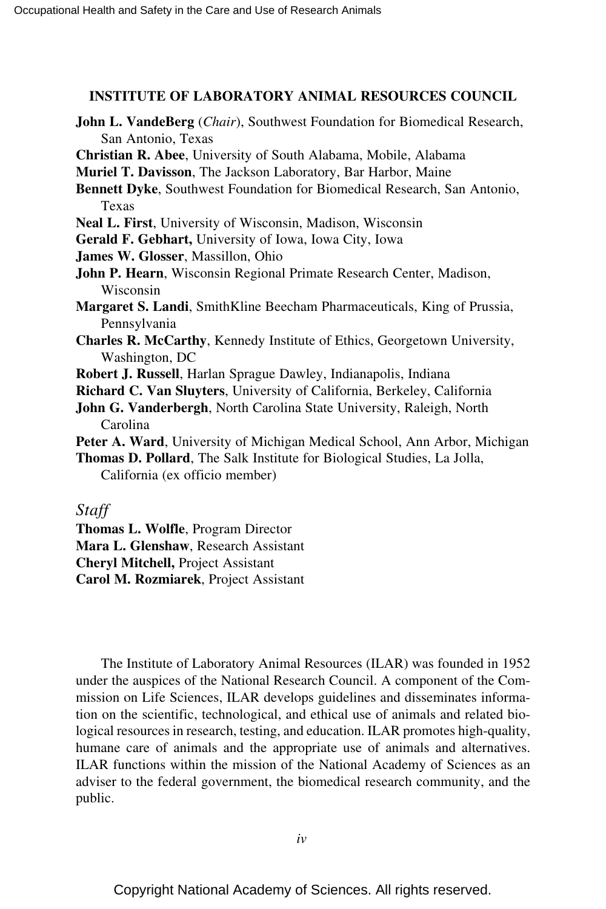## INSTITUTE OF LABORATORY ANIMAL RESOURCES COUNCIL

**John L. VandeBerg** (*Chair*), Southwest Foundation for Biomedical Research, San Antonio, Texas
**Christian R. Abee**, University of South Alabama, Mobile, Alabama
**Muriel T. Davisson**, The Jackson Laboratory, Bar Harbor, Maine
**Bennett Dyke**, Southwest Foundation for Biomedical Research, San Antonio, Texas
**Neal L. First**, University of Wisconsin, Madison, Wisconsin
**Gerald F. Gebhart,** University of Iowa, Iowa City, Iowa
**James W. Glosser**, Massillon, Ohio
**John P. Hearn**, Wisconsin Regional Primate Research Center, Madison, Wisconsin
**Margaret S. Landi**, SmithKline Beecham Pharmaceuticals, King of Prussia, Pennsylvania
**Charles R. McCarthy**, Kennedy Institute of Ethics, Georgetown University, Washington, DC
**Robert J. Russell**, Harlan Sprague Dawley, Indianapolis, Indiana
**Richard C. Van Sluyters**, University of California, Berkeley, California
**John G. Vanderbergh**, North Carolina State University, Raleigh, North Carolina
**Peter A. Ward**, University of Michigan Medical School, Ann Arbor, Michigan
**Thomas D. Pollard**, The Salk Institute for Biological Studies, La Jolla, California (ex officio member)

### *Staff*

**Thomas L. Wolfle**, Program Director
**Mara L. Glenshaw**, Research Assistant
**Cheryl Mitchell,** Project Assistant
**Carol M. Rozmiarek**, Project Assistant

The Institute of Laboratory Animal Resources (ILAR) was founded in 1952 under the auspices of the National Research Council. A component of the Commission on Life Sciences, ILAR develops guidelines and disseminates information on the scientific, technological, and ethical use of animals and related biological resources in research, testing, and education. ILAR promotes high-quality, humane care of animals and the appropriate use of animals and alternatives. ILAR functions within the mission of the National Academy of Sciences as an adviser to the federal government, the biomedical research community, and the public.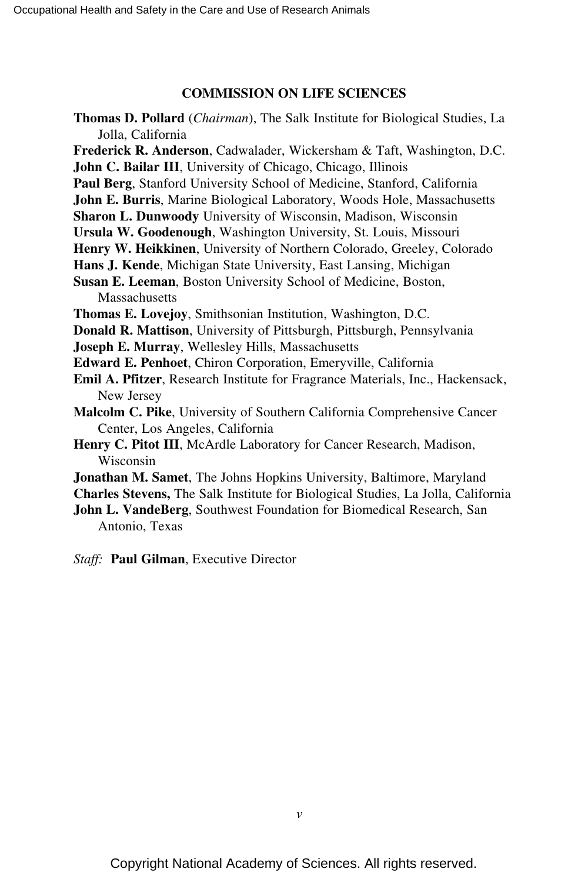## COMMISSION ON LIFE SCIENCES

**Thomas D. Pollard** (*Chairman*), The Salk Institute for Biological Studies, La Jolla, California
**Frederick R. Anderson**, Cadwalader, Wickersham & Taft, Washington, D.C.
**John C. Bailar III**, University of Chicago, Chicago, Illinois
**Paul Berg**, Stanford University School of Medicine, Stanford, California
**John E. Burris**, Marine Biological Laboratory, Woods Hole, Massachusetts
**Sharon L. Dunwoody** University of Wisconsin, Madison, Wisconsin
**Ursula W. Goodenough**, Washington University, St. Louis, Missouri
**Henry W. Heikkinen**, University of Northern Colorado, Greeley, Colorado
**Hans J. Kende**, Michigan State University, East Lansing, Michigan
**Susan E. Leeman**, Boston University School of Medicine, Boston, Massachusetts
**Thomas E. Lovejoy**, Smithsonian Institution, Washington, D.C.
**Donald R. Mattison**, University of Pittsburgh, Pittsburgh, Pennsylvania
**Joseph E. Murray**, Wellesley Hills, Massachusetts
**Edward E. Penhoet**, Chiron Corporation, Emeryville, California
**Emil A. Pfitzer**, Research Institute for Fragrance Materials, Inc., Hackensack, New Jersey
**Malcolm C. Pike**, University of Southern California Comprehensive Cancer Center, Los Angeles, California
**Henry C. Pitot III**, McArdle Laboratory for Cancer Research, Madison, Wisconsin
**Jonathan M. Samet**, The Johns Hopkins University, Baltimore, Maryland
**Charles Stevens,** The Salk Institute for Biological Studies, La Jolla, California
**John L. VandeBerg**, Southwest Foundation for Biomedical Research, San Antonio, Texas

*Staff:* **Paul Gilman**, Executive Director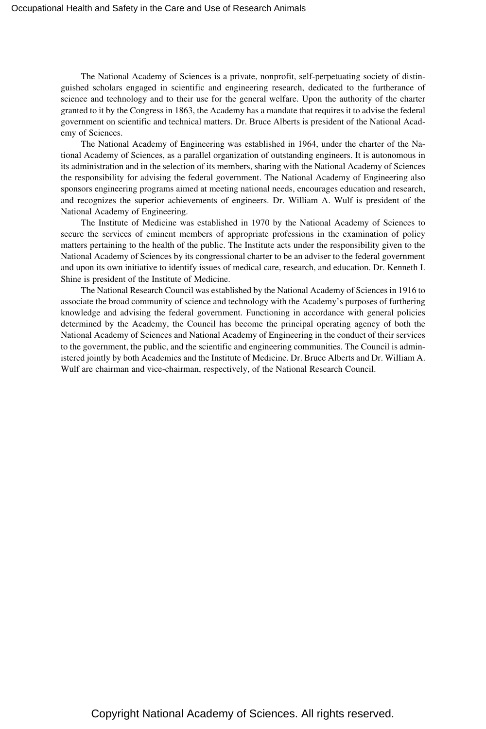The National Academy of Sciences is a private, nonprofit, self-perpetuating society of distinguished scholars engaged in scientific and engineering research, dedicated to the furtherance of science and technology and to their use for the general welfare. Upon the authority of the charter granted to it by the Congress in 1863, the Academy has a mandate that requires it to advise the federal government on scientific and technical matters. Dr. Bruce Alberts is president of the National Academy of Sciences.

The National Academy of Engineering was established in 1964, under the charter of the National Academy of Sciences, as a parallel organization of outstanding engineers. It is autonomous in its administration and in the selection of its members, sharing with the National Academy of Sciences the responsibility for advising the federal government. The National Academy of Engineering also sponsors engineering programs aimed at meeting national needs, encourages education and research, and recognizes the superior achievements of engineers. Dr. William A. Wulf is president of the National Academy of Engineering.

The Institute of Medicine was established in 1970 by the National Academy of Sciences to secure the services of eminent members of appropriate professions in the examination of policy matters pertaining to the health of the public. The Institute acts under the responsibility given to the National Academy of Sciences by its congressional charter to be an adviser to the federal government and upon its own initiative to identify issues of medical care, research, and education. Dr. Kenneth I. Shine is president of the Institute of Medicine.

The National Research Council was established by the National Academy of Sciences in 1916 to associate the broad community of science and technology with the Academy's purposes of furthering knowledge and advising the federal government. Functioning in accordance with general policies determined by the Academy, the Council has become the principal operating agency of both the National Academy of Sciences and National Academy of Engineering in the conduct of their services to the government, the public, and the scientific and engineering communities. The Council is administered jointly by both Academies and the Institute of Medicine. Dr. Bruce Alberts and Dr. William A. Wulf are chairman and vice-chairman, respectively, of the National Research Council.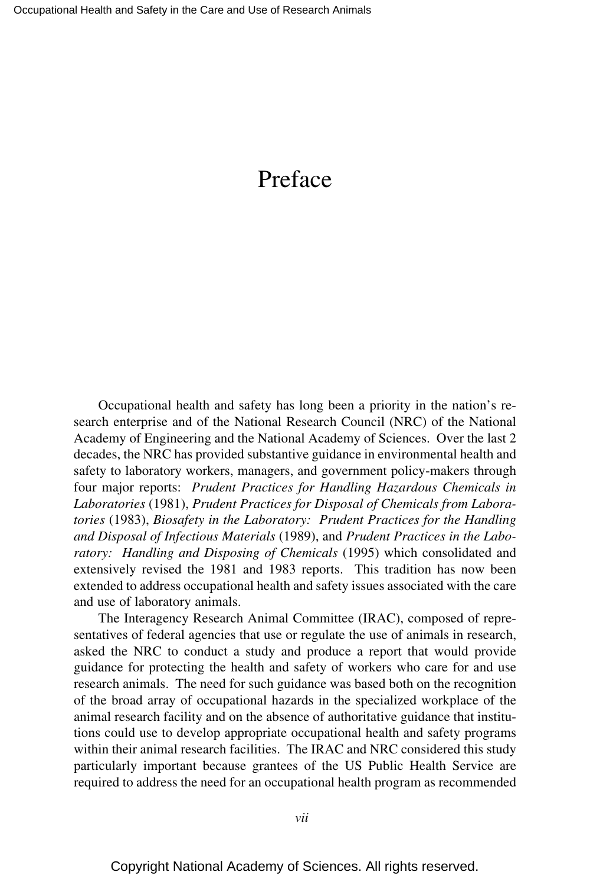# Preface

Occupational health and safety has long been a priority in the nation's research enterprise and of the National Research Council (NRC) of the National Academy of Engineering and the National Academy of Sciences. Over the last 2 decades, the NRC has provided substantive guidance in environmental health and safety to laboratory workers, managers, and government policy-makers through four major reports: *Prudent Practices for Handling Hazardous Chemicals in Laboratories* (1981), *Prudent Practices for Disposal of Chemicals from Laboratories* (1983), *Biosafety in the Laboratory: Prudent Practices for the Handling and Disposal of Infectious Materials* (1989), and *Prudent Practices in the Laboratory: Handling and Disposing of Chemicals* (1995) which consolidated and extensively revised the 1981 and 1983 reports. This tradition has now been extended to address occupational health and safety issues associated with the care and use of laboratory animals.

The Interagency Research Animal Committee (IRAC), composed of representatives of federal agencies that use or regulate the use of animals in research, asked the NRC to conduct a study and produce a report that would provide guidance for protecting the health and safety of workers who care for and use research animals. The need for such guidance was based both on the recognition of the broad array of occupational hazards in the specialized workplace of the animal research facility and on the absence of authoritative guidance that institutions could use to develop appropriate occupational health and safety programs within their animal research facilities. The IRAC and NRC considered this study particularly important because grantees of the US Public Health Service are required to address the need for an occupational health program as recommended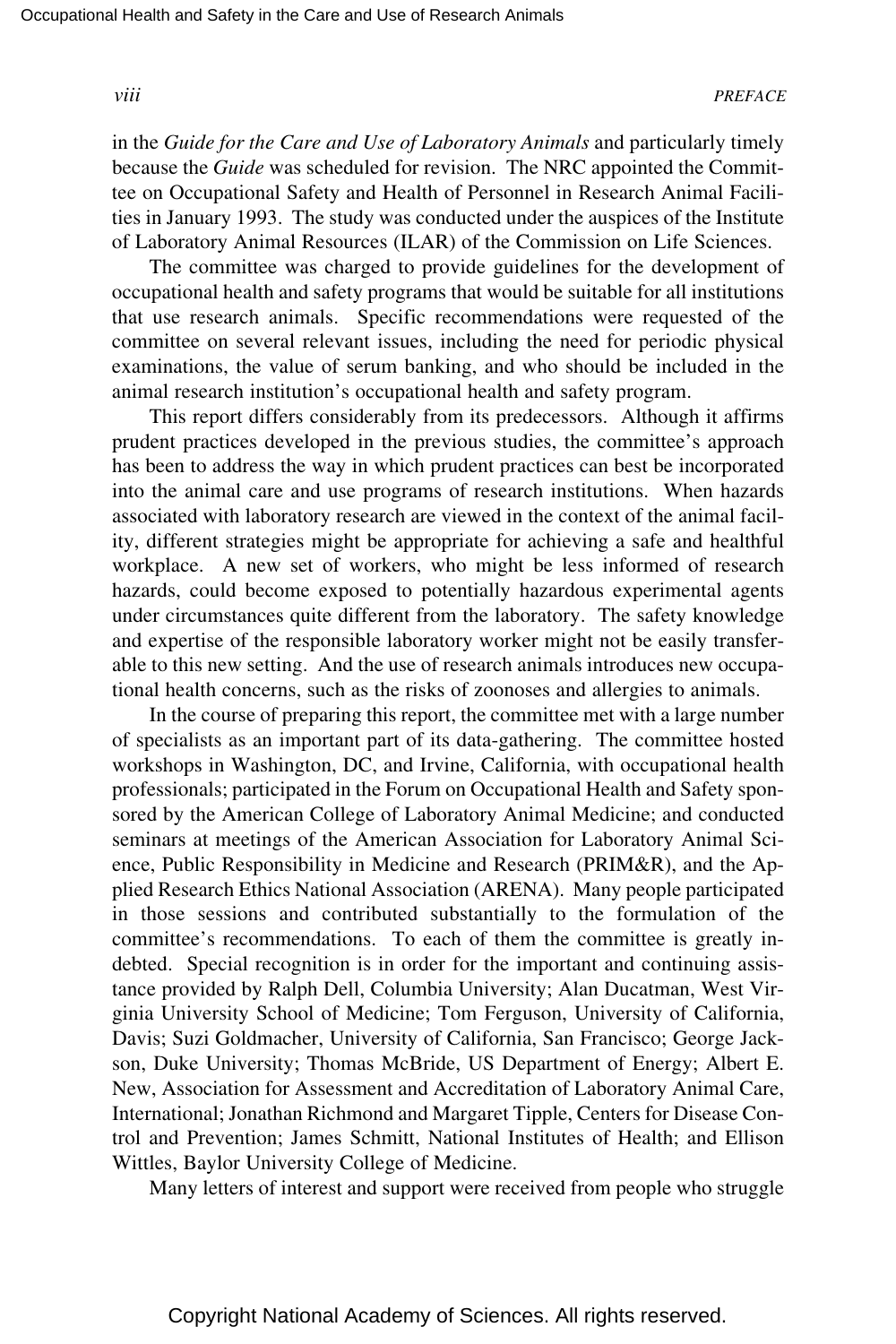in the *Guide for the Care and Use of Laboratory Animals* and particularly timely because the *Guide* was scheduled for revision. The NRC appointed the Committee on Occupational Safety and Health of Personnel in Research Animal Facilities in January 1993. The study was conducted under the auspices of the Institute of Laboratory Animal Resources (ILAR) of the Commission on Life Sciences.

The committee was charged to provide guidelines for the development of occupational health and safety programs that would be suitable for all institutions that use research animals. Specific recommendations were requested of the committee on several relevant issues, including the need for periodic physical examinations, the value of serum banking, and who should be included in the animal research institution's occupational health and safety program.

This report differs considerably from its predecessors. Although it affirms prudent practices developed in the previous studies, the committee's approach has been to address the way in which prudent practices can best be incorporated into the animal care and use programs of research institutions. When hazards associated with laboratory research are viewed in the context of the animal facility, different strategies might be appropriate for achieving a safe and healthful workplace. A new set of workers, who might be less informed of research hazards, could become exposed to potentially hazardous experimental agents under circumstances quite different from the laboratory. The safety knowledge and expertise of the responsible laboratory worker might not be easily transferable to this new setting. And the use of research animals introduces new occupational health concerns, such as the risks of zoonoses and allergies to animals.

In the course of preparing this report, the committee met with a large number of specialists as an important part of its data-gathering. The committee hosted workshops in Washington, DC, and Irvine, California, with occupational health professionals; participated in the Forum on Occupational Health and Safety sponsored by the American College of Laboratory Animal Medicine; and conducted seminars at meetings of the American Association for Laboratory Animal Science, Public Responsibility in Medicine and Research (PRIM&R), and the Applied Research Ethics National Association (ARENA). Many people participated in those sessions and contributed substantially to the formulation of the committee's recommendations. To each of them the committee is greatly indebted. Special recognition is in order for the important and continuing assistance provided by Ralph Dell, Columbia University; Alan Ducatman, West Virginia University School of Medicine; Tom Ferguson, University of California, Davis; Suzi Goldmacher, University of California, San Francisco; George Jackson, Duke University; Thomas McBride, US Department of Energy; Albert E. New, Association for Assessment and Accreditation of Laboratory Animal Care, International; Jonathan Richmond and Margaret Tipple, Centers for Disease Control and Prevention; James Schmitt, National Institutes of Health; and Ellison Wittles, Baylor University College of Medicine.

Many letters of interest and support were received from people who struggle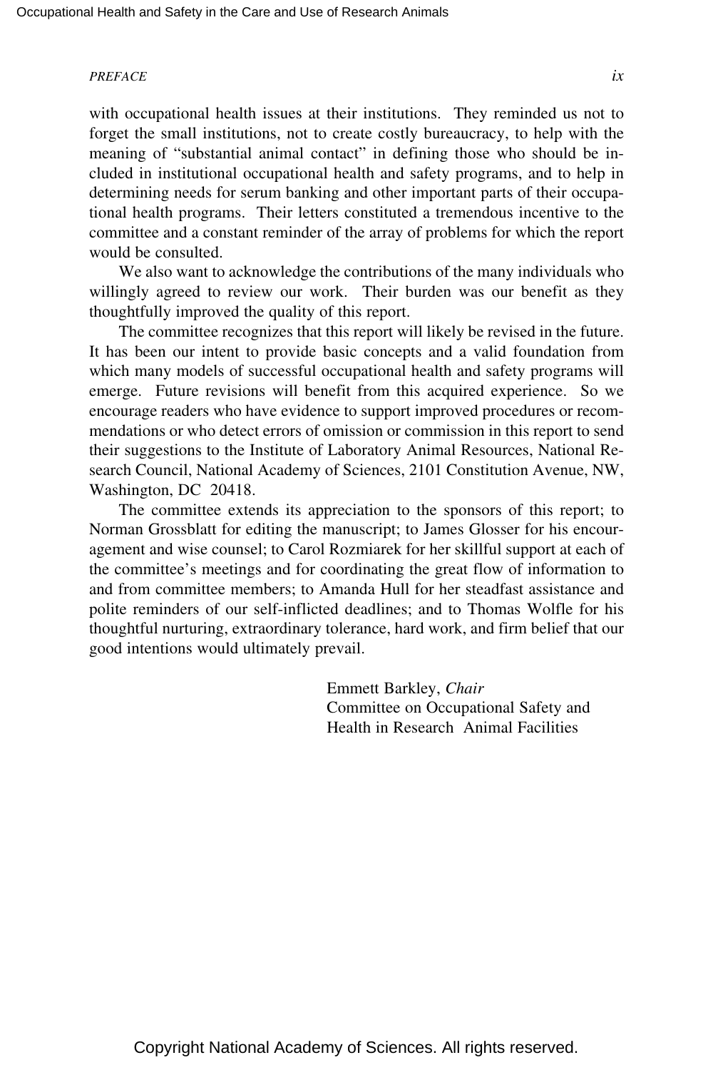with occupational health issues at their institutions. They reminded us not to forget the small institutions, not to create costly bureaucracy, to help with the meaning of "substantial animal contact" in defining those who should be included in institutional occupational health and safety programs, and to help in determining needs for serum banking and other important parts of their occupational health programs. Their letters constituted a tremendous incentive to the committee and a constant reminder of the array of problems for which the report would be consulted.

We also want to acknowledge the contributions of the many individuals who willingly agreed to review our work. Their burden was our benefit as they thoughtfully improved the quality of this report.

The committee recognizes that this report will likely be revised in the future. It has been our intent to provide basic concepts and a valid foundation from which many models of successful occupational health and safety programs will emerge. Future revisions will benefit from this acquired experience. So we encourage readers who have evidence to support improved procedures or recommendations or who detect errors of omission or commission in this report to send their suggestions to the Institute of Laboratory Animal Resources, National Research Council, National Academy of Sciences, 2101 Constitution Avenue, NW, Washington, DC 20418.

The committee extends its appreciation to the sponsors of this report; to Norman Grossblatt for editing the manuscript; to James Glosser for his encouragement and wise counsel; to Carol Rozmiarek for her skillful support at each of the committee's meetings and for coordinating the great flow of information to and from committee members; to Amanda Hull for her steadfast assistance and polite reminders of our self-inflicted deadlines; and to Thomas Wolfle for his thoughtful nurturing, extraordinary tolerance, hard work, and firm belief that our good intentions would ultimately prevail.

Emmett Barkley, *Chair*
Committee on Occupational Safety and Health in Research Animal Facilities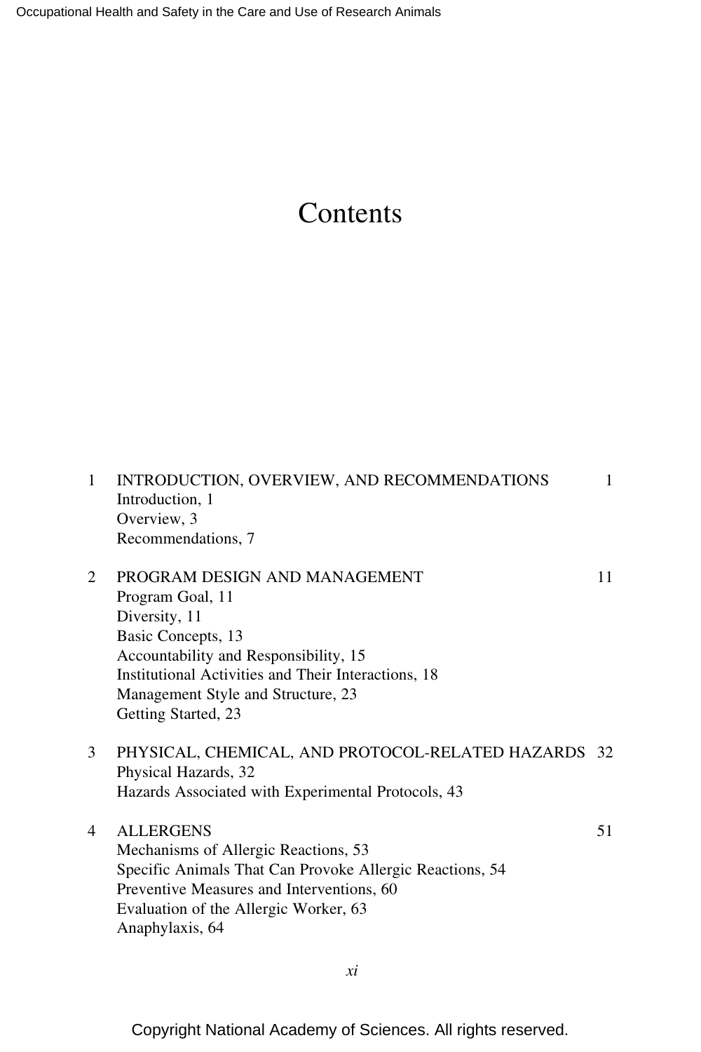# Contents

1 INTRODUCTION, OVERVIEW, AND RECOMMENDATIONS 1
- Introduction, 1
- Overview, 3
- Recommendations, 7

2 PROGRAM DESIGN AND MANAGEMENT 11
- Program Goal, 11
- Diversity, 11
- Basic Concepts, 13
- Accountability and Responsibility, 15
- Institutional Activities and Their Interactions, 18
- Management Style and Structure, 23
- Getting Started, 23

3 PHYSICAL, CHEMICAL, AND PROTOCOL-RELATED HAZARDS 32
- Physical Hazards, 32
- Hazards Associated with Experimental Protocols, 43

4 ALLERGENS 51
- Mechanisms of Allergic Reactions, 53
- Specific Animals That Can Provoke Allergic Reactions, 54
- Preventive Measures and Interventions, 60
- Evaluation of the Allergic Worker, 63
- Anaphylaxis, 64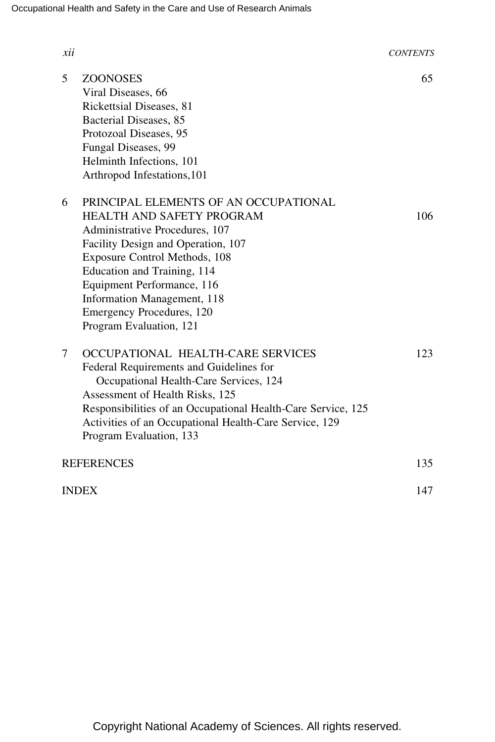5 ZOONOSES 65
- Viral Diseases, 66
- Rickettsial Diseases, 81
- Bacterial Diseases, 85
- Protozoal Diseases, 95
- Fungal Diseases, 99
- Helminth Infections, 101
- Arthropod Infestations,101

6 PRINCIPAL ELEMENTS OF AN OCCUPATIONAL HEALTH AND SAFETY PROGRAM 106
- Administrative Procedures, 107
- Facility Design and Operation, 107
- Exposure Control Methods, 108
- Education and Training, 114
- Equipment Performance, 116
- Information Management, 118
- Emergency Procedures, 120
- Program Evaluation, 121

7 OCCUPATIONAL HEALTH-CARE SERVICES 123
- Federal Requirements and Guidelines for Occupational Health-Care Services, 124
- Assessment of Health Risks, 125
- Responsibilities of an Occupational Health-Care Service, 125
- Activities of an Occupational Health-Care Service, 129
- Program Evaluation, 133

REFERENCES 135

INDEX 147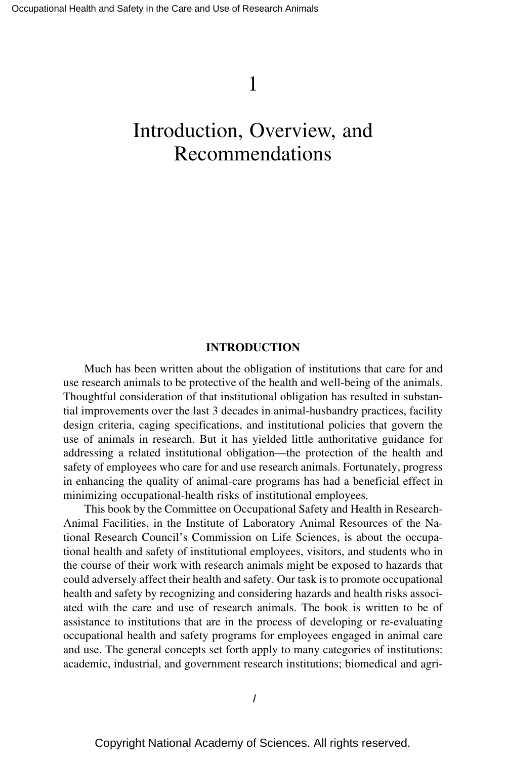# 1

# Introduction, Overview, and Recommendations

## INTRODUCTION

Much has been written about the obligation of institutions that care for and use research animals to be protective of the health and well-being of the animals. Thoughtful consideration of that institutional obligation has resulted in substantial improvements over the last 3 decades in animal-husbandry practices, facility design criteria, caging specifications, and institutional policies that govern the use of animals in research. But it has yielded little authoritative guidance for addressing a related institutional obligation—the protection of the health and safety of employees who care for and use research animals. Fortunately, progress in enhancing the quality of animal-care programs has had a beneficial effect in minimizing occupational-health risks of institutional employees.

This book by the Committee on Occupational Safety and Health in Research-Animal Facilities, in the Institute of Laboratory Animal Resources of the National Research Council's Commission on Life Sciences, is about the occupational health and safety of institutional employees, visitors, and students who in the course of their work with research animals might be exposed to hazards that could adversely affect their health and safety. Our task is to promote occupational health and safety by recognizing and considering hazards and health risks associated with the care and use of research animals. The book is written to be of assistance to institutions that are in the process of developing or re-evaluating occupational health and safety programs for employees engaged in animal care and use. The general concepts set forth apply to many categories of institutions: academic, industrial, and government research institutions; biomedical and agri-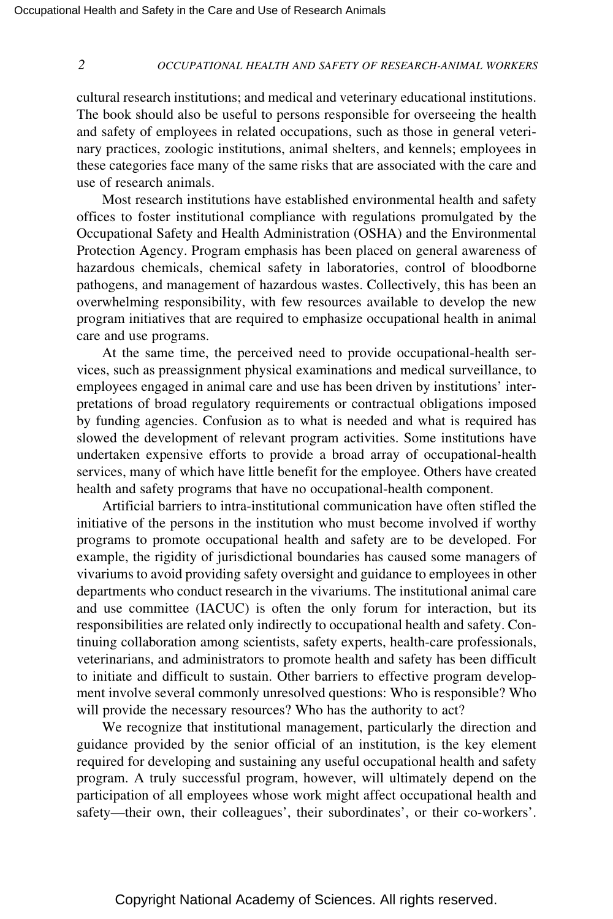cultural research institutions; and medical and veterinary educational institutions. The book should also be useful to persons responsible for overseeing the health and safety of employees in related occupations, such as those in general veterinary practices, zoologic institutions, animal shelters, and kennels; employees in these categories face many of the same risks that are associated with the care and use of research animals.

Most research institutions have established environmental health and safety offices to foster institutional compliance with regulations promulgated by the Occupational Safety and Health Administration (OSHA) and the Environmental Protection Agency. Program emphasis has been placed on general awareness of hazardous chemicals, chemical safety in laboratories, control of bloodborne pathogens, and management of hazardous wastes. Collectively, this has been an overwhelming responsibility, with few resources available to develop the new program initiatives that are required to emphasize occupational health in animal care and use programs.

At the same time, the perceived need to provide occupational-health services, such as preassignment physical examinations and medical surveillance, to employees engaged in animal care and use has been driven by institutions' interpretations of broad regulatory requirements or contractual obligations imposed by funding agencies. Confusion as to what is needed and what is required has slowed the development of relevant program activities. Some institutions have undertaken expensive efforts to provide a broad array of occupational-health services, many of which have little benefit for the employee. Others have created health and safety programs that have no occupational-health component.

Artificial barriers to intra-institutional communication have often stifled the initiative of the persons in the institution who must become involved if worthy programs to promote occupational health and safety are to be developed. For example, the rigidity of jurisdictional boundaries has caused some managers of vivariums to avoid providing safety oversight and guidance to employees in other departments who conduct research in the vivariums. The institutional animal care and use committee (IACUC) is often the only forum for interaction, but its responsibilities are related only indirectly to occupational health and safety. Continuing collaboration among scientists, safety experts, health-care professionals, veterinarians, and administrators to promote health and safety has been difficult to initiate and difficult to sustain. Other barriers to effective program development involve several commonly unresolved questions: Who is responsible? Who will provide the necessary resources? Who has the authority to act?

We recognize that institutional management, particularly the direction and guidance provided by the senior official of an institution, is the key element required for developing and sustaining any useful occupational health and safety program. A truly successful program, however, will ultimately depend on the participation of all employees whose work might affect occupational health and safety—their own, their colleagues', their subordinates', or their co-workers'.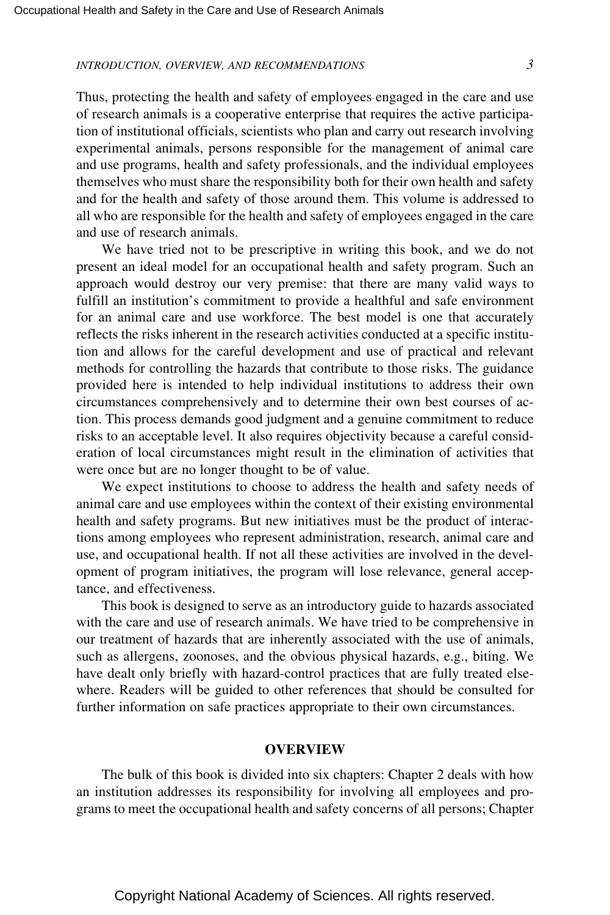Thus, protecting the health and safety of employees engaged in the care and use of research animals is a cooperative enterprise that requires the active participation of institutional officials, scientists who plan and carry out research involving experimental animals, persons responsible for the management of animal care and use programs, health and safety professionals, and the individual employees themselves who must share the responsibility both for their own health and safety and for the health and safety of those around them. This volume is addressed to all who are responsible for the health and safety of employees engaged in the care and use of research animals.

We have tried not to be prescriptive in writing this book, and we do not present an ideal model for an occupational health and safety program. Such an approach would destroy our very premise: that there are many valid ways to fulfill an institution's commitment to provide a healthful and safe environment for an animal care and use workforce. The best model is one that accurately reflects the risks inherent in the research activities conducted at a specific institution and allows for the careful development and use of practical and relevant methods for controlling the hazards that contribute to those risks. The guidance provided here is intended to help individual institutions to address their own circumstances comprehensively and to determine their own best courses of action. This process demands good judgment and a genuine commitment to reduce risks to an acceptable level. It also requires objectivity because a careful consideration of local circumstances might result in the elimination of activities that were once but are no longer thought to be of value.

We expect institutions to choose to address the health and safety needs of animal care and use employees within the context of their existing environmental health and safety programs. But new initiatives must be the product of interactions among employees who represent administration, research, animal care and use, and occupational health. If not all these activities are involved in the development of program initiatives, the program will lose relevance, general acceptance, and effectiveness.

This book is designed to serve as an introductory guide to hazards associated with the care and use of research animals. We have tried to be comprehensive in our treatment of hazards that are inherently associated with the use of animals, such as allergens, zoonoses, and the obvious physical hazards, e.g., biting. We have dealt only briefly with hazard-control practices that are fully treated elsewhere. Readers will be guided to other references that should be consulted for further information on safe practices appropriate to their own circumstances.

## OVERVIEW

The bulk of this book is divided into six chapters: Chapter 2 deals with how an institution addresses its responsibility for involving all employees and programs to meet the occupational health and safety concerns of all persons; Chapter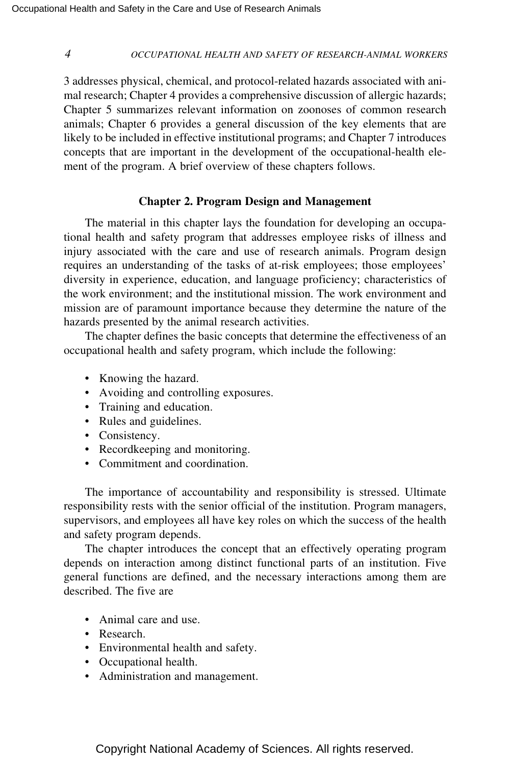3 addresses physical, chemical, and protocol-related hazards associated with animal research; Chapter 4 provides a comprehensive discussion of allergic hazards; Chapter 5 summarizes relevant information on zoonoses of common research animals; Chapter 6 provides a general discussion of the key elements that are likely to be included in effective institutional programs; and Chapter 7 introduces concepts that are important in the development of the occupational-health element of the program. A brief overview of these chapters follows.

## Chapter 2. Program Design and Management

The material in this chapter lays the foundation for developing an occupational health and safety program that addresses employee risks of illness and injury associated with the care and use of research animals. Program design requires an understanding of the tasks of at-risk employees; those employees' diversity in experience, education, and language proficiency; characteristics of the work environment; and the institutional mission. The work environment and mission are of paramount importance because they determine the nature of the hazards presented by the animal research activities.

The chapter defines the basic concepts that determine the effectiveness of an occupational health and safety program, which include the following:

- Knowing the hazard.
- Avoiding and controlling exposures.
- Training and education.
- Rules and guidelines.
- Consistency.
- Recordkeeping and monitoring.
- Commitment and coordination.

The importance of accountability and responsibility is stressed. Ultimate responsibility rests with the senior official of the institution. Program managers, supervisors, and employees all have key roles on which the success of the health and safety program depends.

The chapter introduces the concept that an effectively operating program depends on interaction among distinct functional parts of an institution. Five general functions are defined, and the necessary interactions among them are described. The five are

- Animal care and use.
- Research.
- Environmental health and safety.
- Occupational health.
- Administration and management.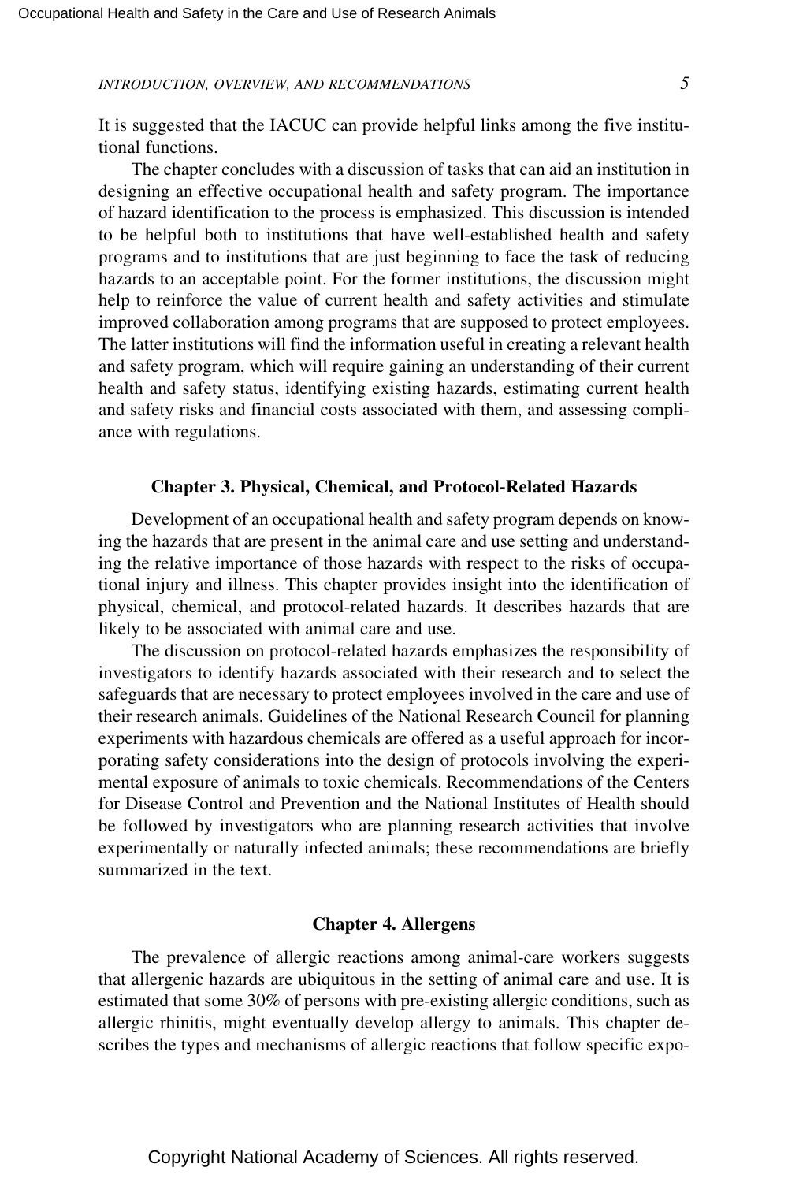It is suggested that the IACUC can provide helpful links among the five institutional functions.

The chapter concludes with a discussion of tasks that can aid an institution in designing an effective occupational health and safety program. The importance of hazard identification to the process is emphasized. This discussion is intended to be helpful both to institutions that have well-established health and safety programs and to institutions that are just beginning to face the task of reducing hazards to an acceptable point. For the former institutions, the discussion might help to reinforce the value of current health and safety activities and stimulate improved collaboration among programs that are supposed to protect employees. The latter institutions will find the information useful in creating a relevant health and safety program, which will require gaining an understanding of their current health and safety status, identifying existing hazards, estimating current health and safety risks and financial costs associated with them, and assessing compliance with regulations.

### Chapter 3. Physical, Chemical, and Protocol-Related Hazards

Development of an occupational health and safety program depends on knowing the hazards that are present in the animal care and use setting and understanding the relative importance of those hazards with respect to the risks of occupational injury and illness. This chapter provides insight into the identification of physical, chemical, and protocol-related hazards. It describes hazards that are likely to be associated with animal care and use.

The discussion on protocol-related hazards emphasizes the responsibility of investigators to identify hazards associated with their research and to select the safeguards that are necessary to protect employees involved in the care and use of their research animals. Guidelines of the National Research Council for planning experiments with hazardous chemicals are offered as a useful approach for incorporating safety considerations into the design of protocols involving the experimental exposure of animals to toxic chemicals. Recommendations of the Centers for Disease Control and Prevention and the National Institutes of Health should be followed by investigators who are planning research activities that involve experimentally or naturally infected animals; these recommendations are briefly summarized in the text.

### Chapter 4. Allergens

The prevalence of allergic reactions among animal-care workers suggests that allergenic hazards are ubiquitous in the setting of animal care and use. It is estimated that some 30% of persons with pre-existing allergic conditions, such as allergic rhinitis, might eventually develop allergy to animals. This chapter describes the types and mechanisms of allergic reactions that follow specific expo-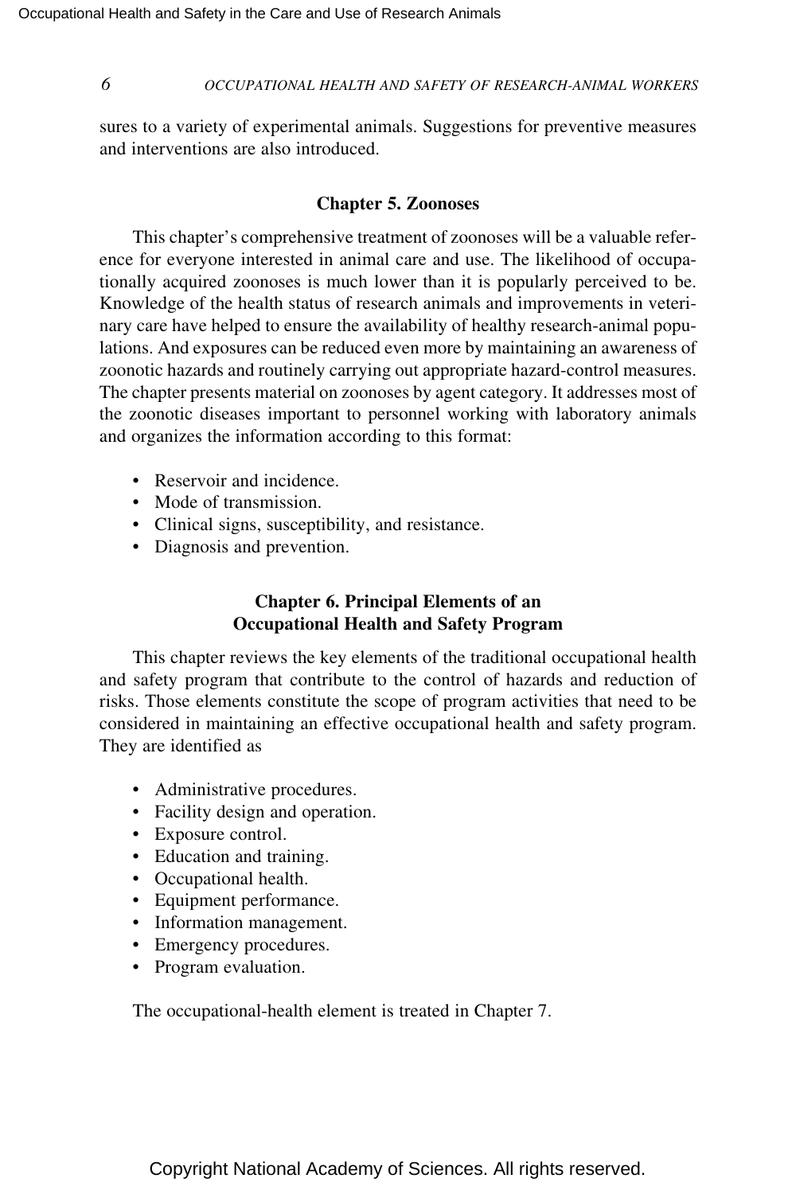sures to a variety of experimental animals. Suggestions for preventive measures and interventions are also introduced.

### Chapter 5. Zoonoses

This chapter's comprehensive treatment of zoonoses will be a valuable reference for everyone interested in animal care and use. The likelihood of occupationally acquired zoonoses is much lower than it is popularly perceived to be. Knowledge of the health status of research animals and improvements in veterinary care have helped to ensure the availability of healthy research-animal populations. And exposures can be reduced even more by maintaining an awareness of zoonotic hazards and routinely carrying out appropriate hazard-control measures. The chapter presents material on zoonoses by agent category. It addresses most of the zoonotic diseases important to personnel working with laboratory animals and organizes the information according to this format:

- Reservoir and incidence.
- Mode of transmission.
- Clinical signs, susceptibility, and resistance.
- Diagnosis and prevention.

### Chapter 6. Principal Elements of an Occupational Health and Safety Program

This chapter reviews the key elements of the traditional occupational health and safety program that contribute to the control of hazards and reduction of risks. Those elements constitute the scope of program activities that need to be considered in maintaining an effective occupational health and safety program. They are identified as

- Administrative procedures.
- Facility design and operation.
- Exposure control.
- Education and training.
- Occupational health.
- Equipment performance.
- Information management.
- Emergency procedures.
- Program evaluation.

The occupational-health element is treated in Chapter 7.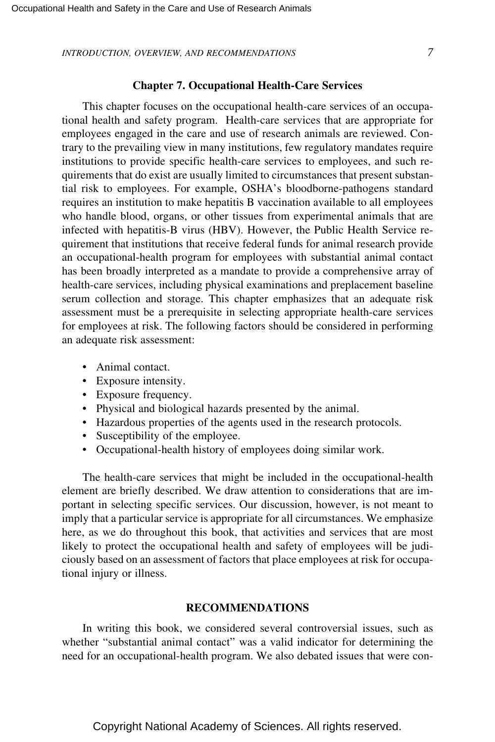### Chapter 7. Occupational Health-Care Services

This chapter focuses on the occupational health-care services of an occupational health and safety program. Health-care services that are appropriate for employees engaged in the care and use of research animals are reviewed. Contrary to the prevailing view in many institutions, few regulatory mandates require institutions to provide specific health-care services to employees, and such requirements that do exist are usually limited to circumstances that present substantial risk to employees. For example, OSHA's bloodborne-pathogens standard requires an institution to make hepatitis B vaccination available to all employees who handle blood, organs, or other tissues from experimental animals that are infected with hepatitis-B virus (HBV). However, the Public Health Service requirement that institutions that receive federal funds for animal research provide an occupational-health program for employees with substantial animal contact has been broadly interpreted as a mandate to provide a comprehensive array of health-care services, including physical examinations and preplacement baseline serum collection and storage. This chapter emphasizes that an adequate risk assessment must be a prerequisite in selecting appropriate health-care services for employees at risk. The following factors should be considered in performing an adequate risk assessment:

- Animal contact.
- Exposure intensity.
- Exposure frequency.
- Physical and biological hazards presented by the animal.
- Hazardous properties of the agents used in the research protocols.
- Susceptibility of the employee.
- Occupational-health history of employees doing similar work.

The health-care services that might be included in the occupational-health element are briefly described. We draw attention to considerations that are important in selecting specific services. Our discussion, however, is not meant to imply that a particular service is appropriate for all circumstances. We emphasize here, as we do throughout this book, that activities and services that are most likely to protect the occupational health and safety of employees will be judiciously based on an assessment of factors that place employees at risk for occupational injury or illness.

## RECOMMENDATIONS

In writing this book, we considered several controversial issues, such as whether "substantial animal contact" was a valid indicator for determining the need for an occupational-health program. We also debated issues that were con-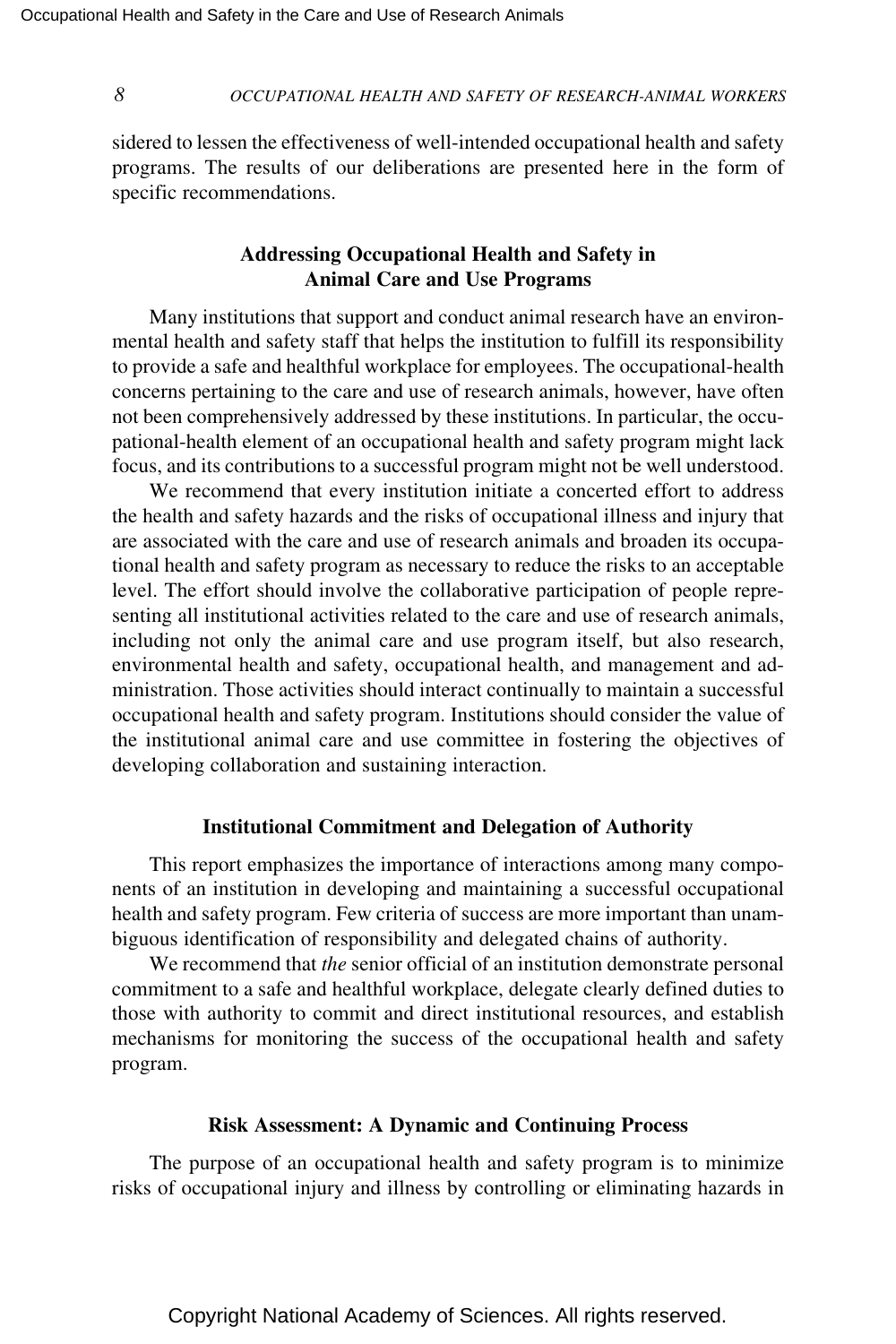sidered to lessen the effectiveness of well-intended occupational health and safety programs. The results of our deliberations are presented here in the form of specific recommendations.

### Addressing Occupational Health and Safety in Animal Care and Use Programs

Many institutions that support and conduct animal research have an environmental health and safety staff that helps the institution to fulfill its responsibility to provide a safe and healthful workplace for employees. The occupational-health concerns pertaining to the care and use of research animals, however, have often not been comprehensively addressed by these institutions. In particular, the occupational-health element of an occupational health and safety program might lack focus, and its contributions to a successful program might not be well understood.

We recommend that every institution initiate a concerted effort to address the health and safety hazards and the risks of occupational illness and injury that are associated with the care and use of research animals and broaden its occupational health and safety program as necessary to reduce the risks to an acceptable level. The effort should involve the collaborative participation of people representing all institutional activities related to the care and use of research animals, including not only the animal care and use program itself, but also research, environmental health and safety, occupational health, and management and administration. Those activities should interact continually to maintain a successful occupational health and safety program. Institutions should consider the value of the institutional animal care and use committee in fostering the objectives of developing collaboration and sustaining interaction.

### Institutional Commitment and Delegation of Authority

This report emphasizes the importance of interactions among many components of an institution in developing and maintaining a successful occupational health and safety program. Few criteria of success are more important than unambiguous identification of responsibility and delegated chains of authority.

We recommend that *the* senior official of an institution demonstrate personal commitment to a safe and healthful workplace, delegate clearly defined duties to those with authority to commit and direct institutional resources, and establish mechanisms for monitoring the success of the occupational health and safety program.

### Risk Assessment: A Dynamic and Continuing Process

The purpose of an occupational health and safety program is to minimize risks of occupational injury and illness by controlling or eliminating hazards in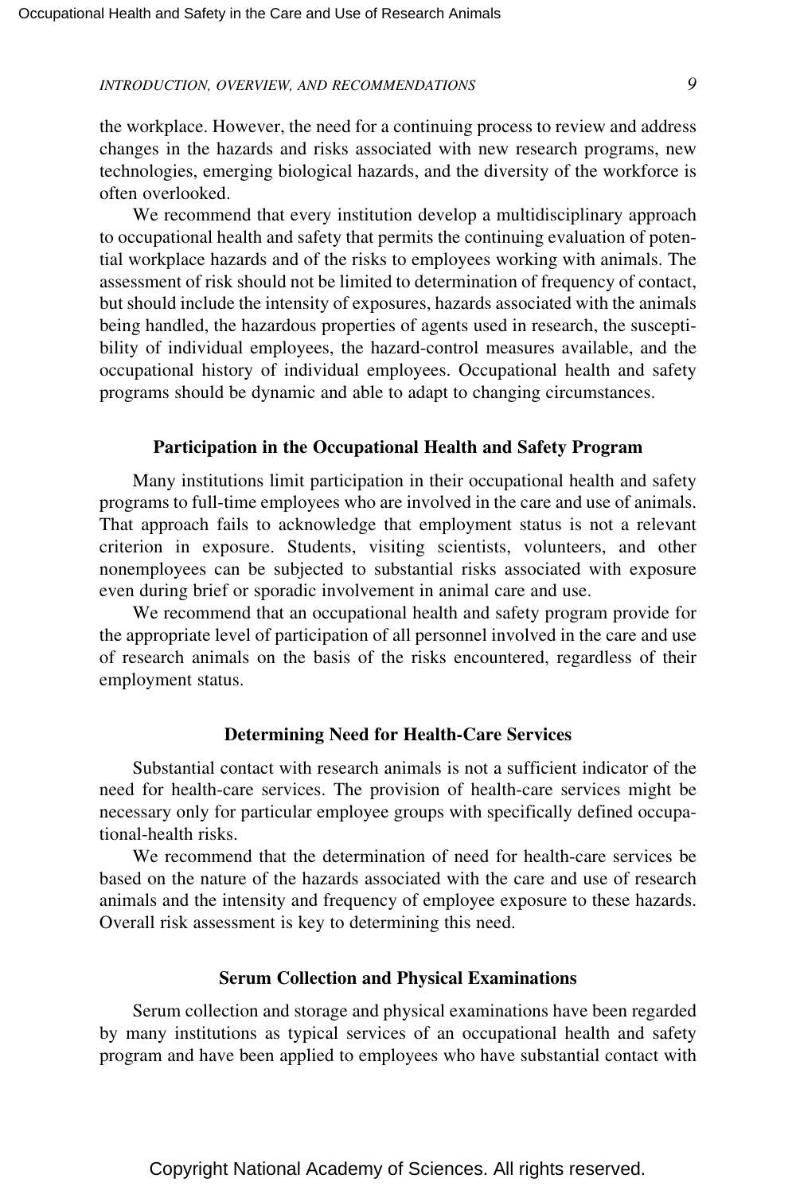the workplace. However, the need for a continuing process to review and address changes in the hazards and risks associated with new research programs, new technologies, emerging biological hazards, and the diversity of the workforce is often overlooked.

We recommend that every institution develop a multidisciplinary approach to occupational health and safety that permits the continuing evaluation of potential workplace hazards and of the risks to employees working with animals. The assessment of risk should not be limited to determination of frequency of contact, but should include the intensity of exposures, hazards associated with the animals being handled, the hazardous properties of agents used in research, the susceptibility of individual employees, the hazard-control measures available, and the occupational history of individual employees. Occupational health and safety programs should be dynamic and able to adapt to changing circumstances.

### Participation in the Occupational Health and Safety Program

Many institutions limit participation in their occupational health and safety programs to full-time employees who are involved in the care and use of animals. That approach fails to acknowledge that employment status is not a relevant criterion in exposure. Students, visiting scientists, volunteers, and other nonemployees can be subjected to substantial risks associated with exposure even during brief or sporadic involvement in animal care and use.

We recommend that an occupational health and safety program provide for the appropriate level of participation of all personnel involved in the care and use of research animals on the basis of the risks encountered, regardless of their employment status.

### Determining Need for Health-Care Services

Substantial contact with research animals is not a sufficient indicator of the need for health-care services. The provision of health-care services might be necessary only for particular employee groups with specifically defined occupational-health risks.

We recommend that the determination of need for health-care services be based on the nature of the hazards associated with the care and use of research animals and the intensity and frequency of employee exposure to these hazards. Overall risk assessment is key to determining this need.

### Serum Collection and Physical Examinations

Serum collection and storage and physical examinations have been regarded by many institutions as typical services of an occupational health and safety program and have been applied to employees who have substantial contact with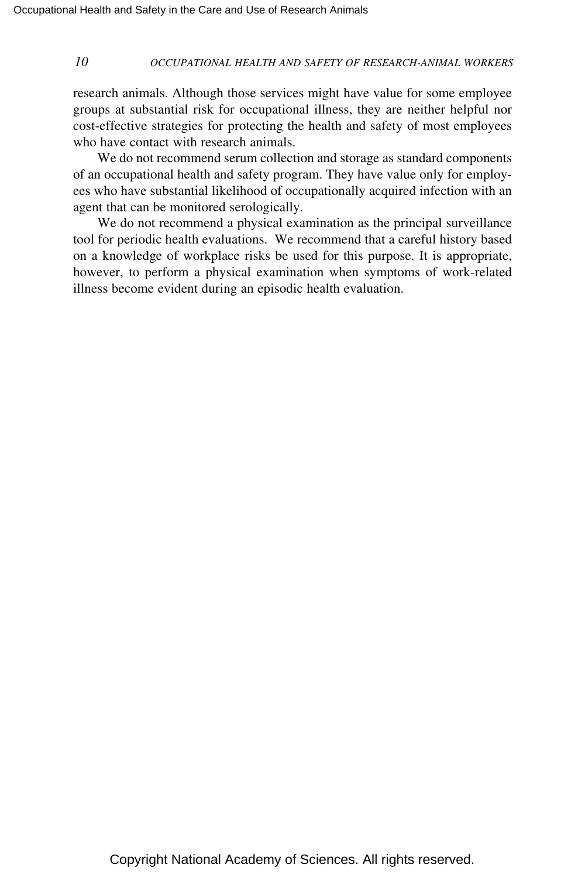research animals. Although those services might have value for some employee groups at substantial risk for occupational illness, they are neither helpful nor cost-effective strategies for protecting the health and safety of most employees who have contact with research animals.

We do not recommend serum collection and storage as standard components of an occupational health and safety program. They have value only for employees who have substantial likelihood of occupationally acquired infection with an agent that can be monitored serologically.

We do not recommend a physical examination as the principal surveillance tool for periodic health evaluations. We recommend that a careful history based on a knowledge of workplace risks be used for this purpose. It is appropriate, however, to perform a physical examination when symptoms of work-related illness become evident during an episodic health evaluation.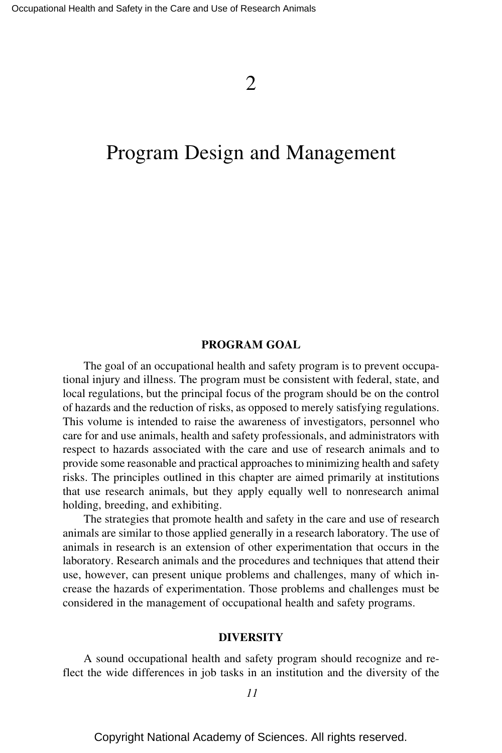# 2

# Program Design and Management

## PROGRAM GOAL

The goal of an occupational health and safety program is to prevent occupational injury and illness. The program must be consistent with federal, state, and local regulations, but the principal focus of the program should be on the control of hazards and the reduction of risks, as opposed to merely satisfying regulations. This volume is intended to raise the awareness of investigators, personnel who care for and use animals, health and safety professionals, and administrators with respect to hazards associated with the care and use of research animals and to provide some reasonable and practical approaches to minimizing health and safety risks. The principles outlined in this chapter are aimed primarily at institutions that use research animals, but they apply equally well to nonresearch animal holding, breeding, and exhibiting.

The strategies that promote health and safety in the care and use of research animals are similar to those applied generally in a research laboratory. The use of animals in research is an extension of other experimentation that occurs in the laboratory. Research animals and the procedures and techniques that attend their use, however, can present unique problems and challenges, many of which increase the hazards of experimentation. Those problems and challenges must be considered in the management of occupational health and safety programs.

## DIVERSITY

A sound occupational health and safety program should recognize and reflect the wide differences in job tasks in an institution and the diversity of the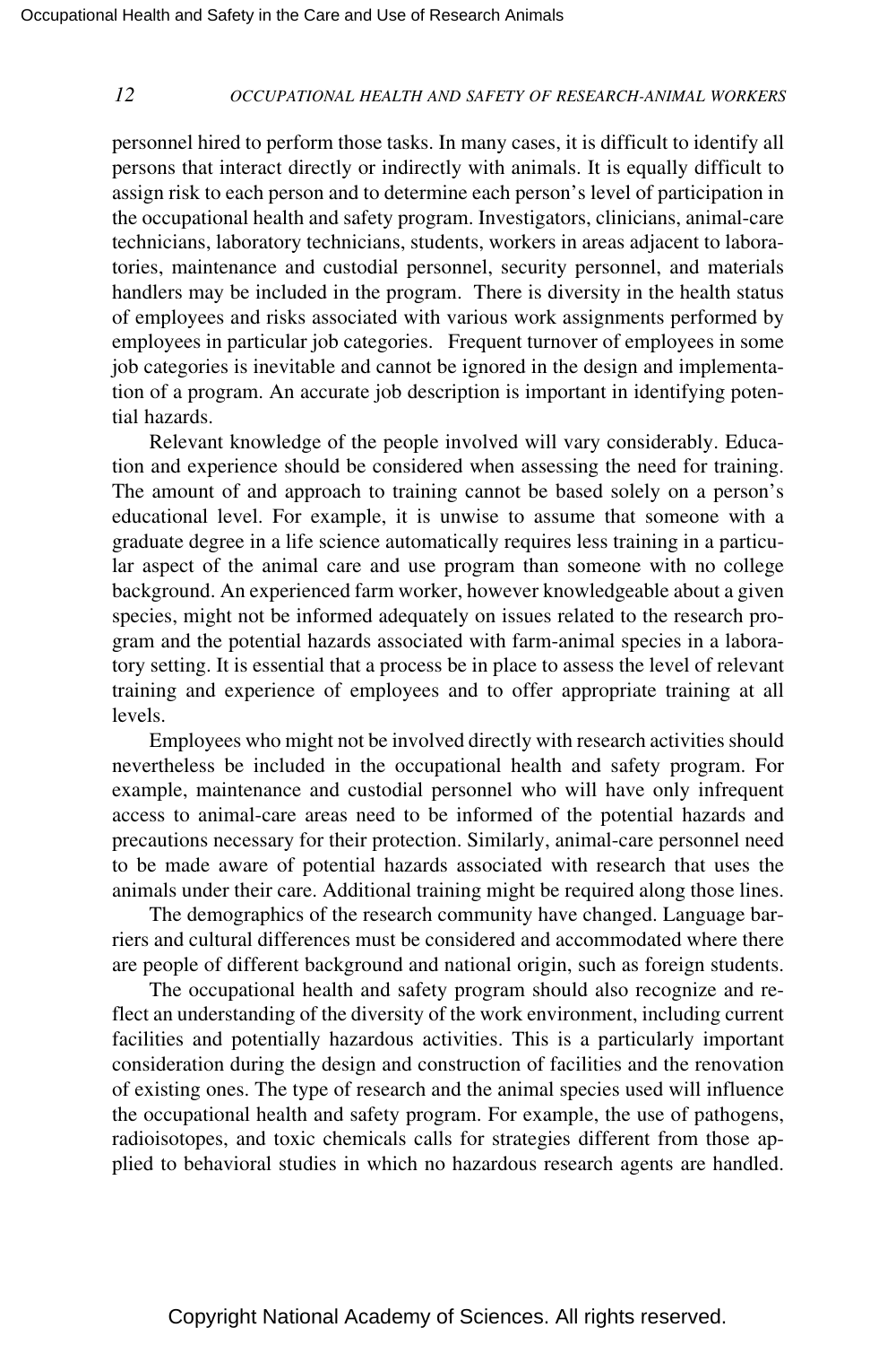personnel hired to perform those tasks. In many cases, it is difficult to identify all persons that interact directly or indirectly with animals. It is equally difficult to assign risk to each person and to determine each person's level of participation in the occupational health and safety program. Investigators, clinicians, animal-care technicians, laboratory technicians, students, workers in areas adjacent to laboratories, maintenance and custodial personnel, security personnel, and materials handlers may be included in the program. There is diversity in the health status of employees and risks associated with various work assignments performed by employees in particular job categories. Frequent turnover of employees in some job categories is inevitable and cannot be ignored in the design and implementation of a program. An accurate job description is important in identifying potential hazards.

Relevant knowledge of the people involved will vary considerably. Education and experience should be considered when assessing the need for training. The amount of and approach to training cannot be based solely on a person's educational level. For example, it is unwise to assume that someone with a graduate degree in a life science automatically requires less training in a particular aspect of the animal care and use program than someone with no college background. An experienced farm worker, however knowledgeable about a given species, might not be informed adequately on issues related to the research program and the potential hazards associated with farm-animal species in a laboratory setting. It is essential that a process be in place to assess the level of relevant training and experience of employees and to offer appropriate training at all levels.

Employees who might not be involved directly with research activities should nevertheless be included in the occupational health and safety program. For example, maintenance and custodial personnel who will have only infrequent access to animal-care areas need to be informed of the potential hazards and precautions necessary for their protection. Similarly, animal-care personnel need to be made aware of potential hazards associated with research that uses the animals under their care. Additional training might be required along those lines.

The demographics of the research community have changed. Language barriers and cultural differences must be considered and accommodated where there are people of different background and national origin, such as foreign students.

The occupational health and safety program should also recognize and reflect an understanding of the diversity of the work environment, including current facilities and potentially hazardous activities. This is a particularly important consideration during the design and construction of facilities and the renovation of existing ones. The type of research and the animal species used will influence the occupational health and safety program. For example, the use of pathogens, radioisotopes, and toxic chemicals calls for strategies different from those applied to behavioral studies in which no hazardous research agents are handled.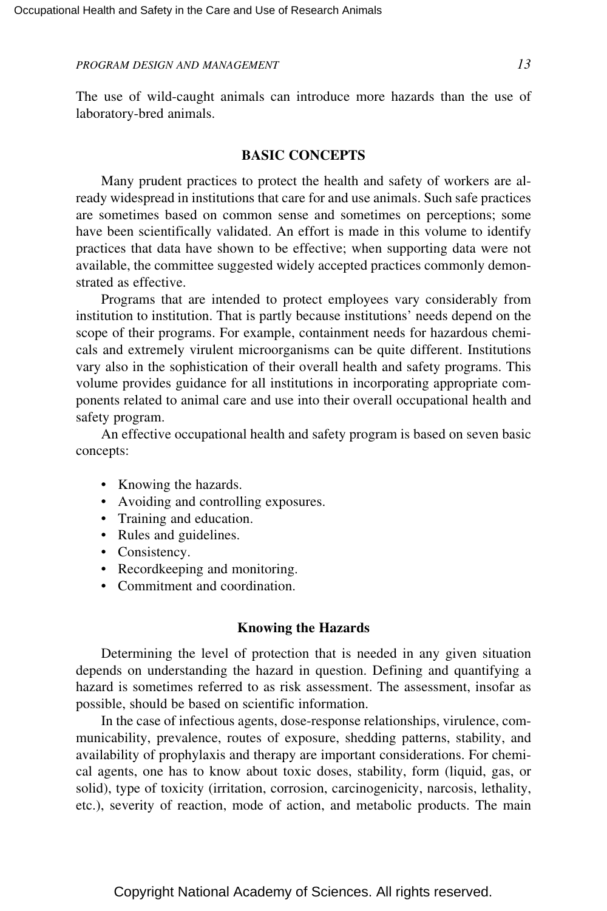The use of wild-caught animals can introduce more hazards than the use of laboratory-bred animals.

## BASIC CONCEPTS

Many prudent practices to protect the health and safety of workers are already widespread in institutions that care for and use animals. Such safe practices are sometimes based on common sense and sometimes on perceptions; some have been scientifically validated. An effort is made in this volume to identify practices that data have shown to be effective; when supporting data were not available, the committee suggested widely accepted practices commonly demonstrated as effective.

Programs that are intended to protect employees vary considerably from institution to institution. That is partly because institutions' needs depend on the scope of their programs. For example, containment needs for hazardous chemicals and extremely virulent microorganisms can be quite different. Institutions vary also in the sophistication of their overall health and safety programs. This volume provides guidance for all institutions in incorporating appropriate components related to animal care and use into their overall occupational health and safety program.

An effective occupational health and safety program is based on seven basic concepts:

- Knowing the hazards.
- Avoiding and controlling exposures.
- Training and education.
- Rules and guidelines.
- Consistency.
- Recordkeeping and monitoring.
- Commitment and coordination.

### Knowing the Hazards

Determining the level of protection that is needed in any given situation depends on understanding the hazard in question. Defining and quantifying a hazard is sometimes referred to as risk assessment. The assessment, insofar as possible, should be based on scientific information.

In the case of infectious agents, dose-response relationships, virulence, communicability, prevalence, routes of exposure, shedding patterns, stability, and availability of prophylaxis and therapy are important considerations. For chemical agents, one has to know about toxic doses, stability, form (liquid, gas, or solid), type of toxicity (irritation, corrosion, carcinogenicity, narcosis, lethality, etc.), severity of reaction, mode of action, and metabolic products. The main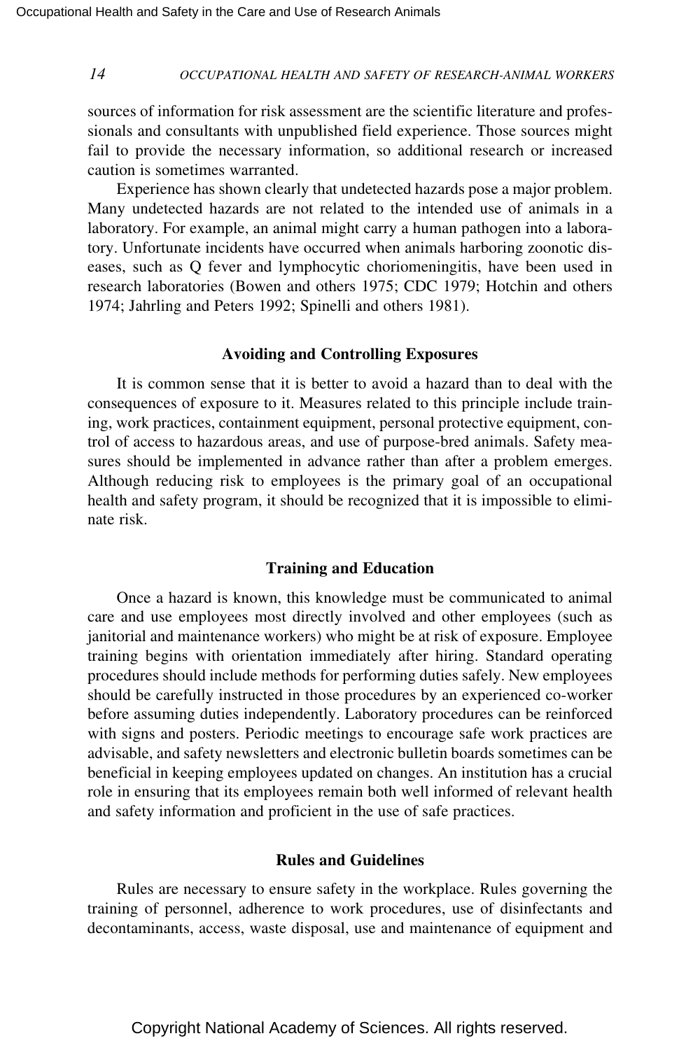sources of information for risk assessment are the scientific literature and professionals and consultants with unpublished field experience. Those sources might fail to provide the necessary information, so additional research or increased caution is sometimes warranted.

Experience has shown clearly that undetected hazards pose a major problem. Many undetected hazards are not related to the intended use of animals in a laboratory. For example, an animal might carry a human pathogen into a laboratory. Unfortunate incidents have occurred when animals harboring zoonotic diseases, such as Q fever and lymphocytic choriomeningitis, have been used in research laboratories (Bowen and others 1975; CDC 1979; Hotchin and others 1974; Jahrling and Peters 1992; Spinelli and others 1981).

### Avoiding and Controlling Exposures

It is common sense that it is better to avoid a hazard than to deal with the consequences of exposure to it. Measures related to this principle include training, work practices, containment equipment, personal protective equipment, control of access to hazardous areas, and use of purpose-bred animals. Safety measures should be implemented in advance rather than after a problem emerges. Although reducing risk to employees is the primary goal of an occupational health and safety program, it should be recognized that it is impossible to eliminate risk.

### Training and Education

Once a hazard is known, this knowledge must be communicated to animal care and use employees most directly involved and other employees (such as janitorial and maintenance workers) who might be at risk of exposure. Employee training begins with orientation immediately after hiring. Standard operating procedures should include methods for performing duties safely. New employees should be carefully instructed in those procedures by an experienced co-worker before assuming duties independently. Laboratory procedures can be reinforced with signs and posters. Periodic meetings to encourage safe work practices are advisable, and safety newsletters and electronic bulletin boards sometimes can be beneficial in keeping employees updated on changes. An institution has a crucial role in ensuring that its employees remain both well informed of relevant health and safety information and proficient in the use of safe practices.

### Rules and Guidelines

Rules are necessary to ensure safety in the workplace. Rules governing the training of personnel, adherence to work procedures, use of disinfectants and decontaminants, access, waste disposal, use and maintenance of equipment and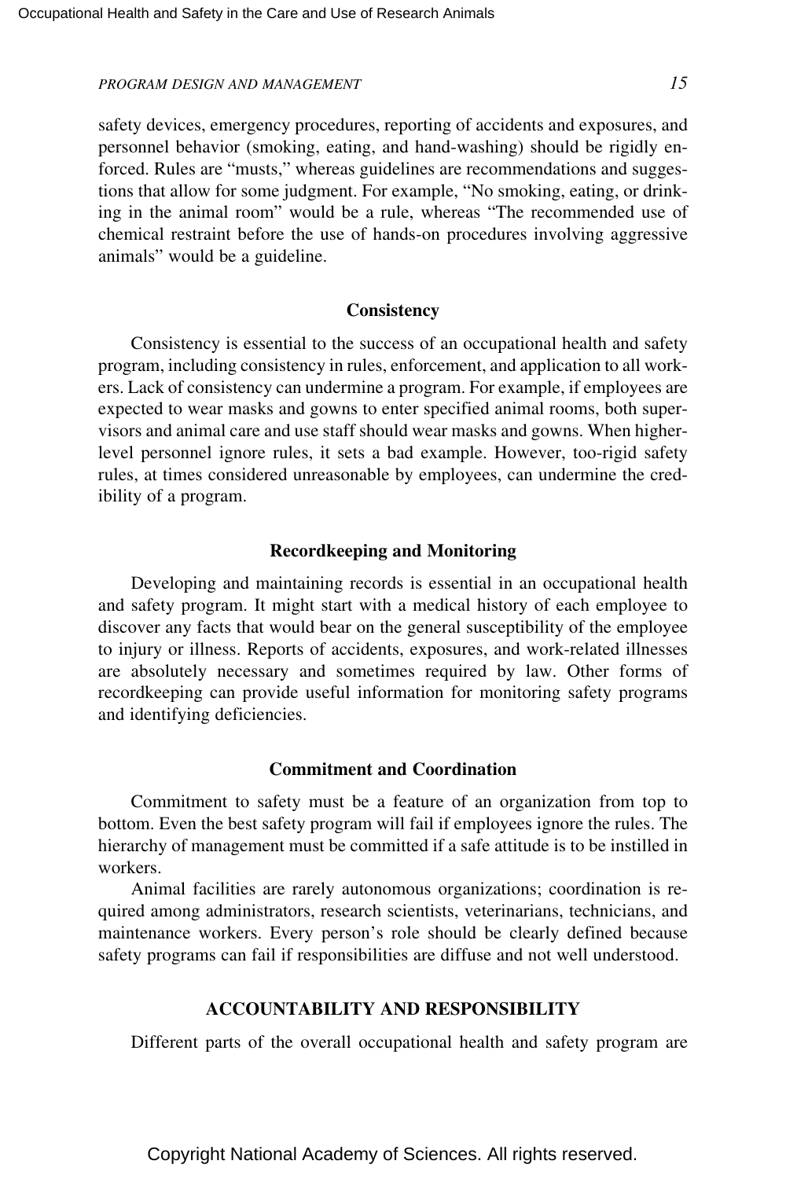safety devices, emergency procedures, reporting of accidents and exposures, and personnel behavior (smoking, eating, and hand-washing) should be rigidly enforced. Rules are "musts," whereas guidelines are recommendations and suggestions that allow for some judgment. For example, "No smoking, eating, or drinking in the animal room" would be a rule, whereas "The recommended use of chemical restraint before the use of hands-on procedures involving aggressive animals" would be a guideline.

### Consistency

Consistency is essential to the success of an occupational health and safety program, including consistency in rules, enforcement, and application to all workers. Lack of consistency can undermine a program. For example, if employees are expected to wear masks and gowns to enter specified animal rooms, both supervisors and animal care and use staff should wear masks and gowns. When higher-level personnel ignore rules, it sets a bad example. However, too-rigid safety rules, at times considered unreasonable by employees, can undermine the credibility of a program.

### Recordkeeping and Monitoring

Developing and maintaining records is essential in an occupational health and safety program. It might start with a medical history of each employee to discover any facts that would bear on the general susceptibility of the employee to injury or illness. Reports of accidents, exposures, and work-related illnesses are absolutely necessary and sometimes required by law. Other forms of recordkeeping can provide useful information for monitoring safety programs and identifying deficiencies.

### Commitment and Coordination

Commitment to safety must be a feature of an organization from top to bottom. Even the best safety program will fail if employees ignore the rules. The hierarchy of management must be committed if a safe attitude is to be instilled in workers.

Animal facilities are rarely autonomous organizations; coordination is required among administrators, research scientists, veterinarians, technicians, and maintenance workers. Every person's role should be clearly defined because safety programs can fail if responsibilities are diffuse and not well understood.

## ACCOUNTABILITY AND RESPONSIBILITY

Different parts of the overall occupational health and safety program are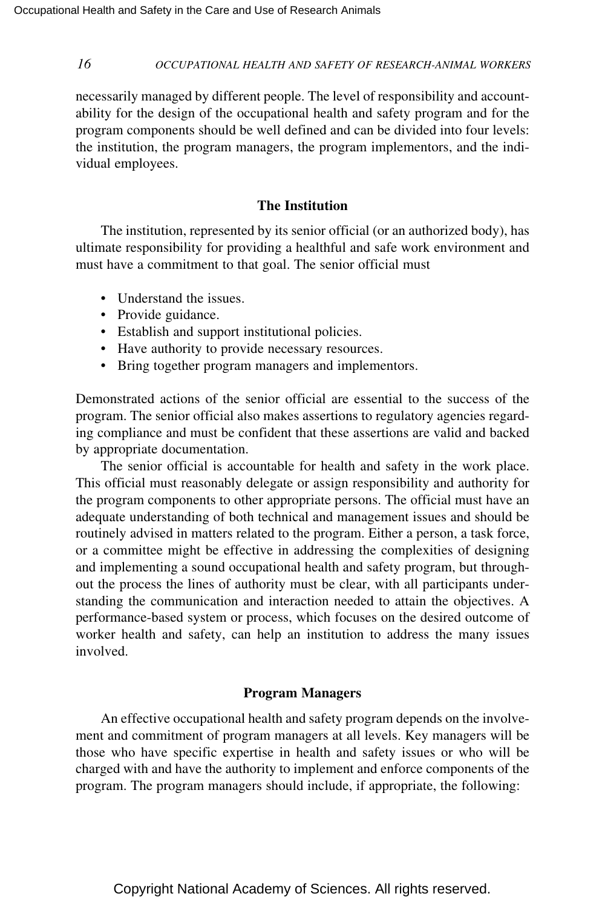necessarily managed by different people. The level of responsibility and accountability for the design of the occupational health and safety program and for the program components should be well defined and can be divided into four levels: the institution, the program managers, the program implementors, and the individual employees.

### The Institution

The institution, represented by its senior official (or an authorized body), has ultimate responsibility for providing a healthful and safe work environment and must have a commitment to that goal. The senior official must

- Understand the issues.
- Provide guidance.
- Establish and support institutional policies.
- Have authority to provide necessary resources.
- Bring together program managers and implementors.

Demonstrated actions of the senior official are essential to the success of the program. The senior official also makes assertions to regulatory agencies regarding compliance and must be confident that these assertions are valid and backed by appropriate documentation.

The senior official is accountable for health and safety in the work place. This official must reasonably delegate or assign responsibility and authority for the program components to other appropriate persons. The official must have an adequate understanding of both technical and management issues and should be routinely advised in matters related to the program. Either a person, a task force, or a committee might be effective in addressing the complexities of designing and implementing a sound occupational health and safety program, but throughout the process the lines of authority must be clear, with all participants understanding the communication and interaction needed to attain the objectives. A performance-based system or process, which focuses on the desired outcome of worker health and safety, can help an institution to address the many issues involved.

### Program Managers

An effective occupational health and safety program depends on the involvement and commitment of program managers at all levels. Key managers will be those who have specific expertise in health and safety issues or who will be charged with and have the authority to implement and enforce components of the program. The program managers should include, if appropriate, the following: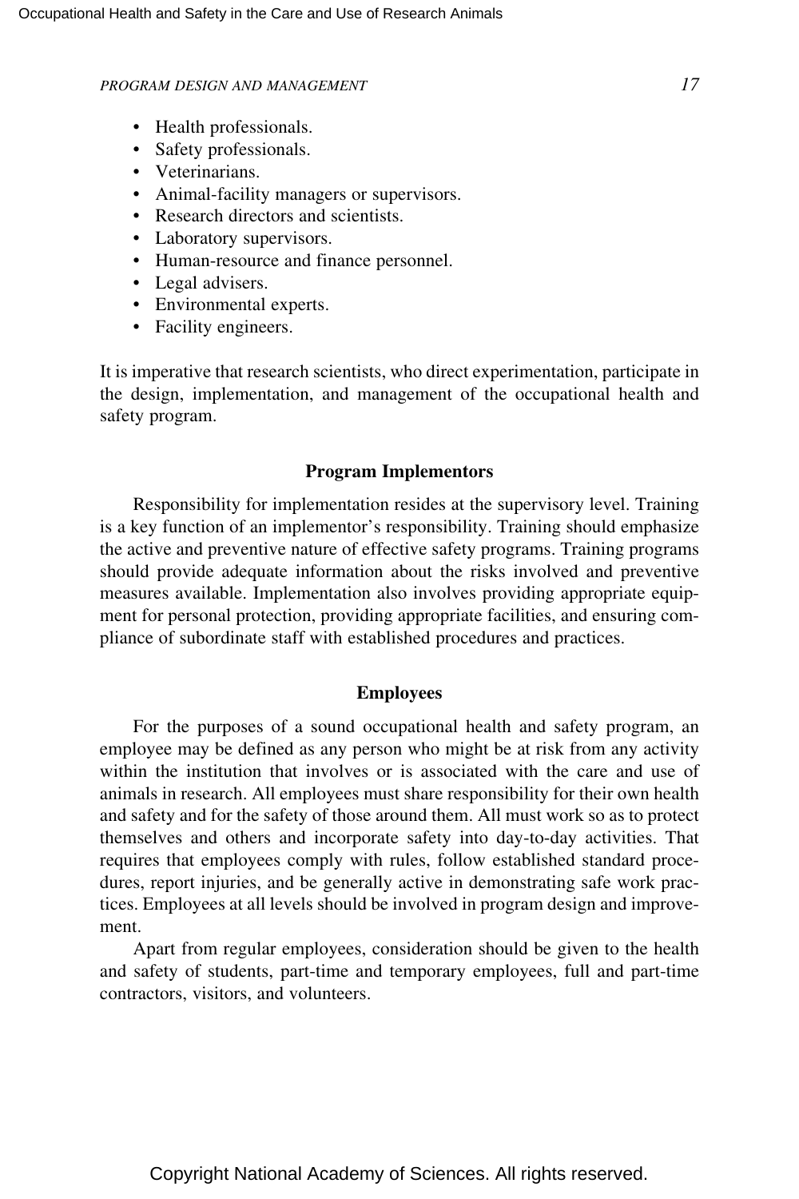- Health professionals.
- Safety professionals.
- Veterinarians.
- Animal-facility managers or supervisors.
- Research directors and scientists.
- Laboratory supervisors.
- Human-resource and finance personnel.
- Legal advisers.
- Environmental experts.
- Facility engineers.

It is imperative that research scientists, who direct experimentation, participate in the design, implementation, and management of the occupational health and safety program.

### Program Implementors

Responsibility for implementation resides at the supervisory level. Training is a key function of an implementor's responsibility. Training should emphasize the active and preventive nature of effective safety programs. Training programs should provide adequate information about the risks involved and preventive measures available. Implementation also involves providing appropriate equipment for personal protection, providing appropriate facilities, and ensuring compliance of subordinate staff with established procedures and practices.

### Employees

For the purposes of a sound occupational health and safety program, an employee may be defined as any person who might be at risk from any activity within the institution that involves or is associated with the care and use of animals in research. All employees must share responsibility for their own health and safety and for the safety of those around them. All must work so as to protect themselves and others and incorporate safety into day-to-day activities. That requires that employees comply with rules, follow established standard procedures, report injuries, and be generally active in demonstrating safe work practices. Employees at all levels should be involved in program design and improvement.

Apart from regular employees, consideration should be given to the health and safety of students, part-time and temporary employees, full and part-time contractors, visitors, and volunteers.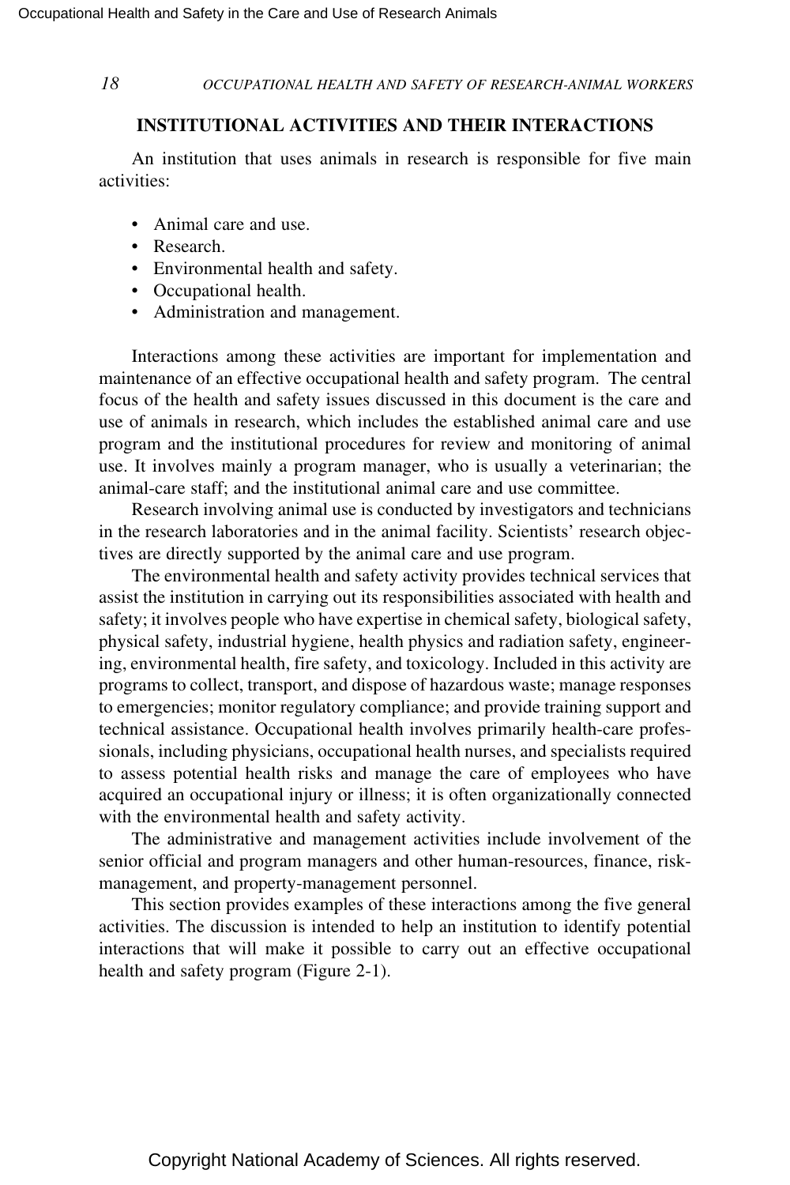## INSTITUTIONAL ACTIVITIES AND THEIR INTERACTIONS

An institution that uses animals in research is responsible for five main activities:

- Animal care and use.
- Research.
- Environmental health and safety.
- Occupational health.
- Administration and management.

Interactions among these activities are important for implementation and maintenance of an effective occupational health and safety program. The central focus of the health and safety issues discussed in this document is the care and use of animals in research, which includes the established animal care and use program and the institutional procedures for review and monitoring of animal use. It involves mainly a program manager, who is usually a veterinarian; the animal-care staff; and the institutional animal care and use committee.

Research involving animal use is conducted by investigators and technicians in the research laboratories and in the animal facility. Scientists' research objectives are directly supported by the animal care and use program.

The environmental health and safety activity provides technical services that assist the institution in carrying out its responsibilities associated with health and safety; it involves people who have expertise in chemical safety, biological safety, physical safety, industrial hygiene, health physics and radiation safety, engineering, environmental health, fire safety, and toxicology. Included in this activity are programs to collect, transport, and dispose of hazardous waste; manage responses to emergencies; monitor regulatory compliance; and provide training support and technical assistance. Occupational health involves primarily health-care professionals, including physicians, occupational health nurses, and specialists required to assess potential health risks and manage the care of employees who have acquired an occupational injury or illness; it is often organizationally connected with the environmental health and safety activity.

The administrative and management activities include involvement of the senior official and program managers and other human-resources, finance, risk-management, and property-management personnel.

This section provides examples of these interactions among the five general activities. The discussion is intended to help an institution to identify potential interactions that will make it possible to carry out an effective occupational health and safety program (Figure 2-1).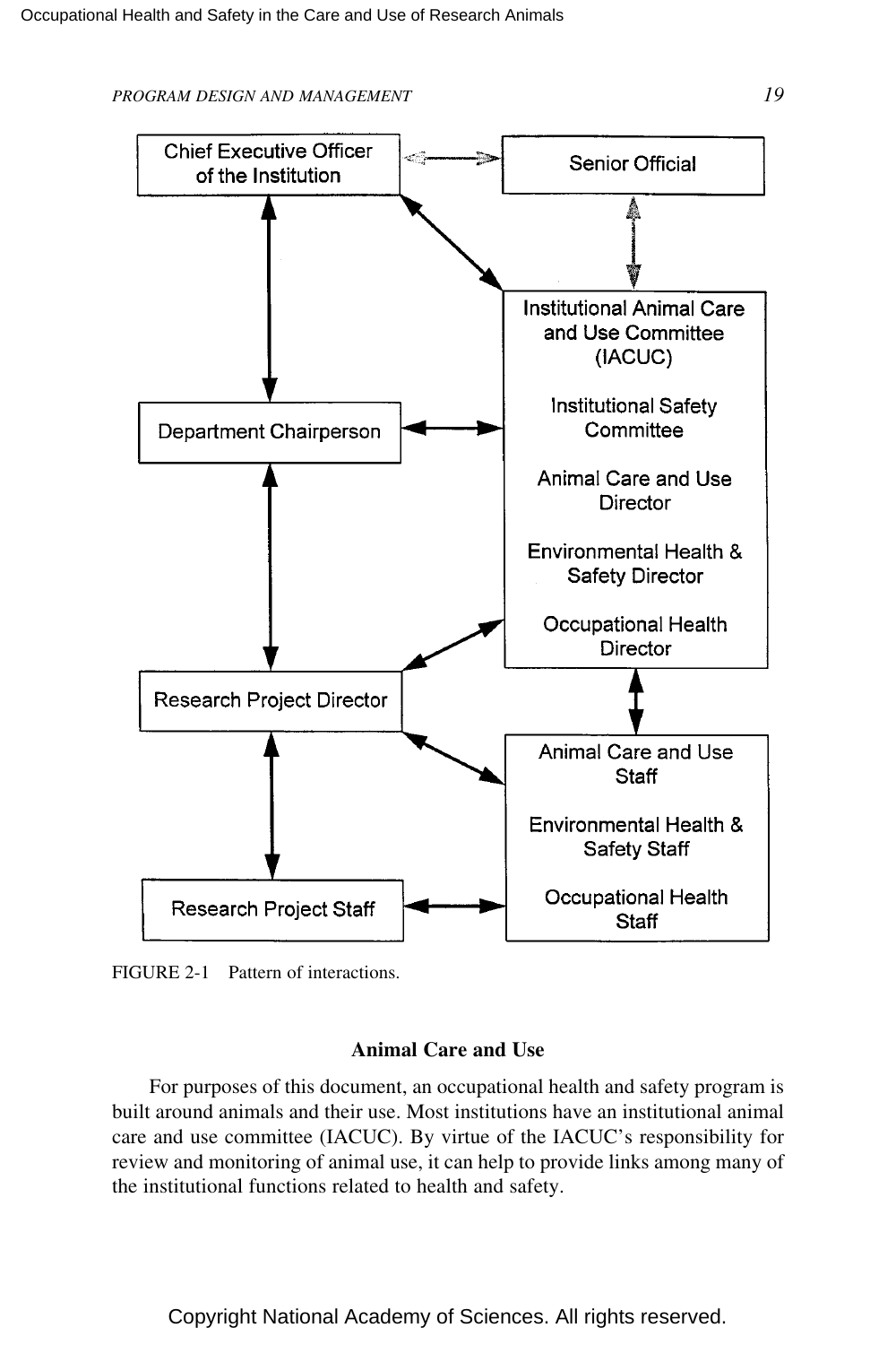FIGURE 2-1 Pattern of interactions.

## Animal Care and Use

For purposes of this document, an occupational health and safety program is built around animals and their use. Most institutions have an institutional animal care and use committee (IACUC). By virtue of the IACUC's responsibility for review and monitoring of animal use, it can help to provide links among many of the institutional functions related to health and safety.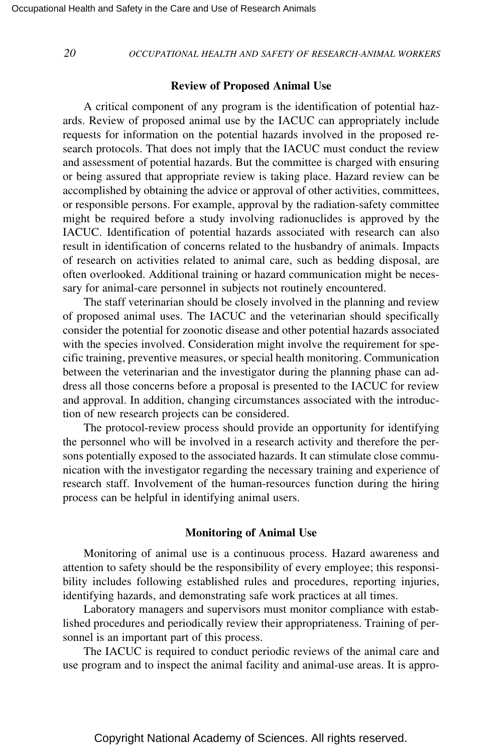### Review of Proposed Animal Use

A critical component of any program is the identification of potential hazards. Review of proposed animal use by the IACUC can appropriately include requests for information on the potential hazards involved in the proposed research protocols. That does not imply that the IACUC must conduct the review and assessment of potential hazards. But the committee is charged with ensuring or being assured that appropriate review is taking place. Hazard review can be accomplished by obtaining the advice or approval of other activities, committees, or responsible persons. For example, approval by the radiation-safety committee might be required before a study involving radionuclides is approved by the IACUC. Identification of potential hazards associated with research can also result in identification of concerns related to the husbandry of animals. Impacts of research on activities related to animal care, such as bedding disposal, are often overlooked. Additional training or hazard communication might be necessary for animal-care personnel in subjects not routinely encountered.

The staff veterinarian should be closely involved in the planning and review of proposed animal uses. The IACUC and the veterinarian should specifically consider the potential for zoonotic disease and other potential hazards associated with the species involved. Consideration might involve the requirement for specific training, preventive measures, or special health monitoring. Communication between the veterinarian and the investigator during the planning phase can address all those concerns before a proposal is presented to the IACUC for review and approval. In addition, changing circumstances associated with the introduction of new research projects can be considered.

The protocol-review process should provide an opportunity for identifying the personnel who will be involved in a research activity and therefore the persons potentially exposed to the associated hazards. It can stimulate close communication with the investigator regarding the necessary training and experience of research staff. Involvement of the human-resources function during the hiring process can be helpful in identifying animal users.

### Monitoring of Animal Use

Monitoring of animal use is a continuous process. Hazard awareness and attention to safety should be the responsibility of every employee; this responsibility includes following established rules and procedures, reporting injuries, identifying hazards, and demonstrating safe work practices at all times.

Laboratory managers and supervisors must monitor compliance with established procedures and periodically review their appropriateness. Training of personnel is an important part of this process.

The IACUC is required to conduct periodic reviews of the animal care and use program and to inspect the animal facility and animal-use areas. It is appro-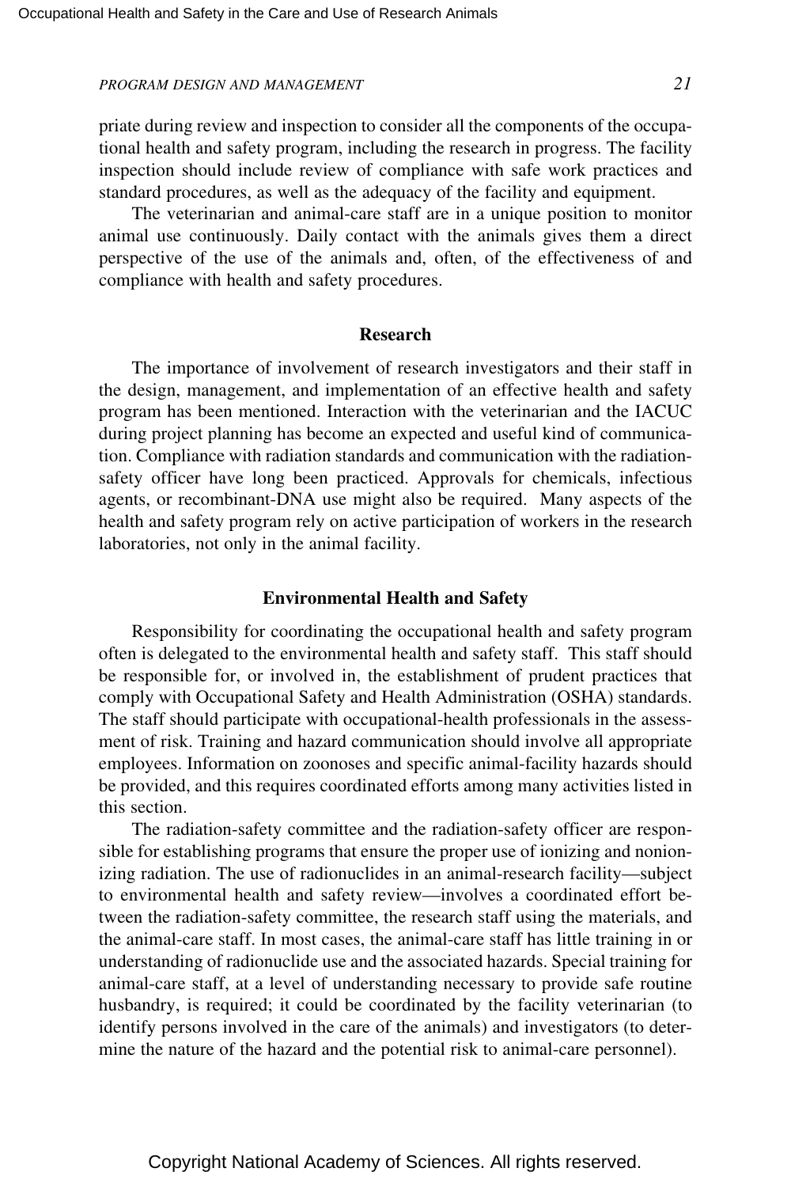priate during review and inspection to consider all the components of the occupational health and safety program, including the research in progress. The facility inspection should include review of compliance with safe work practices and standard procedures, as well as the adequacy of the facility and equipment.

The veterinarian and animal-care staff are in a unique position to monitor animal use continuously. Daily contact with the animals gives them a direct perspective of the use of the animals and, often, of the effectiveness of and compliance with health and safety procedures.

### Research

The importance of involvement of research investigators and their staff in the design, management, and implementation of an effective health and safety program has been mentioned. Interaction with the veterinarian and the IACUC during project planning has become an expected and useful kind of communication. Compliance with radiation standards and communication with the radiation-safety officer have long been practiced. Approvals for chemicals, infectious agents, or recombinant-DNA use might also be required. Many aspects of the health and safety program rely on active participation of workers in the research laboratories, not only in the animal facility.

### Environmental Health and Safety

Responsibility for coordinating the occupational health and safety program often is delegated to the environmental health and safety staff. This staff should be responsible for, or involved in, the establishment of prudent practices that comply with Occupational Safety and Health Administration (OSHA) standards. The staff should participate with occupational-health professionals in the assessment of risk. Training and hazard communication should involve all appropriate employees. Information on zoonoses and specific animal-facility hazards should be provided, and this requires coordinated efforts among many activities listed in this section.

The radiation-safety committee and the radiation-safety officer are responsible for establishing programs that ensure the proper use of ionizing and nonionizing radiation. The use of radionuclides in an animal-research facility—subject to environmental health and safety review—involves a coordinated effort between the radiation-safety committee, the research staff using the materials, and the animal-care staff. In most cases, the animal-care staff has little training in or understanding of radionuclide use and the associated hazards. Special training for animal-care staff, at a level of understanding necessary to provide safe routine husbandry, is required; it could be coordinated by the facility veterinarian (to identify persons involved in the care of the animals) and investigators (to determine the nature of the hazard and the potential risk to animal-care personnel).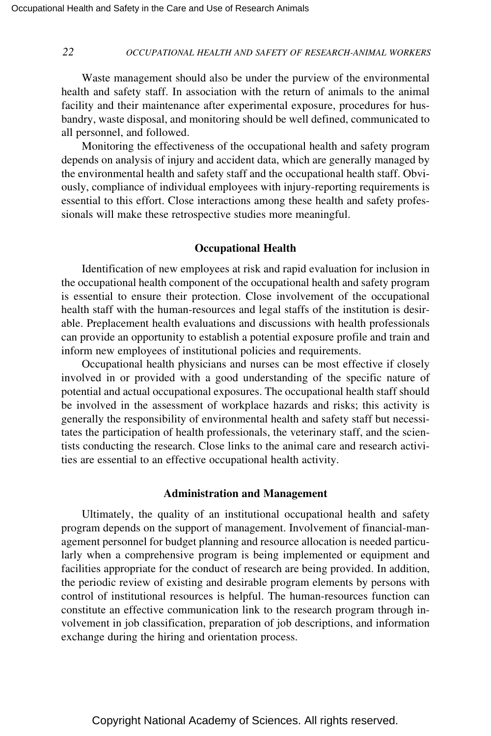Waste management should also be under the purview of the environmental health and safety staff. In association with the return of animals to the animal facility and their maintenance after experimental exposure, procedures for husbandry, waste disposal, and monitoring should be well defined, communicated to all personnel, and followed.

Monitoring the effectiveness of the occupational health and safety program depends on analysis of injury and accident data, which are generally managed by the environmental health and safety staff and the occupational health staff. Obviously, compliance of individual employees with injury-reporting requirements is essential to this effort. Close interactions among these health and safety professionals will make these retrospective studies more meaningful.

### Occupational Health

Identification of new employees at risk and rapid evaluation for inclusion in the occupational health component of the occupational health and safety program is essential to ensure their protection. Close involvement of the occupational health staff with the human-resources and legal staffs of the institution is desirable. Preplacement health evaluations and discussions with health professionals can provide an opportunity to establish a potential exposure profile and train and inform new employees of institutional policies and requirements.

Occupational health physicians and nurses can be most effective if closely involved in or provided with a good understanding of the specific nature of potential and actual occupational exposures. The occupational health staff should be involved in the assessment of workplace hazards and risks; this activity is generally the responsibility of environmental health and safety staff but necessitates the participation of health professionals, the veterinary staff, and the scientists conducting the research. Close links to the animal care and research activities are essential to an effective occupational health activity.

### Administration and Management

Ultimately, the quality of an institutional occupational health and safety program depends on the support of management. Involvement of financial-management personnel for budget planning and resource allocation is needed particularly when a comprehensive program is being implemented or equipment and facilities appropriate for the conduct of research are being provided. In addition, the periodic review of existing and desirable program elements by persons with control of institutional resources is helpful. The human-resources function can constitute an effective communication link to the research program through involvement in job classification, preparation of job descriptions, and information exchange during the hiring and orientation process.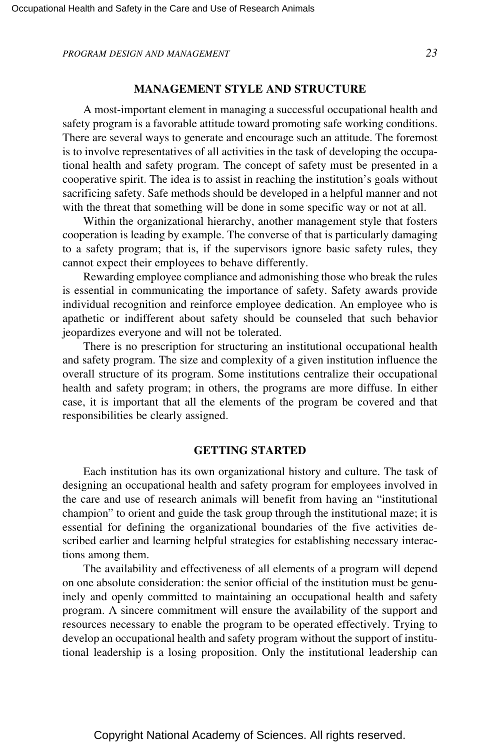## MANAGEMENT STYLE AND STRUCTURE

A most-important element in managing a successful occupational health and safety program is a favorable attitude toward promoting safe working conditions. There are several ways to generate and encourage such an attitude. The foremost is to involve representatives of all activities in the task of developing the occupational health and safety program. The concept of safety must be presented in a cooperative spirit. The idea is to assist in reaching the institution's goals without sacrificing safety. Safe methods should be developed in a helpful manner and not with the threat that something will be done in some specific way or not at all.

Within the organizational hierarchy, another management style that fosters cooperation is leading by example. The converse of that is particularly damaging to a safety program; that is, if the supervisors ignore basic safety rules, they cannot expect their employees to behave differently.

Rewarding employee compliance and admonishing those who break the rules is essential in communicating the importance of safety. Safety awards provide individual recognition and reinforce employee dedication. An employee who is apathetic or indifferent about safety should be counseled that such behavior jeopardizes everyone and will not be tolerated.

There is no prescription for structuring an institutional occupational health and safety program. The size and complexity of a given institution influence the overall structure of its program. Some institutions centralize their occupational health and safety program; in others, the programs are more diffuse. In either case, it is important that all the elements of the program be covered and that responsibilities be clearly assigned.

## GETTING STARTED

Each institution has its own organizational history and culture. The task of designing an occupational health and safety program for employees involved in the care and use of research animals will benefit from having an "institutional champion" to orient and guide the task group through the institutional maze; it is essential for defining the organizational boundaries of the five activities described earlier and learning helpful strategies for establishing necessary interactions among them.

The availability and effectiveness of all elements of a program will depend on one absolute consideration: the senior official of the institution must be genuinely and openly committed to maintaining an occupational health and safety program. A sincere commitment will ensure the availability of the support and resources necessary to enable the program to be operated effectively. Trying to develop an occupational health and safety program without the support of institutional leadership is a losing proposition. Only the institutional leadership can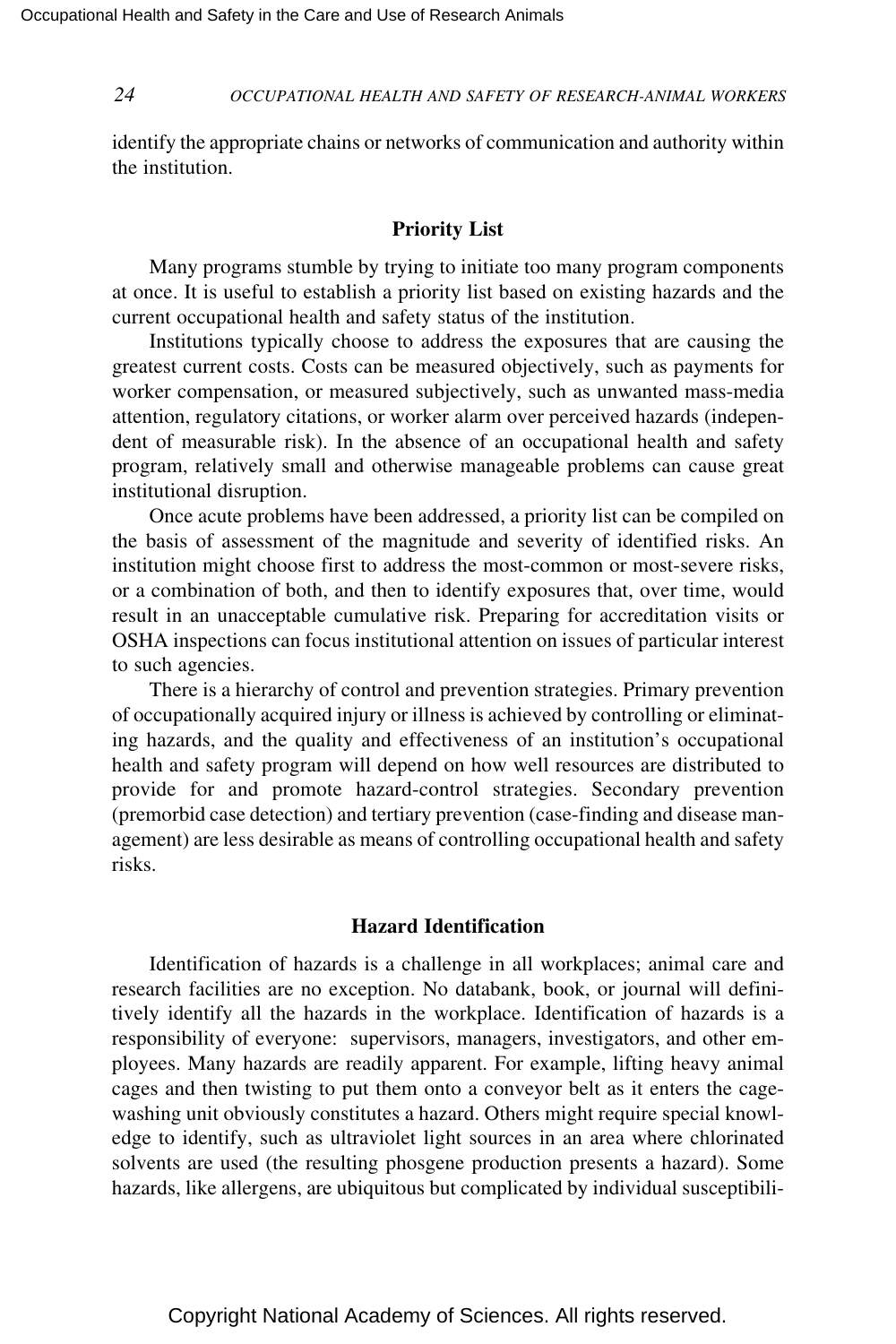identify the appropriate chains or networks of communication and authority within the institution.

### Priority List

Many programs stumble by trying to initiate too many program components at once. It is useful to establish a priority list based on existing hazards and the current occupational health and safety status of the institution.

Institutions typically choose to address the exposures that are causing the greatest current costs. Costs can be measured objectively, such as payments for worker compensation, or measured subjectively, such as unwanted mass-media attention, regulatory citations, or worker alarm over perceived hazards (independent of measurable risk). In the absence of an occupational health and safety program, relatively small and otherwise manageable problems can cause great institutional disruption.

Once acute problems have been addressed, a priority list can be compiled on the basis of assessment of the magnitude and severity of identified risks. An institution might choose first to address the most-common or most-severe risks, or a combination of both, and then to identify exposures that, over time, would result in an unacceptable cumulative risk. Preparing for accreditation visits or OSHA inspections can focus institutional attention on issues of particular interest to such agencies.

There is a hierarchy of control and prevention strategies. Primary prevention of occupationally acquired injury or illness is achieved by controlling or eliminating hazards, and the quality and effectiveness of an institution's occupational health and safety program will depend on how well resources are distributed to provide for and promote hazard-control strategies. Secondary prevention (premorbid case detection) and tertiary prevention (case-finding and disease management) are less desirable as means of controlling occupational health and safety risks.

### Hazard Identification

Identification of hazards is a challenge in all workplaces; animal care and research facilities are no exception. No databank, book, or journal will definitively identify all the hazards in the workplace. Identification of hazards is a responsibility of everyone: supervisors, managers, investigators, and other employees. Many hazards are readily apparent. For example, lifting heavy animal cages and then twisting to put them onto a conveyor belt as it enters the cage-washing unit obviously constitutes a hazard. Others might require special knowledge to identify, such as ultraviolet light sources in an area where chlorinated solvents are used (the resulting phosgene production presents a hazard). Some hazards, like allergens, are ubiquitous but complicated by individual susceptibili-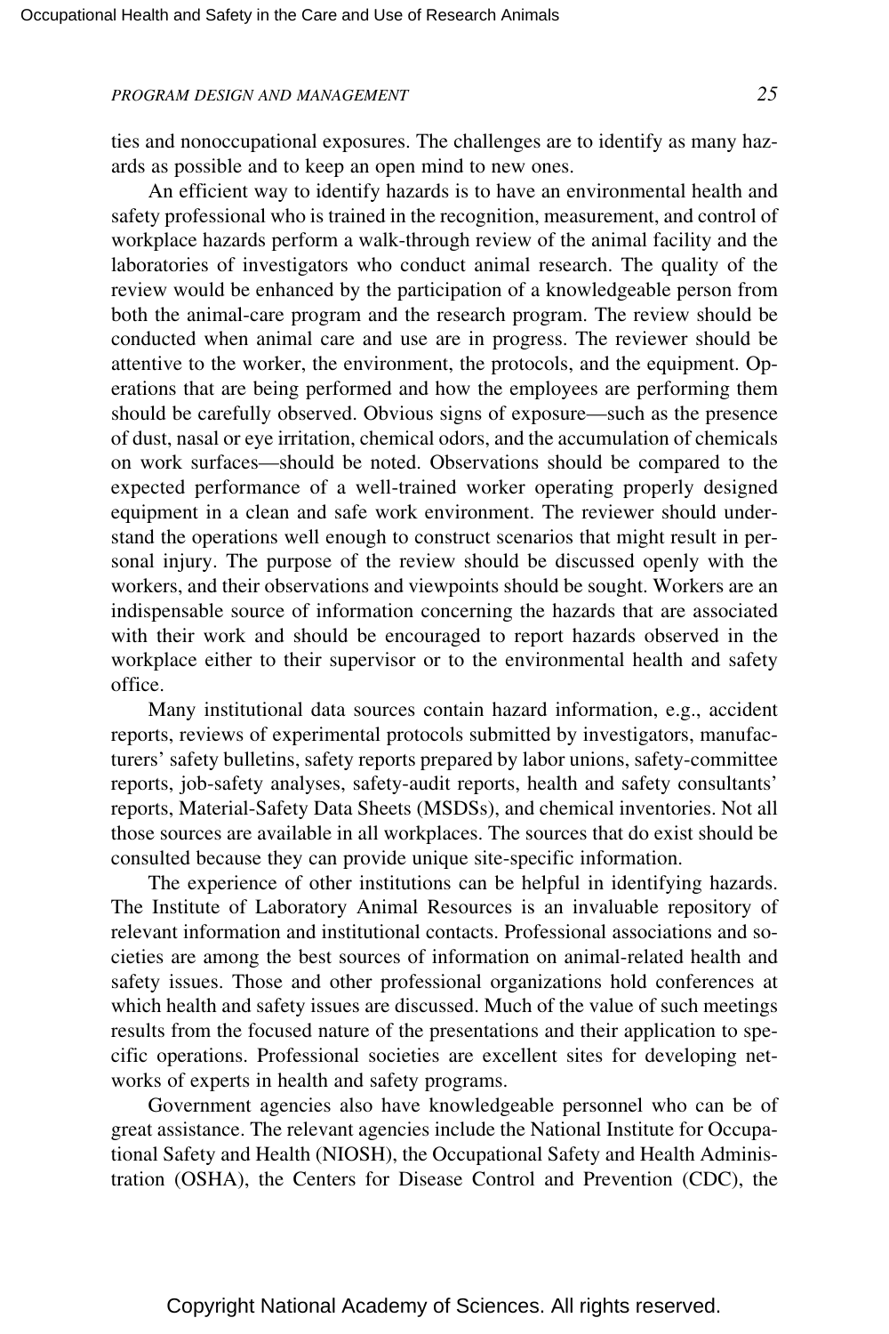ties and nonoccupational exposures. The challenges are to identify as many hazards as possible and to keep an open mind to new ones.

An efficient way to identify hazards is to have an environmental health and safety professional who is trained in the recognition, measurement, and control of workplace hazards perform a walk-through review of the animal facility and the laboratories of investigators who conduct animal research. The quality of the review would be enhanced by the participation of a knowledgeable person from both the animal-care program and the research program. The review should be conducted when animal care and use are in progress. The reviewer should be attentive to the worker, the environment, the protocols, and the equipment. Operations that are being performed and how the employees are performing them should be carefully observed. Obvious signs of exposure—such as the presence of dust, nasal or eye irritation, chemical odors, and the accumulation of chemicals on work surfaces—should be noted. Observations should be compared to the expected performance of a well-trained worker operating properly designed equipment in a clean and safe work environment. The reviewer should understand the operations well enough to construct scenarios that might result in personal injury. The purpose of the review should be discussed openly with the workers, and their observations and viewpoints should be sought. Workers are an indispensable source of information concerning the hazards that are associated with their work and should be encouraged to report hazards observed in the workplace either to their supervisor or to the environmental health and safety office.

Many institutional data sources contain hazard information, e.g., accident reports, reviews of experimental protocols submitted by investigators, manufacturers' safety bulletins, safety reports prepared by labor unions, safety-committee reports, job-safety analyses, safety-audit reports, health and safety consultants' reports, Material-Safety Data Sheets (MSDSs), and chemical inventories. Not all those sources are available in all workplaces. The sources that do exist should be consulted because they can provide unique site-specific information.

The experience of other institutions can be helpful in identifying hazards. The Institute of Laboratory Animal Resources is an invaluable repository of relevant information and institutional contacts. Professional associations and societies are among the best sources of information on animal-related health and safety issues. Those and other professional organizations hold conferences at which health and safety issues are discussed. Much of the value of such meetings results from the focused nature of the presentations and their application to specific operations. Professional societies are excellent sites for developing networks of experts in health and safety programs.

Government agencies also have knowledgeable personnel who can be of great assistance. The relevant agencies include the National Institute for Occupational Safety and Health (NIOSH), the Occupational Safety and Health Administration (OSHA), the Centers for Disease Control and Prevention (CDC), the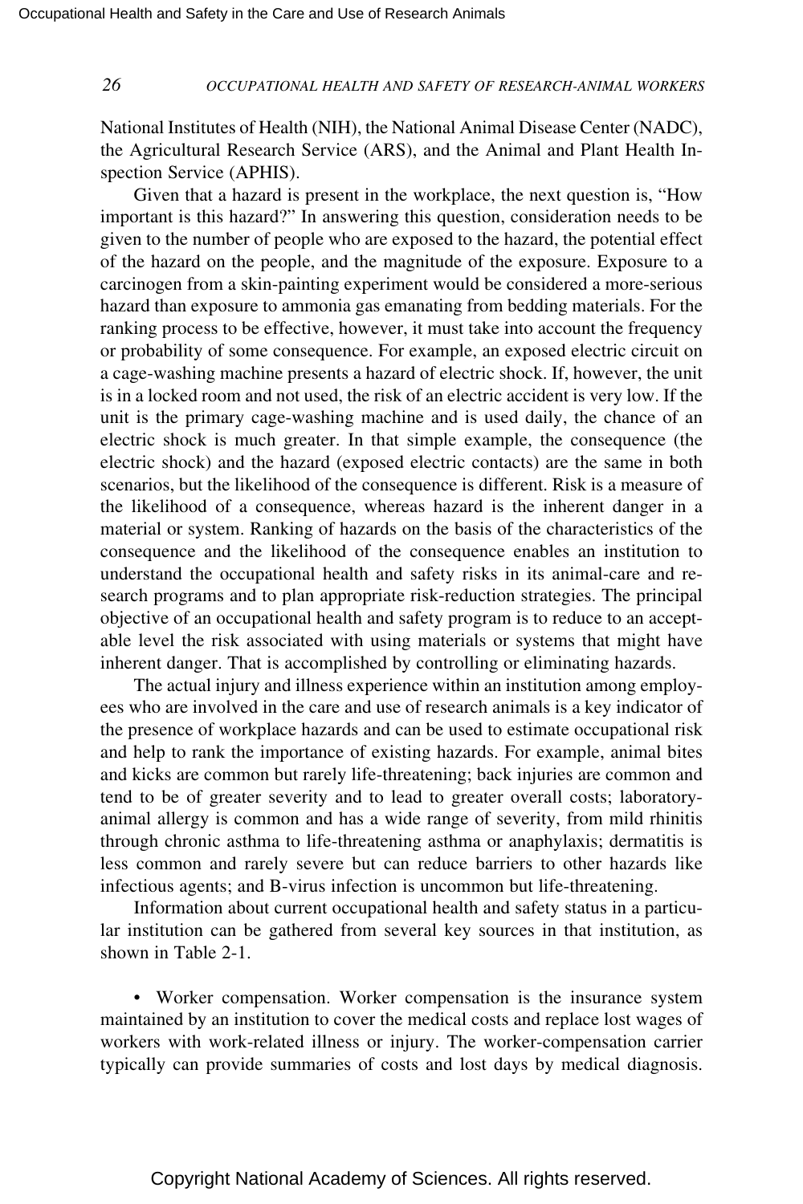National Institutes of Health (NIH), the National Animal Disease Center (NADC), the Agricultural Research Service (ARS), and the Animal and Plant Health Inspection Service (APHIS).

Given that a hazard is present in the workplace, the next question is, "How important is this hazard?" In answering this question, consideration needs to be given to the number of people who are exposed to the hazard, the potential effect of the hazard on the people, and the magnitude of the exposure. Exposure to a carcinogen from a skin-painting experiment would be considered a more-serious hazard than exposure to ammonia gas emanating from bedding materials. For the ranking process to be effective, however, it must take into account the frequency or probability of some consequence. For example, an exposed electric circuit on a cage-washing machine presents a hazard of electric shock. If, however, the unit is in a locked room and not used, the risk of an electric accident is very low. If the unit is the primary cage-washing machine and is used daily, the chance of an electric shock is much greater. In that simple example, the consequence (the electric shock) and the hazard (exposed electric contacts) are the same in both scenarios, but the likelihood of the consequence is different. Risk is a measure of the likelihood of a consequence, whereas hazard is the inherent danger in a material or system. Ranking of hazards on the basis of the characteristics of the consequence and the likelihood of the consequence enables an institution to understand the occupational health and safety risks in its animal-care and research programs and to plan appropriate risk-reduction strategies. The principal objective of an occupational health and safety program is to reduce to an acceptable level the risk associated with using materials or systems that might have inherent danger. That is accomplished by controlling or eliminating hazards.

The actual injury and illness experience within an institution among employees who are involved in the care and use of research animals is a key indicator of the presence of workplace hazards and can be used to estimate occupational risk and help to rank the importance of existing hazards. For example, animal bites and kicks are common but rarely life-threatening; back injuries are common and tend to be of greater severity and to lead to greater overall costs; laboratory-animal allergy is common and has a wide range of severity, from mild rhinitis through chronic asthma to life-threatening asthma or anaphylaxis; dermatitis is less common and rarely severe but can reduce barriers to other hazards like infectious agents; and B-virus infection is uncommon but life-threatening.

Information about current occupational health and safety status in a particular institution can be gathered from several key sources in that institution, as shown in Table 2-1.

- Worker compensation. Worker compensation is the insurance system maintained by an institution to cover the medical costs and replace lost wages of workers with work-related illness or injury. The worker-compensation carrier typically can provide summaries of costs and lost days by medical diagnosis.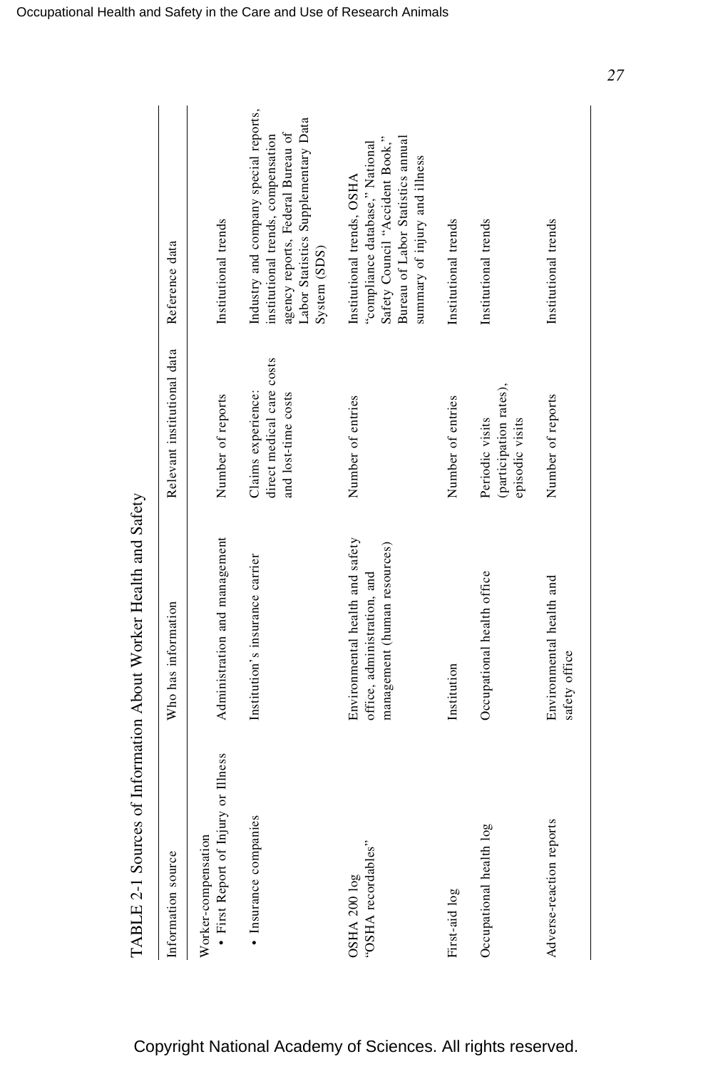TABLE 2-1 Sources of Information About Worker Health and Safety

| Information source | Who has information | Relevant institutional data | Reference data |
| --- | --- | --- | --- |
| Worker-compensation<br>• First Report of Injury or Illness | Administration and management | Number of reports | Institutional trends |
| • Insurance companies | Institution's insurance carrier | Claims experience: direct medical care costs and lost-time costs | Industry and company special reports, institutional trends, compensation agency reports, Federal Bureau of Labor Statistics Supplementary Data System (SDS) |
| OSHA 200 log<br>"OSHA recordables" | Environmental health and safety office, administration, and management (human resources) | Number of entries | Institutional trends, OSHA "compliance database," National Safety Council "Accident Book," Bureau of Labor Statistics annual summary of injury and illness |
| First-aid log | Institution | Number of entries | Institutional trends |
| Occupational health log | Occupational health office | Periodic visits (participation rates), episodic visits | Institutional trends |
| Adverse-reaction reports | Environmental health and safety office | Number of reports | Institutional trends |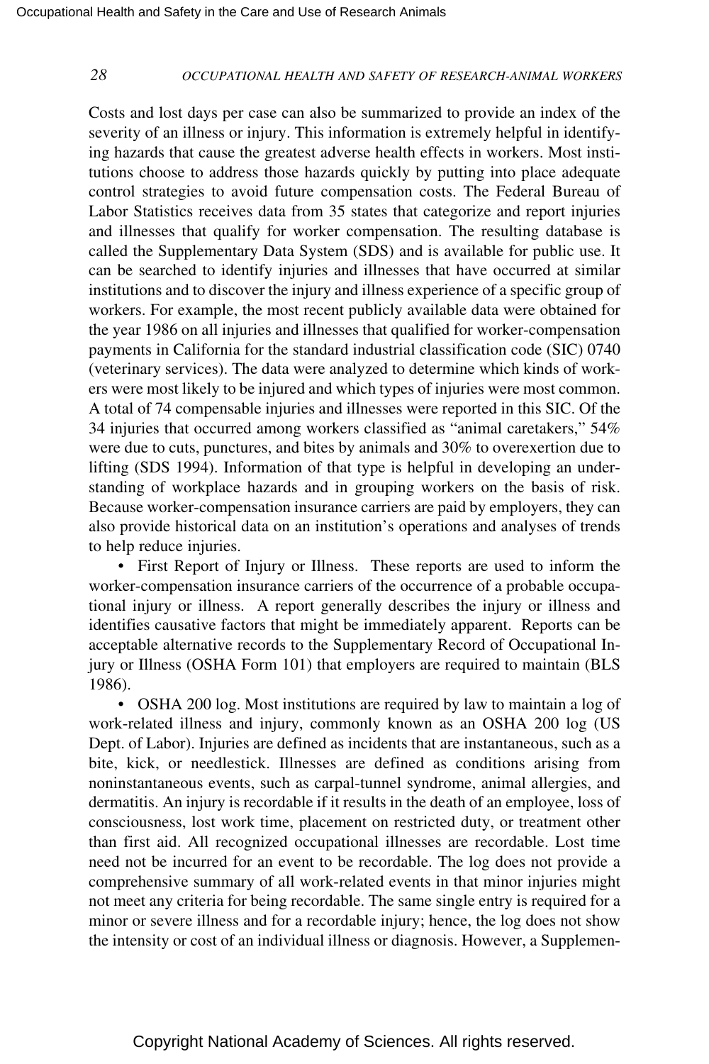Costs and lost days per case can also be summarized to provide an index of the severity of an illness or injury. This information is extremely helpful in identifying hazards that cause the greatest adverse health effects in workers. Most institutions choose to address those hazards quickly by putting into place adequate control strategies to avoid future compensation costs. The Federal Bureau of Labor Statistics receives data from 35 states that categorize and report injuries and illnesses that qualify for worker compensation. The resulting database is called the Supplementary Data System (SDS) and is available for public use. It can be searched to identify injuries and illnesses that have occurred at similar institutions and to discover the injury and illness experience of a specific group of workers. For example, the most recent publicly available data were obtained for the year 1986 on all injuries and illnesses that qualified for worker-compensation payments in California for the standard industrial classification code (SIC) 0740 (veterinary services). The data were analyzed to determine which kinds of workers were most likely to be injured and which types of injuries were most common. A total of 74 compensable injuries and illnesses were reported in this SIC. Of the 34 injuries that occurred among workers classified as "animal caretakers," 54% were due to cuts, punctures, and bites by animals and 30% to overexertion due to lifting (SDS 1994). Information of that type is helpful in developing an understanding of workplace hazards and in grouping workers on the basis of risk. Because worker-compensation insurance carriers are paid by employers, they can also provide historical data on an institution's operations and analyses of trends to help reduce injuries.

- First Report of Injury or Illness. These reports are used to inform the worker-compensation insurance carriers of the occurrence of a probable occupational injury or illness. A report generally describes the injury or illness and identifies causative factors that might be immediately apparent. Reports can be acceptable alternative records to the Supplementary Record of Occupational Injury or Illness (OSHA Form 101) that employers are required to maintain (BLS 1986).
- OSHA 200 log. Most institutions are required by law to maintain a log of work-related illness and injury, commonly known as an OSHA 200 log (US Dept. of Labor). Injuries are defined as incidents that are instantaneous, such as a bite, kick, or needlestick. Illnesses are defined as conditions arising from noninstantaneous events, such as carpal-tunnel syndrome, animal allergies, and dermatitis. An injury is recordable if it results in the death of an employee, loss of consciousness, lost work time, placement on restricted duty, or treatment other than first aid. All recognized occupational illnesses are recordable. Lost time need not be incurred for an event to be recordable. The log does not provide a comprehensive summary of all work-related events in that minor injuries might not meet any criteria for being recordable. The same single entry is required for a minor or severe illness and for a recordable injury; hence, the log does not show the intensity or cost of an individual illness or diagnosis. However, a Supplemen-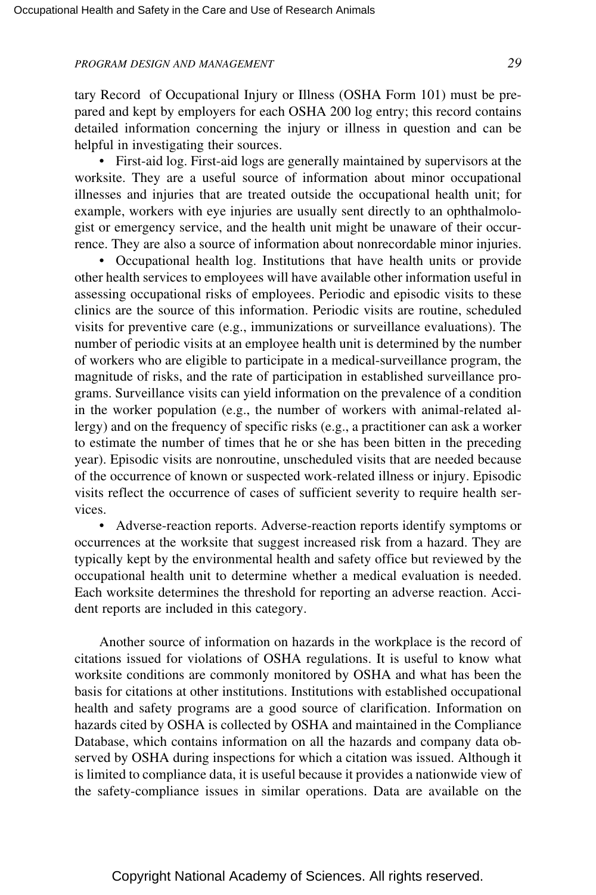tary Record of Occupational Injury or Illness (OSHA Form 101) must be prepared and kept by employers for each OSHA 200 log entry; this record contains detailed information concerning the injury or illness in question and can be helpful in investigating their sources.

- First-aid log. First-aid logs are generally maintained by supervisors at the worksite. They are a useful source of information about minor occupational illnesses and injuries that are treated outside the occupational health unit; for example, workers with eye injuries are usually sent directly to an ophthalmologist or emergency service, and the health unit might be unaware of their occurrence. They are also a source of information about nonrecordable minor injuries.
- Occupational health log. Institutions that have health units or provide other health services to employees will have available other information useful in assessing occupational risks of employees. Periodic and episodic visits to these clinics are the source of this information. Periodic visits are routine, scheduled visits for preventive care (e.g., immunizations or surveillance evaluations). The number of periodic visits at an employee health unit is determined by the number of workers who are eligible to participate in a medical-surveillance program, the magnitude of risks, and the rate of participation in established surveillance programs. Surveillance visits can yield information on the prevalence of a condition in the worker population (e.g., the number of workers with animal-related allergy) and on the frequency of specific risks (e.g., a practitioner can ask a worker to estimate the number of times that he or she has been bitten in the preceding year). Episodic visits are nonroutine, unscheduled visits that are needed because of the occurrence of known or suspected work-related illness or injury. Episodic visits reflect the occurrence of cases of sufficient severity to require health services.
- Adverse-reaction reports. Adverse-reaction reports identify symptoms or occurrences at the worksite that suggest increased risk from a hazard. They are typically kept by the environmental health and safety office but reviewed by the occupational health unit to determine whether a medical evaluation is needed. Each worksite determines the threshold for reporting an adverse reaction. Accident reports are included in this category.

Another source of information on hazards in the workplace is the record of citations issued for violations of OSHA regulations. It is useful to know what worksite conditions are commonly monitored by OSHA and what has been the basis for citations at other institutions. Institutions with established occupational health and safety programs are a good source of clarification. Information on hazards cited by OSHA is collected by OSHA and maintained in the Compliance Database, which contains information on all the hazards and company data observed by OSHA during inspections for which a citation was issued. Although it is limited to compliance data, it is useful because it provides a nationwide view of the safety-compliance issues in similar operations. Data are available on the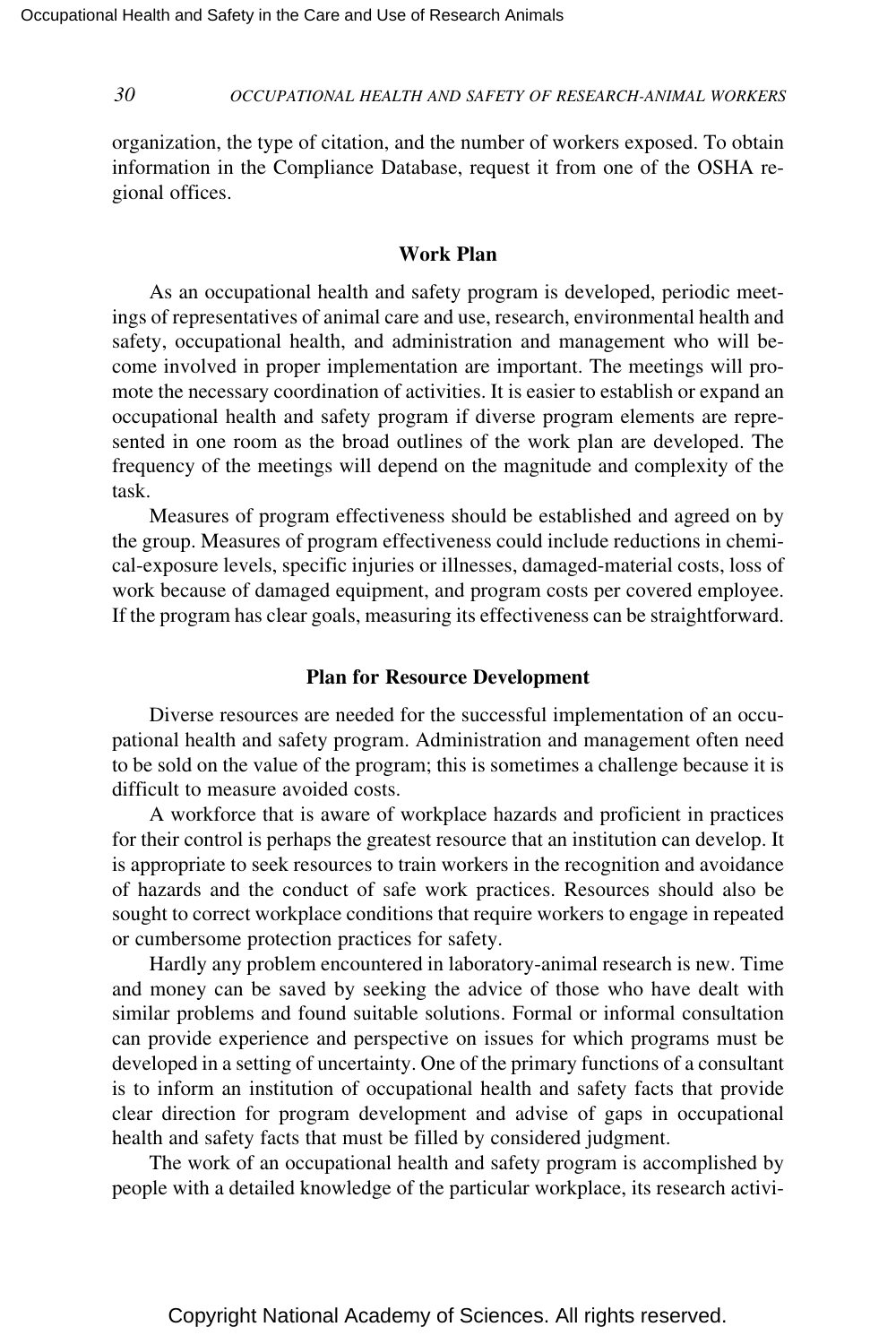organization, the type of citation, and the number of workers exposed. To obtain information in the Compliance Database, request it from one of the OSHA regional offices.

## Work Plan

As an occupational health and safety program is developed, periodic meetings of representatives of animal care and use, research, environmental health and safety, occupational health, and administration and management who will become involved in proper implementation are important. The meetings will promote the necessary coordination of activities. It is easier to establish or expand an occupational health and safety program if diverse program elements are represented in one room as the broad outlines of the work plan are developed. The frequency of the meetings will depend on the magnitude and complexity of the task.

Measures of program effectiveness should be established and agreed on by the group. Measures of program effectiveness could include reductions in chemical-exposure levels, specific injuries or illnesses, damaged-material costs, loss of work because of damaged equipment, and program costs per covered employee. If the program has clear goals, measuring its effectiveness can be straightforward.

## Plan for Resource Development

Diverse resources are needed for the successful implementation of an occupational health and safety program. Administration and management often need to be sold on the value of the program; this is sometimes a challenge because it is difficult to measure avoided costs.

A workforce that is aware of workplace hazards and proficient in practices for their control is perhaps the greatest resource that an institution can develop. It is appropriate to seek resources to train workers in the recognition and avoidance of hazards and the conduct of safe work practices. Resources should also be sought to correct workplace conditions that require workers to engage in repeated or cumbersome protection practices for safety.

Hardly any problem encountered in laboratory-animal research is new. Time and money can be saved by seeking the advice of those who have dealt with similar problems and found suitable solutions. Formal or informal consultation can provide experience and perspective on issues for which programs must be developed in a setting of uncertainty. One of the primary functions of a consultant is to inform an institution of occupational health and safety facts that provide clear direction for program development and advise of gaps in occupational health and safety facts that must be filled by considered judgment.

The work of an occupational health and safety program is accomplished by people with a detailed knowledge of the particular workplace, its research activi-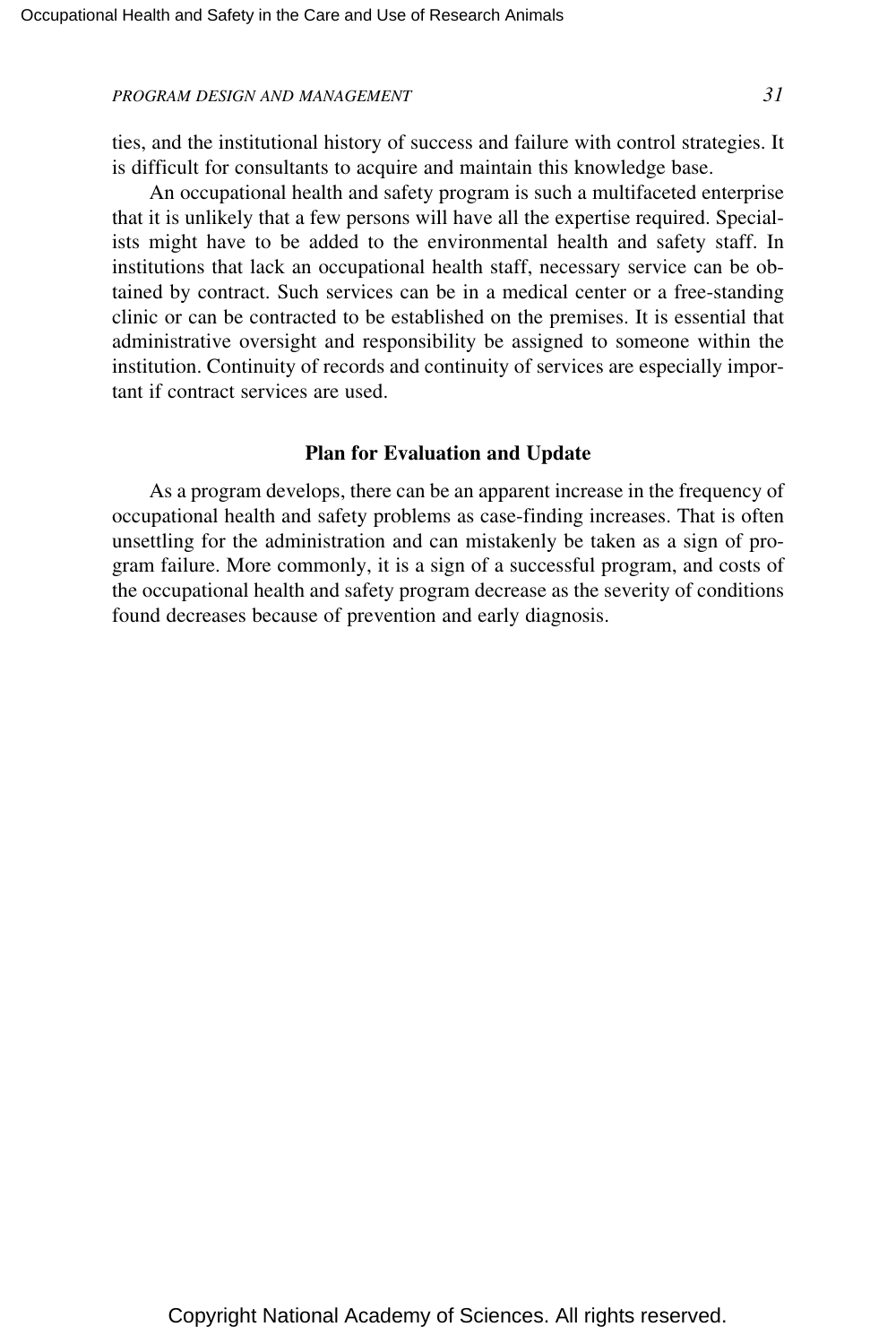ties, and the institutional history of success and failure with control strategies. It is difficult for consultants to acquire and maintain this knowledge base.

An occupational health and safety program is such a multifaceted enterprise that it is unlikely that a few persons will have all the expertise required. Specialists might have to be added to the environmental health and safety staff. In institutions that lack an occupational health staff, necessary service can be obtained by contract. Such services can be in a medical center or a free-standing clinic or can be contracted to be established on the premises. It is essential that administrative oversight and responsibility be assigned to someone within the institution. Continuity of records and continuity of services are especially important if contract services are used.

### Plan for Evaluation and Update

As a program develops, there can be an apparent increase in the frequency of occupational health and safety problems as case-finding increases. That is often unsettling for the administration and can mistakenly be taken as a sign of program failure. More commonly, it is a sign of a successful program, and costs of the occupational health and safety program decrease as the severity of conditions found decreases because of prevention and early diagnosis.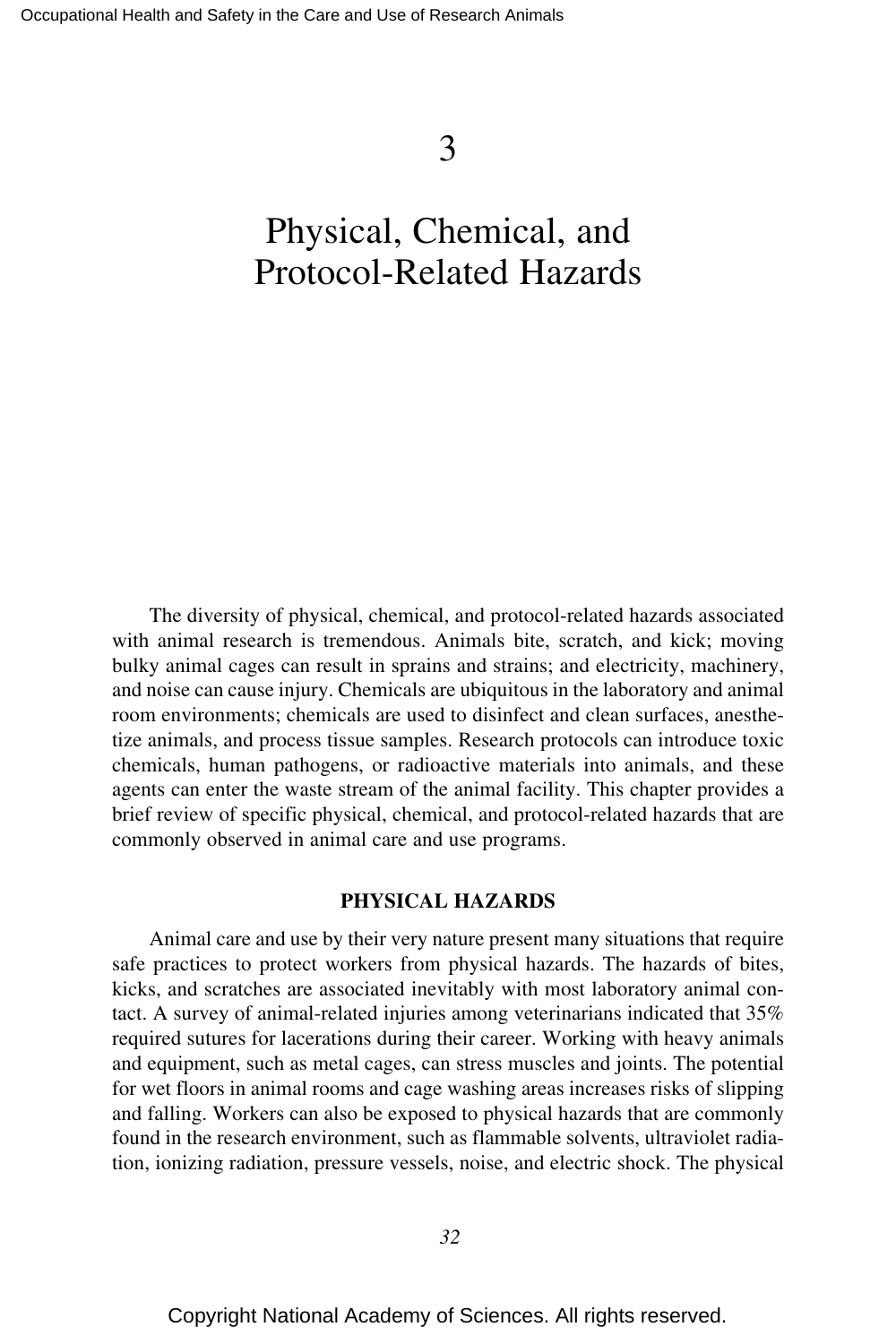# 3

# Physical, Chemical, and Protocol-Related Hazards

The diversity of physical, chemical, and protocol-related hazards associated with animal research is tremendous. Animals bite, scratch, and kick; moving bulky animal cages can result in sprains and strains; and electricity, machinery, and noise can cause injury. Chemicals are ubiquitous in the laboratory and animal room environments; chemicals are used to disinfect and clean surfaces, anesthetize animals, and process tissue samples. Research protocols can introduce toxic chemicals, human pathogens, or radioactive materials into animals, and these agents can enter the waste stream of the animal facility. This chapter provides a brief review of specific physical, chemical, and protocol-related hazards that are commonly observed in animal care and use programs.

## PHYSICAL HAZARDS

Animal care and use by their very nature present many situations that require safe practices to protect workers from physical hazards. The hazards of bites, kicks, and scratches are associated inevitably with most laboratory animal contact. A survey of animal-related injuries among veterinarians indicated that 35% required sutures for lacerations during their career. Working with heavy animals and equipment, such as metal cages, can stress muscles and joints. The potential for wet floors in animal rooms and cage washing areas increases risks of slipping and falling. Workers can also be exposed to physical hazards that are commonly found in the research environment, such as flammable solvents, ultraviolet radiation, ionizing radiation, pressure vessels, noise, and electric shock. The physical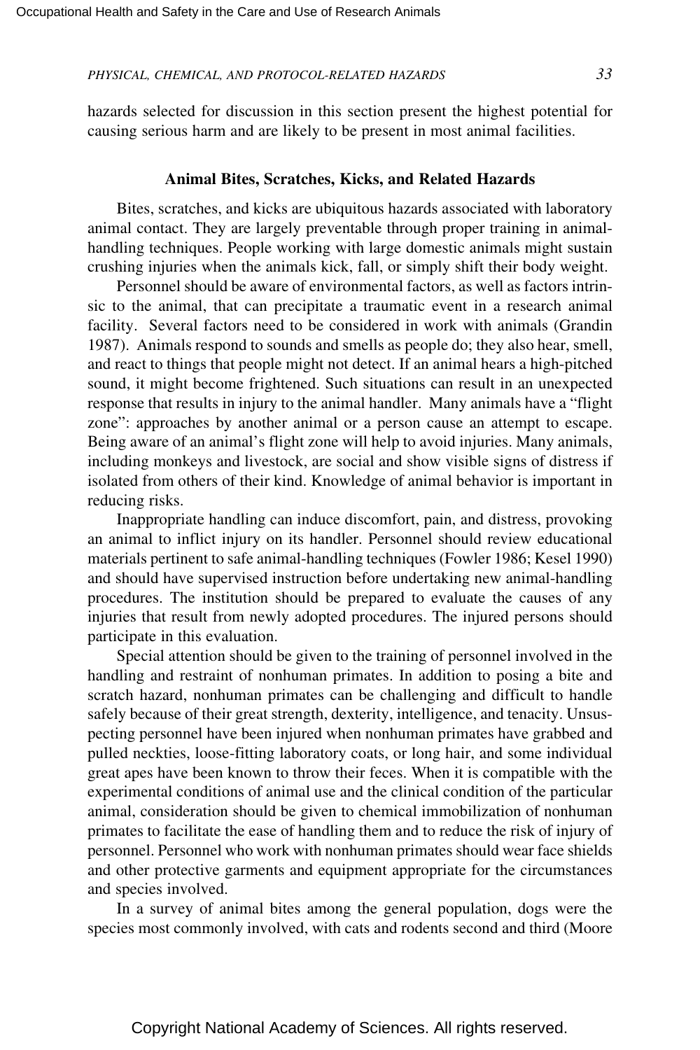hazards selected for discussion in this section present the highest potential for causing serious harm and are likely to be present in most animal facilities.

### Animal Bites, Scratches, Kicks, and Related Hazards

Bites, scratches, and kicks are ubiquitous hazards associated with laboratory animal contact. They are largely preventable through proper training in animal-handling techniques. People working with large domestic animals might sustain crushing injuries when the animals kick, fall, or simply shift their body weight.

Personnel should be aware of environmental factors, as well as factors intrinsic to the animal, that can precipitate a traumatic event in a research animal facility. Several factors need to be considered in work with animals (Grandin 1987). Animals respond to sounds and smells as people do; they also hear, smell, and react to things that people might not detect. If an animal hears a high-pitched sound, it might become frightened. Such situations can result in an unexpected response that results in injury to the animal handler. Many animals have a "flight zone": approaches by another animal or a person cause an attempt to escape. Being aware of an animal's flight zone will help to avoid injuries. Many animals, including monkeys and livestock, are social and show visible signs of distress if isolated from others of their kind. Knowledge of animal behavior is important in reducing risks.

Inappropriate handling can induce discomfort, pain, and distress, provoking an animal to inflict injury on its handler. Personnel should review educational materials pertinent to safe animal-handling techniques (Fowler 1986; Kesel 1990) and should have supervised instruction before undertaking new animal-handling procedures. The institution should be prepared to evaluate the causes of any injuries that result from newly adopted procedures. The injured persons should participate in this evaluation.

Special attention should be given to the training of personnel involved in the handling and restraint of nonhuman primates. In addition to posing a bite and scratch hazard, nonhuman primates can be challenging and difficult to handle safely because of their great strength, dexterity, intelligence, and tenacity. Unsuspecting personnel have been injured when nonhuman primates have grabbed and pulled neckties, loose-fitting laboratory coats, or long hair, and some individual great apes have been known to throw their feces. When it is compatible with the experimental conditions of animal use and the clinical condition of the particular animal, consideration should be given to chemical immobilization of nonhuman primates to facilitate the ease of handling them and to reduce the risk of injury of personnel. Personnel who work with nonhuman primates should wear face shields and other protective garments and equipment appropriate for the circumstances and species involved.

In a survey of animal bites among the general population, dogs were the species most commonly involved, with cats and rodents second and third (Moore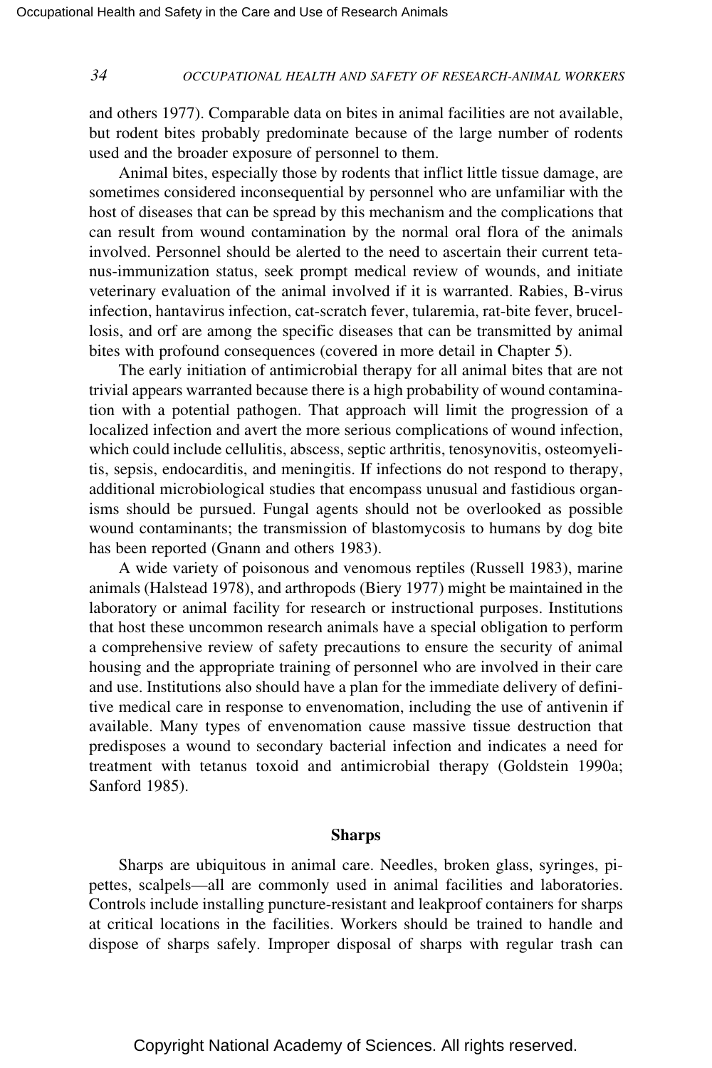and others 1977). Comparable data on bites in animal facilities are not available, but rodent bites probably predominate because of the large number of rodents used and the broader exposure of personnel to them.

Animal bites, especially those by rodents that inflict little tissue damage, are sometimes considered inconsequential by personnel who are unfamiliar with the host of diseases that can be spread by this mechanism and the complications that can result from wound contamination by the normal oral flora of the animals involved. Personnel should be alerted to the need to ascertain their current tetanus-immunization status, seek prompt medical review of wounds, and initiate veterinary evaluation of the animal involved if it is warranted. Rabies, B-virus infection, hantavirus infection, cat-scratch fever, tularemia, rat-bite fever, brucellosis, and orf are among the specific diseases that can be transmitted by animal bites with profound consequences (covered in more detail in Chapter 5).

The early initiation of antimicrobial therapy for all animal bites that are not trivial appears warranted because there is a high probability of wound contamination with a potential pathogen. That approach will limit the progression of a localized infection and avert the more serious complications of wound infection, which could include cellulitis, abscess, septic arthritis, tenosynovitis, osteomyelitis, sepsis, endocarditis, and meningitis. If infections do not respond to therapy, additional microbiological studies that encompass unusual and fastidious organisms should be pursued. Fungal agents should not be overlooked as possible wound contaminants; the transmission of blastomycosis to humans by dog bite has been reported (Gnann and others 1983).

A wide variety of poisonous and venomous reptiles (Russell 1983), marine animals (Halstead 1978), and arthropods (Biery 1977) might be maintained in the laboratory or animal facility for research or instructional purposes. Institutions that host these uncommon research animals have a special obligation to perform a comprehensive review of safety precautions to ensure the security of animal housing and the appropriate training of personnel who are involved in their care and use. Institutions also should have a plan for the immediate delivery of definitive medical care in response to envenomation, including the use of antivenin if available. Many types of envenomation cause massive tissue destruction that predisposes a wound to secondary bacterial infection and indicates a need for treatment with tetanus toxoid and antimicrobial therapy (Goldstein 1990a; Sanford 1985).

### Sharps

Sharps are ubiquitous in animal care. Needles, broken glass, syringes, pipettes, scalpels—all are commonly used in animal facilities and laboratories. Controls include installing puncture-resistant and leakproof containers for sharps at critical locations in the facilities. Workers should be trained to handle and dispose of sharps safely. Improper disposal of sharps with regular trash can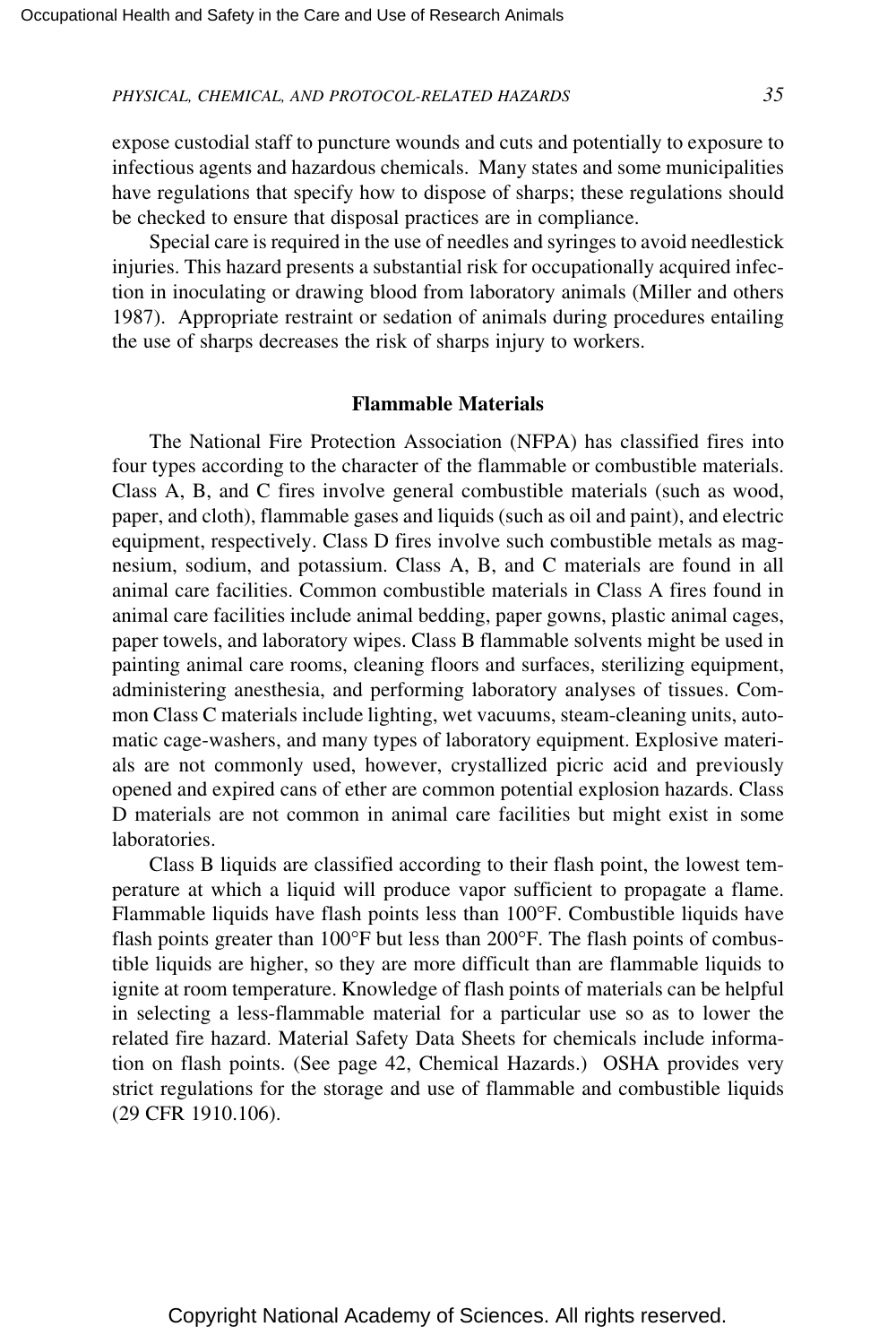expose custodial staff to puncture wounds and cuts and potentially to exposure to infectious agents and hazardous chemicals. Many states and some municipalities have regulations that specify how to dispose of sharps; these regulations should be checked to ensure that disposal practices are in compliance.

Special care is required in the use of needles and syringes to avoid needlestick injuries. This hazard presents a substantial risk for occupationally acquired infection in inoculating or drawing blood from laboratory animals (Miller and others 1987). Appropriate restraint or sedation of animals during procedures entailing the use of sharps decreases the risk of sharps injury to workers.

## Flammable Materials

The National Fire Protection Association (NFPA) has classified fires into four types according to the character of the flammable or combustible materials. Class A, B, and C fires involve general combustible materials (such as wood, paper, and cloth), flammable gases and liquids (such as oil and paint), and electric equipment, respectively. Class D fires involve such combustible metals as magnesium, sodium, and potassium. Class A, B, and C materials are found in all animal care facilities. Common combustible materials in Class A fires found in animal care facilities include animal bedding, paper gowns, plastic animal cages, paper towels, and laboratory wipes. Class B flammable solvents might be used in painting animal care rooms, cleaning floors and surfaces, sterilizing equipment, administering anesthesia, and performing laboratory analyses of tissues. Common Class C materials include lighting, wet vacuums, steam-cleaning units, automatic cage-washers, and many types of laboratory equipment. Explosive materials are not commonly used, however, crystallized picric acid and previously opened and expired cans of ether are common potential explosion hazards. Class D materials are not common in animal care facilities but might exist in some laboratories.

Class B liquids are classified according to their flash point, the lowest temperature at which a liquid will produce vapor sufficient to propagate a flame. Flammable liquids have flash points less than 100°F. Combustible liquids have flash points greater than 100°F but less than 200°F. The flash points of combustible liquids are higher, so they are more difficult than are flammable liquids to ignite at room temperature. Knowledge of flash points of materials can be helpful in selecting a less-flammable material for a particular use so as to lower the related fire hazard. Material Safety Data Sheets for chemicals include information on flash points. (See page 42, Chemical Hazards.) OSHA provides very strict regulations for the storage and use of flammable and combustible liquids (29 CFR 1910.106).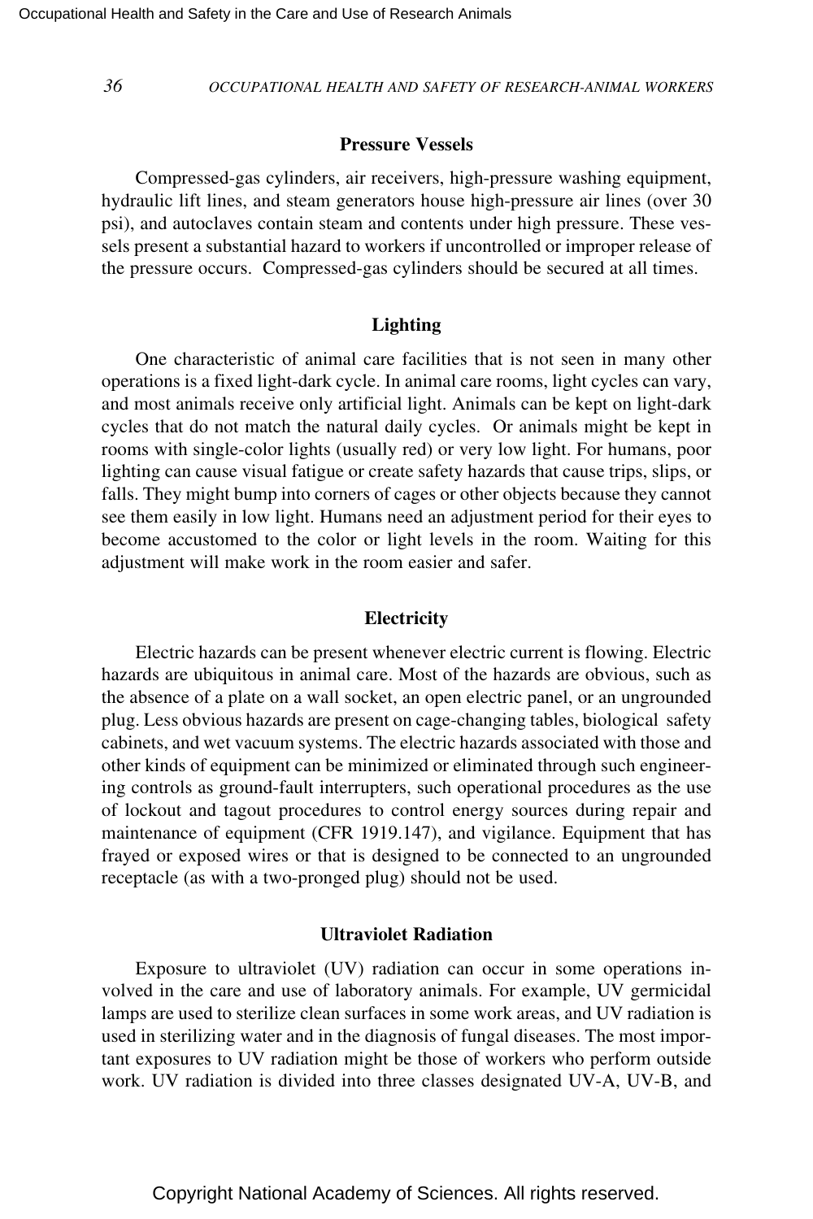### Pressure Vessels

Compressed-gas cylinders, air receivers, high-pressure washing equipment, hydraulic lift lines, and steam generators house high-pressure air lines (over 30 psi), and autoclaves contain steam and contents under high pressure. These vessels present a substantial hazard to workers if uncontrolled or improper release of the pressure occurs. Compressed-gas cylinders should be secured at all times.

### Lighting

One characteristic of animal care facilities that is not seen in many other operations is a fixed light-dark cycle. In animal care rooms, light cycles can vary, and most animals receive only artificial light. Animals can be kept on light-dark cycles that do not match the natural daily cycles. Or animals might be kept in rooms with single-color lights (usually red) or very low light. For humans, poor lighting can cause visual fatigue or create safety hazards that cause trips, slips, or falls. They might bump into corners of cages or other objects because they cannot see them easily in low light. Humans need an adjustment period for their eyes to become accustomed to the color or light levels in the room. Waiting for this adjustment will make work in the room easier and safer.

### Electricity

Electric hazards can be present whenever electric current is flowing. Electric hazards are ubiquitous in animal care. Most of the hazards are obvious, such as the absence of a plate on a wall socket, an open electric panel, or an ungrounded plug. Less obvious hazards are present on cage-changing tables, biological safety cabinets, and wet vacuum systems. The electric hazards associated with those and other kinds of equipment can be minimized or eliminated through such engineering controls as ground-fault interrupters, such operational procedures as the use of lockout and tagout procedures to control energy sources during repair and maintenance of equipment (CFR 1919.147), and vigilance. Equipment that has frayed or exposed wires or that is designed to be connected to an ungrounded receptacle (as with a two-pronged plug) should not be used.

### Ultraviolet Radiation

Exposure to ultraviolet (UV) radiation can occur in some operations involved in the care and use of laboratory animals. For example, UV germicidal lamps are used to sterilize clean surfaces in some work areas, and UV radiation is used in sterilizing water and in the diagnosis of fungal diseases. The most important exposures to UV radiation might be those of workers who perform outside work. UV radiation is divided into three classes designated UV-A, UV-B, and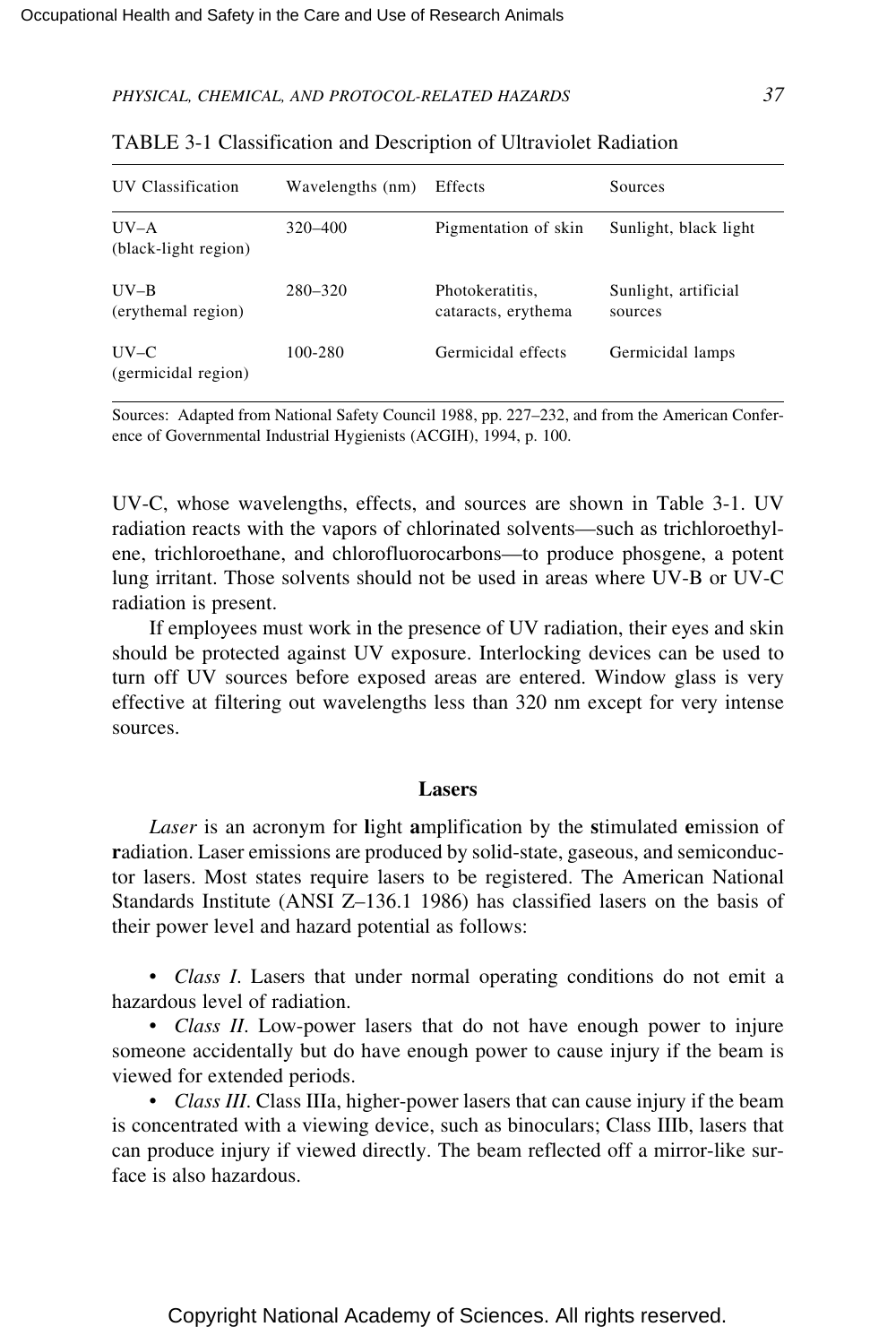TABLE 3-1 Classification and Description of Ultraviolet Radiation

| UV Classification | Wavelengths (nm) | Effects | Sources |
|---|---|---|---|
| UV–A (black-light region) | 320–400 | Pigmentation of skin | Sunlight, black light |
| UV–B (erythemal region) | 280–320 | Photokeratitis, cataracts, erythema | Sunlight, artificial sources |
| UV–C (germicidal region) | 100-280 | Germicidal effects | Germicidal lamps |

Sources: Adapted from National Safety Council 1988, pp. 227–232, and from the American Conference of Governmental Industrial Hygienists (ACGIH), 1994, p. 100.

UV-C, whose wavelengths, effects, and sources are shown in Table 3-1. UV radiation reacts with the vapors of chlorinated solvents—such as trichloroethylene, trichloroethane, and chlorofluorocarbons—to produce phosgene, a potent lung irritant. Those solvents should not be used in areas where UV-B or UV-C radiation is present.

If employees must work in the presence of UV radiation, their eyes and skin should be protected against UV exposure. Interlocking devices can be used to turn off UV sources before exposed areas are entered. Window glass is very effective at filtering out wavelengths less than 320 nm except for very intense sources.

## Lasers

*Laser* is an acronym for **l**ight **a**mplification by the **s**timulated **e**mission of **r**adiation. Laser emissions are produced by solid-state, gaseous, and semiconductor lasers. Most states require lasers to be registered. The American National Standards Institute (ANSI Z–136.1 1986) has classified lasers on the basis of their power level and hazard potential as follows:

- *Class I*. Lasers that under normal operating conditions do not emit a hazardous level of radiation.
- *Class II*. Low-power lasers that do not have enough power to injure someone accidentally but do have enough power to cause injury if the beam is viewed for extended periods.
- *Class III*. Class IIIa, higher-power lasers that can cause injury if the beam is concentrated with a viewing device, such as binoculars; Class IIIb, lasers that can produce injury if viewed directly. The beam reflected off a mirror-like surface is also hazardous.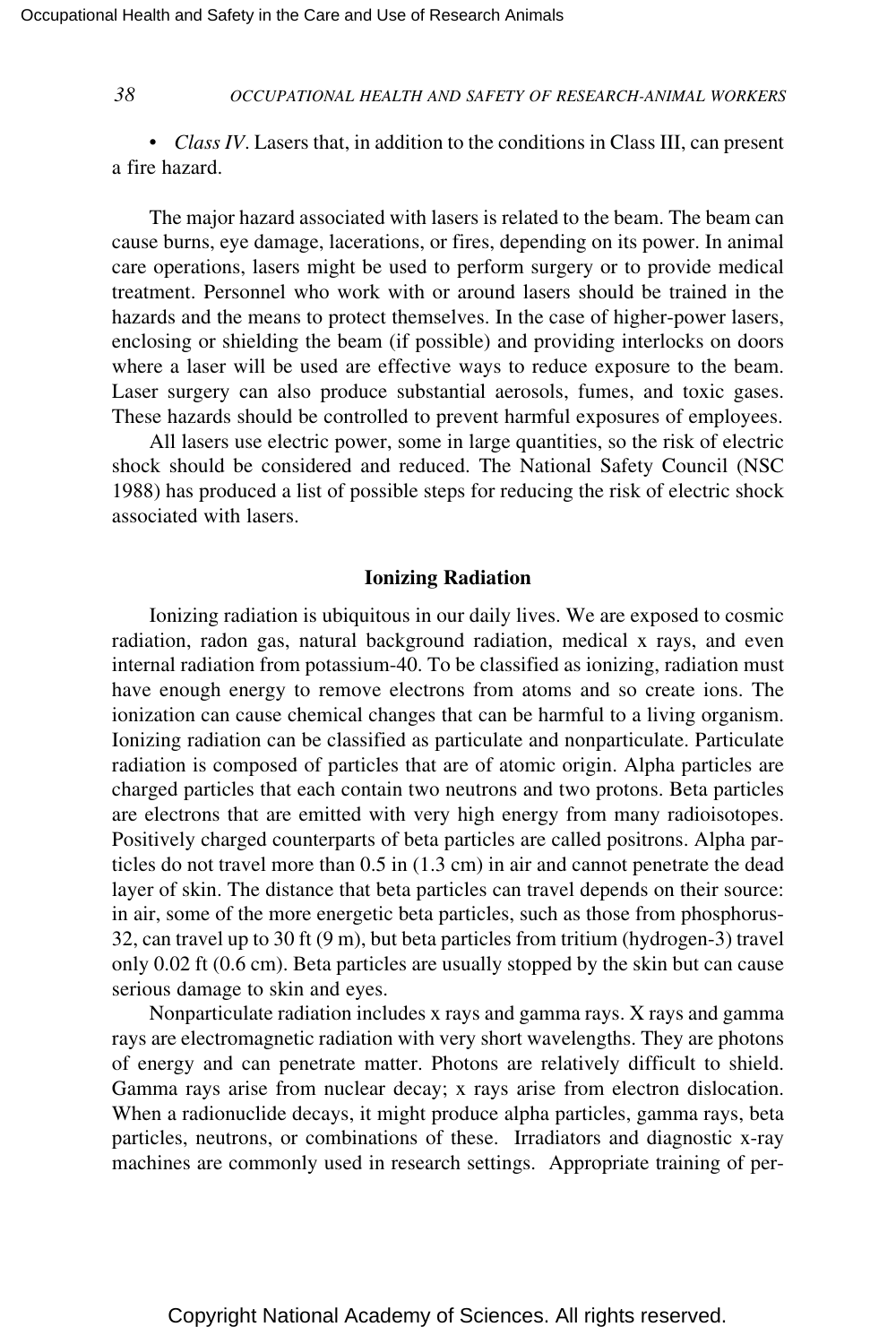- *Class IV*. Lasers that, in addition to the conditions in Class III, can present a fire hazard.

The major hazard associated with lasers is related to the beam. The beam can cause burns, eye damage, lacerations, or fires, depending on its power. In animal care operations, lasers might be used to perform surgery or to provide medical treatment. Personnel who work with or around lasers should be trained in the hazards and the means to protect themselves. In the case of higher-power lasers, enclosing or shielding the beam (if possible) and providing interlocks on doors where a laser will be used are effective ways to reduce exposure to the beam. Laser surgery can also produce substantial aerosols, fumes, and toxic gases. These hazards should be controlled to prevent harmful exposures of employees.

All lasers use electric power, some in large quantities, so the risk of electric shock should be considered and reduced. The National Safety Council (NSC 1988) has produced a list of possible steps for reducing the risk of electric shock associated with lasers.

### Ionizing Radiation

Ionizing radiation is ubiquitous in our daily lives. We are exposed to cosmic radiation, radon gas, natural background radiation, medical x rays, and even internal radiation from potassium-40. To be classified as ionizing, radiation must have enough energy to remove electrons from atoms and so create ions. The ionization can cause chemical changes that can be harmful to a living organism. Ionizing radiation can be classified as particulate and nonparticulate. Particulate radiation is composed of particles that are of atomic origin. Alpha particles are charged particles that each contain two neutrons and two protons. Beta particles are electrons that are emitted with very high energy from many radioisotopes. Positively charged counterparts of beta particles are called positrons. Alpha particles do not travel more than 0.5 in (1.3 cm) in air and cannot penetrate the dead layer of skin. The distance that beta particles can travel depends on their source: in air, some of the more energetic beta particles, such as those from phosphorus-32, can travel up to 30 ft (9 m), but beta particles from tritium (hydrogen-3) travel only 0.02 ft (0.6 cm). Beta particles are usually stopped by the skin but can cause serious damage to skin and eyes.

Nonparticulate radiation includes x rays and gamma rays. X rays and gamma rays are electromagnetic radiation with very short wavelengths. They are photons of energy and can penetrate matter. Photons are relatively difficult to shield. Gamma rays arise from nuclear decay; x rays arise from electron dislocation. When a radionuclide decays, it might produce alpha particles, gamma rays, beta particles, neutrons, or combinations of these. Irradiators and diagnostic x-ray machines are commonly used in research settings. Appropriate training of per-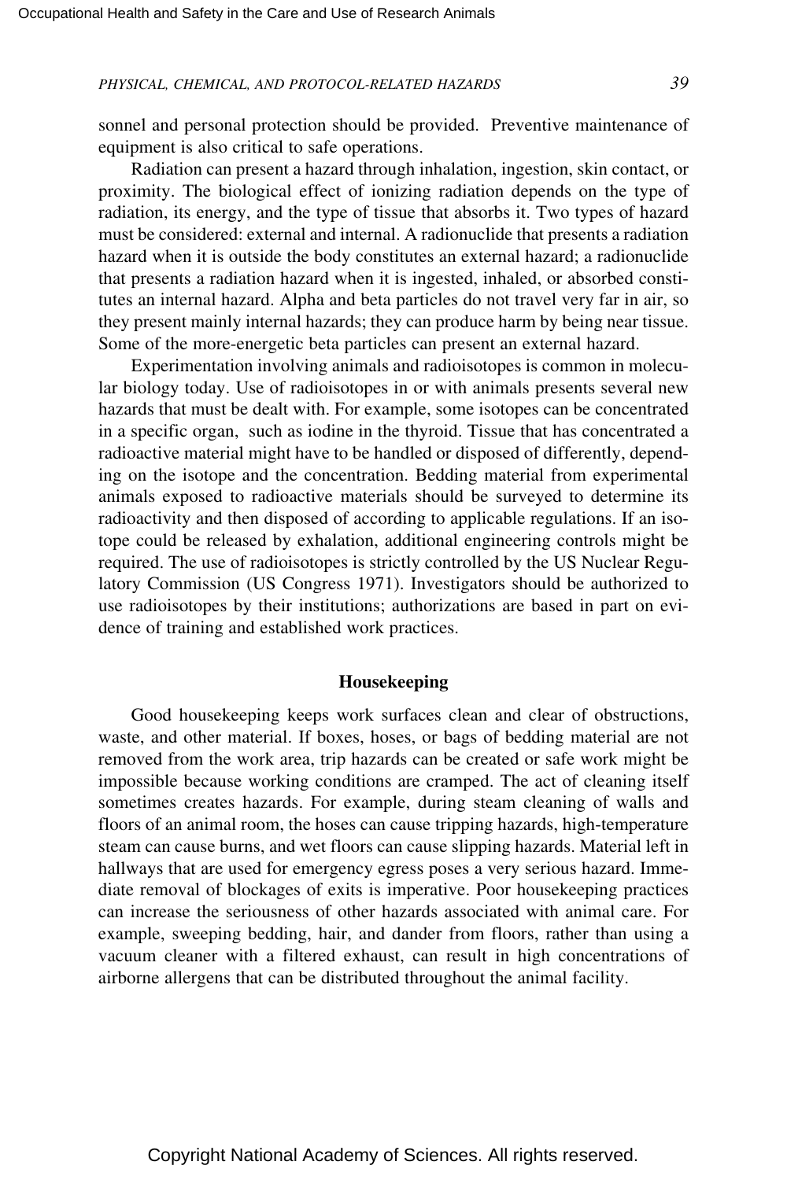sonnel and personal protection should be provided. Preventive maintenance of equipment is also critical to safe operations.

Radiation can present a hazard through inhalation, ingestion, skin contact, or proximity. The biological effect of ionizing radiation depends on the type of radiation, its energy, and the type of tissue that absorbs it. Two types of hazard must be considered: external and internal. A radionuclide that presents a radiation hazard when it is outside the body constitutes an external hazard; a radionuclide that presents a radiation hazard when it is ingested, inhaled, or absorbed constitutes an internal hazard. Alpha and beta particles do not travel very far in air, so they present mainly internal hazards; they can produce harm by being near tissue. Some of the more-energetic beta particles can present an external hazard.

Experimentation involving animals and radioisotopes is common in molecular biology today. Use of radioisotopes in or with animals presents several new hazards that must be dealt with. For example, some isotopes can be concentrated in a specific organ, such as iodine in the thyroid. Tissue that has concentrated a radioactive material might have to be handled or disposed of differently, depending on the isotope and the concentration. Bedding material from experimental animals exposed to radioactive materials should be surveyed to determine its radioactivity and then disposed of according to applicable regulations. If an isotope could be released by exhalation, additional engineering controls might be required. The use of radioisotopes is strictly controlled by the US Nuclear Regulatory Commission (US Congress 1971). Investigators should be authorized to use radioisotopes by their institutions; authorizations are based in part on evidence of training and established work practices.

## Housekeeping

Good housekeeping keeps work surfaces clean and clear of obstructions, waste, and other material. If boxes, hoses, or bags of bedding material are not removed from the work area, trip hazards can be created or safe work might be impossible because working conditions are cramped. The act of cleaning itself sometimes creates hazards. For example, during steam cleaning of walls and floors of an animal room, the hoses can cause tripping hazards, high-temperature steam can cause burns, and wet floors can cause slipping hazards. Material left in hallways that are used for emergency egress poses a very serious hazard. Immediate removal of blockages of exits is imperative. Poor housekeeping practices can increase the seriousness of other hazards associated with animal care. For example, sweeping bedding, hair, and dander from floors, rather than using a vacuum cleaner with a filtered exhaust, can result in high concentrations of airborne allergens that can be distributed throughout the animal facility.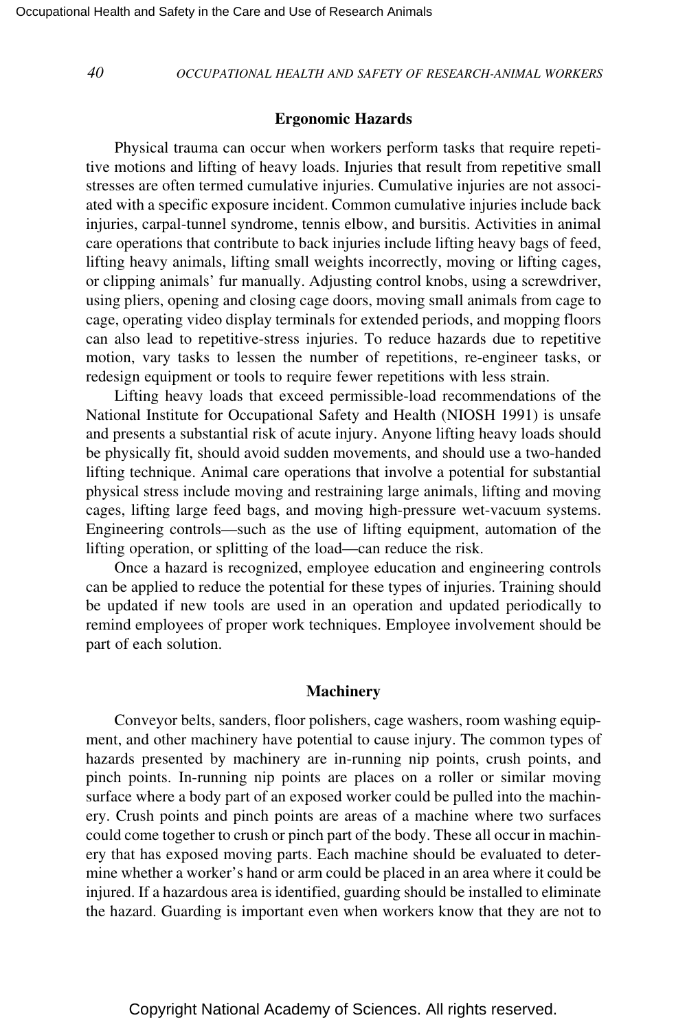## Ergonomic Hazards

Physical trauma can occur when workers perform tasks that require repetitive motions and lifting of heavy loads. Injuries that result from repetitive small stresses are often termed cumulative injuries. Cumulative injuries are not associated with a specific exposure incident. Common cumulative injuries include back injuries, carpal-tunnel syndrome, tennis elbow, and bursitis. Activities in animal care operations that contribute to back injuries include lifting heavy bags of feed, lifting heavy animals, lifting small weights incorrectly, moving or lifting cages, or clipping animals' fur manually. Adjusting control knobs, using a screwdriver, using pliers, opening and closing cage doors, moving small animals from cage to cage, operating video display terminals for extended periods, and mopping floors can also lead to repetitive-stress injuries. To reduce hazards due to repetitive motion, vary tasks to lessen the number of repetitions, re-engineer tasks, or redesign equipment or tools to require fewer repetitions with less strain.

Lifting heavy loads that exceed permissible-load recommendations of the National Institute for Occupational Safety and Health (NIOSH 1991) is unsafe and presents a substantial risk of acute injury. Anyone lifting heavy loads should be physically fit, should avoid sudden movements, and should use a two-handed lifting technique. Animal care operations that involve a potential for substantial physical stress include moving and restraining large animals, lifting and moving cages, lifting large feed bags, and moving high-pressure wet-vacuum systems. Engineering controls—such as the use of lifting equipment, automation of the lifting operation, or splitting of the load—can reduce the risk.

Once a hazard is recognized, employee education and engineering controls can be applied to reduce the potential for these types of injuries. Training should be updated if new tools are used in an operation and updated periodically to remind employees of proper work techniques. Employee involvement should be part of each solution.

## Machinery

Conveyor belts, sanders, floor polishers, cage washers, room washing equipment, and other machinery have potential to cause injury. The common types of hazards presented by machinery are in-running nip points, crush points, and pinch points. In-running nip points are places on a roller or similar moving surface where a body part of an exposed worker could be pulled into the machinery. Crush points and pinch points are areas of a machine where two surfaces could come together to crush or pinch part of the body. These all occur in machinery that has exposed moving parts. Each machine should be evaluated to determine whether a worker's hand or arm could be placed in an area where it could be injured. If a hazardous area is identified, guarding should be installed to eliminate the hazard. Guarding is important even when workers know that they are not to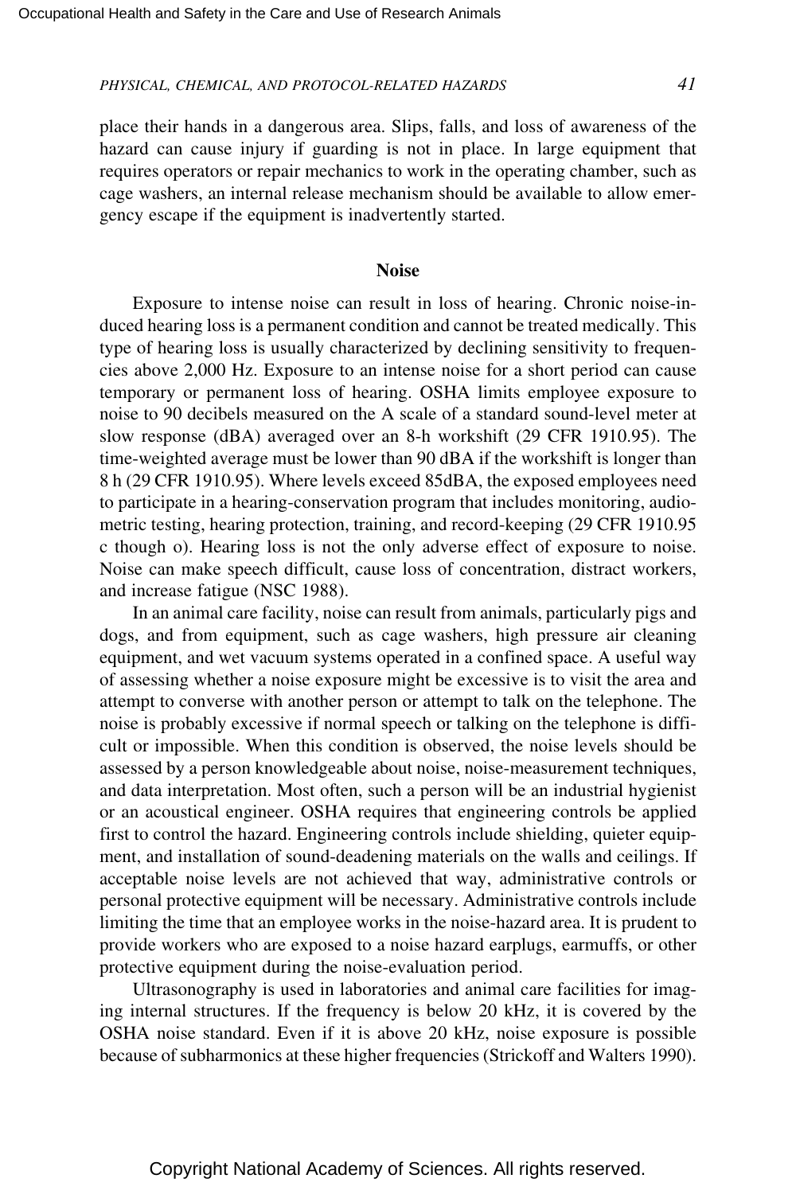place their hands in a dangerous area. Slips, falls, and loss of awareness of the hazard can cause injury if guarding is not in place. In large equipment that requires operators or repair mechanics to work in the operating chamber, such as cage washers, an internal release mechanism should be available to allow emergency escape if the equipment is inadvertently started.

### Noise

Exposure to intense noise can result in loss of hearing. Chronic noise-induced hearing loss is a permanent condition and cannot be treated medically. This type of hearing loss is usually characterized by declining sensitivity to frequencies above 2,000 Hz. Exposure to an intense noise for a short period can cause temporary or permanent loss of hearing. OSHA limits employee exposure to noise to 90 decibels measured on the A scale of a standard sound-level meter at slow response (dBA) averaged over an 8-h workshift (29 CFR 1910.95). The time-weighted average must be lower than 90 dBA if the workshift is longer than 8 h (29 CFR 1910.95). Where levels exceed 85dBA, the exposed employees need to participate in a hearing-conservation program that includes monitoring, audiometric testing, hearing protection, training, and record-keeping (29 CFR 1910.95 c though o). Hearing loss is not the only adverse effect of exposure to noise. Noise can make speech difficult, cause loss of concentration, distract workers, and increase fatigue (NSC 1988).

In an animal care facility, noise can result from animals, particularly pigs and dogs, and from equipment, such as cage washers, high pressure air cleaning equipment, and wet vacuum systems operated in a confined space. A useful way of assessing whether a noise exposure might be excessive is to visit the area and attempt to converse with another person or attempt to talk on the telephone. The noise is probably excessive if normal speech or talking on the telephone is difficult or impossible. When this condition is observed, the noise levels should be assessed by a person knowledgeable about noise, noise-measurement techniques, and data interpretation. Most often, such a person will be an industrial hygienist or an acoustical engineer. OSHA requires that engineering controls be applied first to control the hazard. Engineering controls include shielding, quieter equipment, and installation of sound-deadening materials on the walls and ceilings. If acceptable noise levels are not achieved that way, administrative controls or personal protective equipment will be necessary. Administrative controls include limiting the time that an employee works in the noise-hazard area. It is prudent to provide workers who are exposed to a noise hazard earplugs, earmuffs, or other protective equipment during the noise-evaluation period.

Ultrasonography is used in laboratories and animal care facilities for imaging internal structures. If the frequency is below 20 kHz, it is covered by the OSHA noise standard. Even if it is above 20 kHz, noise exposure is possible because of subharmonics at these higher frequencies (Strickoff and Walters 1990).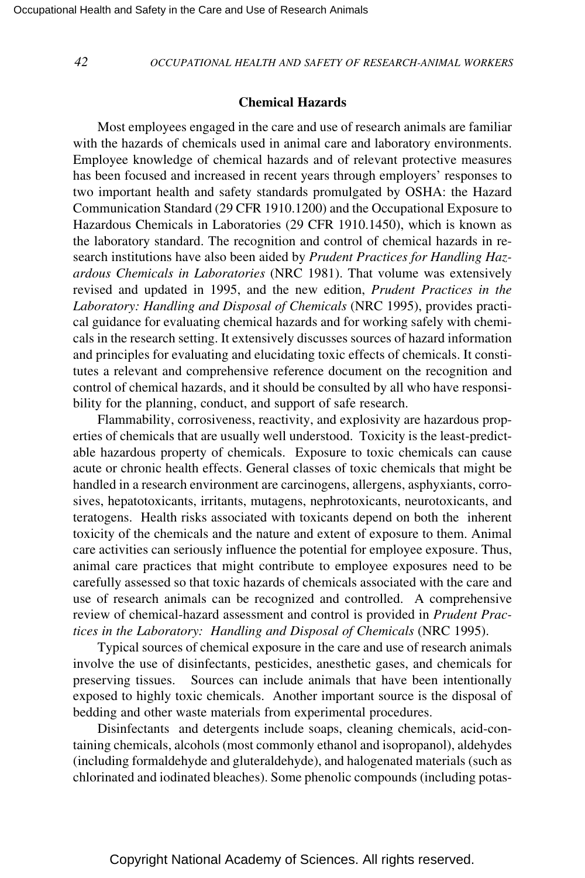## Chemical Hazards

Most employees engaged in the care and use of research animals are familiar with the hazards of chemicals used in animal care and laboratory environments. Employee knowledge of chemical hazards and of relevant protective measures has been focused and increased in recent years through employers' responses to two important health and safety standards promulgated by OSHA: the Hazard Communication Standard (29 CFR 1910.1200) and the Occupational Exposure to Hazardous Chemicals in Laboratories (29 CFR 1910.1450), which is known as the laboratory standard. The recognition and control of chemical hazards in research institutions have also been aided by *Prudent Practices for Handling Hazardous Chemicals in Laboratories* (NRC 1981). That volume was extensively revised and updated in 1995, and the new edition, *Prudent Practices in the Laboratory: Handling and Disposal of Chemicals* (NRC 1995), provides practical guidance for evaluating chemical hazards and for working safely with chemicals in the research setting. It extensively discusses sources of hazard information and principles for evaluating and elucidating toxic effects of chemicals. It constitutes a relevant and comprehensive reference document on the recognition and control of chemical hazards, and it should be consulted by all who have responsibility for the planning, conduct, and support of safe research.

Flammability, corrosiveness, reactivity, and explosivity are hazardous properties of chemicals that are usually well understood. Toxicity is the least-predictable hazardous property of chemicals. Exposure to toxic chemicals can cause acute or chronic health effects. General classes of toxic chemicals that might be handled in a research environment are carcinogens, allergens, asphyxiants, corrosives, hepatotoxicants, irritants, mutagens, nephrotoxicants, neurotoxicants, and teratogens. Health risks associated with toxicants depend on both the inherent toxicity of the chemicals and the nature and extent of exposure to them. Animal care activities can seriously influence the potential for employee exposure. Thus, animal care practices that might contribute to employee exposures need to be carefully assessed so that toxic hazards of chemicals associated with the care and use of research animals can be recognized and controlled. A comprehensive review of chemical-hazard assessment and control is provided in *Prudent Practices in the Laboratory: Handling and Disposal of Chemicals* (NRC 1995).

Typical sources of chemical exposure in the care and use of research animals involve the use of disinfectants, pesticides, anesthetic gases, and chemicals for preserving tissues. Sources can include animals that have been intentionally exposed to highly toxic chemicals. Another important source is the disposal of bedding and other waste materials from experimental procedures.

Disinfectants and detergents include soaps, cleaning chemicals, acid-containing chemicals, alcohols (most commonly ethanol and isopropanol), aldehydes (including formaldehyde and gluteraldehyde), and halogenated materials (such as chlorinated and iodinated bleaches). Some phenolic compounds (including potas-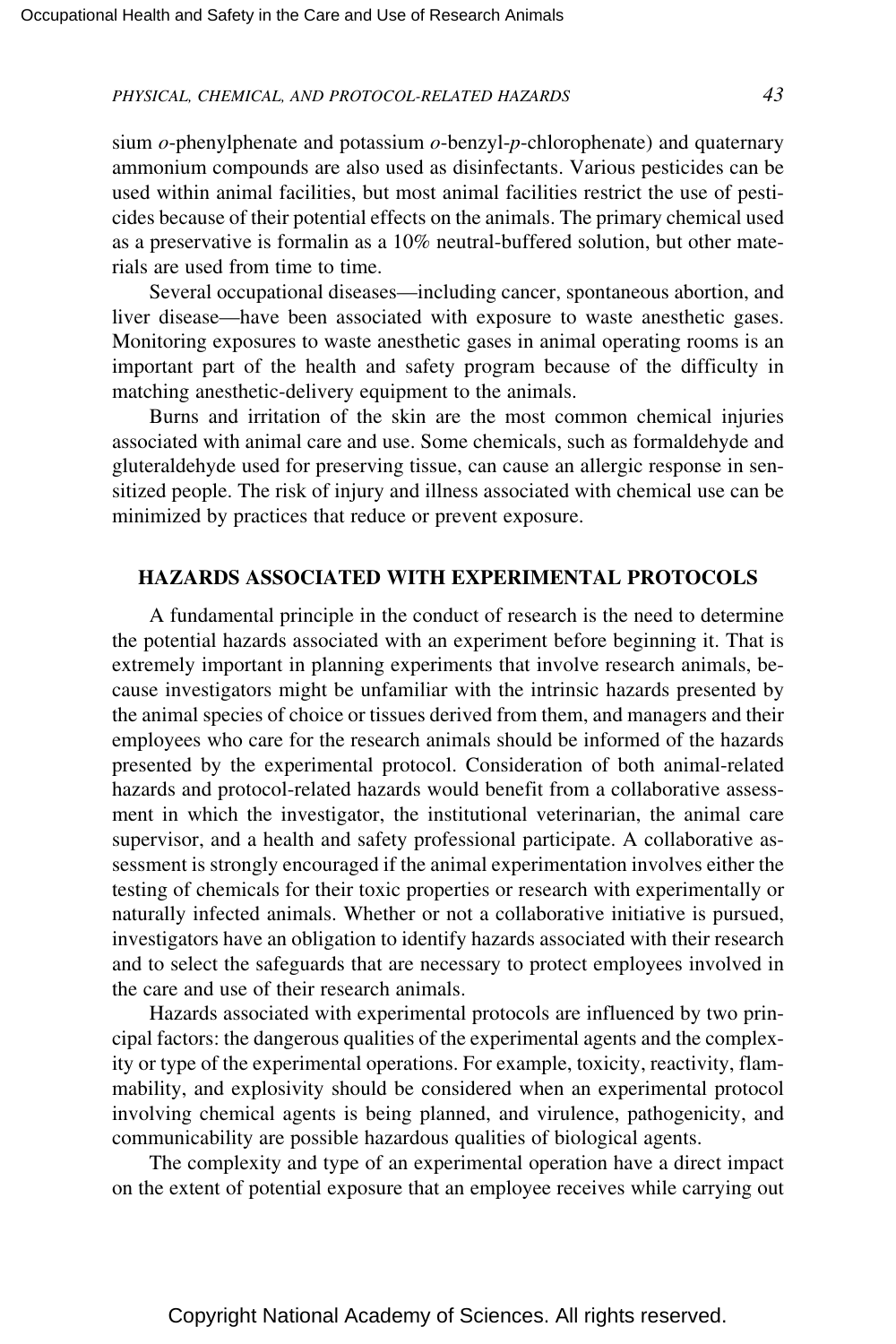sium *o*-phenylphenate and potassium *o*-benzyl-*p*-chlorophenate) and quaternary ammonium compounds are also used as disinfectants. Various pesticides can be used within animal facilities, but most animal facilities restrict the use of pesticides because of their potential effects on the animals. The primary chemical used as a preservative is formalin as a 10% neutral-buffered solution, but other materials are used from time to time.

Several occupational diseases—including cancer, spontaneous abortion, and liver disease—have been associated with exposure to waste anesthetic gases. Monitoring exposures to waste anesthetic gases in animal operating rooms is an important part of the health and safety program because of the difficulty in matching anesthetic-delivery equipment to the animals.

Burns and irritation of the skin are the most common chemical injuries associated with animal care and use. Some chemicals, such as formaldehyde and gluteraldehyde used for preserving tissue, can cause an allergic response in sensitized people. The risk of injury and illness associated with chemical use can be minimized by practices that reduce or prevent exposure.

## HAZARDS ASSOCIATED WITH EXPERIMENTAL PROTOCOLS

A fundamental principle in the conduct of research is the need to determine the potential hazards associated with an experiment before beginning it. That is extremely important in planning experiments that involve research animals, because investigators might be unfamiliar with the intrinsic hazards presented by the animal species of choice or tissues derived from them, and managers and their employees who care for the research animals should be informed of the hazards presented by the experimental protocol. Consideration of both animal-related hazards and protocol-related hazards would benefit from a collaborative assessment in which the investigator, the institutional veterinarian, the animal care supervisor, and a health and safety professional participate. A collaborative assessment is strongly encouraged if the animal experimentation involves either the testing of chemicals for their toxic properties or research with experimentally or naturally infected animals. Whether or not a collaborative initiative is pursued, investigators have an obligation to identify hazards associated with their research and to select the safeguards that are necessary to protect employees involved in the care and use of their research animals.

Hazards associated with experimental protocols are influenced by two principal factors: the dangerous qualities of the experimental agents and the complexity or type of the experimental operations. For example, toxicity, reactivity, flammability, and explosivity should be considered when an experimental protocol involving chemical agents is being planned, and virulence, pathogenicity, and communicability are possible hazardous qualities of biological agents.

The complexity and type of an experimental operation have a direct impact on the extent of potential exposure that an employee receives while carrying out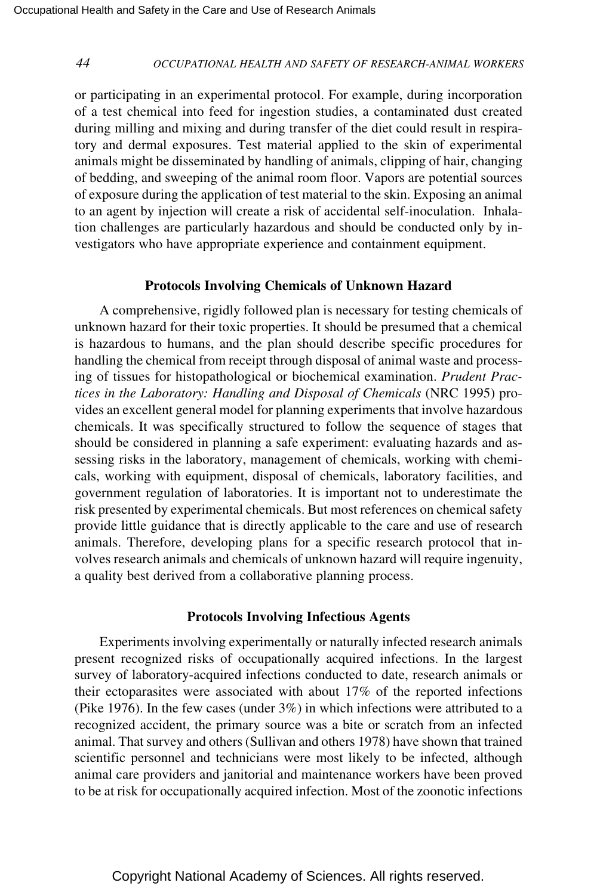or participating in an experimental protocol. For example, during incorporation of a test chemical into feed for ingestion studies, a contaminated dust created during milling and mixing and during transfer of the diet could result in respiratory and dermal exposures. Test material applied to the skin of experimental animals might be disseminated by handling of animals, clipping of hair, changing of bedding, and sweeping of the animal room floor. Vapors are potential sources of exposure during the application of test material to the skin. Exposing an animal to an agent by injection will create a risk of accidental self-inoculation. Inhalation challenges are particularly hazardous and should be conducted only by investigators who have appropriate experience and containment equipment.

### Protocols Involving Chemicals of Unknown Hazard

A comprehensive, rigidly followed plan is necessary for testing chemicals of unknown hazard for their toxic properties. It should be presumed that a chemical is hazardous to humans, and the plan should describe specific procedures for handling the chemical from receipt through disposal of animal waste and processing of tissues for histopathological or biochemical examination. *Prudent Practices in the Laboratory: Handling and Disposal of Chemicals* (NRC 1995) provides an excellent general model for planning experiments that involve hazardous chemicals. It was specifically structured to follow the sequence of stages that should be considered in planning a safe experiment: evaluating hazards and assessing risks in the laboratory, management of chemicals, working with chemicals, working with equipment, disposal of chemicals, laboratory facilities, and government regulation of laboratories. It is important not to underestimate the risk presented by experimental chemicals. But most references on chemical safety provide little guidance that is directly applicable to the care and use of research animals. Therefore, developing plans for a specific research protocol that involves research animals and chemicals of unknown hazard will require ingenuity, a quality best derived from a collaborative planning process.

### Protocols Involving Infectious Agents

Experiments involving experimentally or naturally infected research animals present recognized risks of occupationally acquired infections. In the largest survey of laboratory-acquired infections conducted to date, research animals or their ectoparasites were associated with about 17% of the reported infections (Pike 1976). In the few cases (under 3%) in which infections were attributed to a recognized accident, the primary source was a bite or scratch from an infected animal. That survey and others (Sullivan and others 1978) have shown that trained scientific personnel and technicians were most likely to be infected, although animal care providers and janitorial and maintenance workers have been proved to be at risk for occupationally acquired infection. Most of the zoonotic infections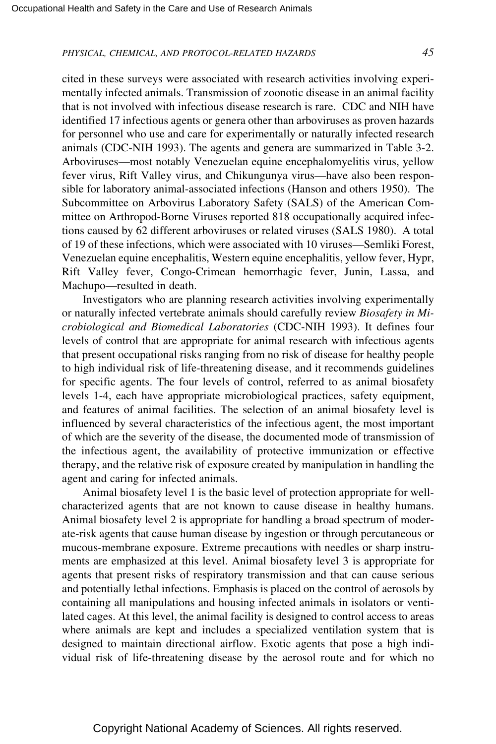cited in these surveys were associated with research activities involving experimentally infected animals. Transmission of zoonotic disease in an animal facility that is not involved with infectious disease research is rare. CDC and NIH have identified 17 infectious agents or genera other than arboviruses as proven hazards for personnel who use and care for experimentally or naturally infected research animals (CDC-NIH 1993). The agents and genera are summarized in Table 3-2. Arboviruses—most notably Venezuelan equine encephalomyelitis virus, yellow fever virus, Rift Valley virus, and Chikungunya virus—have also been responsible for laboratory animal-associated infections (Hanson and others 1950). The Subcommittee on Arbovirus Laboratory Safety (SALS) of the American Committee on Arthropod-Borne Viruses reported 818 occupationally acquired infections caused by 62 different arboviruses or related viruses (SALS 1980). A total of 19 of these infections, which were associated with 10 viruses—Semliki Forest, Venezuelan equine encephalitis, Western equine encephalitis, yellow fever, Hypr, Rift Valley fever, Congo-Crimean hemorrhagic fever, Junin, Lassa, and Machupo—resulted in death.

Investigators who are planning research activities involving experimentally or naturally infected vertebrate animals should carefully review *Biosafety in Microbiological and Biomedical Laboratories* (CDC-NIH 1993). It defines four levels of control that are appropriate for animal research with infectious agents that present occupational risks ranging from no risk of disease for healthy people to high individual risk of life-threatening disease, and it recommends guidelines for specific agents. The four levels of control, referred to as animal biosafety levels 1-4, each have appropriate microbiological practices, safety equipment, and features of animal facilities. The selection of an animal biosafety level is influenced by several characteristics of the infectious agent, the most important of which are the severity of the disease, the documented mode of transmission of the infectious agent, the availability of protective immunization or effective therapy, and the relative risk of exposure created by manipulation in handling the agent and caring for infected animals.

Animal biosafety level 1 is the basic level of protection appropriate for well-characterized agents that are not known to cause disease in healthy humans. Animal biosafety level 2 is appropriate for handling a broad spectrum of moderate-risk agents that cause human disease by ingestion or through percutaneous or mucous-membrane exposure. Extreme precautions with needles or sharp instruments are emphasized at this level. Animal biosafety level 3 is appropriate for agents that present risks of respiratory transmission and that can cause serious and potentially lethal infections. Emphasis is placed on the control of aerosols by containing all manipulations and housing infected animals in isolators or ventilated cages. At this level, the animal facility is designed to control access to areas where animals are kept and includes a specialized ventilation system that is designed to maintain directional airflow. Exotic agents that pose a high individual risk of life-threatening disease by the aerosol route and for which no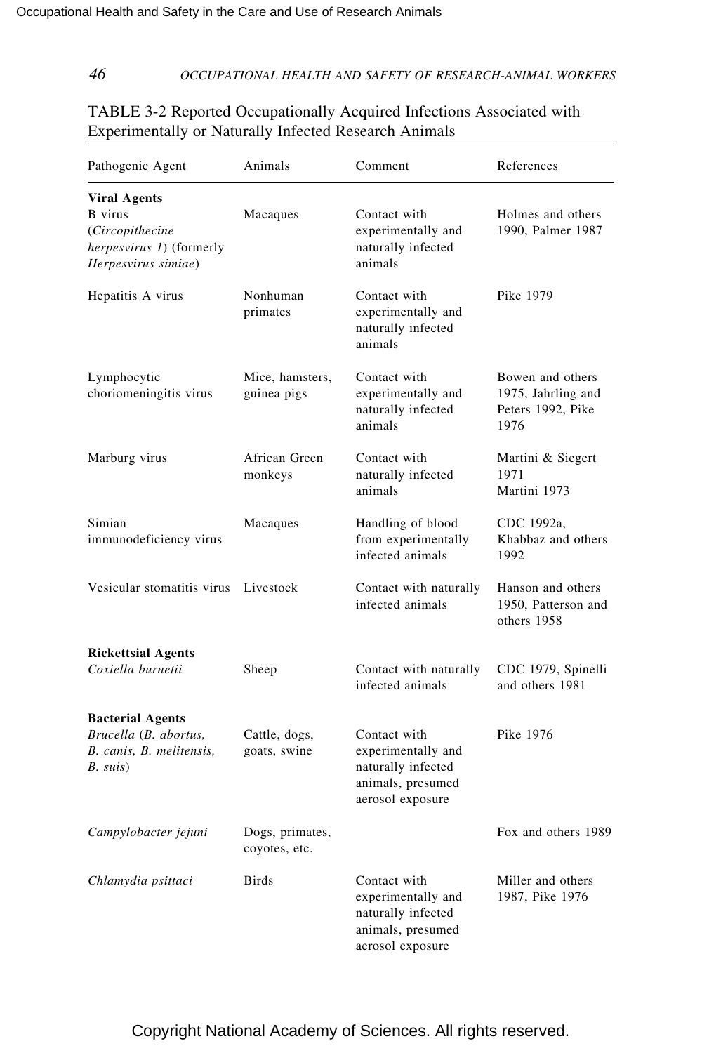TABLE 3-2 Reported Occupationally Acquired Infections Associated with Experimentally or Naturally Infected Research Animals

| Pathogenic Agent | Animals | Comment | References |
|---|---|---|---|
| **Viral Agents** | | | |
| B virus (*Circopithecine herpesvirus 1*) (formerly *Herpesvirus simiae*) | Macaques | Contact with experimentally and naturally infected animals | Holmes and others 1990, Palmer 1987 |
| Hepatitis A virus | Nonhuman primates | Contact with experimentally and naturally infected animals | Pike 1979 |
| Lymphocytic choriomeningitis virus | Mice, hamsters, guinea pigs | Contact with experimentally and naturally infected animals | Bowen and others 1975, Jahrling and Peters 1992, Pike 1976 |
| Marburg virus | African Green monkeys | Contact with naturally infected animals | Martini & Siegert 1971<br>Martini 1973 |
| Simian immunodeficiency virus | Macaques | Handling of blood from experimentally infected animals | CDC 1992a, Khabbaz and others 1992 |
| Vesicular stomatitis virus | Livestock | Contact with naturally infected animals | Hanson and others 1950, Patterson and others 1958 |
| **Rickettsial Agents** | | | |
| *Coxiella burnetii* | Sheep | Contact with naturally infected animals | CDC 1979, Spinelli and others 1981 |
| **Bacterial Agents** | | | |
| *Brucella* (*B. abortus, B. canis, B. melitensis, B. suis*) | Cattle, dogs, goats, swine | Contact with experimentally and naturally infected animals, presumed aerosol exposure | Pike 1976 |
| *Campylobacter jejuni* | Dogs, primates, coyotes, etc. | | Fox and others 1989 |
| *Chlamydia psittaci* | Birds | Contact with experimentally and naturally infected animals, presumed aerosol exposure | Miller and others 1987, Pike 1976 |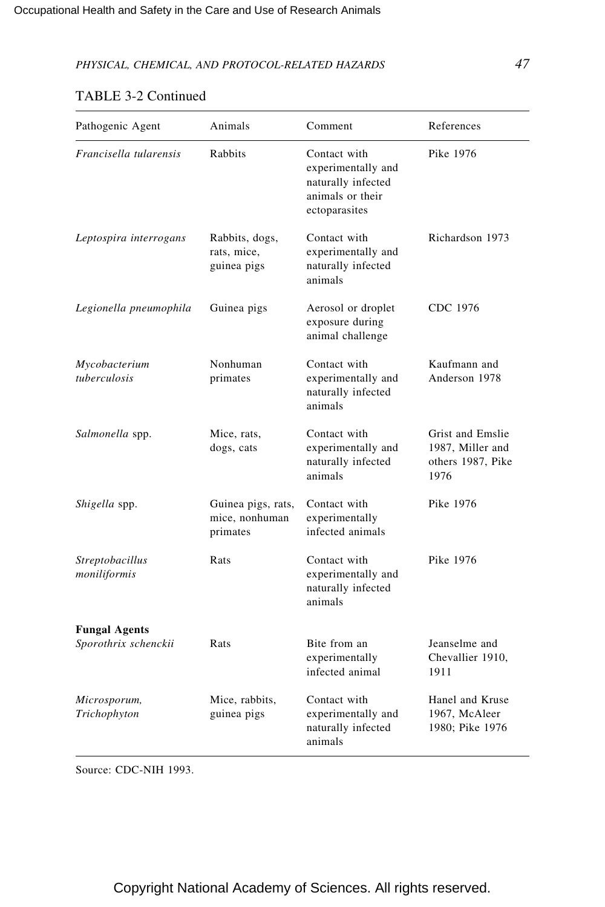TABLE 3-2 Continued

| Pathogenic Agent | Animals | Comment | References |
| --- | --- | --- | --- |
| *Francisella tularensis* | Rabbits | Contact with experimentally and naturally infected animals or their ectoparasites | Pike 1976 |
| *Leptospira interrogans* | Rabbits, dogs, rats, mice, guinea pigs | Contact with experimentally and naturally infected animals | Richardson 1973 |
| *Legionella pneumophila* | Guinea pigs | Aerosol or droplet exposure during animal challenge | CDC 1976 |
| *Mycobacterium tuberculosis* | Nonhuman primates | Contact with experimentally and naturally infected animals | Kaufmann and Anderson 1978 |
| *Salmonella* spp. | Mice, rats, dogs, cats | Contact with experimentally and naturally infected animals | Grist and Emslie 1987, Miller and others 1987, Pike 1976 |
| *Shigella* spp. | Guinea pigs, rats, mice, nonhuman primates | Contact with experimentally infected animals | Pike 1976 |
| *Streptobacillus moniliformis* | Rats | Contact with experimentally and naturally infected animals | Pike 1976 |
| **Fungal Agents** | | | |
| *Sporothrix schenckii* | Rats | Bite from an experimentally infected animal | Jeanselme and Chevallier 1910, 1911 |
| *Microsporum, Trichophyton* | Mice, rabbits, guinea pigs | Contact with experimentally and naturally infected animals | Hanel and Kruse 1967, McAleer 1980; Pike 1976 |

Source: CDC-NIH 1993.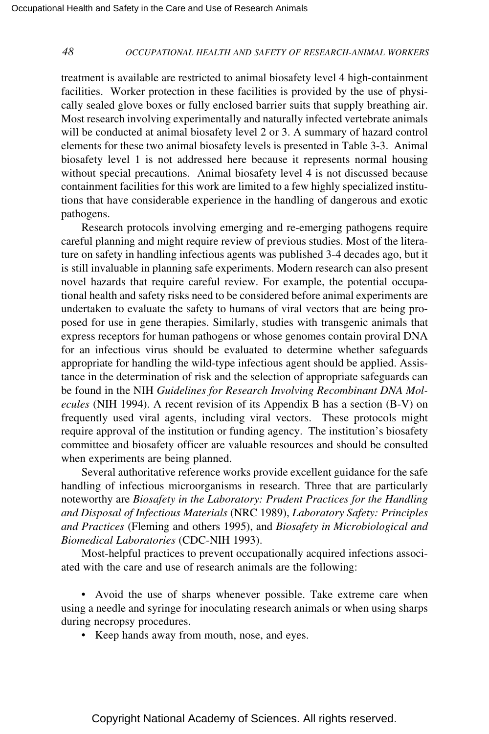treatment is available are restricted to animal biosafety level 4 high-containment facilities. Worker protection in these facilities is provided by the use of physically sealed glove boxes or fully enclosed barrier suits that supply breathing air. Most research involving experimentally and naturally infected vertebrate animals will be conducted at animal biosafety level 2 or 3. A summary of hazard control elements for these two animal biosafety levels is presented in Table 3-3. Animal biosafety level 1 is not addressed here because it represents normal housing without special precautions. Animal biosafety level 4 is not discussed because containment facilities for this work are limited to a few highly specialized institutions that have considerable experience in the handling of dangerous and exotic pathogens.

Research protocols involving emerging and re-emerging pathogens require careful planning and might require review of previous studies. Most of the literature on safety in handling infectious agents was published 3-4 decades ago, but it is still invaluable in planning safe experiments. Modern research can also present novel hazards that require careful review. For example, the potential occupational health and safety risks need to be considered before animal experiments are undertaken to evaluate the safety to humans of viral vectors that are being proposed for use in gene therapies. Similarly, studies with transgenic animals that express receptors for human pathogens or whose genomes contain proviral DNA for an infectious virus should be evaluated to determine whether safeguards appropriate for handling the wild-type infectious agent should be applied. Assistance in the determination of risk and the selection of appropriate safeguards can be found in the NIH *Guidelines for Research Involving Recombinant DNA Molecules* (NIH 1994). A recent revision of its Appendix B has a section (B-V) on frequently used viral agents, including viral vectors. These protocols might require approval of the institution or funding agency. The institution's biosafety committee and biosafety officer are valuable resources and should be consulted when experiments are being planned.

Several authoritative reference works provide excellent guidance for the safe handling of infectious microorganisms in research. Three that are particularly noteworthy are *Biosafety in the Laboratory: Prudent Practices for the Handling and Disposal of Infectious Materials* (NRC 1989), *Laboratory Safety: Principles and Practices* (Fleming and others 1995), and *Biosafety in Microbiological and Biomedical Laboratories* (CDC-NIH 1993).

Most-helpful practices to prevent occupationally acquired infections associated with the care and use of research animals are the following:

- Avoid the use of sharps whenever possible. Take extreme care when using a needle and syringe for inoculating research animals or when using sharps during necropsy procedures.
- Keep hands away from mouth, nose, and eyes.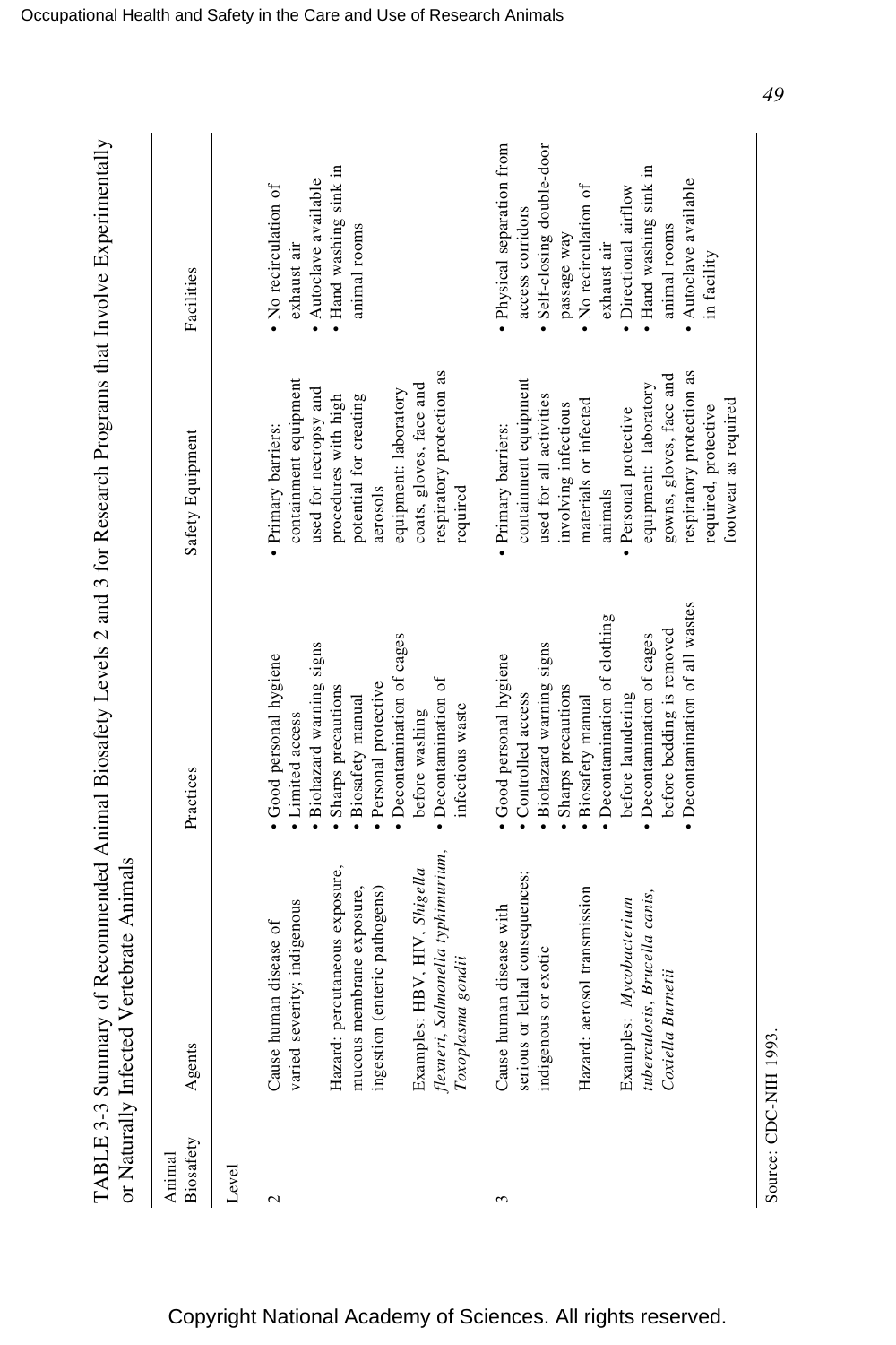TABLE 3-3 Summary of Recommended Animal Biosafety Levels 2 and 3 for Research Programs that Involve Experimentally or Naturally Infected Vertebrate Animals

| Animal Biosafety Level | Agents | Practices | Safety Equipment | Facilities |
|---|---|---|---|---|
| 2 | Cause human disease of varied severity; indigenous<br><br>Hazard: percutaneous exposure, mucous membrane exposure, ingestion (enteric pathogens)<br><br>Examples: HBV, HIV, *Shigella flexneri*, *Salmonella typhimurium*, *Toxoplasma gondii* | • Good personal hygiene<br>• Limited access<br>• Biohazard warning signs<br>• Sharps precautions<br>• Biosafety manual<br>• Personal protective<br>• Decontamination of cages before washing<br>• Decontamination of infectious waste | • Primary barriers: containment equipment used for necropsy and procedures with high potential for creating aerosols<br>equipment: laboratory coats, gloves, face and respiratory protection as required | • No recirculation of exhaust air<br>• Autoclave available<br>• Hand washing sink in animal rooms |
| 3 | Cause human disease with serious or lethal consequences; indigenous or exotic<br><br>Hazard: aerosol transmission<br><br>Examples: *Mycobacterium tuberculosis*, *Brucella canis*, *Coxiella Burnetii* | • Good personal hygiene<br>• Controlled access<br>• Biohazard warning signs<br>• Sharps precautions<br>• Biosafety manual<br>• Decontamination of clothing before laundering<br>• Decontamination of cages before bedding is removed<br>• Decontamination of all wastes | • Primary barriers: containment equipment used for all activities involving infectious materials or infected animals<br>• Personal protective equipment: laboratory gowns, gloves, face and respiratory protection as required, protective footwear as required | • Physical separation from access corridors<br>• Self-closing double-door passage way<br>• No recirculation of exhaust air<br>• Directional airflow<br>• Hand washing sink in animal rooms<br>• Autoclave available in facility |

Source: CDC-NIH 1993.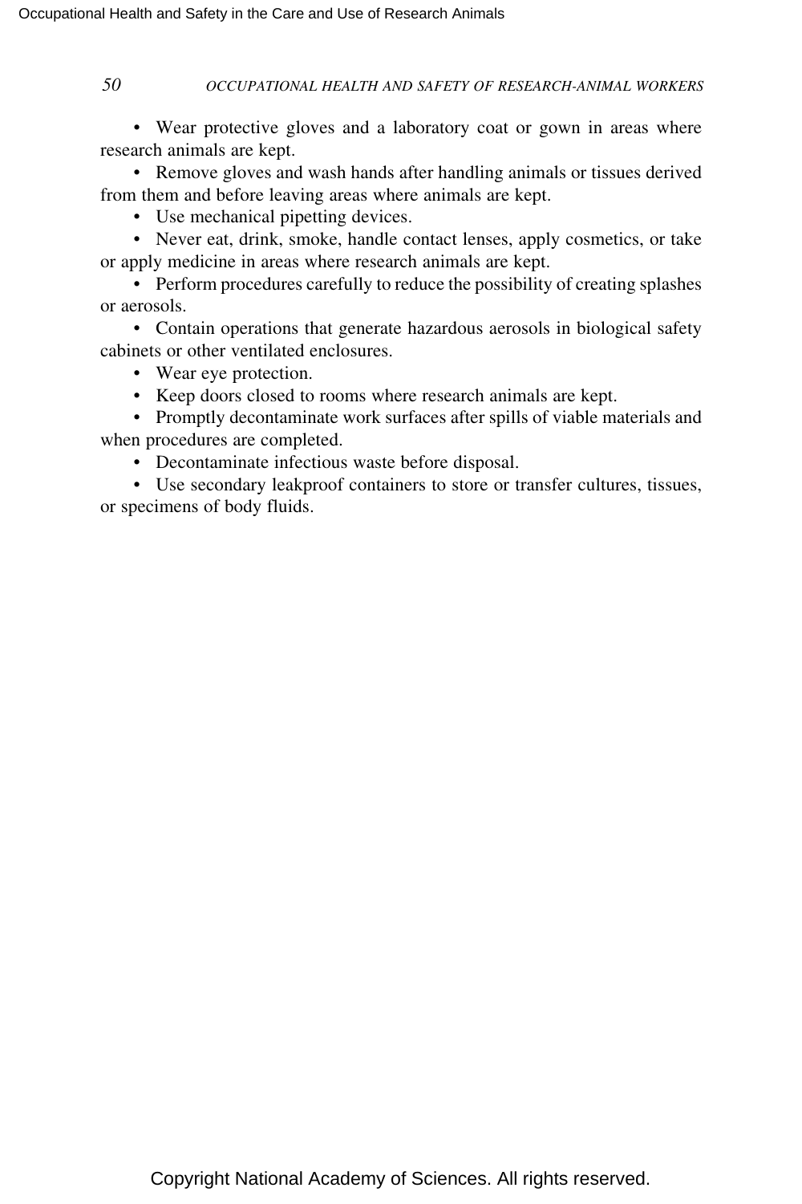- Wear protective gloves and a laboratory coat or gown in areas where research animals are kept.
- Remove gloves and wash hands after handling animals or tissues derived from them and before leaving areas where animals are kept.
- Use mechanical pipetting devices.
- Never eat, drink, smoke, handle contact lenses, apply cosmetics, or take or apply medicine in areas where research animals are kept.
- Perform procedures carefully to reduce the possibility of creating splashes or aerosols.
- Contain operations that generate hazardous aerosols in biological safety cabinets or other ventilated enclosures.
- Wear eye protection.
- Keep doors closed to rooms where research animals are kept.
- Promptly decontaminate work surfaces after spills of viable materials and when procedures are completed.
- Decontaminate infectious waste before disposal.
- Use secondary leakproof containers to store or transfer cultures, tissues, or specimens of body fluids.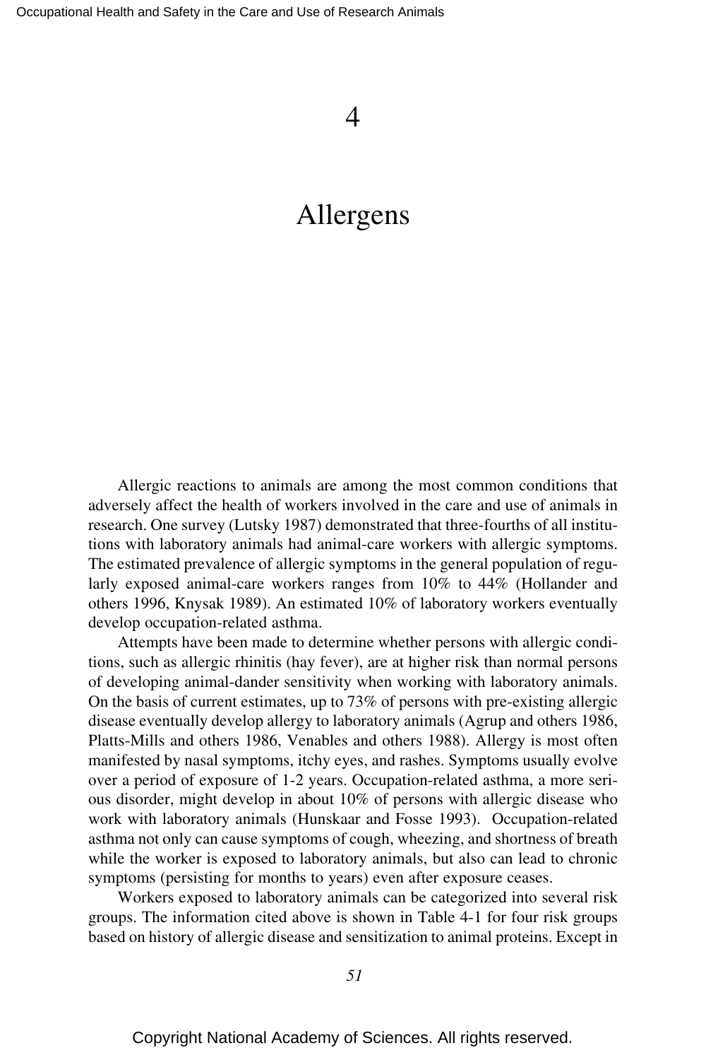# 4

# Allergens

Allergic reactions to animals are among the most common conditions that adversely affect the health of workers involved in the care and use of animals in research. One survey (Lutsky 1987) demonstrated that three-fourths of all institutions with laboratory animals had animal-care workers with allergic symptoms. The estimated prevalence of allergic symptoms in the general population of regularly exposed animal-care workers ranges from 10% to 44% (Hollander and others 1996, Knysak 1989). An estimated 10% of laboratory workers eventually develop occupation-related asthma.

Attempts have been made to determine whether persons with allergic conditions, such as allergic rhinitis (hay fever), are at higher risk than normal persons of developing animal-dander sensitivity when working with laboratory animals. On the basis of current estimates, up to 73% of persons with pre-existing allergic disease eventually develop allergy to laboratory animals (Agrup and others 1986, Platts-Mills and others 1986, Venables and others 1988). Allergy is most often manifested by nasal symptoms, itchy eyes, and rashes. Symptoms usually evolve over a period of exposure of 1-2 years. Occupation-related asthma, a more serious disorder, might develop in about 10% of persons with allergic disease who work with laboratory animals (Hunskaar and Fosse 1993). Occupation-related asthma not only can cause symptoms of cough, wheezing, and shortness of breath while the worker is exposed to laboratory animals, but also can lead to chronic symptoms (persisting for months to years) even after exposure ceases.

Workers exposed to laboratory animals can be categorized into several risk groups. The information cited above is shown in Table 4-1 for four risk groups based on history of allergic disease and sensitization to animal proteins. Except in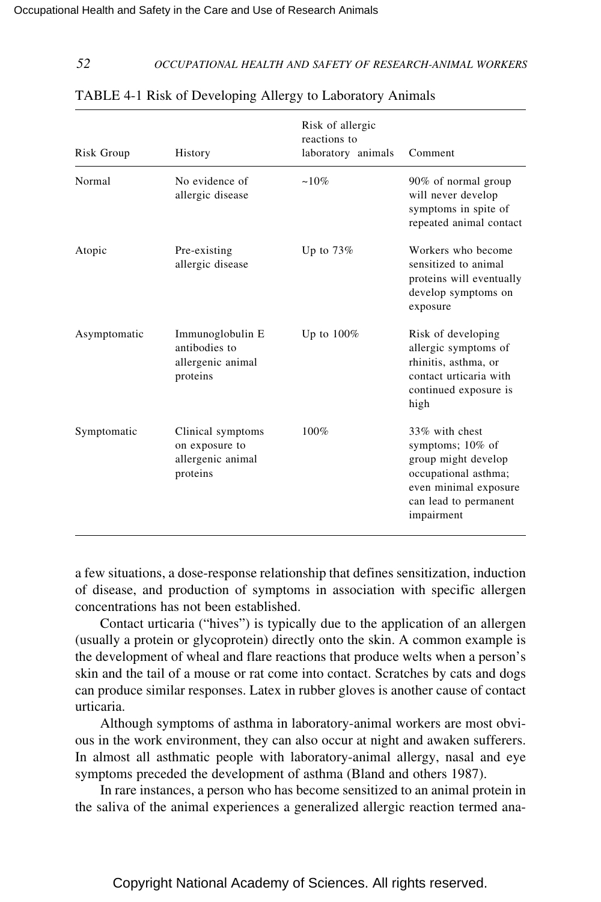TABLE 4-1 Risk of Developing Allergy to Laboratory Animals

| Risk Group | History | Risk of allergic reactions to laboratory animals | Comment |
|---|---|---|---|
| Normal | No evidence of allergic disease | ~10% | 90% of normal group will never develop symptoms in spite of repeated animal contact |
| Atopic | Pre-existing allergic disease | Up to 73% | Workers who become sensitized to animal proteins will eventually develop symptoms on exposure |
| Asymptomatic | Immunoglobulin E antibodies to allergenic animal proteins | Up to 100% | Risk of developing allergic symptoms of rhinitis, asthma, or contact urticaria with continued exposure is high |
| Symptomatic | Clinical symptoms on exposure to allergenic animal proteins | 100% | 33% with chest symptoms; 10% of group might develop occupational asthma; even minimal exposure can lead to permanent impairment |

a few situations, a dose-response relationship that defines sensitization, induction of disease, and production of symptoms in association with specific allergen concentrations has not been established.

Contact urticaria ("hives") is typically due to the application of an allergen (usually a protein or glycoprotein) directly onto the skin. A common example is the development of wheal and flare reactions that produce welts when a person's skin and the tail of a mouse or rat come into contact. Scratches by cats and dogs can produce similar responses. Latex in rubber gloves is another cause of contact urticaria.

Although symptoms of asthma in laboratory-animal workers are most obvious in the work environment, they can also occur at night and awaken sufferers. In almost all asthmatic people with laboratory-animal allergy, nasal and eye symptoms preceded the development of asthma (Bland and others 1987).

In rare instances, a person who has become sensitized to an animal protein in the saliva of the animal experiences a generalized allergic reaction termed ana-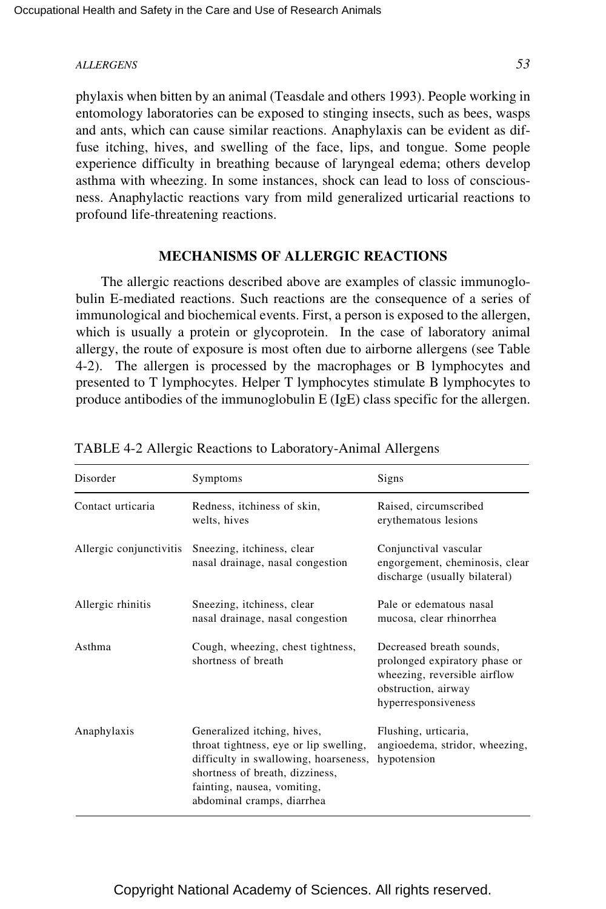phylaxis when bitten by an animal (Teasdale and others 1993). People working in entomology laboratories can be exposed to stinging insects, such as bees, wasps and ants, which can cause similar reactions. Anaphylaxis can be evident as diffuse itching, hives, and swelling of the face, lips, and tongue. Some people experience difficulty in breathing because of laryngeal edema; others develop asthma with wheezing. In some instances, shock can lead to loss of consciousness. Anaphylactic reactions vary from mild generalized urticarial reactions to profound life-threatening reactions.

## MECHANISMS OF ALLERGIC REACTIONS

The allergic reactions described above are examples of classic immunoglobulin E-mediated reactions. Such reactions are the consequence of a series of immunological and biochemical events. First, a person is exposed to the allergen, which is usually a protein or glycoprotein. In the case of laboratory animal allergy, the route of exposure is most often due to airborne allergens (see Table 4-2). The allergen is processed by the macrophages or B lymphocytes and presented to T lymphocytes. Helper T lymphocytes stimulate B lymphocytes to produce antibodies of the immunoglobulin E (IgE) class specific for the allergen.

TABLE 4-2 Allergic Reactions to Laboratory-Animal Allergens

| Disorder | Symptoms | Signs |
|---|---|---|
| Contact urticaria | Redness, itchiness of skin, welts, hives | Raised, circumscribed erythematous lesions |
| Allergic conjunctivitis | Sneezing, itchiness, clear nasal drainage, nasal congestion | Conjunctival vascular engorgement, cheminosis, clear discharge (usually bilateral) |
| Allergic rhinitis | Sneezing, itchiness, clear nasal drainage, nasal congestion | Pale or edematous nasal mucosa, clear rhinorrhea |
| Asthma | Cough, wheezing, chest tightness, shortness of breath | Decreased breath sounds, prolonged expiratory phase or wheezing, reversible airflow obstruction, airway hyperresponsiveness |
| Anaphylaxis | Generalized itching, hives, throat tightness, eye or lip swelling, difficulty in swallowing, hoarseness, shortness of breath, dizziness, fainting, nausea, vomiting, abdominal cramps, diarrhea | Flushing, urticaria, angioedema, stridor, wheezing, hypotension |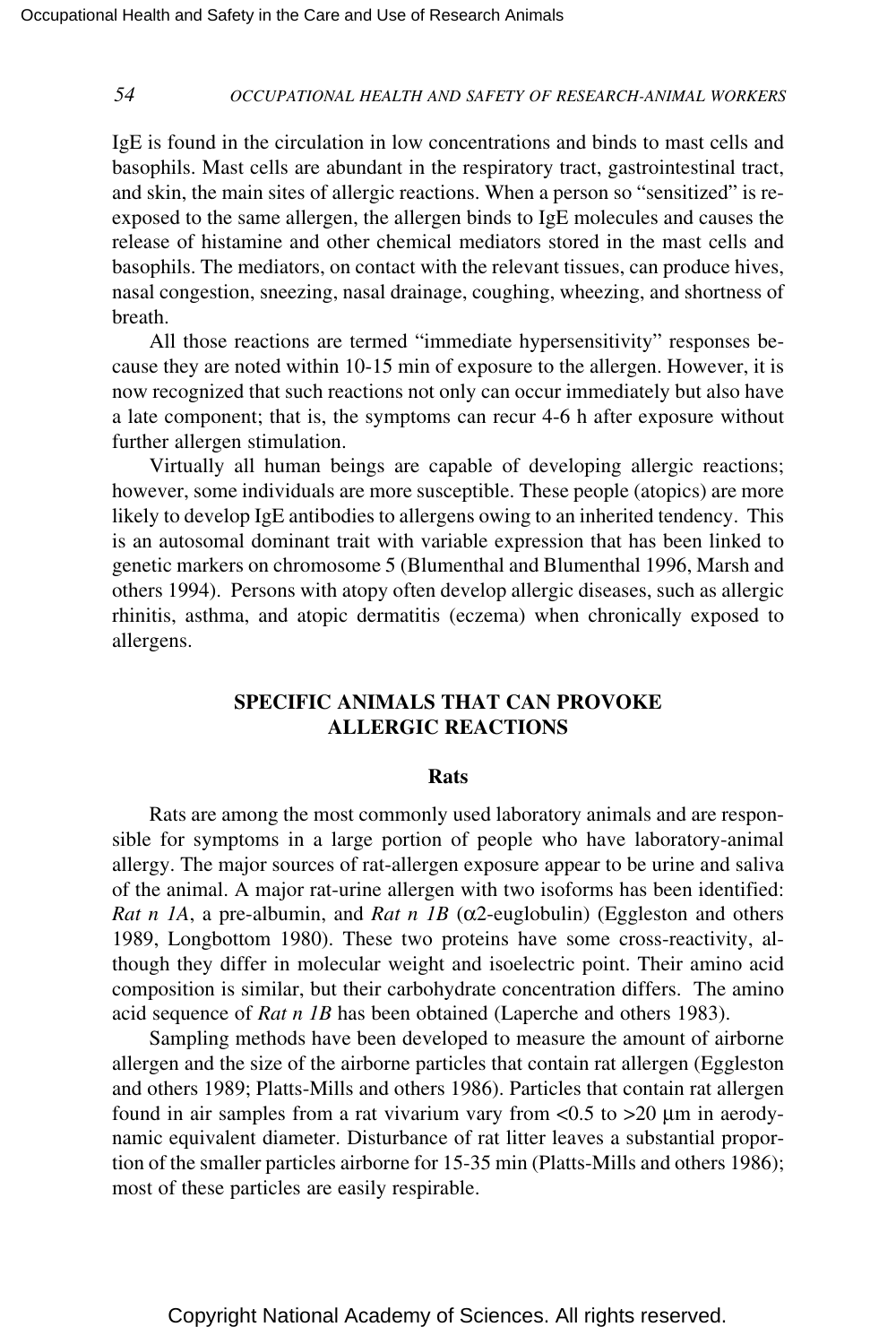IgE is found in the circulation in low concentrations and binds to mast cells and basophils. Mast cells are abundant in the respiratory tract, gastrointestinal tract, and skin, the main sites of allergic reactions. When a person so "sensitized" is re-exposed to the same allergen, the allergen binds to IgE molecules and causes the release of histamine and other chemical mediators stored in the mast cells and basophils. The mediators, on contact with the relevant tissues, can produce hives, nasal congestion, sneezing, nasal drainage, coughing, wheezing, and shortness of breath.

All those reactions are termed "immediate hypersensitivity" responses because they are noted within 10-15 min of exposure to the allergen. However, it is now recognized that such reactions not only can occur immediately but also have a late component; that is, the symptoms can recur 4-6 h after exposure without further allergen stimulation.

Virtually all human beings are capable of developing allergic reactions; however, some individuals are more susceptible. These people (atopics) are more likely to develop IgE antibodies to allergens owing to an inherited tendency. This is an autosomal dominant trait with variable expression that has been linked to genetic markers on chromosome 5 (Blumenthal and Blumenthal 1996, Marsh and others 1994). Persons with atopy often develop allergic diseases, such as allergic rhinitis, asthma, and atopic dermatitis (eczema) when chronically exposed to allergens.

## SPECIFIC ANIMALS THAT CAN PROVOKE ALLERGIC REACTIONS

### Rats

Rats are among the most commonly used laboratory animals and are responsible for symptoms in a large portion of people who have laboratory-animal allergy. The major sources of rat-allergen exposure appear to be urine and saliva of the animal. A major rat-urine allergen with two isoforms has been identified: *Rat n 1A*, a pre-albumin, and *Rat n 1B* ($\alpha$2-euglobulin) (Eggleston and others 1989, Longbottom 1980). These two proteins have some cross-reactivity, although they differ in molecular weight and isoelectric point. Their amino acid composition is similar, but their carbohydrate concentration differs. The amino acid sequence of *Rat n 1B* has been obtained (Laperche and others 1983).

Sampling methods have been developed to measure the amount of airborne allergen and the size of the airborne particles that contain rat allergen (Eggleston and others 1989; Platts-Mills and others 1986). Particles that contain rat allergen found in air samples from a rat vivarium vary from <0.5 to >20 µm in aerodynamic equivalent diameter. Disturbance of rat litter leaves a substantial proportion of the smaller particles airborne for 15-35 min (Platts-Mills and others 1986); most of these particles are easily respirable.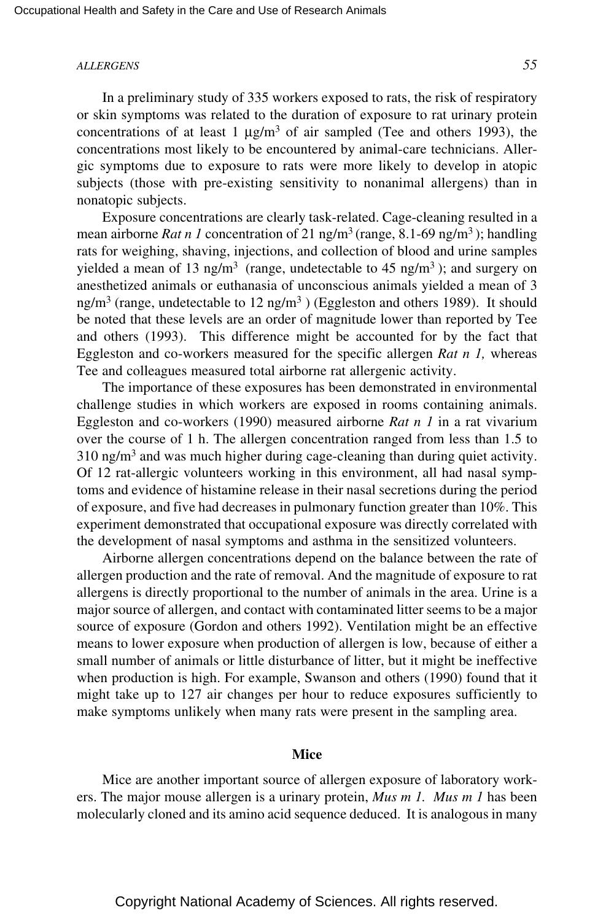In a preliminary study of 335 workers exposed to rats, the risk of respiratory or skin symptoms was related to the duration of exposure to rat urinary protein concentrations of at least 1 μg/m$^3$ of air sampled (Tee and others 1993), the concentrations most likely to be encountered by animal-care technicians. Allergic symptoms due to exposure to rats were more likely to develop in atopic subjects (those with pre-existing sensitivity to nonanimal allergens) than in nonatopic subjects.

Exposure concentrations are clearly task-related. Cage-cleaning resulted in a mean airborne *Rat n 1* concentration of 21 ng/m$^3$ (range, 8.1-69 ng/m$^3$); handling rats for weighing, shaving, injections, and collection of blood and urine samples yielded a mean of 13 ng/m$^3$ (range, undetectable to 45 ng/m$^3$); and surgery on anesthetized animals or euthanasia of unconscious animals yielded a mean of 3 ng/m$^3$ (range, undetectable to 12 ng/m$^3$) (Eggleston and others 1989). It should be noted that these levels are an order of magnitude lower than reported by Tee and others (1993). This difference might be accounted for by the fact that Eggleston and co-workers measured for the specific allergen *Rat n 1,* whereas Tee and colleagues measured total airborne rat allergenic activity.

The importance of these exposures has been demonstrated in environmental challenge studies in which workers are exposed in rooms containing animals. Eggleston and co-workers (1990) measured airborne *Rat n 1* in a rat vivarium over the course of 1 h. The allergen concentration ranged from less than 1.5 to 310 ng/m$^3$ and was much higher during cage-cleaning than during quiet activity. Of 12 rat-allergic volunteers working in this environment, all had nasal symptoms and evidence of histamine release in their nasal secretions during the period of exposure, and five had decreases in pulmonary function greater than 10%. This experiment demonstrated that occupational exposure was directly correlated with the development of nasal symptoms and asthma in the sensitized volunteers.

Airborne allergen concentrations depend on the balance between the rate of allergen production and the rate of removal. And the magnitude of exposure to rat allergens is directly proportional to the number of animals in the area. Urine is a major source of allergen, and contact with contaminated litter seems to be a major source of exposure (Gordon and others 1992). Ventilation might be an effective means to lower exposure when production of allergen is low, because of either a small number of animals or little disturbance of litter, but it might be ineffective when production is high. For example, Swanson and others (1990) found that it might take up to 127 air changes per hour to reduce exposures sufficiently to make symptoms unlikely when many rats were present in the sampling area.

## Mice

Mice are another important source of allergen exposure of laboratory workers. The major mouse allergen is a urinary protein, *Mus m 1. Mus m 1* has been molecularly cloned and its amino acid sequence deduced. It is analogous in many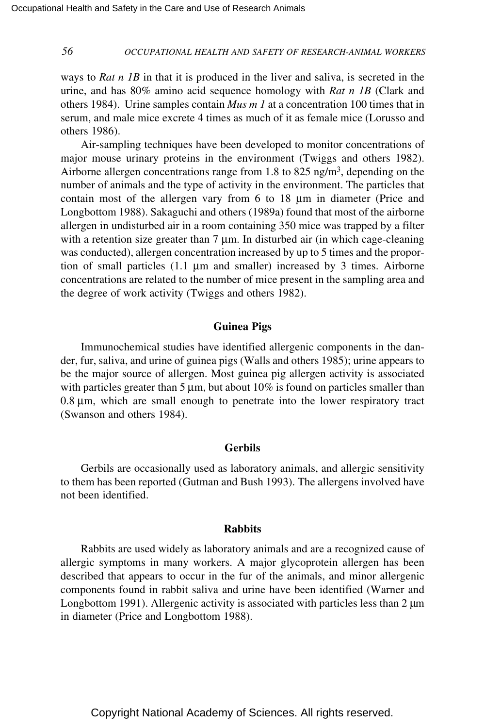ways to *Rat n 1B* in that it is produced in the liver and saliva, is secreted in the urine, and has 80% amino acid sequence homology with *Rat n 1B* (Clark and others 1984). Urine samples contain *Mus m 1* at a concentration 100 times that in serum, and male mice excrete 4 times as much of it as female mice (Lorusso and others 1986).

Air-sampling techniques have been developed to monitor concentrations of major mouse urinary proteins in the environment (Twiggs and others 1982). Airborne allergen concentrations range from 1.8 to 825 ng/m$^3$, depending on the number of animals and the type of activity in the environment. The particles that contain most of the allergen vary from 6 to 18 μm in diameter (Price and Longbottom 1988). Sakaguchi and others (1989a) found that most of the airborne allergen in undisturbed air in a room containing 350 mice was trapped by a filter with a retention size greater than 7 μm. In disturbed air (in which cage-cleaning was conducted), allergen concentration increased by up to 5 times and the proportion of small particles (1.1 μm and smaller) increased by 3 times. Airborne concentrations are related to the number of mice present in the sampling area and the degree of work activity (Twiggs and others 1982).

### Guinea Pigs

Immunochemical studies have identified allergenic components in the dander, fur, saliva, and urine of guinea pigs (Walls and others 1985); urine appears to be the major source of allergen. Most guinea pig allergen activity is associated with particles greater than 5 μm, but about 10% is found on particles smaller than 0.8 μm, which are small enough to penetrate into the lower respiratory tract (Swanson and others 1984).

### Gerbils

Gerbils are occasionally used as laboratory animals, and allergic sensitivity to them has been reported (Gutman and Bush 1993). The allergens involved have not been identified.

### Rabbits

Rabbits are used widely as laboratory animals and are a recognized cause of allergic symptoms in many workers. A major glycoprotein allergen has been described that appears to occur in the fur of the animals, and minor allergenic components found in rabbit saliva and urine have been identified (Warner and Longbottom 1991). Allergenic activity is associated with particles less than 2 μm in diameter (Price and Longbottom 1988).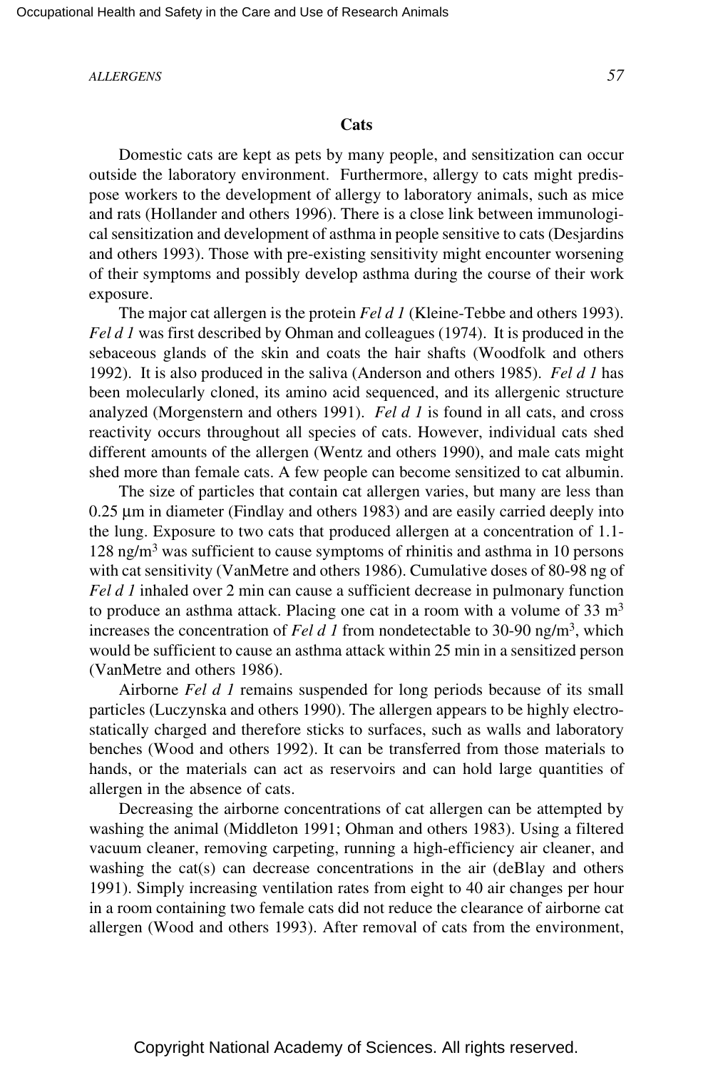## Cats

Domestic cats are kept as pets by many people, and sensitization can occur outside the laboratory environment. Furthermore, allergy to cats might predispose workers to the development of allergy to laboratory animals, such as mice and rats (Hollander and others 1996). There is a close link between immunological sensitization and development of asthma in people sensitive to cats (Desjardins and others 1993). Those with pre-existing sensitivity might encounter worsening of their symptoms and possibly develop asthma during the course of their work exposure.

The major cat allergen is the protein *Fel d 1* (Kleine-Tebbe and others 1993). *Fel d 1* was first described by Ohman and colleagues (1974). It is produced in the sebaceous glands of the skin and coats the hair shafts (Woodfolk and others 1992). It is also produced in the saliva (Anderson and others 1985). *Fel d 1* has been molecularly cloned, its amino acid sequenced, and its allergenic structure analyzed (Morgenstern and others 1991). *Fel d 1* is found in all cats, and cross reactivity occurs throughout all species of cats. However, individual cats shed different amounts of the allergen (Wentz and others 1990), and male cats might shed more than female cats. A few people can become sensitized to cat albumin.

The size of particles that contain cat allergen varies, but many are less than 0.25 µm in diameter (Findlay and others 1983) and are easily carried deeply into the lung. Exposure to two cats that produced allergen at a concentration of 1.1-128 ng/m$^3$ was sufficient to cause symptoms of rhinitis and asthma in 10 persons with cat sensitivity (VanMetre and others 1986). Cumulative doses of 80-98 ng of *Fel d 1* inhaled over 2 min can cause a sufficient decrease in pulmonary function to produce an asthma attack. Placing one cat in a room with a volume of 33 m$^3$ increases the concentration of *Fel d 1* from nondetectable to 30-90 ng/m$^3$, which would be sufficient to cause an asthma attack within 25 min in a sensitized person (VanMetre and others 1986).

Airborne *Fel d 1* remains suspended for long periods because of its small particles (Luczynska and others 1990). The allergen appears to be highly electrostatically charged and therefore sticks to surfaces, such as walls and laboratory benches (Wood and others 1992). It can be transferred from those materials to hands, or the materials can act as reservoirs and can hold large quantities of allergen in the absence of cats.

Decreasing the airborne concentrations of cat allergen can be attempted by washing the animal (Middleton 1991; Ohman and others 1983). Using a filtered vacuum cleaner, removing carpeting, running a high-efficiency air cleaner, and washing the cat(s) can decrease concentrations in the air (deBlay and others 1991). Simply increasing ventilation rates from eight to 40 air changes per hour in a room containing two female cats did not reduce the clearance of airborne cat allergen (Wood and others 1993). After removal of cats from the environment,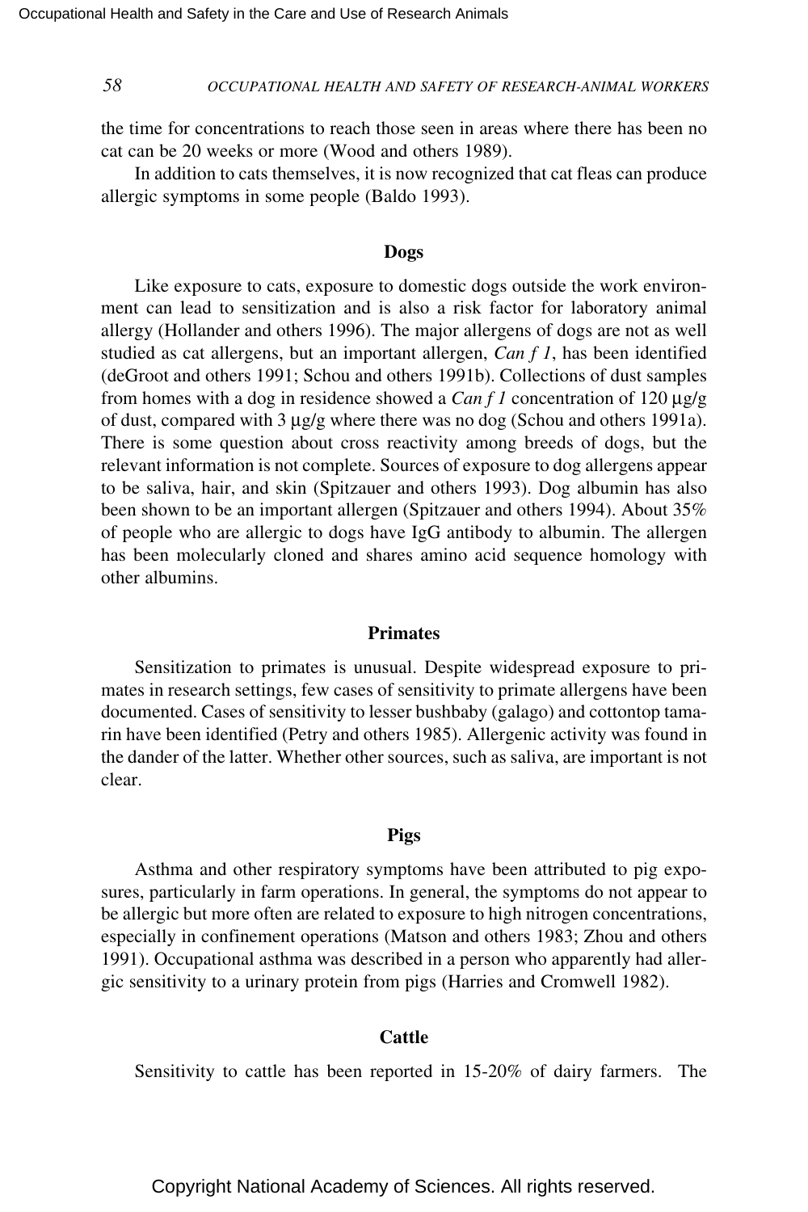the time for concentrations to reach those seen in areas where there has been no cat can be 20 weeks or more (Wood and others 1989).

In addition to cats themselves, it is now recognized that cat fleas can produce allergic symptoms in some people (Baldo 1993).

### Dogs

Like exposure to cats, exposure to domestic dogs outside the work environment can lead to sensitization and is also a risk factor for laboratory animal allergy (Hollander and others 1996). The major allergens of dogs are not as well studied as cat allergens, but an important allergen, *Can f 1*, has been identified (deGroot and others 1991; Schou and others 1991b). Collections of dust samples from homes with a dog in residence showed a *Can f 1* concentration of 120 µg/g of dust, compared with 3 µg/g where there was no dog (Schou and others 1991a). There is some question about cross reactivity among breeds of dogs, but the relevant information is not complete. Sources of exposure to dog allergens appear to be saliva, hair, and skin (Spitzauer and others 1993). Dog albumin has also been shown to be an important allergen (Spitzauer and others 1994). About 35% of people who are allergic to dogs have IgG antibody to albumin. The allergen has been molecularly cloned and shares amino acid sequence homology with other albumins.

### Primates

Sensitization to primates is unusual. Despite widespread exposure to primates in research settings, few cases of sensitivity to primate allergens have been documented. Cases of sensitivity to lesser bushbaby (galago) and cottontop tamarin have been identified (Petry and others 1985). Allergenic activity was found in the dander of the latter. Whether other sources, such as saliva, are important is not clear.

### Pigs

Asthma and other respiratory symptoms have been attributed to pig exposures, particularly in farm operations. In general, the symptoms do not appear to be allergic but more often are related to exposure to high nitrogen concentrations, especially in confinement operations (Matson and others 1983; Zhou and others 1991). Occupational asthma was described in a person who apparently had allergic sensitivity to a urinary protein from pigs (Harries and Cromwell 1982).

### Cattle

Sensitivity to cattle has been reported in 15-20% of dairy farmers. The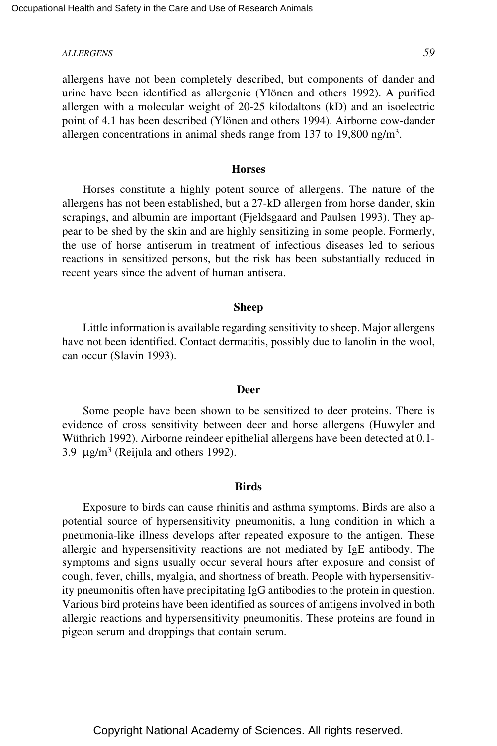allergens have not been completely described, but components of dander and urine have been identified as allergenic (Ylönen and others 1992). A purified allergen with a molecular weight of 20-25 kilodaltons (kD) and an isoelectric point of 4.1 has been described (Ylönen and others 1994). Airborne cow-dander allergen concentrations in animal sheds range from 137 to 19,800 ng/$m^3$.

### Horses

Horses constitute a highly potent source of allergens. The nature of the allergens has not been established, but a 27-kD allergen from horse dander, skin scrapings, and albumin are important (Fjeldsgaard and Paulsen 1993). They appear to be shed by the skin and are highly sensitizing in some people. Formerly, the use of horse antiserum in treatment of infectious diseases led to serious reactions in sensitized persons, but the risk has been substantially reduced in recent years since the advent of human antisera.

### Sheep

Little information is available regarding sensitivity to sheep. Major allergens have not been identified. Contact dermatitis, possibly due to lanolin in the wool, can occur (Slavin 1993).

### Deer

Some people have been shown to be sensitized to deer proteins. There is evidence of cross sensitivity between deer and horse allergens (Huwyler and Wüthrich 1992). Airborne reindeer epithelial allergens have been detected at 0.1-3.9 $\mu g/m^3$ (Reijula and others 1992).

### Birds

Exposure to birds can cause rhinitis and asthma symptoms. Birds are also a potential source of hypersensitivity pneumonitis, a lung condition in which a pneumonia-like illness develops after repeated exposure to the antigen. These allergic and hypersensitivity reactions are not mediated by IgE antibody. The symptoms and signs usually occur several hours after exposure and consist of cough, fever, chills, myalgia, and shortness of breath. People with hypersensitivity pneumonitis often have precipitating IgG antibodies to the protein in question. Various bird proteins have been identified as sources of antigens involved in both allergic reactions and hypersensitivity pneumonitis. These proteins are found in pigeon serum and droppings that contain serum.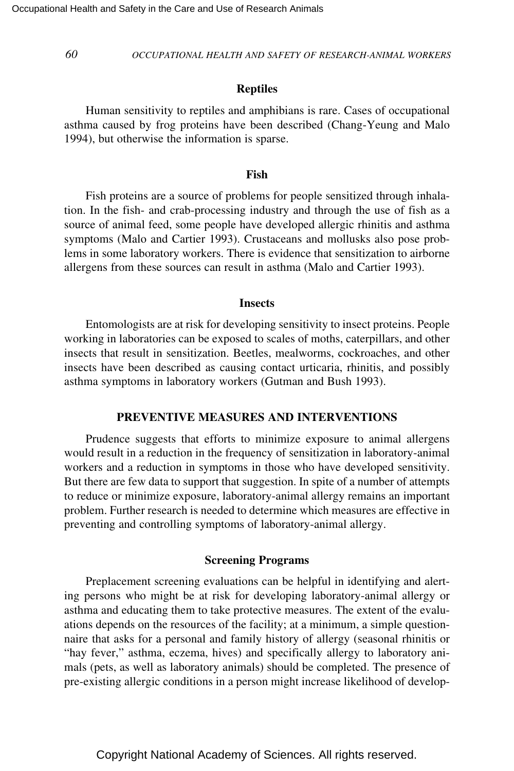### Reptiles

Human sensitivity to reptiles and amphibians is rare. Cases of occupational asthma caused by frog proteins have been described (Chang-Yeung and Malo 1994), but otherwise the information is sparse.

### Fish

Fish proteins are a source of problems for people sensitized through inhalation. In the fish- and crab-processing industry and through the use of fish as a source of animal feed, some people have developed allergic rhinitis and asthma symptoms (Malo and Cartier 1993). Crustaceans and mollusks also pose problems in some laboratory workers. There is evidence that sensitization to airborne allergens from these sources can result in asthma (Malo and Cartier 1993).

### Insects

Entomologists are at risk for developing sensitivity to insect proteins. People working in laboratories can be exposed to scales of moths, caterpillars, and other insects that result in sensitization. Beetles, mealworms, cockroaches, and other insects have been described as causing contact urticaria, rhinitis, and possibly asthma symptoms in laboratory workers (Gutman and Bush 1993).

## PREVENTIVE MEASURES AND INTERVENTIONS

Prudence suggests that efforts to minimize exposure to animal allergens would result in a reduction in the frequency of sensitization in laboratory-animal workers and a reduction in symptoms in those who have developed sensitivity. But there are few data to support that suggestion. In spite of a number of attempts to reduce or minimize exposure, laboratory-animal allergy remains an important problem. Further research is needed to determine which measures are effective in preventing and controlling symptoms of laboratory-animal allergy.

### Screening Programs

Preplacement screening evaluations can be helpful in identifying and alerting persons who might be at risk for developing laboratory-animal allergy or asthma and educating them to take protective measures. The extent of the evaluations depends on the resources of the facility; at a minimum, a simple questionnaire that asks for a personal and family history of allergy (seasonal rhinitis or "hay fever," asthma, eczema, hives) and specifically allergy to laboratory animals (pets, as well as laboratory animals) should be completed. The presence of pre-existing allergic conditions in a person might increase likelihood of develop-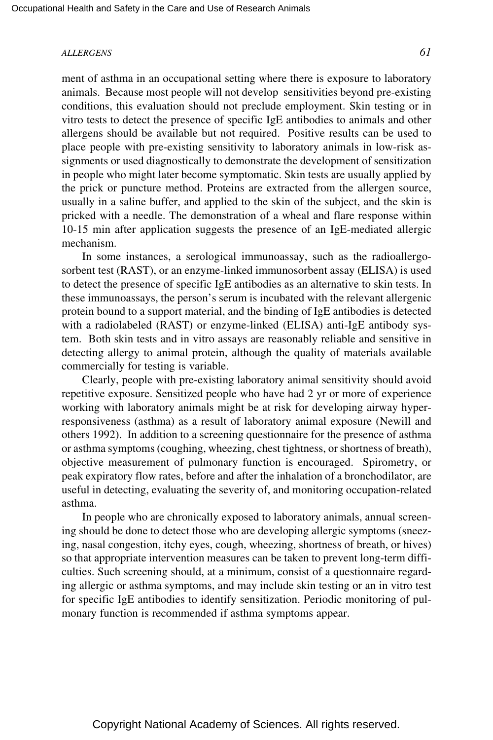ment of asthma in an occupational setting where there is exposure to laboratory animals. Because most people will not develop sensitivities beyond pre-existing conditions, this evaluation should not preclude employment. Skin testing or in vitro tests to detect the presence of specific IgE antibodies to animals and other allergens should be available but not required. Positive results can be used to place people with pre-existing sensitivity to laboratory animals in low-risk assignments or used diagnostically to demonstrate the development of sensitization in people who might later become symptomatic. Skin tests are usually applied by the prick or puncture method. Proteins are extracted from the allergen source, usually in a saline buffer, and applied to the skin of the subject, and the skin is pricked with a needle. The demonstration of a wheal and flare response within 10-15 min after application suggests the presence of an IgE-mediated allergic mechanism.

In some instances, a serological immunoassay, such as the radioallergosorbent test (RAST), or an enzyme-linked immunosorbent assay (ELISA) is used to detect the presence of specific IgE antibodies as an alternative to skin tests. In these immunoassays, the person's serum is incubated with the relevant allergenic protein bound to a support material, and the binding of IgE antibodies is detected with a radiolabeled (RAST) or enzyme-linked (ELISA) anti-IgE antibody system. Both skin tests and in vitro assays are reasonably reliable and sensitive in detecting allergy to animal protein, although the quality of materials available commercially for testing is variable.

Clearly, people with pre-existing laboratory animal sensitivity should avoid repetitive exposure. Sensitized people who have had 2 yr or more of experience working with laboratory animals might be at risk for developing airway hyperresponsiveness (asthma) as a result of laboratory animal exposure (Newill and others 1992). In addition to a screening questionnaire for the presence of asthma or asthma symptoms (coughing, wheezing, chest tightness, or shortness of breath), objective measurement of pulmonary function is encouraged. Spirometry, or peak expiratory flow rates, before and after the inhalation of a bronchodilator, are useful in detecting, evaluating the severity of, and monitoring occupation-related asthma.

In people who are chronically exposed to laboratory animals, annual screening should be done to detect those who are developing allergic symptoms (sneezing, nasal congestion, itchy eyes, cough, wheezing, shortness of breath, or hives) so that appropriate intervention measures can be taken to prevent long-term difficulties. Such screening should, at a minimum, consist of a questionnaire regarding allergic or asthma symptoms, and may include skin testing or an in vitro test for specific IgE antibodies to identify sensitization. Periodic monitoring of pulmonary function is recommended if asthma symptoms appear.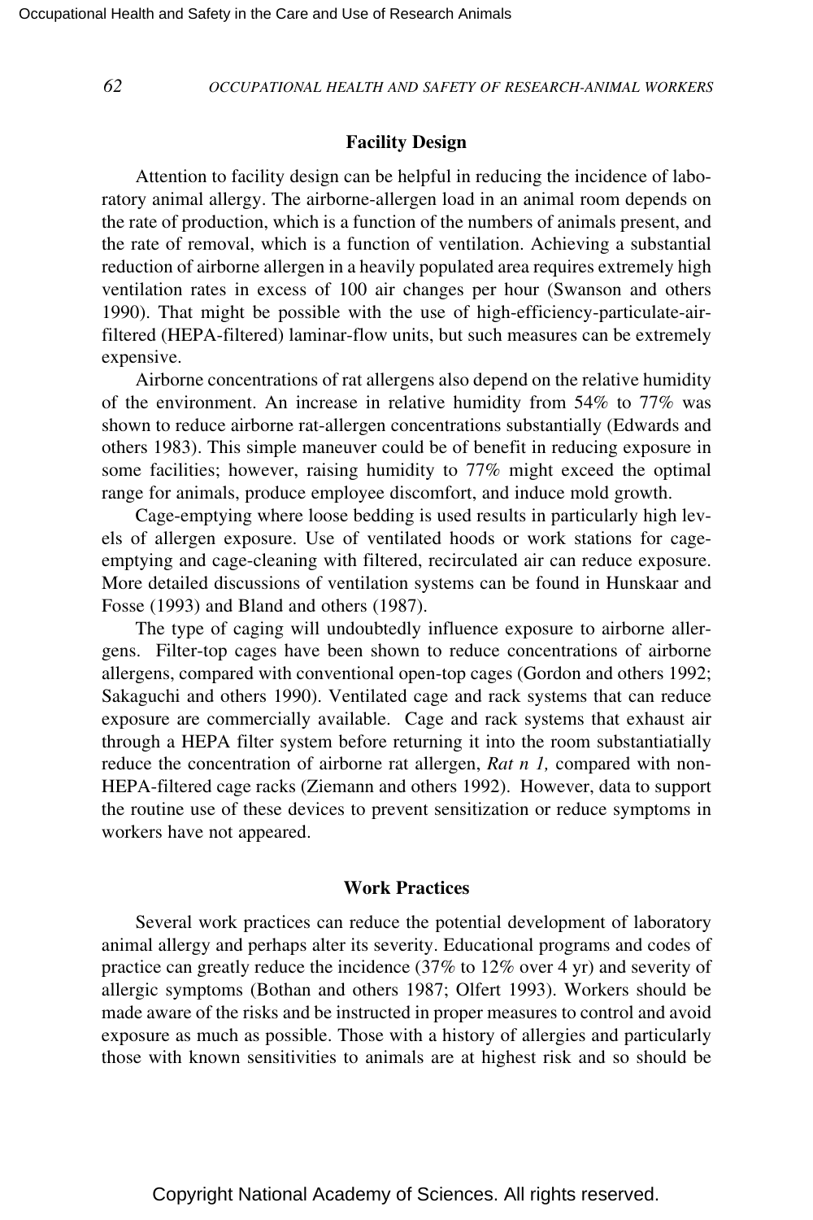## Facility Design

Attention to facility design can be helpful in reducing the incidence of laboratory animal allergy. The airborne-allergen load in an animal room depends on the rate of production, which is a function of the numbers of animals present, and the rate of removal, which is a function of ventilation. Achieving a substantial reduction of airborne allergen in a heavily populated area requires extremely high ventilation rates in excess of 100 air changes per hour (Swanson and others 1990). That might be possible with the use of high-efficiency-particulate-air-filtered (HEPA-filtered) laminar-flow units, but such measures can be extremely expensive.

Airborne concentrations of rat allergens also depend on the relative humidity of the environment. An increase in relative humidity from 54% to 77% was shown to reduce airborne rat-allergen concentrations substantially (Edwards and others 1983). This simple maneuver could be of benefit in reducing exposure in some facilities; however, raising humidity to 77% might exceed the optimal range for animals, produce employee discomfort, and induce mold growth.

Cage-emptying where loose bedding is used results in particularly high levels of allergen exposure. Use of ventilated hoods or work stations for cage-emptying and cage-cleaning with filtered, recirculated air can reduce exposure. More detailed discussions of ventilation systems can be found in Hunskaar and Fosse (1993) and Bland and others (1987).

The type of caging will undoubtedly influence exposure to airborne allergens. Filter-top cages have been shown to reduce concentrations of airborne allergens, compared with conventional open-top cages (Gordon and others 1992; Sakaguchi and others 1990). Ventilated cage and rack systems that can reduce exposure are commercially available. Cage and rack systems that exhaust air through a HEPA filter system before returning it into the room substantiatially reduce the concentration of airborne rat allergen, *Rat n 1,* compared with non-HEPA-filtered cage racks (Ziemann and others 1992). However, data to support the routine use of these devices to prevent sensitization or reduce symptoms in workers have not appeared.

## Work Practices

Several work practices can reduce the potential development of laboratory animal allergy and perhaps alter its severity. Educational programs and codes of practice can greatly reduce the incidence (37% to 12% over 4 yr) and severity of allergic symptoms (Bothan and others 1987; Olfert 1993). Workers should be made aware of the risks and be instructed in proper measures to control and avoid exposure as much as possible. Those with a history of allergies and particularly those with known sensitivities to animals are at highest risk and so should be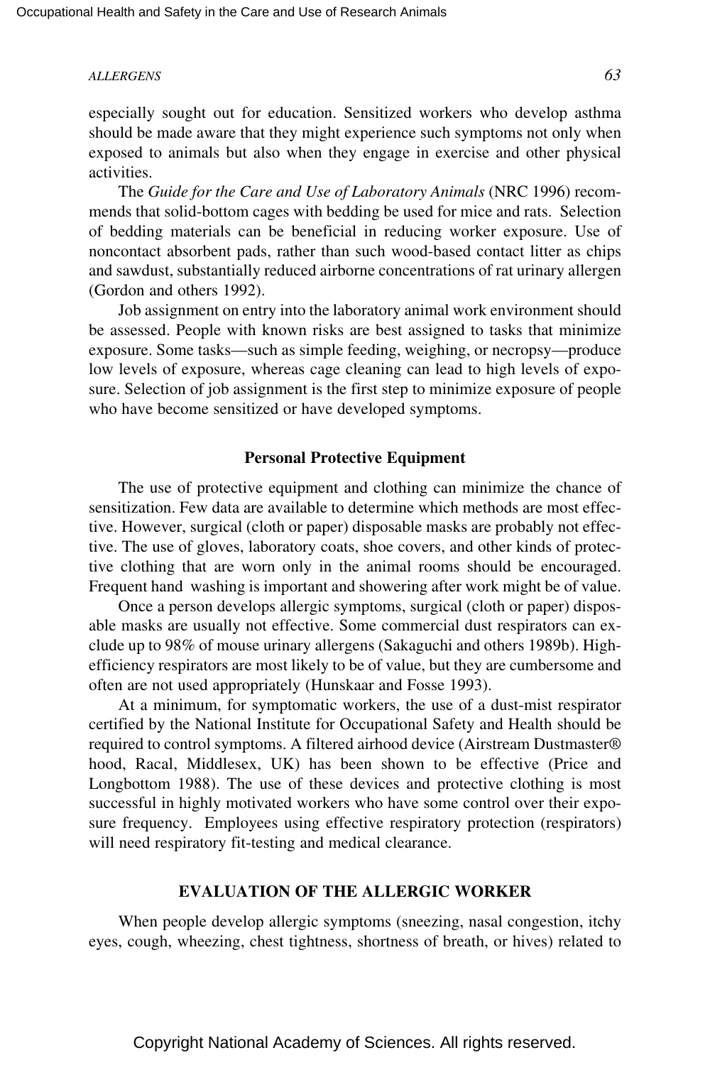especially sought out for education. Sensitized workers who develop asthma should be made aware that they might experience such symptoms not only when exposed to animals but also when they engage in exercise and other physical activities.

The *Guide for the Care and Use of Laboratory Animals* (NRC 1996) recommends that solid-bottom cages with bedding be used for mice and rats. Selection of bedding materials can be beneficial in reducing worker exposure. Use of noncontact absorbent pads, rather than such wood-based contact litter as chips and sawdust, substantially reduced airborne concentrations of rat urinary allergen (Gordon and others 1992).

Job assignment on entry into the laboratory animal work environment should be assessed. People with known risks are best assigned to tasks that minimize exposure. Some tasks—such as simple feeding, weighing, or necropsy—produce low levels of exposure, whereas cage cleaning can lead to high levels of exposure. Selection of job assignment is the first step to minimize exposure of people who have become sensitized or have developed symptoms.

### Personal Protective Equipment

The use of protective equipment and clothing can minimize the chance of sensitization. Few data are available to determine which methods are most effective. However, surgical (cloth or paper) disposable masks are probably not effective. The use of gloves, laboratory coats, shoe covers, and other kinds of protective clothing that are worn only in the animal rooms should be encouraged. Frequent hand washing is important and showering after work might be of value.

Once a person develops allergic symptoms, surgical (cloth or paper) disposable masks are usually not effective. Some commercial dust respirators can exclude up to 98% of mouse urinary allergens (Sakaguchi and others 1989b). High-efficiency respirators are most likely to be of value, but they are cumbersome and often are not used appropriately (Hunskaar and Fosse 1993).

At a minimum, for symptomatic workers, the use of a dust-mist respirator certified by the National Institute for Occupational Safety and Health should be required to control symptoms. A filtered airhood device (Airstream Dustmaster® hood, Racal, Middlesex, UK) has been shown to be effective (Price and Longbottom 1988). The use of these devices and protective clothing is most successful in highly motivated workers who have some control over their exposure frequency. Employees using effective respiratory protection (respirators) will need respiratory fit-testing and medical clearance.

## EVALUATION OF THE ALLERGIC WORKER

When people develop allergic symptoms (sneezing, nasal congestion, itchy eyes, cough, wheezing, chest tightness, shortness of breath, or hives) related to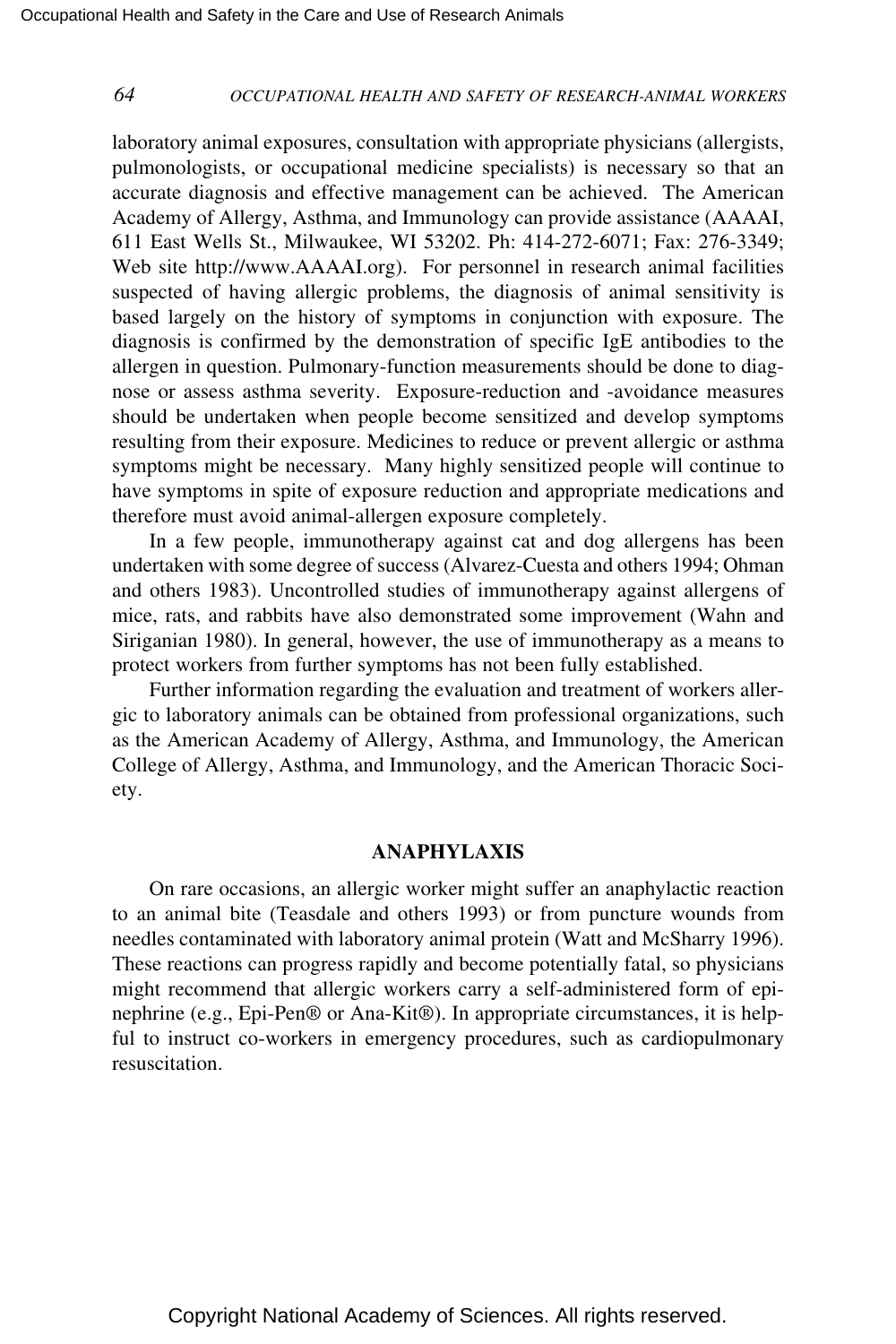laboratory animal exposures, consultation with appropriate physicians (allergists, pulmonologists, or occupational medicine specialists) is necessary so that an accurate diagnosis and effective management can be achieved. The American Academy of Allergy, Asthma, and Immunology can provide assistance (AAAAI, 611 East Wells St., Milwaukee, WI 53202. Ph: 414-272-6071; Fax: 276-3349; Web site http://www.AAAAI.org). For personnel in research animal facilities suspected of having allergic problems, the diagnosis of animal sensitivity is based largely on the history of symptoms in conjunction with exposure. The diagnosis is confirmed by the demonstration of specific IgE antibodies to the allergen in question. Pulmonary-function measurements should be done to diagnose or assess asthma severity. Exposure-reduction and -avoidance measures should be undertaken when people become sensitized and develop symptoms resulting from their exposure. Medicines to reduce or prevent allergic or asthma symptoms might be necessary. Many highly sensitized people will continue to have symptoms in spite of exposure reduction and appropriate medications and therefore must avoid animal-allergen exposure completely.

In a few people, immunotherapy against cat and dog allergens has been undertaken with some degree of success (Alvarez-Cuesta and others 1994; Ohman and others 1983). Uncontrolled studies of immunotherapy against allergens of mice, rats, and rabbits have also demonstrated some improvement (Wahn and Siriganian 1980). In general, however, the use of immunotherapy as a means to protect workers from further symptoms has not been fully established.

Further information regarding the evaluation and treatment of workers allergic to laboratory animals can be obtained from professional organizations, such as the American Academy of Allergy, Asthma, and Immunology, the American College of Allergy, Asthma, and Immunology, and the American Thoracic Society.

## ANAPHYLAXIS

On rare occasions, an allergic worker might suffer an anaphylactic reaction to an animal bite (Teasdale and others 1993) or from puncture wounds from needles contaminated with laboratory animal protein (Watt and McSharry 1996). These reactions can progress rapidly and become potentially fatal, so physicians might recommend that allergic workers carry a self-administered form of epinephrine (e.g., Epi-Pen® or Ana-Kit®). In appropriate circumstances, it is helpful to instruct co-workers in emergency procedures, such as cardiopulmonary resuscitation.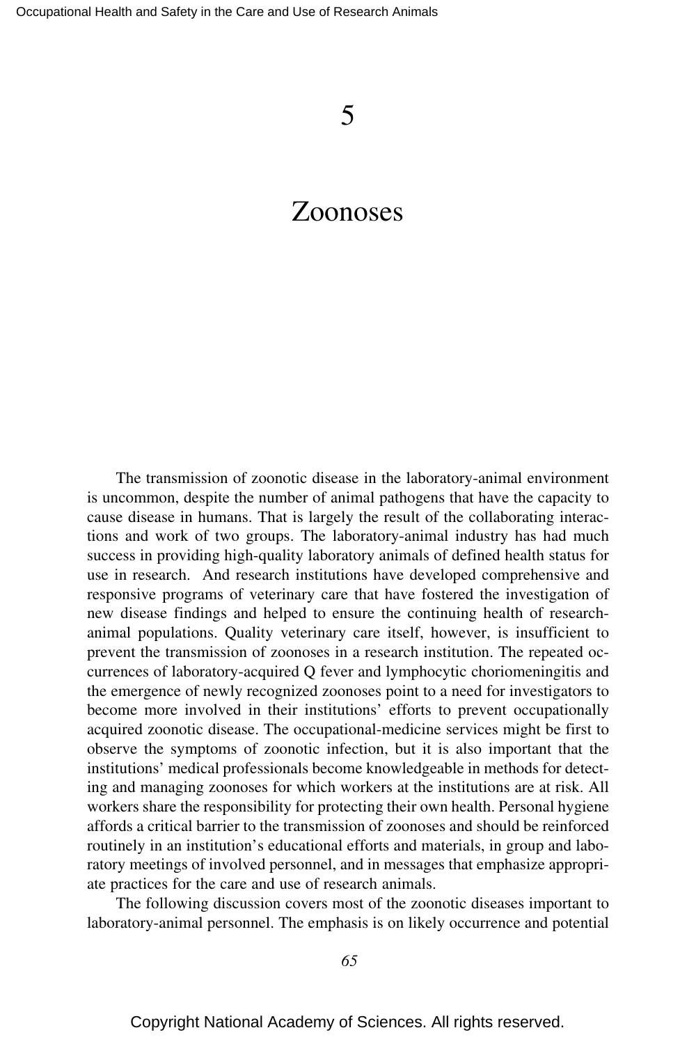# 5

# Zoonoses

The transmission of zoonotic disease in the laboratory-animal environment is uncommon, despite the number of animal pathogens that have the capacity to cause disease in humans. That is largely the result of the collaborating interactions and work of two groups. The laboratory-animal industry has had much success in providing high-quality laboratory animals of defined health status for use in research. And research institutions have developed comprehensive and responsive programs of veterinary care that have fostered the investigation of new disease findings and helped to ensure the continuing health of research-animal populations. Quality veterinary care itself, however, is insufficient to prevent the transmission of zoonoses in a research institution. The repeated occurrences of laboratory-acquired Q fever and lymphocytic choriomeningitis and the emergence of newly recognized zoonoses point to a need for investigators to become more involved in their institutions' efforts to prevent occupationally acquired zoonotic disease. The occupational-medicine services might be first to observe the symptoms of zoonotic infection, but it is also important that the institutions' medical professionals become knowledgeable in methods for detecting and managing zoonoses for which workers at the institutions are at risk. All workers share the responsibility for protecting their own health. Personal hygiene affords a critical barrier to the transmission of zoonoses and should be reinforced routinely in an institution's educational efforts and materials, in group and laboratory meetings of involved personnel, and in messages that emphasize appropriate practices for the care and use of research animals.

The following discussion covers most of the zoonotic diseases important to laboratory-animal personnel. The emphasis is on likely occurrence and potential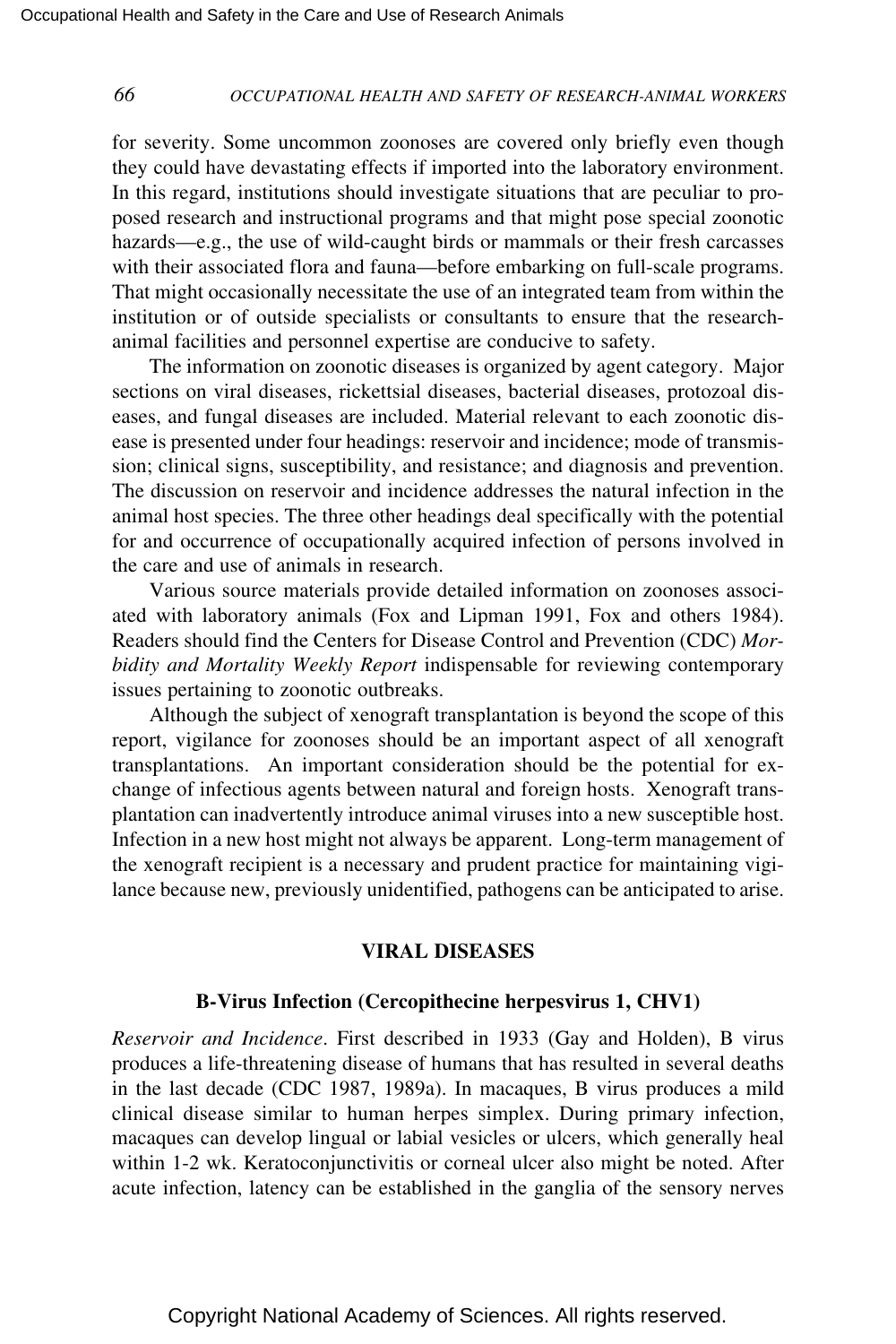for severity. Some uncommon zoonoses are covered only briefly even though they could have devastating effects if imported into the laboratory environment. In this regard, institutions should investigate situations that are peculiar to proposed research and instructional programs and that might pose special zoonotic hazards—e.g., the use of wild-caught birds or mammals or their fresh carcasses with their associated flora and fauna—before embarking on full-scale programs. That might occasionally necessitate the use of an integrated team from within the institution or of outside specialists or consultants to ensure that the research-animal facilities and personnel expertise are conducive to safety.

The information on zoonotic diseases is organized by agent category. Major sections on viral diseases, rickettsial diseases, bacterial diseases, protozoal diseases, and fungal diseases are included. Material relevant to each zoonotic disease is presented under four headings: reservoir and incidence; mode of transmission; clinical signs, susceptibility, and resistance; and diagnosis and prevention. The discussion on reservoir and incidence addresses the natural infection in the animal host species. The three other headings deal specifically with the potential for and occurrence of occupationally acquired infection of persons involved in the care and use of animals in research.

Various source materials provide detailed information on zoonoses associated with laboratory animals (Fox and Lipman 1991, Fox and others 1984). Readers should find the Centers for Disease Control and Prevention (CDC) *Morbidity and Mortality Weekly Report* indispensable for reviewing contemporary issues pertaining to zoonotic outbreaks.

Although the subject of xenograft transplantation is beyond the scope of this report, vigilance for zoonoses should be an important aspect of all xenograft transplantations. An important consideration should be the potential for exchange of infectious agents between natural and foreign hosts. Xenograft transplantation can inadvertently introduce animal viruses into a new susceptible host. Infection in a new host might not always be apparent. Long-term management of the xenograft recipient is a necessary and prudent practice for maintaining vigilance because new, previously unidentified, pathogens can be anticipated to arise.

## VIRAL DISEASES

### B-Virus Infection (Cercopithecine herpesvirus 1, CHV1)

*Reservoir and Incidence*. First described in 1933 (Gay and Holden), B virus produces a life-threatening disease of humans that has resulted in several deaths in the last decade (CDC 1987, 1989a). In macaques, B virus produces a mild clinical disease similar to human herpes simplex. During primary infection, macaques can develop lingual or labial vesicles or ulcers, which generally heal within 1-2 wk. Keratoconjunctivitis or corneal ulcer also might be noted. After acute infection, latency can be established in the ganglia of the sensory nerves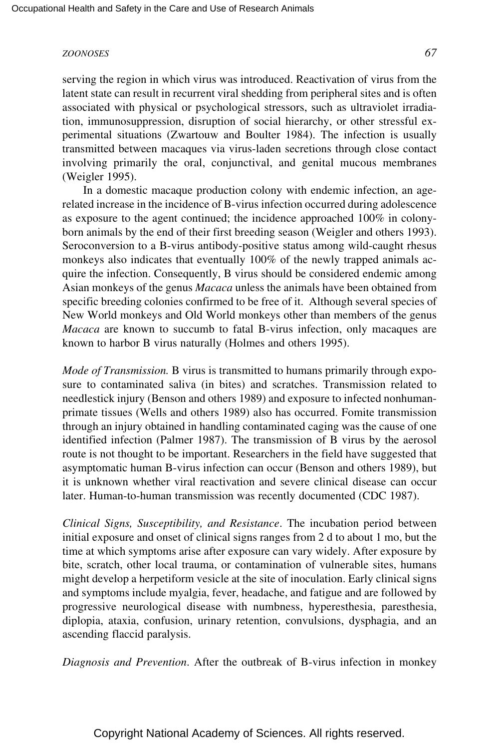serving the region in which virus was introduced. Reactivation of virus from the latent state can result in recurrent viral shedding from peripheral sites and is often associated with physical or psychological stressors, such as ultraviolet irradiation, immunosuppression, disruption of social hierarchy, or other stressful experimental situations (Zwartouw and Boulter 1984). The infection is usually transmitted between macaques via virus-laden secretions through close contact involving primarily the oral, conjunctival, and genital mucous membranes (Weigler 1995).

In a domestic macaque production colony with endemic infection, an age-related increase in the incidence of B-virus infection occurred during adolescence as exposure to the agent continued; the incidence approached 100% in colony-born animals by the end of their first breeding season (Weigler and others 1993). Seroconversion to a B-virus antibody-positive status among wild-caught rhesus monkeys also indicates that eventually 100% of the newly trapped animals acquire the infection. Consequently, B virus should be considered endemic among Asian monkeys of the genus *Macaca* unless the animals have been obtained from specific breeding colonies confirmed to be free of it. Although several species of New World monkeys and Old World monkeys other than members of the genus *Macaca* are known to succumb to fatal B-virus infection, only macaques are known to harbor B virus naturally (Holmes and others 1995).

*Mode of Transmission.* B virus is transmitted to humans primarily through exposure to contaminated saliva (in bites) and scratches. Transmission related to needlestick injury (Benson and others 1989) and exposure to infected nonhuman-primate tissues (Wells and others 1989) also has occurred. Fomite transmission through an injury obtained in handling contaminated caging was the cause of one identified infection (Palmer 1987). The transmission of B virus by the aerosol route is not thought to be important. Researchers in the field have suggested that asymptomatic human B-virus infection can occur (Benson and others 1989), but it is unknown whether viral reactivation and severe clinical disease can occur later. Human-to-human transmission was recently documented (CDC 1987).

*Clinical Signs, Susceptibility, and Resistance*. The incubation period between initial exposure and onset of clinical signs ranges from 2 d to about 1 mo, but the time at which symptoms arise after exposure can vary widely. After exposure by bite, scratch, other local trauma, or contamination of vulnerable sites, humans might develop a herpetiform vesicle at the site of inoculation. Early clinical signs and symptoms include myalgia, fever, headache, and fatigue and are followed by progressive neurological disease with numbness, hyperesthesia, paresthesia, diplopia, ataxia, confusion, urinary retention, convulsions, dysphagia, and an ascending flaccid paralysis.

*Diagnosis and Prevention*. After the outbreak of B-virus infection in monkey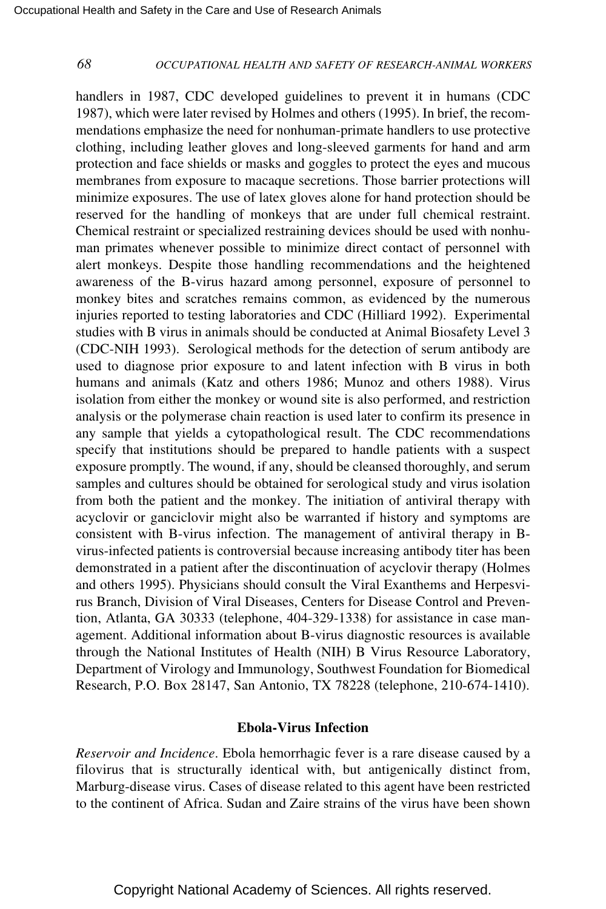handlers in 1987, CDC developed guidelines to prevent it in humans (CDC 1987), which were later revised by Holmes and others (1995). In brief, the recommendations emphasize the need for nonhuman-primate handlers to use protective clothing, including leather gloves and long-sleeved garments for hand and arm protection and face shields or masks and goggles to protect the eyes and mucous membranes from exposure to macaque secretions. Those barrier protections will minimize exposures. The use of latex gloves alone for hand protection should be reserved for the handling of monkeys that are under full chemical restraint. Chemical restraint or specialized restraining devices should be used with nonhuman primates whenever possible to minimize direct contact of personnel with alert monkeys. Despite those handling recommendations and the heightened awareness of the B-virus hazard among personnel, exposure of personnel to monkey bites and scratches remains common, as evidenced by the numerous injuries reported to testing laboratories and CDC (Hilliard 1992). Experimental studies with B virus in animals should be conducted at Animal Biosafety Level 3 (CDC-NIH 1993). Serological methods for the detection of serum antibody are used to diagnose prior exposure to and latent infection with B virus in both humans and animals (Katz and others 1986; Munoz and others 1988). Virus isolation from either the monkey or wound site is also performed, and restriction analysis or the polymerase chain reaction is used later to confirm its presence in any sample that yields a cytopathological result. The CDC recommendations specify that institutions should be prepared to handle patients with a suspect exposure promptly. The wound, if any, should be cleansed thoroughly, and serum samples and cultures should be obtained for serological study and virus isolation from both the patient and the monkey. The initiation of antiviral therapy with acyclovir or ganciclovir might also be warranted if history and symptoms are consistent with B-virus infection. The management of antiviral therapy in B-virus-infected patients is controversial because increasing antibody titer has been demonstrated in a patient after the discontinuation of acyclovir therapy (Holmes and others 1995). Physicians should consult the Viral Exanthems and Herpesvirus Branch, Division of Viral Diseases, Centers for Disease Control and Prevention, Atlanta, GA 30333 (telephone, 404-329-1338) for assistance in case management. Additional information about B-virus diagnostic resources is available through the National Institutes of Health (NIH) B Virus Resource Laboratory, Department of Virology and Immunology, Southwest Foundation for Biomedical Research, P.O. Box 28147, San Antonio, TX 78228 (telephone, 210-674-1410).

### Ebola-Virus Infection

*Reservoir and Incidence*. Ebola hemorrhagic fever is a rare disease caused by a filovirus that is structurally identical with, but antigenically distinct from, Marburg-disease virus. Cases of disease related to this agent have been restricted to the continent of Africa. Sudan and Zaire strains of the virus have been shown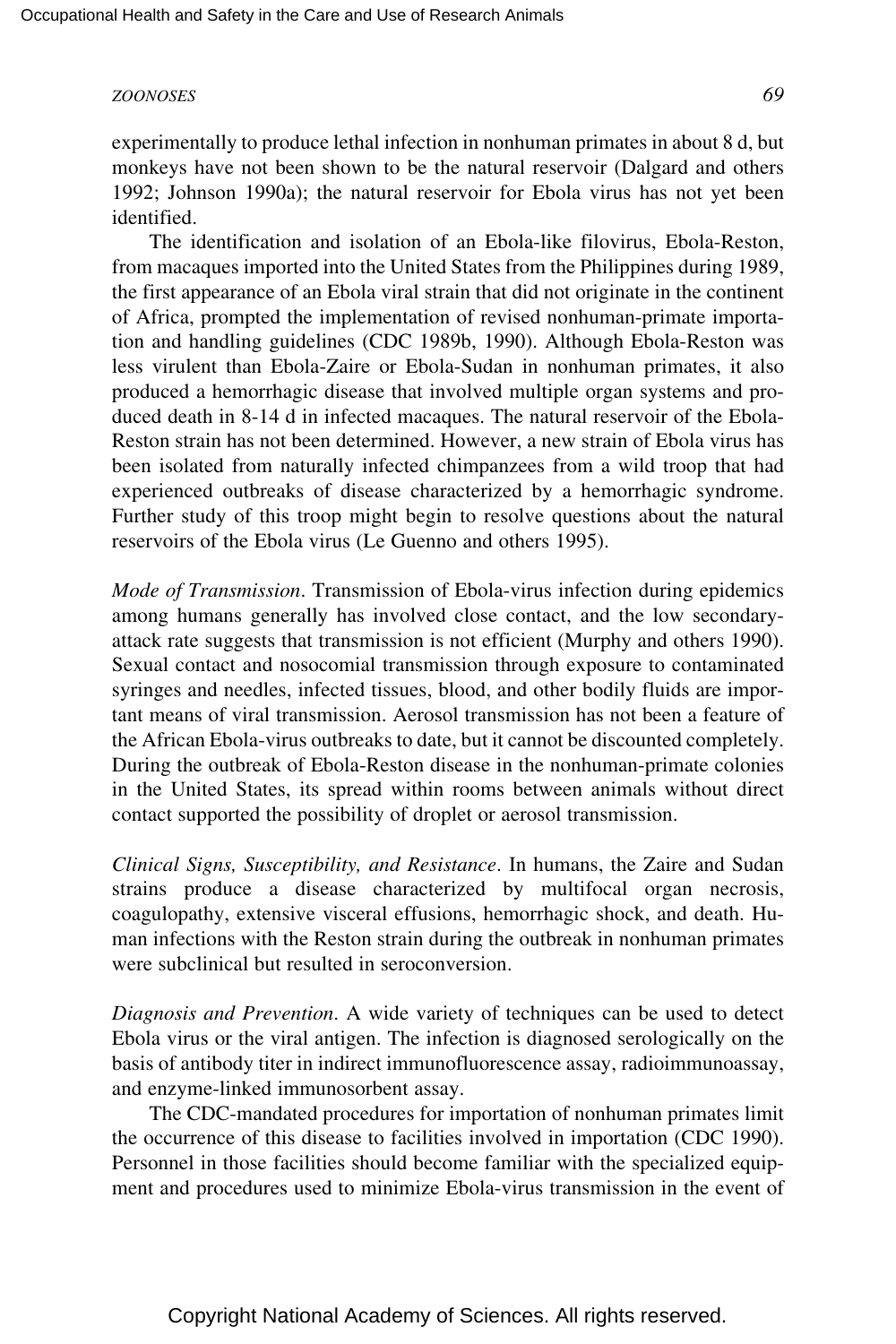experimentally to produce lethal infection in nonhuman primates in about 8 d, but monkeys have not been shown to be the natural reservoir (Dalgard and others 1992; Johnson 1990a); the natural reservoir for Ebola virus has not yet been identified.

The identification and isolation of an Ebola-like filovirus, Ebola-Reston, from macaques imported into the United States from the Philippines during 1989, the first appearance of an Ebola viral strain that did not originate in the continent of Africa, prompted the implementation of revised nonhuman-primate importation and handling guidelines (CDC 1989b, 1990). Although Ebola-Reston was less virulent than Ebola-Zaire or Ebola-Sudan in nonhuman primates, it also produced a hemorrhagic disease that involved multiple organ systems and produced death in 8-14 d in infected macaques. The natural reservoir of the Ebola-Reston strain has not been determined. However, a new strain of Ebola virus has been isolated from naturally infected chimpanzees from a wild troop that had experienced outbreaks of disease characterized by a hemorrhagic syndrome. Further study of this troop might begin to resolve questions about the natural reservoirs of the Ebola virus (Le Guenno and others 1995).

*Mode of Transmission*. Transmission of Ebola-virus infection during epidemics among humans generally has involved close contact, and the low secondary-attack rate suggests that transmission is not efficient (Murphy and others 1990). Sexual contact and nosocomial transmission through exposure to contaminated syringes and needles, infected tissues, blood, and other bodily fluids are important means of viral transmission. Aerosol transmission has not been a feature of the African Ebola-virus outbreaks to date, but it cannot be discounted completely. During the outbreak of Ebola-Reston disease in the nonhuman-primate colonies in the United States, its spread within rooms between animals without direct contact supported the possibility of droplet or aerosol transmission.

*Clinical Signs, Susceptibility, and Resistance*. In humans, the Zaire and Sudan strains produce a disease characterized by multifocal organ necrosis, coagulopathy, extensive visceral effusions, hemorrhagic shock, and death. Human infections with the Reston strain during the outbreak in nonhuman primates were subclinical but resulted in seroconversion.

*Diagnosis and Prevention*. A wide variety of techniques can be used to detect Ebola virus or the viral antigen. The infection is diagnosed serologically on the basis of antibody titer in indirect immunofluorescence assay, radioimmunoassay, and enzyme-linked immunosorbent assay.

The CDC-mandated procedures for importation of nonhuman primates limit the occurrence of this disease to facilities involved in importation (CDC 1990). Personnel in those facilities should become familiar with the specialized equipment and procedures used to minimize Ebola-virus transmission in the event of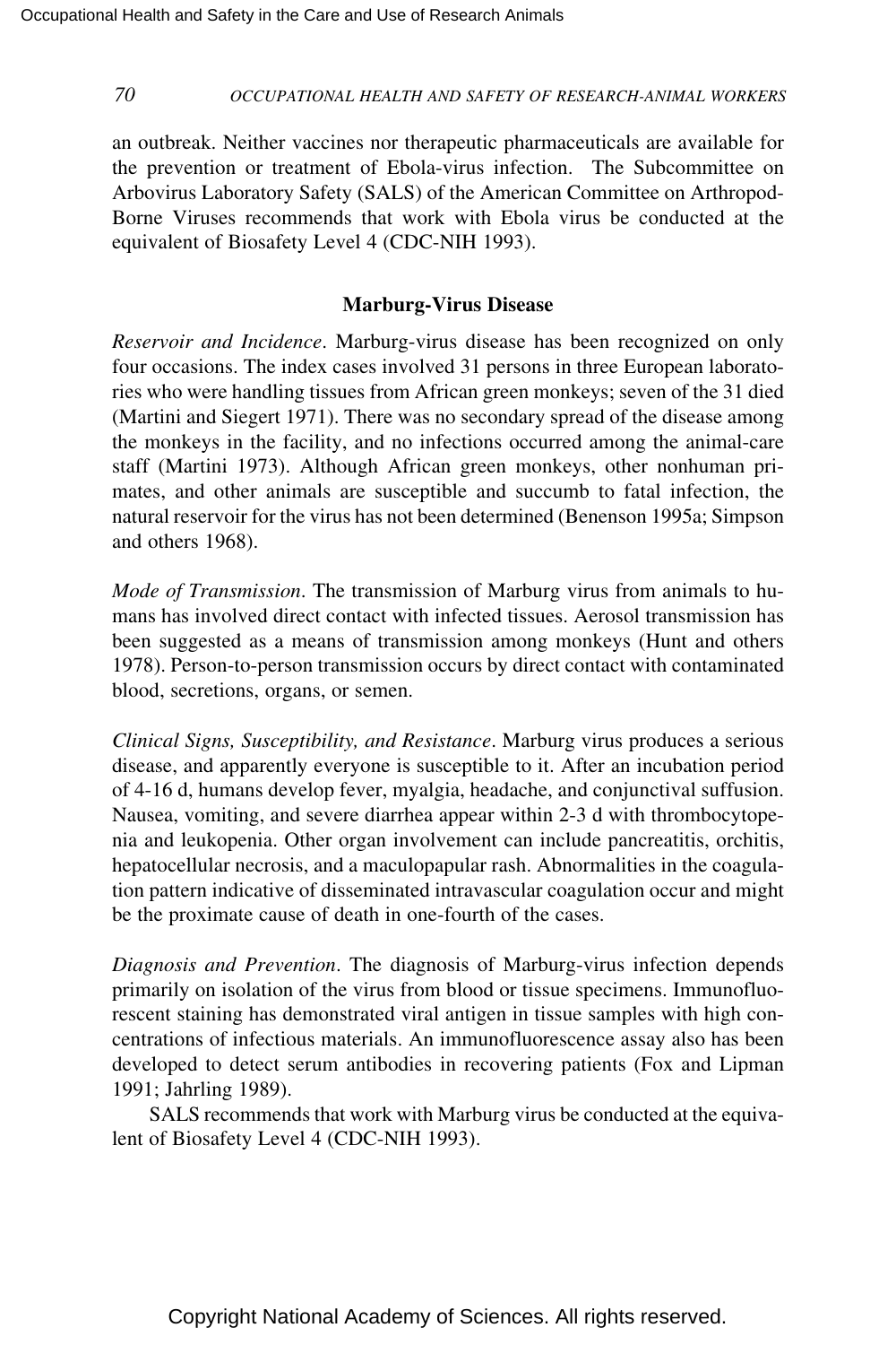an outbreak. Neither vaccines nor therapeutic pharmaceuticals are available for the prevention or treatment of Ebola-virus infection. The Subcommittee on Arbovirus Laboratory Safety (SALS) of the American Committee on Arthropod-Borne Viruses recommends that work with Ebola virus be conducted at the equivalent of Biosafety Level 4 (CDC-NIH 1993).

### Marburg-Virus Disease

*Reservoir and Incidence*. Marburg-virus disease has been recognized on only four occasions. The index cases involved 31 persons in three European laboratories who were handling tissues from African green monkeys; seven of the 31 died (Martini and Siegert 1971). There was no secondary spread of the disease among the monkeys in the facility, and no infections occurred among the animal-care staff (Martini 1973). Although African green monkeys, other nonhuman primates, and other animals are susceptible and succumb to fatal infection, the natural reservoir for the virus has not been determined (Benenson 1995a; Simpson and others 1968).

*Mode of Transmission*. The transmission of Marburg virus from animals to humans has involved direct contact with infected tissues. Aerosol transmission has been suggested as a means of transmission among monkeys (Hunt and others 1978). Person-to-person transmission occurs by direct contact with contaminated blood, secretions, organs, or semen.

*Clinical Signs, Susceptibility, and Resistance*. Marburg virus produces a serious disease, and apparently everyone is susceptible to it. After an incubation period of 4-16 d, humans develop fever, myalgia, headache, and conjunctival suffusion. Nausea, vomiting, and severe diarrhea appear within 2-3 d with thrombocytopenia and leukopenia. Other organ involvement can include pancreatitis, orchitis, hepatocellular necrosis, and a maculopapular rash. Abnormalities in the coagulation pattern indicative of disseminated intravascular coagulation occur and might be the proximate cause of death in one-fourth of the cases.

*Diagnosis and Prevention*. The diagnosis of Marburg-virus infection depends primarily on isolation of the virus from blood or tissue specimens. Immunofluorescent staining has demonstrated viral antigen in tissue samples with high concentrations of infectious materials. An immunofluorescence assay also has been developed to detect serum antibodies in recovering patients (Fox and Lipman 1991; Jahrling 1989).

SALS recommends that work with Marburg virus be conducted at the equivalent of Biosafety Level 4 (CDC-NIH 1993).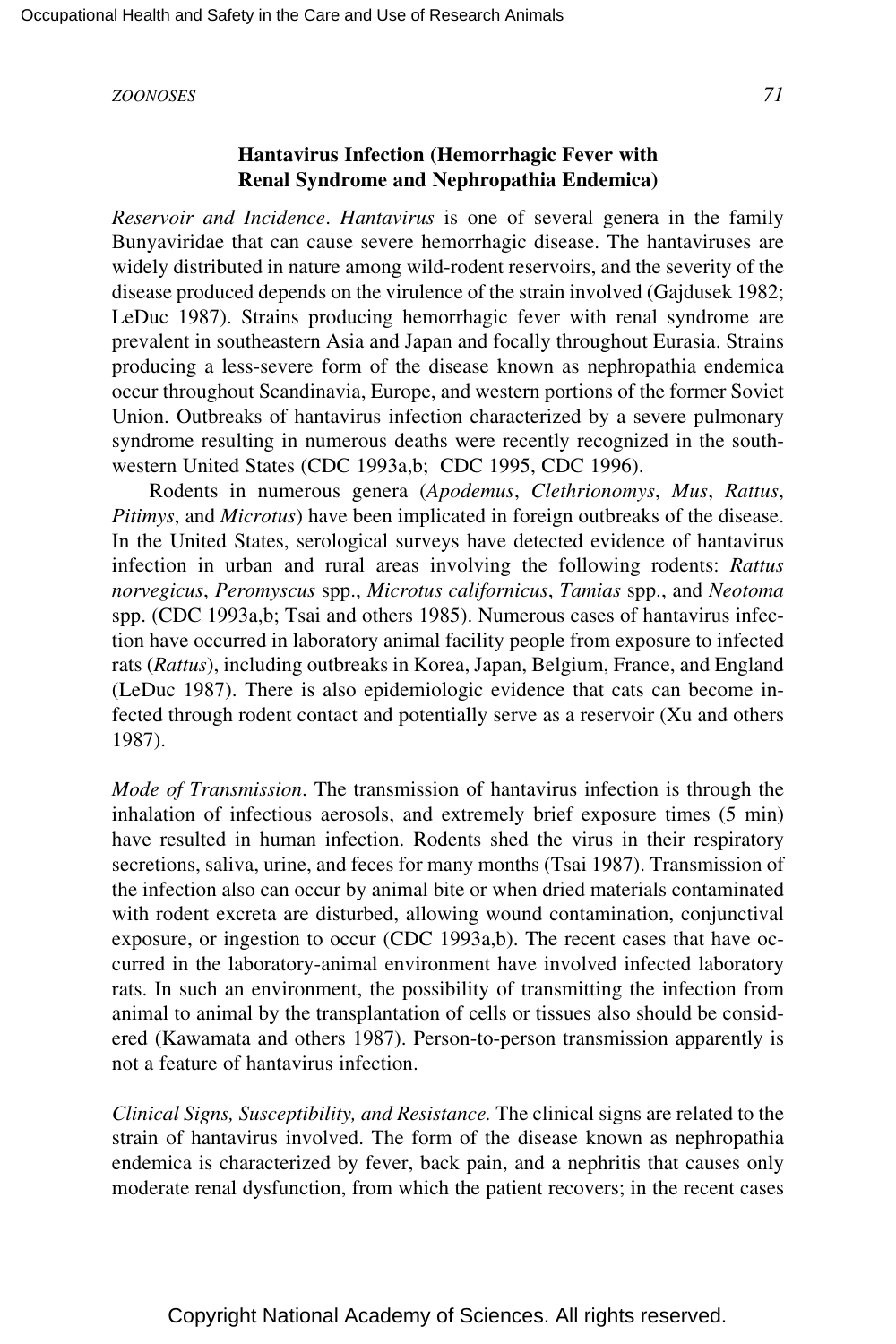### Hantavirus Infection (Hemorrhagic Fever with Renal Syndrome and Nephropathia Endemica)

*Reservoir and Incidence*. *Hantavirus* is one of several genera in the family Bunyaviridae that can cause severe hemorrhagic disease. The hantaviruses are widely distributed in nature among wild-rodent reservoirs, and the severity of the disease produced depends on the virulence of the strain involved (Gajdusek 1982; LeDuc 1987). Strains producing hemorrhagic fever with renal syndrome are prevalent in southeastern Asia and Japan and focally throughout Eurasia. Strains producing a less-severe form of the disease known as nephropathia endemica occur throughout Scandinavia, Europe, and western portions of the former Soviet Union. Outbreaks of hantavirus infection characterized by a severe pulmonary syndrome resulting in numerous deaths were recently recognized in the southwestern United States (CDC 1993a,b; CDC 1995, CDC 1996).

Rodents in numerous genera (*Apodemus*, *Clethrionomys*, *Mus*, *Rattus*, *Pitimys*, and *Microtus*) have been implicated in foreign outbreaks of the disease. In the United States, serological surveys have detected evidence of hantavirus infection in urban and rural areas involving the following rodents: *Rattus norvegicus*, *Peromyscus* spp., *Microtus californicus*, *Tamias* spp., and *Neotoma* spp. (CDC 1993a,b; Tsai and others 1985). Numerous cases of hantavirus infection have occurred in laboratory animal facility people from exposure to infected rats (*Rattus*), including outbreaks in Korea, Japan, Belgium, France, and England (LeDuc 1987). There is also epidemiologic evidence that cats can become infected through rodent contact and potentially serve as a reservoir (Xu and others 1987).

*Mode of Transmission*. The transmission of hantavirus infection is through the inhalation of infectious aerosols, and extremely brief exposure times (5 min) have resulted in human infection. Rodents shed the virus in their respiratory secretions, saliva, urine, and feces for many months (Tsai 1987). Transmission of the infection also can occur by animal bite or when dried materials contaminated with rodent excreta are disturbed, allowing wound contamination, conjunctival exposure, or ingestion to occur (CDC 1993a,b). The recent cases that have occurred in the laboratory-animal environment have involved infected laboratory rats. In such an environment, the possibility of transmitting the infection from animal to animal by the transplantation of cells or tissues also should be considered (Kawamata and others 1987). Person-to-person transmission apparently is not a feature of hantavirus infection.

*Clinical Signs, Susceptibility, and Resistance.* The clinical signs are related to the strain of hantavirus involved. The form of the disease known as nephropathia endemica is characterized by fever, back pain, and a nephritis that causes only moderate renal dysfunction, from which the patient recovers; in the recent cases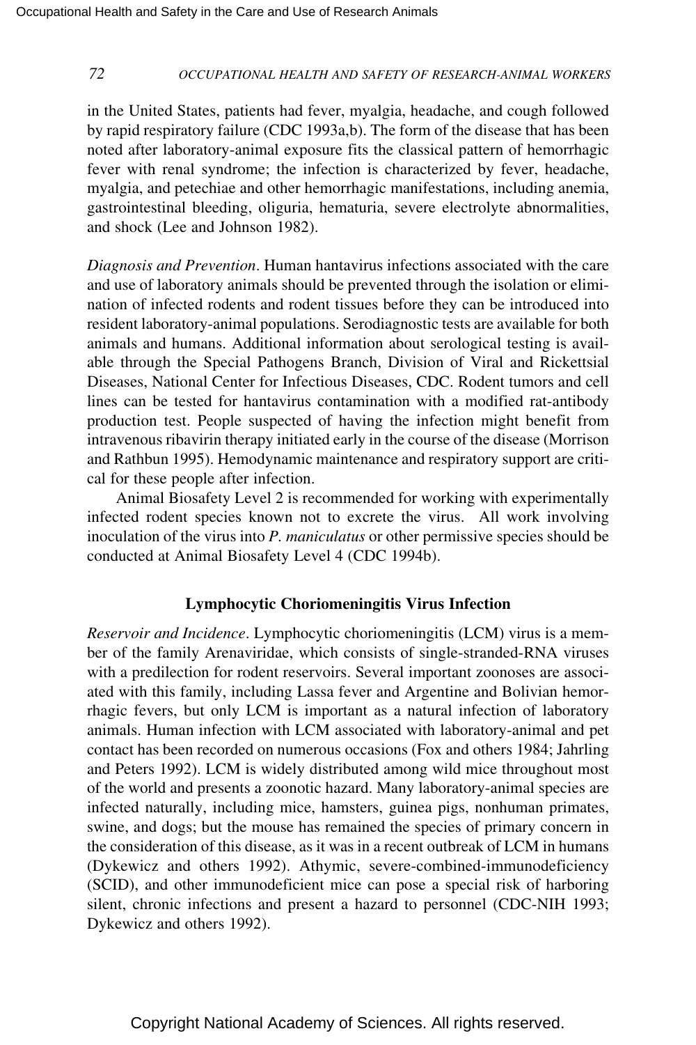in the United States, patients had fever, myalgia, headache, and cough followed by rapid respiratory failure (CDC 1993a,b). The form of the disease that has been noted after laboratory-animal exposure fits the classical pattern of hemorrhagic fever with renal syndrome; the infection is characterized by fever, headache, myalgia, and petechiae and other hemorrhagic manifestations, including anemia, gastrointestinal bleeding, oliguria, hematuria, severe electrolyte abnormalities, and shock (Lee and Johnson 1982).

*Diagnosis and Prevention*. Human hantavirus infections associated with the care and use of laboratory animals should be prevented through the isolation or elimination of infected rodents and rodent tissues before they can be introduced into resident laboratory-animal populations. Serodiagnostic tests are available for both animals and humans. Additional information about serological testing is available through the Special Pathogens Branch, Division of Viral and Rickettsial Diseases, National Center for Infectious Diseases, CDC. Rodent tumors and cell lines can be tested for hantavirus contamination with a modified rat-antibody production test. People suspected of having the infection might benefit from intravenous ribavirin therapy initiated early in the course of the disease (Morrison and Rathbun 1995). Hemodynamic maintenance and respiratory support are critical for these people after infection.

Animal Biosafety Level 2 is recommended for working with experimentally infected rodent species known not to excrete the virus. All work involving inoculation of the virus into *P. maniculatus* or other permissive species should be conducted at Animal Biosafety Level 4 (CDC 1994b).

### Lymphocytic Choriomeningitis Virus Infection

*Reservoir and Incidence*. Lymphocytic choriomeningitis (LCM) virus is a member of the family Arenaviridae, which consists of single-stranded-RNA viruses with a predilection for rodent reservoirs. Several important zoonoses are associated with this family, including Lassa fever and Argentine and Bolivian hemorrhagic fevers, but only LCM is important as a natural infection of laboratory animals. Human infection with LCM associated with laboratory-animal and pet contact has been recorded on numerous occasions (Fox and others 1984; Jahrling and Peters 1992). LCM is widely distributed among wild mice throughout most of the world and presents a zoonotic hazard. Many laboratory-animal species are infected naturally, including mice, hamsters, guinea pigs, nonhuman primates, swine, and dogs; but the mouse has remained the species of primary concern in the consideration of this disease, as it was in a recent outbreak of LCM in humans (Dykewicz and others 1992). Athymic, severe-combined-immunodeficiency (SCID), and other immunodeficient mice can pose a special risk of harboring silent, chronic infections and present a hazard to personnel (CDC-NIH 1993; Dykewicz and others 1992).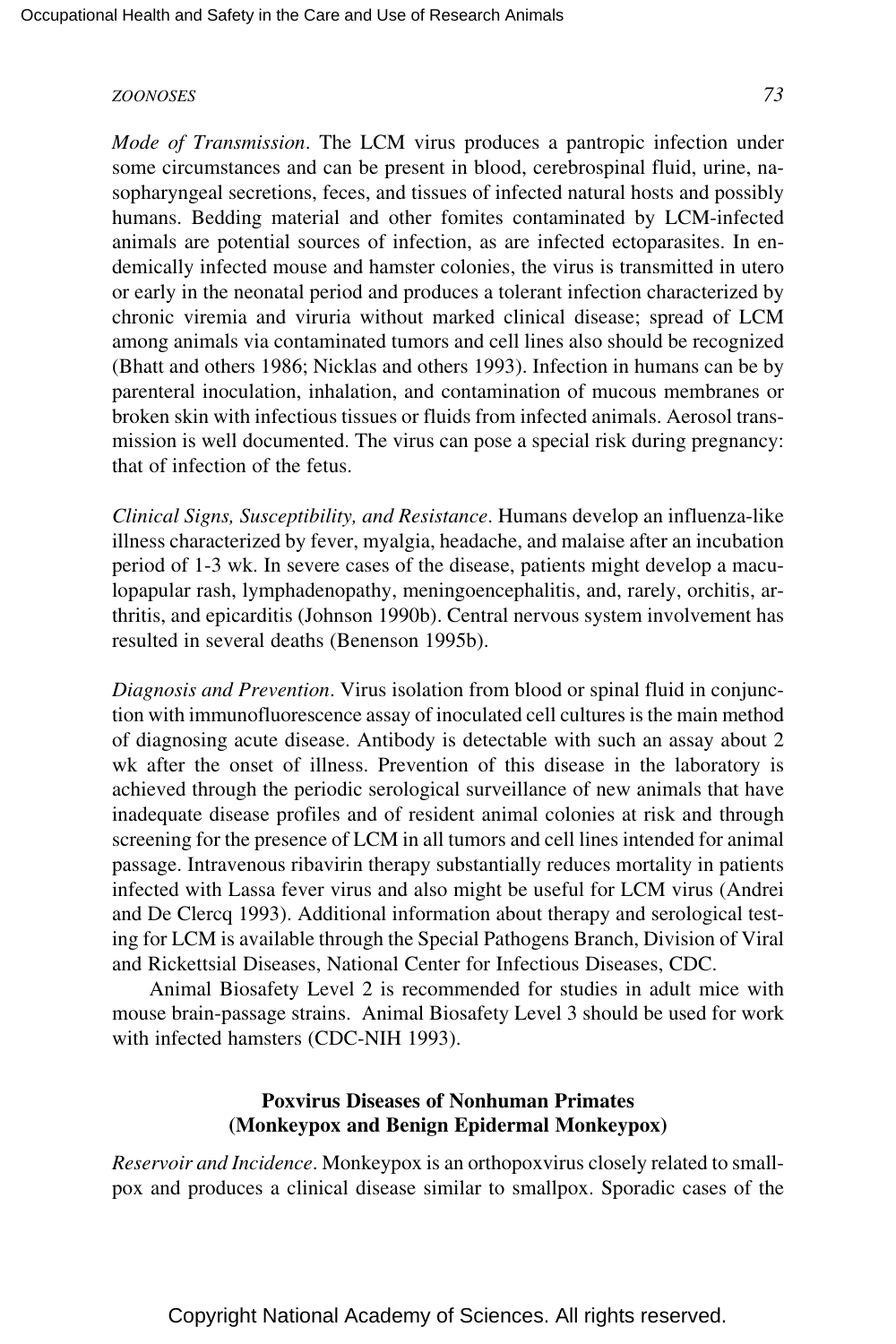*Mode of Transmission*. The LCM virus produces a pantropic infection under some circumstances and can be present in blood, cerebrospinal fluid, urine, nasopharyngeal secretions, feces, and tissues of infected natural hosts and possibly humans. Bedding material and other fomites contaminated by LCM-infected animals are potential sources of infection, as are infected ectoparasites. In endemically infected mouse and hamster colonies, the virus is transmitted in utero or early in the neonatal period and produces a tolerant infection characterized by chronic viremia and viruria without marked clinical disease; spread of LCM among animals via contaminated tumors and cell lines also should be recognized (Bhatt and others 1986; Nicklas and others 1993). Infection in humans can be by parenteral inoculation, inhalation, and contamination of mucous membranes or broken skin with infectious tissues or fluids from infected animals. Aerosol transmission is well documented. The virus can pose a special risk during pregnancy: that of infection of the fetus.

*Clinical Signs, Susceptibility, and Resistance*. Humans develop an influenza-like illness characterized by fever, myalgia, headache, and malaise after an incubation period of 1-3 wk. In severe cases of the disease, patients might develop a maculopapular rash, lymphadenopathy, meningoencephalitis, and, rarely, orchitis, arthritis, and epicarditis (Johnson 1990b). Central nervous system involvement has resulted in several deaths (Benenson 1995b).

*Diagnosis and Prevention*. Virus isolation from blood or spinal fluid in conjunction with immunofluorescence assay of inoculated cell cultures is the main method of diagnosing acute disease. Antibody is detectable with such an assay about 2 wk after the onset of illness. Prevention of this disease in the laboratory is achieved through the periodic serological surveillance of new animals that have inadequate disease profiles and of resident animal colonies at risk and through screening for the presence of LCM in all tumors and cell lines intended for animal passage. Intravenous ribavirin therapy substantially reduces mortality in patients infected with Lassa fever virus and also might be useful for LCM virus (Andrei and De Clercq 1993). Additional information about therapy and serological testing for LCM is available through the Special Pathogens Branch, Division of Viral and Rickettsial Diseases, National Center for Infectious Diseases, CDC.

Animal Biosafety Level 2 is recommended for studies in adult mice with mouse brain-passage strains. Animal Biosafety Level 3 should be used for work with infected hamsters (CDC-NIH 1993).

### Poxvirus Diseases of Nonhuman Primates (Monkeypox and Benign Epidermal Monkeypox)

*Reservoir and Incidence*. Monkeypox is an orthopoxvirus closely related to smallpox and produces a clinical disease similar to smallpox. Sporadic cases of the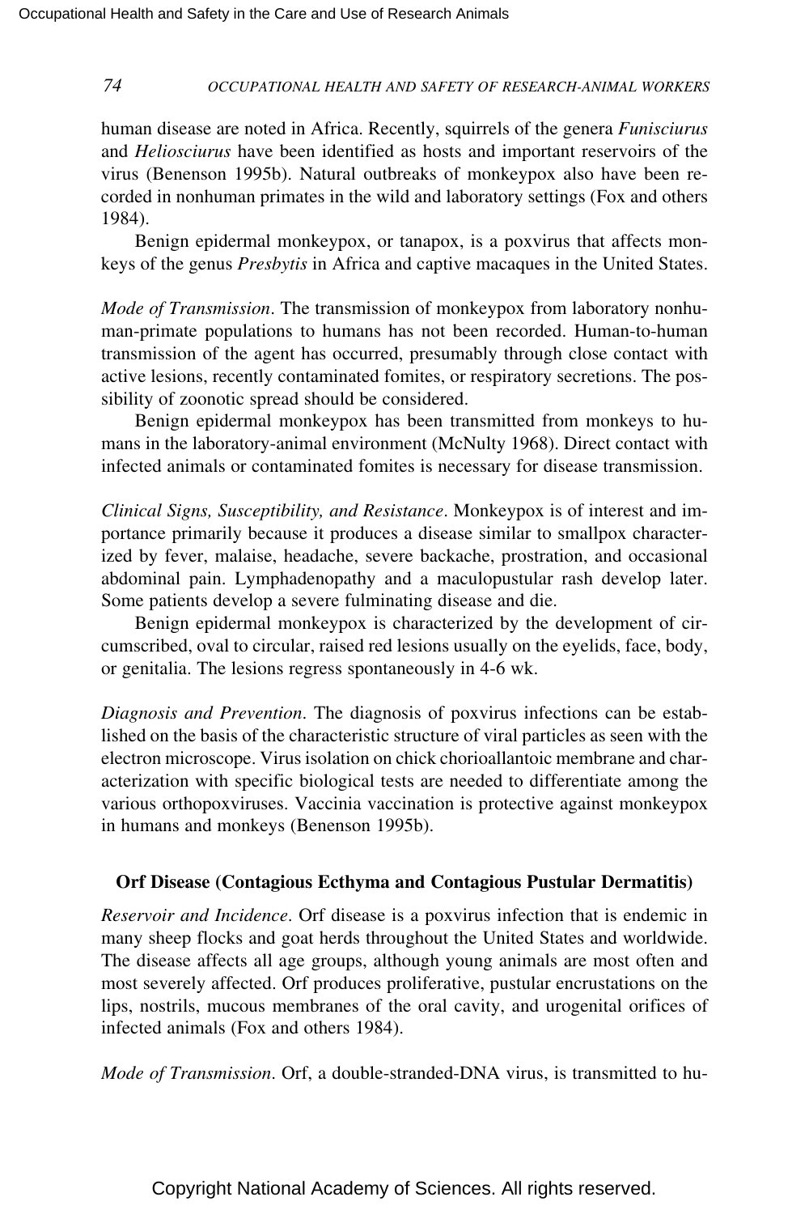human disease are noted in Africa. Recently, squirrels of the genera *Funisciurus* and *Heliosciurus* have been identified as hosts and important reservoirs of the virus (Benenson 1995b). Natural outbreaks of monkeypox also have been recorded in nonhuman primates in the wild and laboratory settings (Fox and others 1984).

Benign epidermal monkeypox, or tanapox, is a poxvirus that affects monkeys of the genus *Presbytis* in Africa and captive macaques in the United States.

*Mode of Transmission*. The transmission of monkeypox from laboratory nonhuman-primate populations to humans has not been recorded. Human-to-human transmission of the agent has occurred, presumably through close contact with active lesions, recently contaminated fomites, or respiratory secretions. The possibility of zoonotic spread should be considered.

Benign epidermal monkeypox has been transmitted from monkeys to humans in the laboratory-animal environment (McNulty 1968). Direct contact with infected animals or contaminated fomites is necessary for disease transmission.

*Clinical Signs, Susceptibility, and Resistance*. Monkeypox is of interest and importance primarily because it produces a disease similar to smallpox characterized by fever, malaise, headache, severe backache, prostration, and occasional abdominal pain. Lymphadenopathy and a maculopustular rash develop later. Some patients develop a severe fulminating disease and die.

Benign epidermal monkeypox is characterized by the development of circumscribed, oval to circular, raised red lesions usually on the eyelids, face, body, or genitalia. The lesions regress spontaneously in 4-6 wk.

*Diagnosis and Prevention*. The diagnosis of poxvirus infections can be established on the basis of the characteristic structure of viral particles as seen with the electron microscope. Virus isolation on chick chorioallantoic membrane and characterization with specific biological tests are needed to differentiate among the various orthopoxviruses. Vaccinia vaccination is protective against monkeypox in humans and monkeys (Benenson 1995b).

### Orf Disease (Contagious Ecthyma and Contagious Pustular Dermatitis)

*Reservoir and Incidence*. Orf disease is a poxvirus infection that is endemic in many sheep flocks and goat herds throughout the United States and worldwide. The disease affects all age groups, although young animals are most often and most severely affected. Orf produces proliferative, pustular encrustations on the lips, nostrils, mucous membranes of the oral cavity, and urogenital orifices of infected animals (Fox and others 1984).

*Mode of Transmission*. Orf, a double-stranded-DNA virus, is transmitted to hu-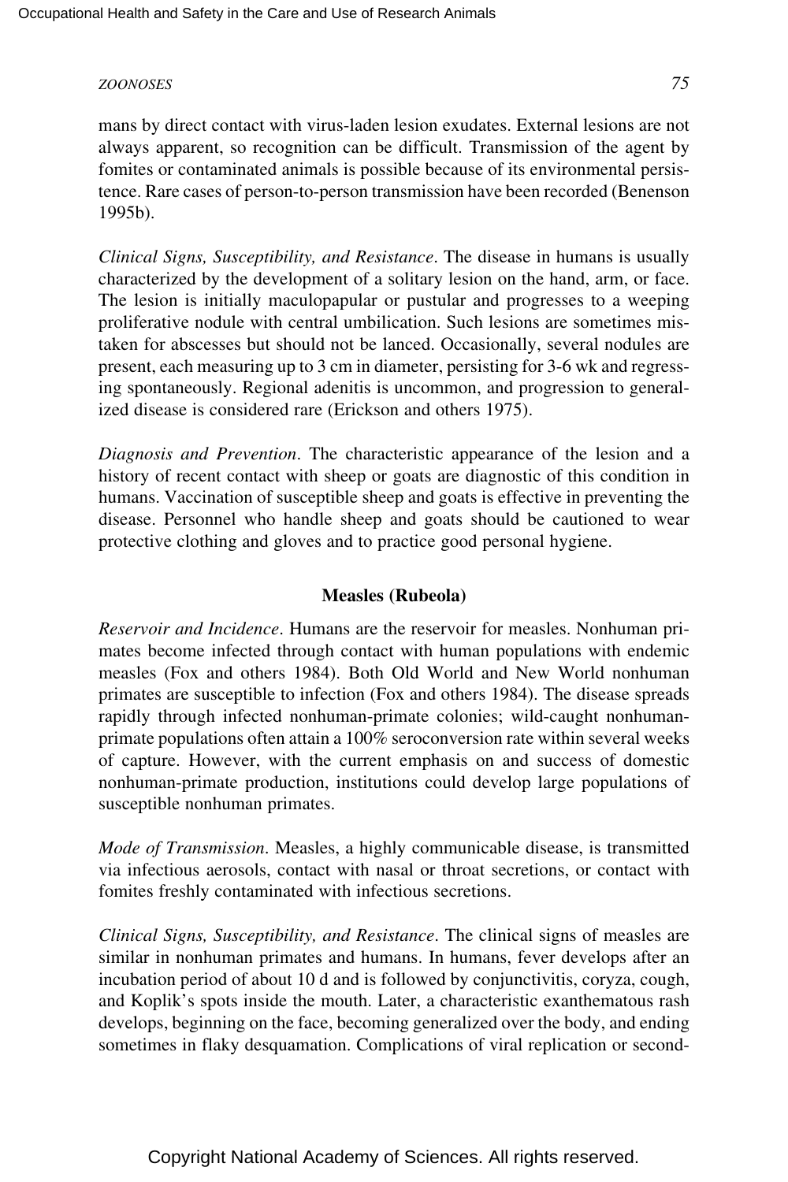mans by direct contact with virus-laden lesion exudates. External lesions are not always apparent, so recognition can be difficult. Transmission of the agent by fomites or contaminated animals is possible because of its environmental persistence. Rare cases of person-to-person transmission have been recorded (Benenson 1995b).

*Clinical Signs, Susceptibility, and Resistance*. The disease in humans is usually characterized by the development of a solitary lesion on the hand, arm, or face. The lesion is initially maculopapular or pustular and progresses to a weeping proliferative nodule with central umbilication. Such lesions are sometimes mistaken for abscesses but should not be lanced. Occasionally, several nodules are present, each measuring up to 3 cm in diameter, persisting for 3-6 wk and regressing spontaneously. Regional adenitis is uncommon, and progression to generalized disease is considered rare (Erickson and others 1975).

*Diagnosis and Prevention*. The characteristic appearance of the lesion and a history of recent contact with sheep or goats are diagnostic of this condition in humans. Vaccination of susceptible sheep and goats is effective in preventing the disease. Personnel who handle sheep and goats should be cautioned to wear protective clothing and gloves and to practice good personal hygiene.

### Measles (Rubeola)

*Reservoir and Incidence*. Humans are the reservoir for measles. Nonhuman primates become infected through contact with human populations with endemic measles (Fox and others 1984). Both Old World and New World nonhuman primates are susceptible to infection (Fox and others 1984). The disease spreads rapidly through infected nonhuman-primate colonies; wild-caught nonhuman-primate populations often attain a 100% seroconversion rate within several weeks of capture. However, with the current emphasis on and success of domestic nonhuman-primate production, institutions could develop large populations of susceptible nonhuman primates.

*Mode of Transmission*. Measles, a highly communicable disease, is transmitted via infectious aerosols, contact with nasal or throat secretions, or contact with fomites freshly contaminated with infectious secretions.

*Clinical Signs, Susceptibility, and Resistance*. The clinical signs of measles are similar in nonhuman primates and humans. In humans, fever develops after an incubation period of about 10 d and is followed by conjunctivitis, coryza, cough, and Koplik's spots inside the mouth. Later, a characteristic exanthematous rash develops, beginning on the face, becoming generalized over the body, and ending sometimes in flaky desquamation. Complications of viral replication or second-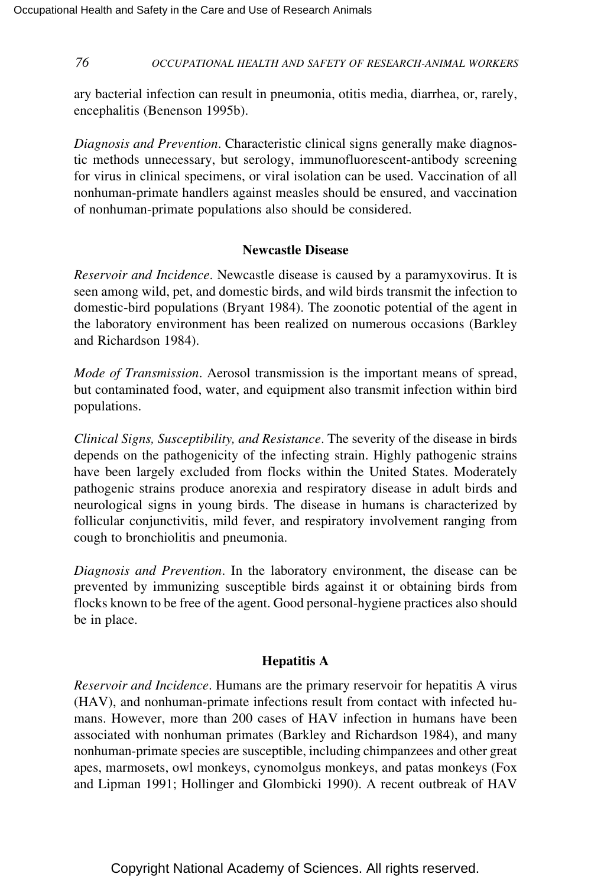ary bacterial infection can result in pneumonia, otitis media, diarrhea, or, rarely, encephalitis (Benenson 1995b).

*Diagnosis and Prevention*. Characteristic clinical signs generally make diagnostic methods unnecessary, but serology, immunofluorescent-antibody screening for virus in clinical specimens, or viral isolation can be used. Vaccination of all nonhuman-primate handlers against measles should be ensured, and vaccination of nonhuman-primate populations also should be considered.

### Newcastle Disease

*Reservoir and Incidence*. Newcastle disease is caused by a paramyxovirus. It is seen among wild, pet, and domestic birds, and wild birds transmit the infection to domestic-bird populations (Bryant 1984). The zoonotic potential of the agent in the laboratory environment has been realized on numerous occasions (Barkley and Richardson 1984).

*Mode of Transmission*. Aerosol transmission is the important means of spread, but contaminated food, water, and equipment also transmit infection within bird populations.

*Clinical Signs, Susceptibility, and Resistance*. The severity of the disease in birds depends on the pathogenicity of the infecting strain. Highly pathogenic strains have been largely excluded from flocks within the United States. Moderately pathogenic strains produce anorexia and respiratory disease in adult birds and neurological signs in young birds. The disease in humans is characterized by follicular conjunctivitis, mild fever, and respiratory involvement ranging from cough to bronchiolitis and pneumonia.

*Diagnosis and Prevention*. In the laboratory environment, the disease can be prevented by immunizing susceptible birds against it or obtaining birds from flocks known to be free of the agent. Good personal-hygiene practices also should be in place.

### Hepatitis A

*Reservoir and Incidence*. Humans are the primary reservoir for hepatitis A virus (HAV), and nonhuman-primate infections result from contact with infected humans. However, more than 200 cases of HAV infection in humans have been associated with nonhuman primates (Barkley and Richardson 1984), and many nonhuman-primate species are susceptible, including chimpanzees and other great apes, marmosets, owl monkeys, cynomolgus monkeys, and patas monkeys (Fox and Lipman 1991; Hollinger and Glombicki 1990). A recent outbreak of HAV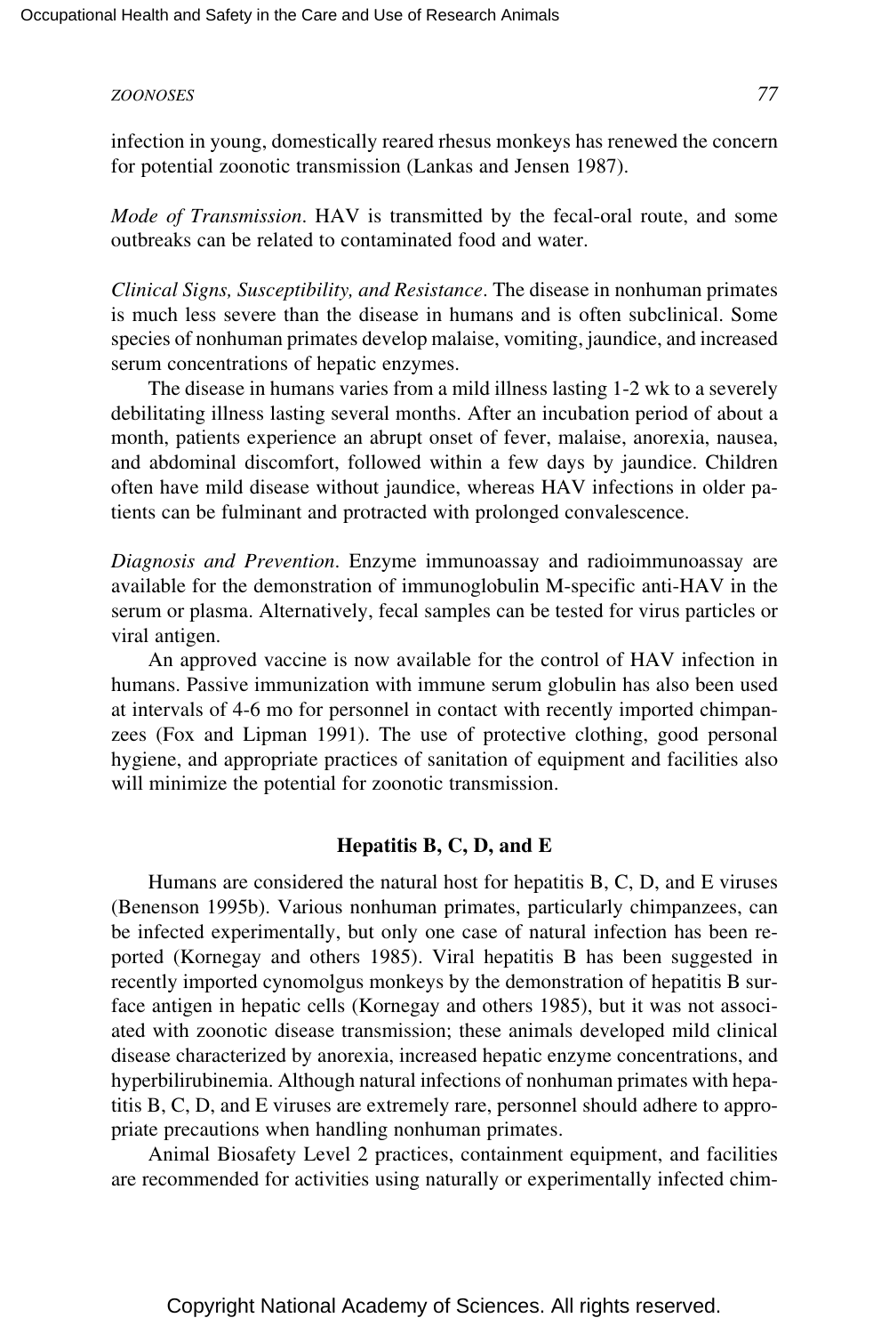infection in young, domestically reared rhesus monkeys has renewed the concern for potential zoonotic transmission (Lankas and Jensen 1987).

*Mode of Transmission*. HAV is transmitted by the fecal-oral route, and some outbreaks can be related to contaminated food and water.

*Clinical Signs, Susceptibility, and Resistance*. The disease in nonhuman primates is much less severe than the disease in humans and is often subclinical. Some species of nonhuman primates develop malaise, vomiting, jaundice, and increased serum concentrations of hepatic enzymes.

The disease in humans varies from a mild illness lasting 1-2 wk to a severely debilitating illness lasting several months. After an incubation period of about a month, patients experience an abrupt onset of fever, malaise, anorexia, nausea, and abdominal discomfort, followed within a few days by jaundice. Children often have mild disease without jaundice, whereas HAV infections in older patients can be fulminant and protracted with prolonged convalescence.

*Diagnosis and Prevention*. Enzyme immunoassay and radioimmunoassay are available for the demonstration of immunoglobulin M-specific anti-HAV in the serum or plasma. Alternatively, fecal samples can be tested for virus particles or viral antigen.

An approved vaccine is now available for the control of HAV infection in humans. Passive immunization with immune serum globulin has also been used at intervals of 4-6 mo for personnel in contact with recently imported chimpanzees (Fox and Lipman 1991). The use of protective clothing, good personal hygiene, and appropriate practices of sanitation of equipment and facilities also will minimize the potential for zoonotic transmission.

### Hepatitis B, C, D, and E

Humans are considered the natural host for hepatitis B, C, D, and E viruses (Benenson 1995b). Various nonhuman primates, particularly chimpanzees, can be infected experimentally, but only one case of natural infection has been reported (Kornegay and others 1985). Viral hepatitis B has been suggested in recently imported cynomolgus monkeys by the demonstration of hepatitis B surface antigen in hepatic cells (Kornegay and others 1985), but it was not associated with zoonotic disease transmission; these animals developed mild clinical disease characterized by anorexia, increased hepatic enzyme concentrations, and hyperbilirubinemia. Although natural infections of nonhuman primates with hepatitis B, C, D, and E viruses are extremely rare, personnel should adhere to appropriate precautions when handling nonhuman primates.

Animal Biosafety Level 2 practices, containment equipment, and facilities are recommended for activities using naturally or experimentally infected chim-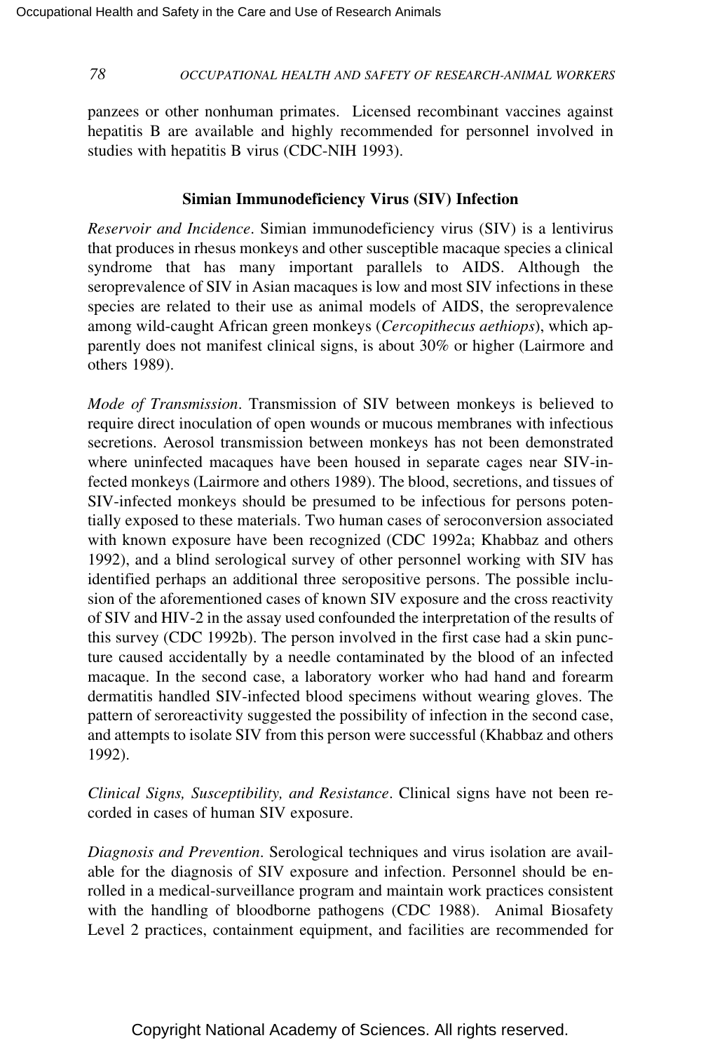panzees or other nonhuman primates. Licensed recombinant vaccines against hepatitis B are available and highly recommended for personnel involved in studies with hepatitis B virus (CDC-NIH 1993).

### Simian Immunodeficiency Virus (SIV) Infection

*Reservoir and Incidence*. Simian immunodeficiency virus (SIV) is a lentivirus that produces in rhesus monkeys and other susceptible macaque species a clinical syndrome that has many important parallels to AIDS. Although the seroprevalence of SIV in Asian macaques is low and most SIV infections in these species are related to their use as animal models of AIDS, the seroprevalence among wild-caught African green monkeys (*Cercopithecus aethiops*), which apparently does not manifest clinical signs, is about 30% or higher (Lairmore and others 1989).

*Mode of Transmission*. Transmission of SIV between monkeys is believed to require direct inoculation of open wounds or mucous membranes with infectious secretions. Aerosol transmission between monkeys has not been demonstrated where uninfected macaques have been housed in separate cages near SIV-infected monkeys (Lairmore and others 1989). The blood, secretions, and tissues of SIV-infected monkeys should be presumed to be infectious for persons potentially exposed to these materials. Two human cases of seroconversion associated with known exposure have been recognized (CDC 1992a; Khabbaz and others 1992), and a blind serological survey of other personnel working with SIV has identified perhaps an additional three seropositive persons. The possible inclusion of the aforementioned cases of known SIV exposure and the cross reactivity of SIV and HIV-2 in the assay used confounded the interpretation of the results of this survey (CDC 1992b). The person involved in the first case had a skin puncture caused accidentally by a needle contaminated by the blood of an infected macaque. In the second case, a laboratory worker who had hand and forearm dermatitis handled SIV-infected blood specimens without wearing gloves. The pattern of seroreactivity suggested the possibility of infection in the second case, and attempts to isolate SIV from this person were successful (Khabbaz and others 1992).

*Clinical Signs, Susceptibility, and Resistance*. Clinical signs have not been recorded in cases of human SIV exposure.

*Diagnosis and Prevention*. Serological techniques and virus isolation are available for the diagnosis of SIV exposure and infection. Personnel should be enrolled in a medical-surveillance program and maintain work practices consistent with the handling of bloodborne pathogens (CDC 1988). Animal Biosafety Level 2 practices, containment equipment, and facilities are recommended for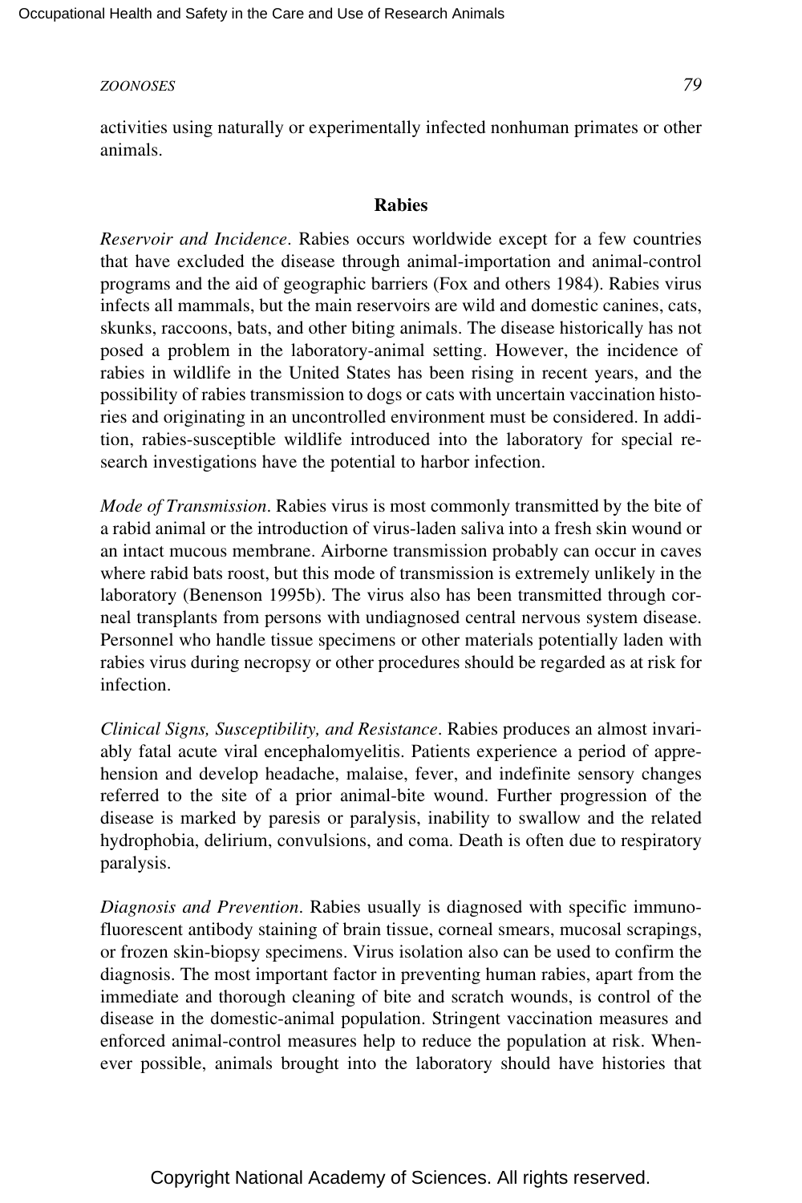activities using naturally or experimentally infected nonhuman primates or other animals.

### Rabies

*Reservoir and Incidence*. Rabies occurs worldwide except for a few countries that have excluded the disease through animal-importation and animal-control programs and the aid of geographic barriers (Fox and others 1984). Rabies virus infects all mammals, but the main reservoirs are wild and domestic canines, cats, skunks, raccoons, bats, and other biting animals. The disease historically has not posed a problem in the laboratory-animal setting. However, the incidence of rabies in wildlife in the United States has been rising in recent years, and the possibility of rabies transmission to dogs or cats with uncertain vaccination histories and originating in an uncontrolled environment must be considered. In addition, rabies-susceptible wildlife introduced into the laboratory for special research investigations have the potential to harbor infection.

*Mode of Transmission*. Rabies virus is most commonly transmitted by the bite of a rabid animal or the introduction of virus-laden saliva into a fresh skin wound or an intact mucous membrane. Airborne transmission probably can occur in caves where rabid bats roost, but this mode of transmission is extremely unlikely in the laboratory (Benenson 1995b). The virus also has been transmitted through corneal transplants from persons with undiagnosed central nervous system disease. Personnel who handle tissue specimens or other materials potentially laden with rabies virus during necropsy or other procedures should be regarded as at risk for infection.

*Clinical Signs, Susceptibility, and Resistance*. Rabies produces an almost invariably fatal acute viral encephalomyelitis. Patients experience a period of apprehension and develop headache, malaise, fever, and indefinite sensory changes referred to the site of a prior animal-bite wound. Further progression of the disease is marked by paresis or paralysis, inability to swallow and the related hydrophobia, delirium, convulsions, and coma. Death is often due to respiratory paralysis.

*Diagnosis and Prevention*. Rabies usually is diagnosed with specific immunofluorescent antibody staining of brain tissue, corneal smears, mucosal scrapings, or frozen skin-biopsy specimens. Virus isolation also can be used to confirm the diagnosis. The most important factor in preventing human rabies, apart from the immediate and thorough cleaning of bite and scratch wounds, is control of the disease in the domestic-animal population. Stringent vaccination measures and enforced animal-control measures help to reduce the population at risk. Whenever possible, animals brought into the laboratory should have histories that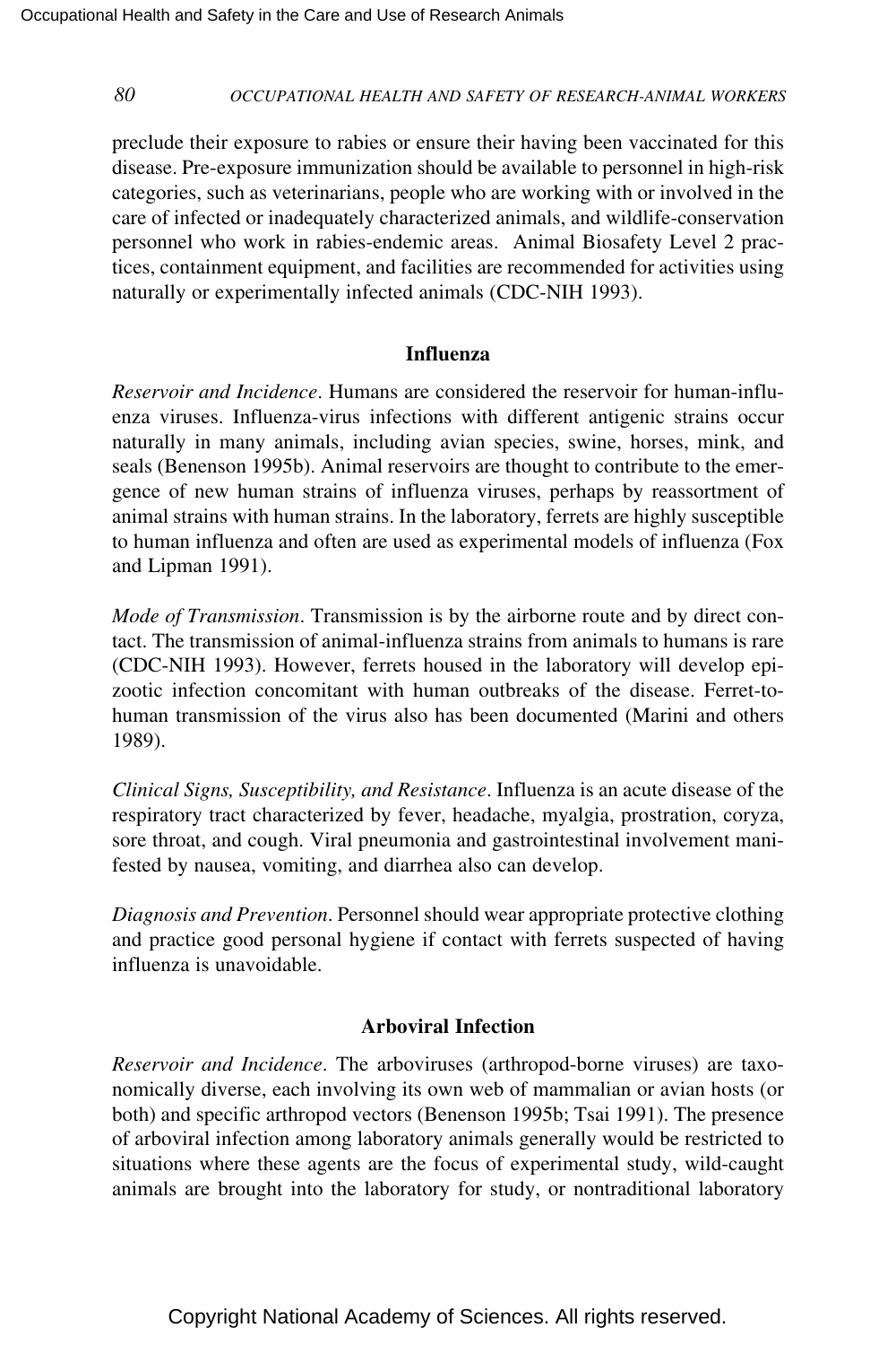preclude their exposure to rabies or ensure their having been vaccinated for this disease. Pre-exposure immunization should be available to personnel in high-risk categories, such as veterinarians, people who are working with or involved in the care of infected or inadequately characterized animals, and wildlife-conservation personnel who work in rabies-endemic areas. Animal Biosafety Level 2 practices, containment equipment, and facilities are recommended for activities using naturally or experimentally infected animals (CDC-NIH 1993).

### Influenza

*Reservoir and Incidence*. Humans are considered the reservoir for human-influenza viruses. Influenza-virus infections with different antigenic strains occur naturally in many animals, including avian species, swine, horses, mink, and seals (Benenson 1995b). Animal reservoirs are thought to contribute to the emergence of new human strains of influenza viruses, perhaps by reassortment of animal strains with human strains. In the laboratory, ferrets are highly susceptible to human influenza and often are used as experimental models of influenza (Fox and Lipman 1991).

*Mode of Transmission*. Transmission is by the airborne route and by direct contact. The transmission of animal-influenza strains from animals to humans is rare (CDC-NIH 1993). However, ferrets housed in the laboratory will develop epizootic infection concomitant with human outbreaks of the disease. Ferret-to-human transmission of the virus also has been documented (Marini and others 1989).

*Clinical Signs, Susceptibility, and Resistance*. Influenza is an acute disease of the respiratory tract characterized by fever, headache, myalgia, prostration, coryza, sore throat, and cough. Viral pneumonia and gastrointestinal involvement manifested by nausea, vomiting, and diarrhea also can develop.

*Diagnosis and Prevention*. Personnel should wear appropriate protective clothing and practice good personal hygiene if contact with ferrets suspected of having influenza is unavoidable.

### Arboviral Infection

*Reservoir and Incidence*. The arboviruses (arthropod-borne viruses) are taxonomically diverse, each involving its own web of mammalian or avian hosts (or both) and specific arthropod vectors (Benenson 1995b; Tsai 1991). The presence of arboviral infection among laboratory animals generally would be restricted to situations where these agents are the focus of experimental study, wild-caught animals are brought into the laboratory for study, or nontraditional laboratory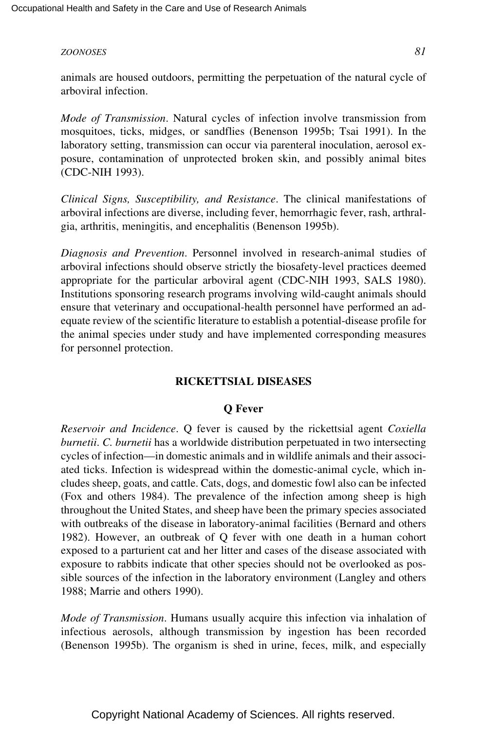animals are housed outdoors, permitting the perpetuation of the natural cycle of arboviral infection.

*Mode of Transmission*. Natural cycles of infection involve transmission from mosquitoes, ticks, midges, or sandflies (Benenson 1995b; Tsai 1991). In the laboratory setting, transmission can occur via parenteral inoculation, aerosol exposure, contamination of unprotected broken skin, and possibly animal bites (CDC-NIH 1993).

*Clinical Signs, Susceptibility, and Resistance*. The clinical manifestations of arboviral infections are diverse, including fever, hemorrhagic fever, rash, arthralgia, arthritis, meningitis, and encephalitis (Benenson 1995b).

*Diagnosis and Prevention*. Personnel involved in research-animal studies of arboviral infections should observe strictly the biosafety-level practices deemed appropriate for the particular arboviral agent (CDC-NIH 1993, SALS 1980). Institutions sponsoring research programs involving wild-caught animals should ensure that veterinary and occupational-health personnel have performed an adequate review of the scientific literature to establish a potential-disease profile for the animal species under study and have implemented corresponding measures for personnel protection.

## RICKETTSIAL DISEASES

### Q Fever

*Reservoir and Incidence*. Q fever is caused by the rickettsial agent *Coxiella burnetii*. *C. burnetii* has a worldwide distribution perpetuated in two intersecting cycles of infection—in domestic animals and in wildlife animals and their associated ticks. Infection is widespread within the domestic-animal cycle, which includes sheep, goats, and cattle. Cats, dogs, and domestic fowl also can be infected (Fox and others 1984). The prevalence of the infection among sheep is high throughout the United States, and sheep have been the primary species associated with outbreaks of the disease in laboratory-animal facilities (Bernard and others 1982). However, an outbreak of Q fever with one death in a human cohort exposed to a parturient cat and her litter and cases of the disease associated with exposure to rabbits indicate that other species should not be overlooked as possible sources of the infection in the laboratory environment (Langley and others 1988; Marrie and others 1990).

*Mode of Transmission*. Humans usually acquire this infection via inhalation of infectious aerosols, although transmission by ingestion has been recorded (Benenson 1995b). The organism is shed in urine, feces, milk, and especially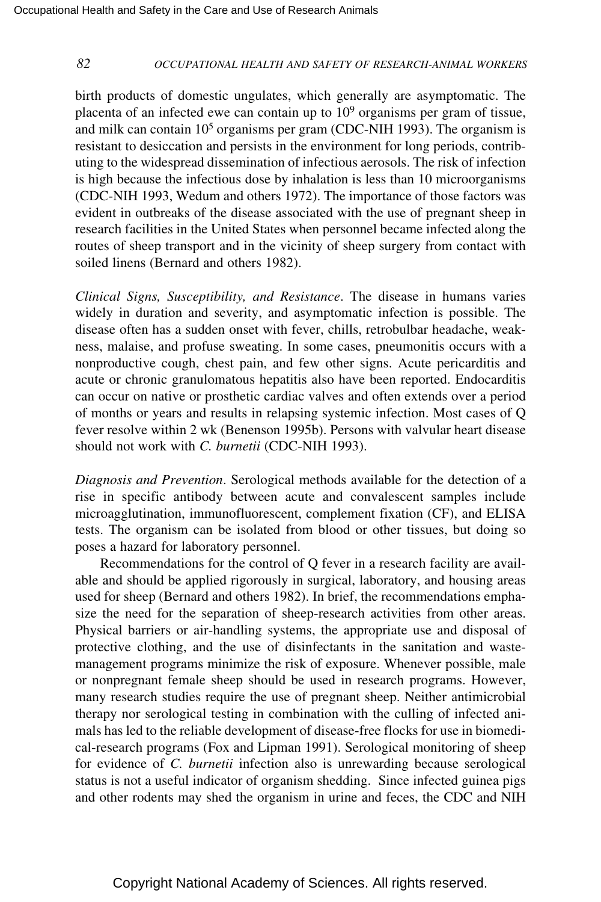birth products of domestic ungulates, which generally are asymptomatic. The placenta of an infected ewe can contain up to $10^9$ organisms per gram of tissue, and milk can contain $10^5$ organisms per gram (CDC-NIH 1993). The organism is resistant to desiccation and persists in the environment for long periods, contributing to the widespread dissemination of infectious aerosols. The risk of infection is high because the infectious dose by inhalation is less than 10 microorganisms (CDC-NIH 1993, Wedum and others 1972). The importance of those factors was evident in outbreaks of the disease associated with the use of pregnant sheep in research facilities in the United States when personnel became infected along the routes of sheep transport and in the vicinity of sheep surgery from contact with soiled linens (Bernard and others 1982).

*Clinical Signs, Susceptibility, and Resistance*. The disease in humans varies widely in duration and severity, and asymptomatic infection is possible. The disease often has a sudden onset with fever, chills, retrobulbar headache, weakness, malaise, and profuse sweating. In some cases, pneumonitis occurs with a nonproductive cough, chest pain, and few other signs. Acute pericarditis and acute or chronic granulomatous hepatitis also have been reported. Endocarditis can occur on native or prosthetic cardiac valves and often extends over a period of months or years and results in relapsing systemic infection. Most cases of Q fever resolve within 2 wk (Benenson 1995b). Persons with valvular heart disease should not work with *C. burnetii* (CDC-NIH 1993).

*Diagnosis and Prevention*. Serological methods available for the detection of a rise in specific antibody between acute and convalescent samples include microagglutination, immunofluorescent, complement fixation (CF), and ELISA tests. The organism can be isolated from blood or other tissues, but doing so poses a hazard for laboratory personnel.

Recommendations for the control of Q fever in a research facility are available and should be applied rigorously in surgical, laboratory, and housing areas used for sheep (Bernard and others 1982). In brief, the recommendations emphasize the need for the separation of sheep-research activities from other areas. Physical barriers or air-handling systems, the appropriate use and disposal of protective clothing, and the use of disinfectants in the sanitation and waste-management programs minimize the risk of exposure. Whenever possible, male or nonpregnant female sheep should be used in research programs. However, many research studies require the use of pregnant sheep. Neither antimicrobial therapy nor serological testing in combination with the culling of infected animals has led to the reliable development of disease-free flocks for use in biomedical-research programs (Fox and Lipman 1991). Serological monitoring of sheep for evidence of *C. burnetii* infection also is unrewarding because serological status is not a useful indicator of organism shedding. Since infected guinea pigs and other rodents may shed the organism in urine and feces, the CDC and NIH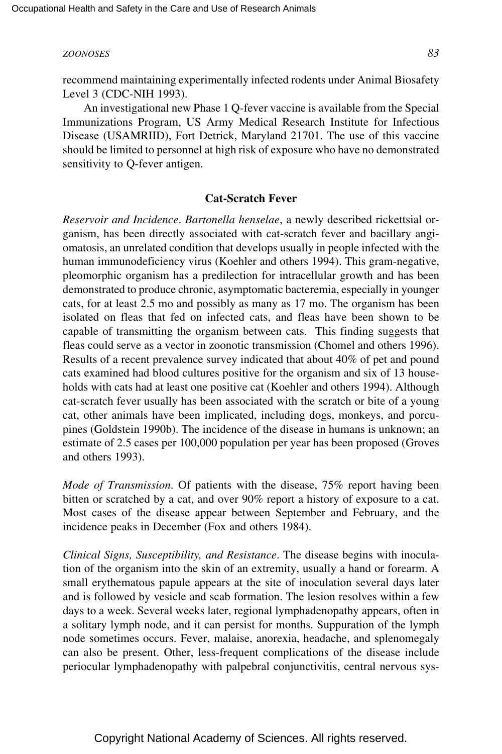recommend maintaining experimentally infected rodents under Animal Biosafety Level 3 (CDC-NIH 1993).

An investigational new Phase 1 Q-fever vaccine is available from the Special Immunizations Program, US Army Medical Research Institute for Infectious Disease (USAMRIID), Fort Detrick, Maryland 21701. The use of this vaccine should be limited to personnel at high risk of exposure who have no demonstrated sensitivity to Q-fever antigen.

### Cat-Scratch Fever

*Reservoir and Incidence*. *Bartonella henselae*, a newly described rickettsial organism, has been directly associated with cat-scratch fever and bacillary angiomatosis, an unrelated condition that develops usually in people infected with the human immunodeficiency virus (Koehler and others 1994). This gram-negative, pleomorphic organism has a predilection for intracellular growth and has been demonstrated to produce chronic, asymptomatic bacteremia, especially in younger cats, for at least 2.5 mo and possibly as many as 17 mo. The organism has been isolated on fleas that fed on infected cats, and fleas have been shown to be capable of transmitting the organism between cats. This finding suggests that fleas could serve as a vector in zoonotic transmission (Chomel and others 1996). Results of a recent prevalence survey indicated that about 40% of pet and pound cats examined had blood cultures positive for the organism and six of 13 households with cats had at least one positive cat (Koehler and others 1994). Although cat-scratch fever usually has been associated with the scratch or bite of a young cat, other animals have been implicated, including dogs, monkeys, and porcupines (Goldstein 1990b). The incidence of the disease in humans is unknown; an estimate of 2.5 cases per 100,000 population per year has been proposed (Groves and others 1993).

*Mode of Transmission*. Of patients with the disease, 75% report having been bitten or scratched by a cat, and over 90% report a history of exposure to a cat. Most cases of the disease appear between September and February, and the incidence peaks in December (Fox and others 1984).

*Clinical Signs, Susceptibility, and Resistance*. The disease begins with inoculation of the organism into the skin of an extremity, usually a hand or forearm. A small erythematous papule appears at the site of inoculation several days later and is followed by vesicle and scab formation. The lesion resolves within a few days to a week. Several weeks later, regional lymphadenopathy appears, often in a solitary lymph node, and it can persist for months. Suppuration of the lymph node sometimes occurs. Fever, malaise, anorexia, headache, and splenomegaly can also be present. Other, less-frequent complications of the disease include periocular lymphadenopathy with palpebral conjunctivitis, central nervous sys-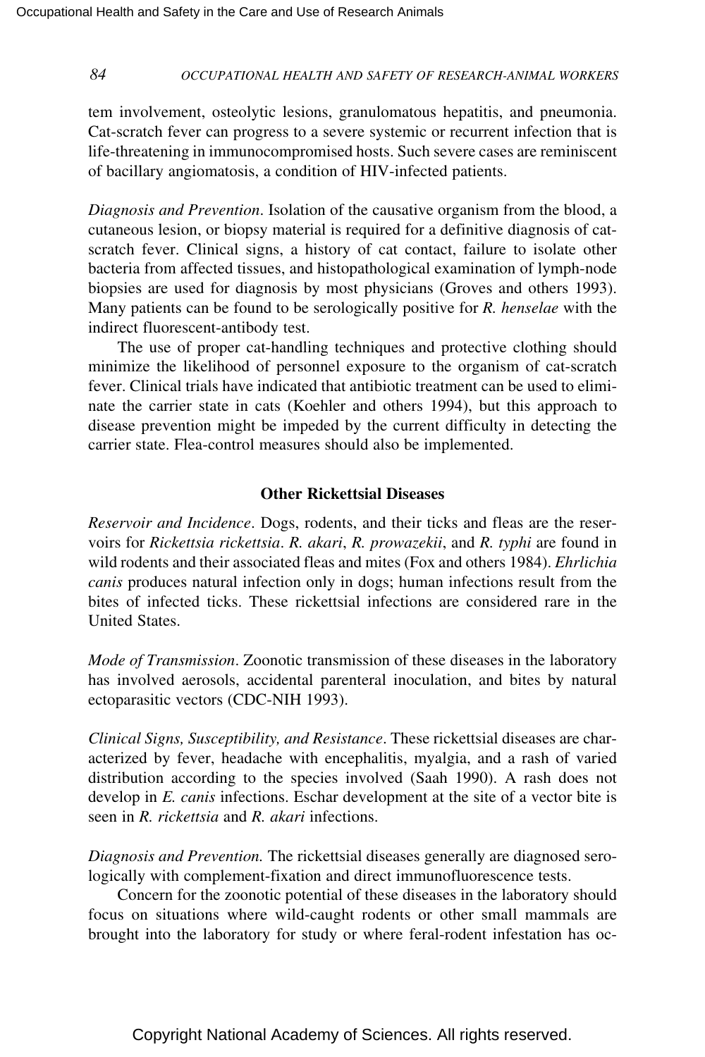tem involvement, osteolytic lesions, granulomatous hepatitis, and pneumonia. Cat-scratch fever can progress to a severe systemic or recurrent infection that is life-threatening in immunocompromised hosts. Such severe cases are reminiscent of bacillary angiomatosis, a condition of HIV-infected patients.

*Diagnosis and Prevention*. Isolation of the causative organism from the blood, a cutaneous lesion, or biopsy material is required for a definitive diagnosis of cat-scratch fever. Clinical signs, a history of cat contact, failure to isolate other bacteria from affected tissues, and histopathological examination of lymph-node biopsies are used for diagnosis by most physicians (Groves and others 1993). Many patients can be found to be serologically positive for *R. henselae* with the indirect fluorescent-antibody test.

The use of proper cat-handling techniques and protective clothing should minimize the likelihood of personnel exposure to the organism of cat-scratch fever. Clinical trials have indicated that antibiotic treatment can be used to eliminate the carrier state in cats (Koehler and others 1994), but this approach to disease prevention might be impeded by the current difficulty in detecting the carrier state. Flea-control measures should also be implemented.

### Other Rickettsial Diseases

*Reservoir and Incidence*. Dogs, rodents, and their ticks and fleas are the reservoirs for *Rickettsia rickettsia*. *R. akari*, *R. prowazekii*, and *R. typhi* are found in wild rodents and their associated fleas and mites (Fox and others 1984). *Ehrlichia canis* produces natural infection only in dogs; human infections result from the bites of infected ticks. These rickettsial infections are considered rare in the United States.

*Mode of Transmission*. Zoonotic transmission of these diseases in the laboratory has involved aerosols, accidental parenteral inoculation, and bites by natural ectoparasitic vectors (CDC-NIH 1993).

*Clinical Signs, Susceptibility, and Resistance*. These rickettsial diseases are characterized by fever, headache with encephalitis, myalgia, and a rash of varied distribution according to the species involved (Saah 1990). A rash does not develop in *E. canis* infections. Eschar development at the site of a vector bite is seen in *R. rickettsia* and *R. akari* infections.

*Diagnosis and Prevention.* The rickettsial diseases generally are diagnosed serologically with complement-fixation and direct immunofluorescence tests.

Concern for the zoonotic potential of these diseases in the laboratory should focus on situations where wild-caught rodents or other small mammals are brought into the laboratory for study or where feral-rodent infestation has oc-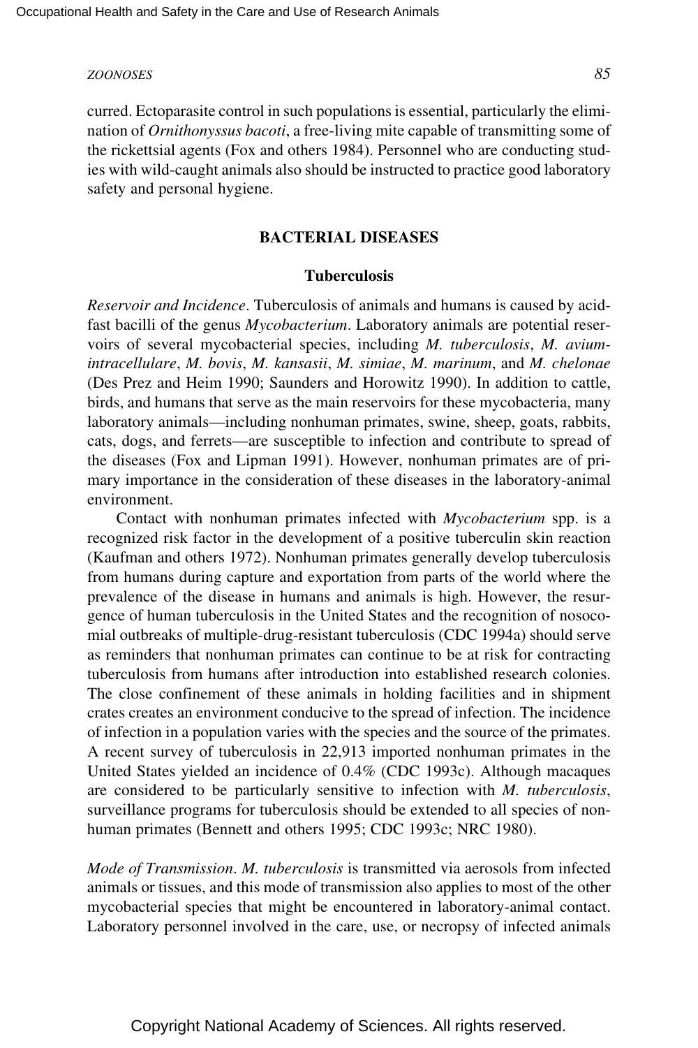curred. Ectoparasite control in such populations is essential, particularly the elimination of *Ornithonyssus bacoti*, a free-living mite capable of transmitting some of the rickettsial agents (Fox and others 1984). Personnel who are conducting studies with wild-caught animals also should be instructed to practice good laboratory safety and personal hygiene.

## BACTERIAL DISEASES

### Tuberculosis

*Reservoir and Incidence*. Tuberculosis of animals and humans is caused by acid-fast bacilli of the genus *Mycobacterium*. Laboratory animals are potential reservoirs of several mycobacterial species, including *M. tuberculosis*, *M. avium-intracellulare*, *M. bovis*, *M. kansasii*, *M. simiae*, *M. marinum*, and *M. chelonae* (Des Prez and Heim 1990; Saunders and Horowitz 1990). In addition to cattle, birds, and humans that serve as the main reservoirs for these mycobacteria, many laboratory animals—including nonhuman primates, swine, sheep, goats, rabbits, cats, dogs, and ferrets—are susceptible to infection and contribute to spread of the diseases (Fox and Lipman 1991). However, nonhuman primates are of primary importance in the consideration of these diseases in the laboratory-animal environment.

Contact with nonhuman primates infected with *Mycobacterium* spp. is a recognized risk factor in the development of a positive tuberculin skin reaction (Kaufman and others 1972). Nonhuman primates generally develop tuberculosis from humans during capture and exportation from parts of the world where the prevalence of the disease in humans and animals is high. However, the resurgence of human tuberculosis in the United States and the recognition of nosocomial outbreaks of multiple-drug-resistant tuberculosis (CDC 1994a) should serve as reminders that nonhuman primates can continue to be at risk for contracting tuberculosis from humans after introduction into established research colonies. The close confinement of these animals in holding facilities and in shipment crates creates an environment conducive to the spread of infection. The incidence of infection in a population varies with the species and the source of the primates. A recent survey of tuberculosis in 22,913 imported nonhuman primates in the United States yielded an incidence of 0.4% (CDC 1993c). Although macaques are considered to be particularly sensitive to infection with *M. tuberculosis*, surveillance programs for tuberculosis should be extended to all species of nonhuman primates (Bennett and others 1995; CDC 1993c; NRC 1980).

*Mode of Transmission*. *M. tuberculosis* is transmitted via aerosols from infected animals or tissues, and this mode of transmission also applies to most of the other mycobacterial species that might be encountered in laboratory-animal contact. Laboratory personnel involved in the care, use, or necropsy of infected animals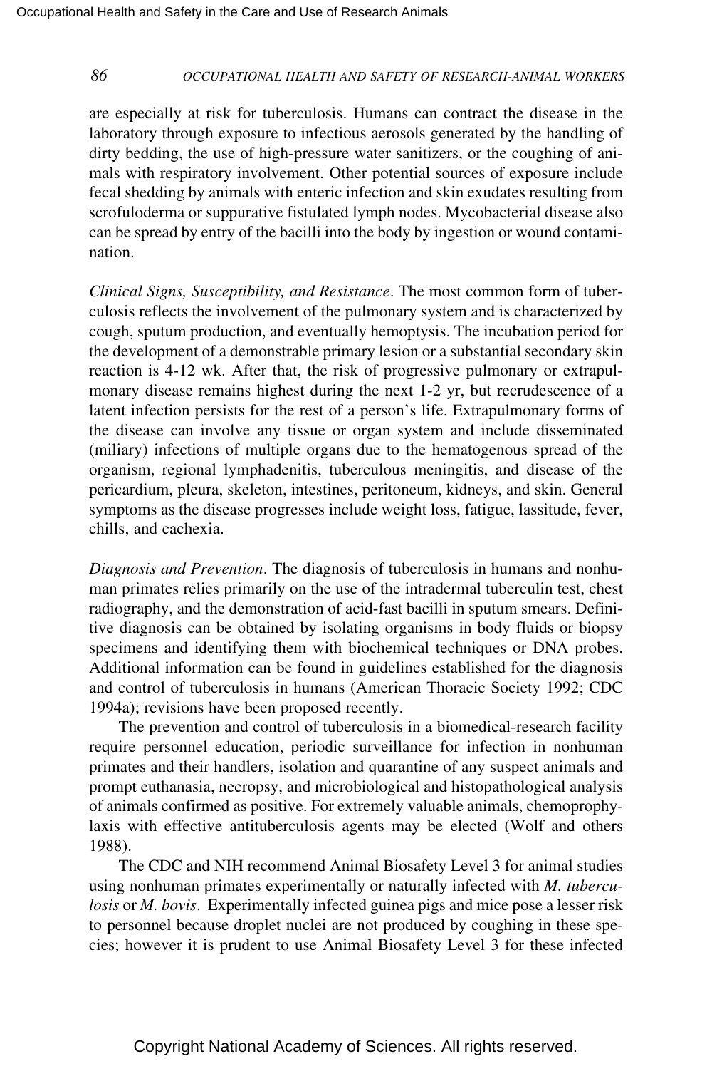are especially at risk for tuberculosis. Humans can contract the disease in the laboratory through exposure to infectious aerosols generated by the handling of dirty bedding, the use of high-pressure water sanitizers, or the coughing of animals with respiratory involvement. Other potential sources of exposure include fecal shedding by animals with enteric infection and skin exudates resulting from scrofuloderma or suppurative fistulated lymph nodes. Mycobacterial disease also can be spread by entry of the bacilli into the body by ingestion or wound contamination.

*Clinical Signs, Susceptibility, and Resistance*. The most common form of tuberculosis reflects the involvement of the pulmonary system and is characterized by cough, sputum production, and eventually hemoptysis. The incubation period for the development of a demonstrable primary lesion or a substantial secondary skin reaction is 4-12 wk. After that, the risk of progressive pulmonary or extrapulmonary disease remains highest during the next 1-2 yr, but recrudescence of a latent infection persists for the rest of a person's life. Extrapulmonary forms of the disease can involve any tissue or organ system and include disseminated (miliary) infections of multiple organs due to the hematogenous spread of the organism, regional lymphadenitis, tuberculous meningitis, and disease of the pericardium, pleura, skeleton, intestines, peritoneum, kidneys, and skin. General symptoms as the disease progresses include weight loss, fatigue, lassitude, fever, chills, and cachexia.

*Diagnosis and Prevention*. The diagnosis of tuberculosis in humans and nonhuman primates relies primarily on the use of the intradermal tuberculin test, chest radiography, and the demonstration of acid-fast bacilli in sputum smears. Definitive diagnosis can be obtained by isolating organisms in body fluids or biopsy specimens and identifying them with biochemical techniques or DNA probes. Additional information can be found in guidelines established for the diagnosis and control of tuberculosis in humans (American Thoracic Society 1992; CDC 1994a); revisions have been proposed recently.

The prevention and control of tuberculosis in a biomedical-research facility require personnel education, periodic surveillance for infection in nonhuman primates and their handlers, isolation and quarantine of any suspect animals and prompt euthanasia, necropsy, and microbiological and histopathological analysis of animals confirmed as positive. For extremely valuable animals, chemoprophylaxis with effective antituberculosis agents may be elected (Wolf and others 1988).

The CDC and NIH recommend Animal Biosafety Level 3 for animal studies using nonhuman primates experimentally or naturally infected with *M. tuberculosis* or *M. bovis*. Experimentally infected guinea pigs and mice pose a lesser risk to personnel because droplet nuclei are not produced by coughing in these species; however it is prudent to use Animal Biosafety Level 3 for these infected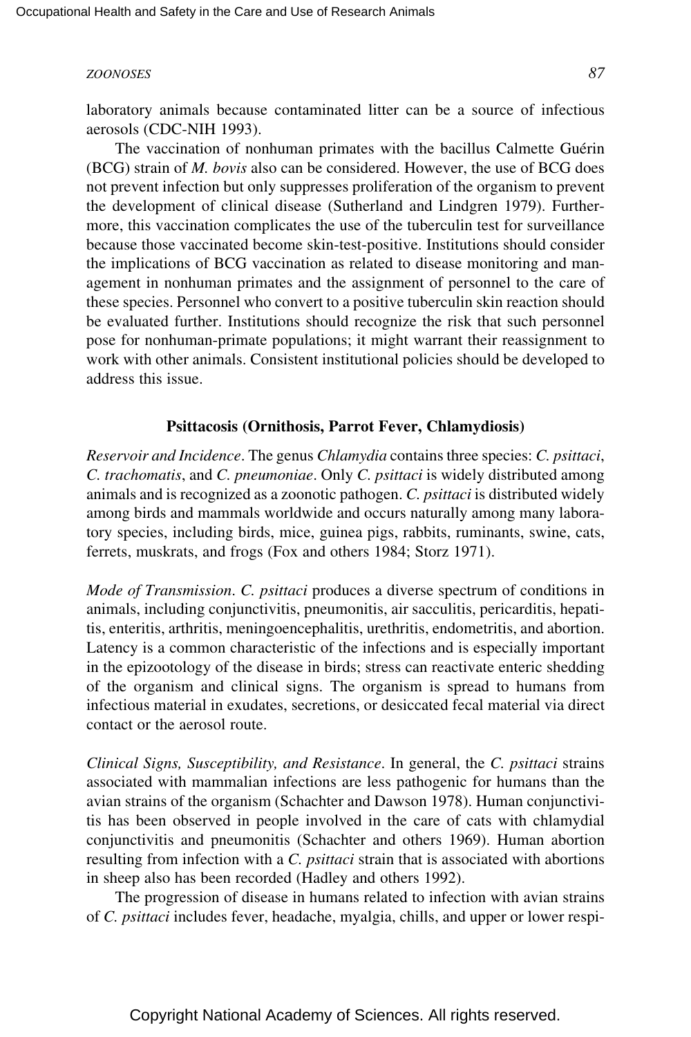laboratory animals because contaminated litter can be a source of infectious aerosols (CDC-NIH 1993).

The vaccination of nonhuman primates with the bacillus Calmette Guérin (BCG) strain of *M. bovis* also can be considered. However, the use of BCG does not prevent infection but only suppresses proliferation of the organism to prevent the development of clinical disease (Sutherland and Lindgren 1979). Furthermore, this vaccination complicates the use of the tuberculin test for surveillance because those vaccinated become skin-test-positive. Institutions should consider the implications of BCG vaccination as related to disease monitoring and management in nonhuman primates and the assignment of personnel to the care of these species. Personnel who convert to a positive tuberculin skin reaction should be evaluated further. Institutions should recognize the risk that such personnel pose for nonhuman-primate populations; it might warrant their reassignment to work with other animals. Consistent institutional policies should be developed to address this issue.

### Psittacosis (Ornithosis, Parrot Fever, Chlamydiosis)

*Reservoir and Incidence*. The genus *Chlamydia* contains three species: *C. psittaci*, *C. trachomatis*, and *C. pneumoniae*. Only *C. psittaci* is widely distributed among animals and is recognized as a zoonotic pathogen. *C. psittaci* is distributed widely among birds and mammals worldwide and occurs naturally among many laboratory species, including birds, mice, guinea pigs, rabbits, ruminants, swine, cats, ferrets, muskrats, and frogs (Fox and others 1984; Storz 1971).

*Mode of Transmission*. *C. psittaci* produces a diverse spectrum of conditions in animals, including conjunctivitis, pneumonitis, air sacculitis, pericarditis, hepatitis, enteritis, arthritis, meningoencephalitis, urethritis, endometritis, and abortion. Latency is a common characteristic of the infections and is especially important in the epizootology of the disease in birds; stress can reactivate enteric shedding of the organism and clinical signs. The organism is spread to humans from infectious material in exudates, secretions, or desiccated fecal material via direct contact or the aerosol route.

*Clinical Signs, Susceptibility, and Resistance*. In general, the *C. psittaci* strains associated with mammalian infections are less pathogenic for humans than the avian strains of the organism (Schachter and Dawson 1978). Human conjunctivitis has been observed in people involved in the care of cats with chlamydial conjunctivitis and pneumonitis (Schachter and others 1969). Human abortion resulting from infection with a *C. psittaci* strain that is associated with abortions in sheep also has been recorded (Hadley and others 1992).

The progression of disease in humans related to infection with avian strains of *C. psittaci* includes fever, headache, myalgia, chills, and upper or lower respi-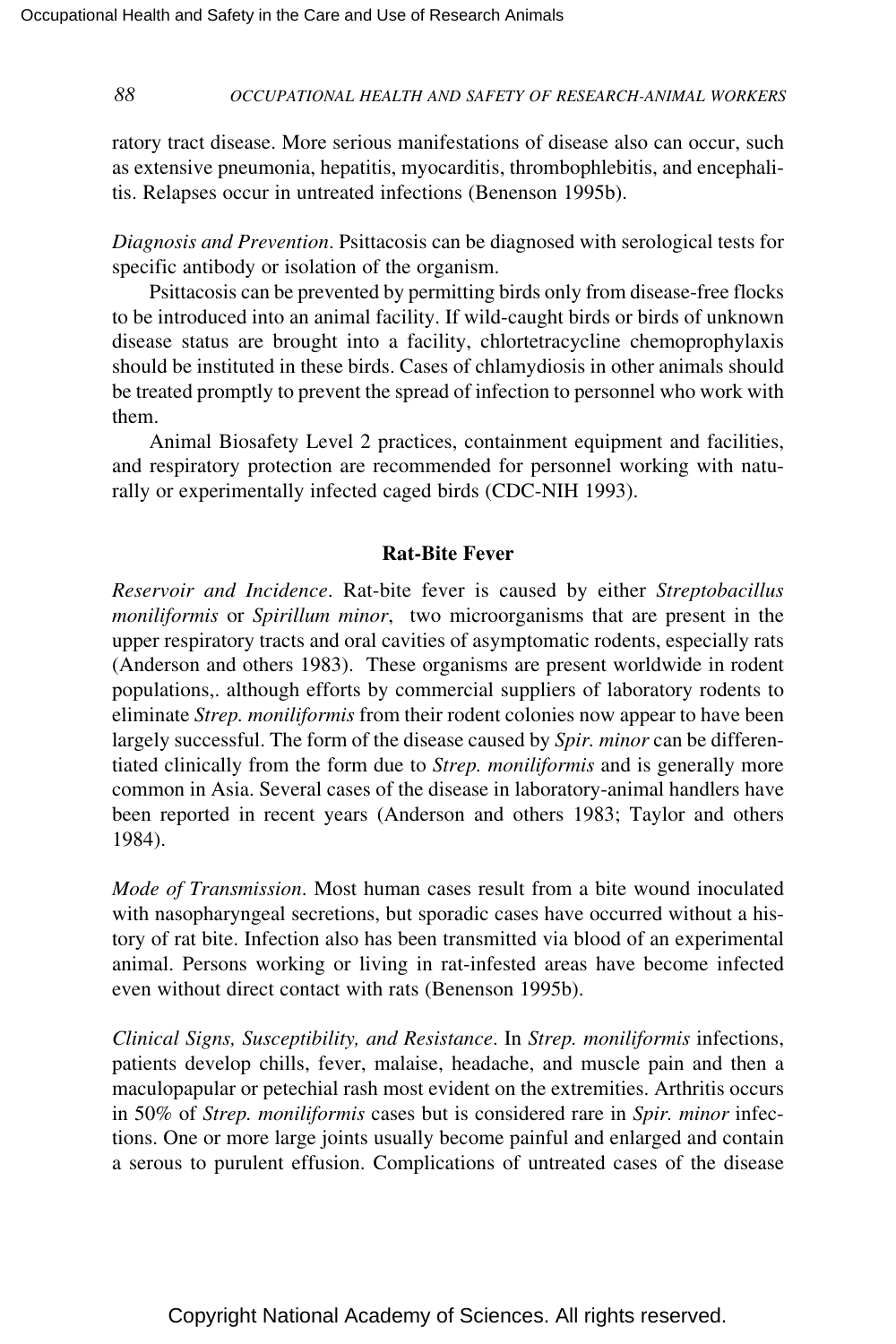ratory tract disease. More serious manifestations of disease also can occur, such as extensive pneumonia, hepatitis, myocarditis, thrombophlebitis, and encephalitis. Relapses occur in untreated infections (Benenson 1995b).

*Diagnosis and Prevention*. Psittacosis can be diagnosed with serological tests for specific antibody or isolation of the organism.

Psittacosis can be prevented by permitting birds only from disease-free flocks to be introduced into an animal facility. If wild-caught birds or birds of unknown disease status are brought into a facility, chlortetracycline chemoprophylaxis should be instituted in these birds. Cases of chlamydiosis in other animals should be treated promptly to prevent the spread of infection to personnel who work with them.

Animal Biosafety Level 2 practices, containment equipment and facilities, and respiratory protection are recommended for personnel working with naturally or experimentally infected caged birds (CDC-NIH 1993).

### Rat-Bite Fever

*Reservoir and Incidence*. Rat-bite fever is caused by either *Streptobacillus moniliformis* or *Spirillum minor*, two microorganisms that are present in the upper respiratory tracts and oral cavities of asymptomatic rodents, especially rats (Anderson and others 1983). These organisms are present worldwide in rodent populations,. although efforts by commercial suppliers of laboratory rodents to eliminate *Strep. moniliformis* from their rodent colonies now appear to have been largely successful. The form of the disease caused by *Spir. minor* can be differentiated clinically from the form due to *Strep. moniliformis* and is generally more common in Asia. Several cases of the disease in laboratory-animal handlers have been reported in recent years (Anderson and others 1983; Taylor and others 1984).

*Mode of Transmission*. Most human cases result from a bite wound inoculated with nasopharyngeal secretions, but sporadic cases have occurred without a history of rat bite. Infection also has been transmitted via blood of an experimental animal. Persons working or living in rat-infested areas have become infected even without direct contact with rats (Benenson 1995b).

*Clinical Signs, Susceptibility, and Resistance*. In *Strep. moniliformis* infections, patients develop chills, fever, malaise, headache, and muscle pain and then a maculopapular or petechial rash most evident on the extremities. Arthritis occurs in 50% of *Strep. moniliformis* cases but is considered rare in *Spir. minor* infections. One or more large joints usually become painful and enlarged and contain a serous to purulent effusion. Complications of untreated cases of the disease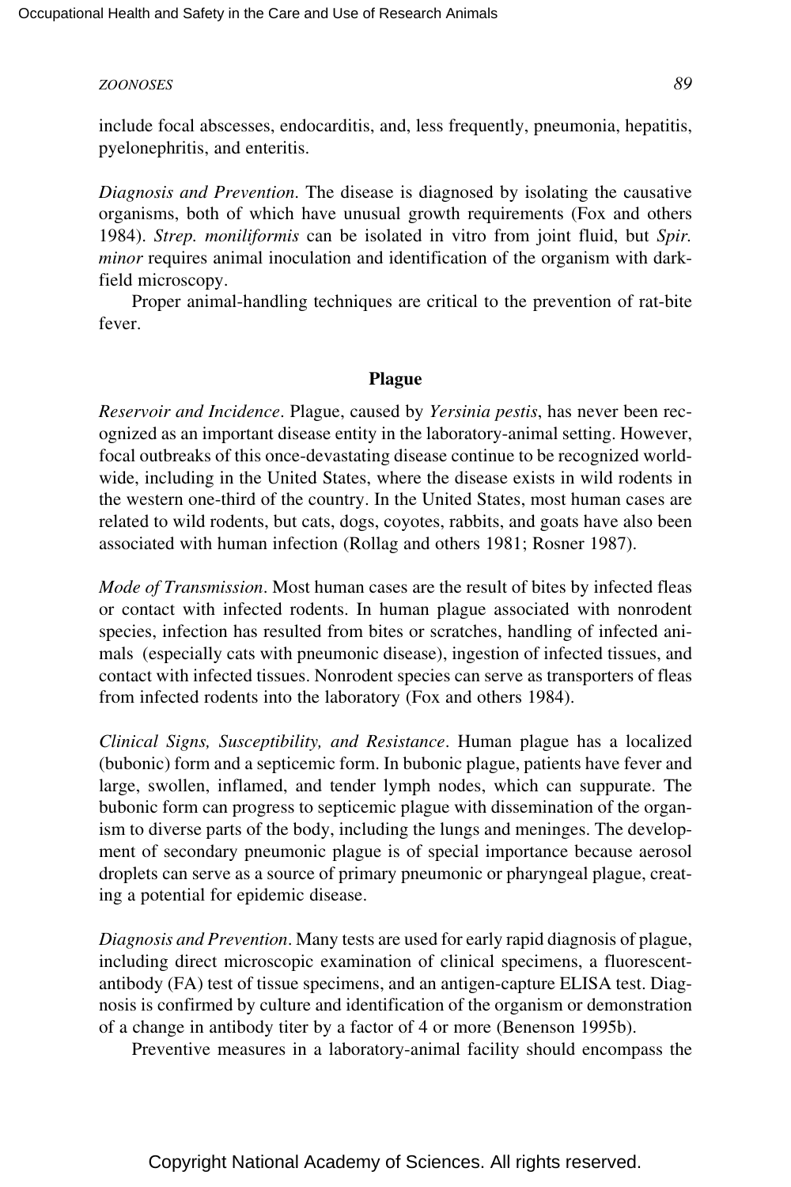include focal abscesses, endocarditis, and, less frequently, pneumonia, hepatitis, pyelonephritis, and enteritis.

*Diagnosis and Prevention.* The disease is diagnosed by isolating the causative organisms, both of which have unusual growth requirements (Fox and others 1984). *Strep. moniliformis* can be isolated in vitro from joint fluid, but *Spir. minor* requires animal inoculation and identification of the organism with dark-field microscopy.

Proper animal-handling techniques are critical to the prevention of rat-bite fever.

## Plague

*Reservoir and Incidence*. Plague, caused by *Yersinia pestis*, has never been recognized as an important disease entity in the laboratory-animal setting. However, focal outbreaks of this once-devastating disease continue to be recognized worldwide, including in the United States, where the disease exists in wild rodents in the western one-third of the country. In the United States, most human cases are related to wild rodents, but cats, dogs, coyotes, rabbits, and goats have also been associated with human infection (Rollag and others 1981; Rosner 1987).

*Mode of Transmission*. Most human cases are the result of bites by infected fleas or contact with infected rodents. In human plague associated with nonrodent species, infection has resulted from bites or scratches, handling of infected animals (especially cats with pneumonic disease), ingestion of infected tissues, and contact with infected tissues. Nonrodent species can serve as transporters of fleas from infected rodents into the laboratory (Fox and others 1984).

*Clinical Signs, Susceptibility, and Resistance*. Human plague has a localized (bubonic) form and a septicemic form. In bubonic plague, patients have fever and large, swollen, inflamed, and tender lymph nodes, which can suppurate. The bubonic form can progress to septicemic plague with dissemination of the organism to diverse parts of the body, including the lungs and meninges. The development of secondary pneumonic plague is of special importance because aerosol droplets can serve as a source of primary pneumonic or pharyngeal plague, creating a potential for epidemic disease.

*Diagnosis and Prevention*. Many tests are used for early rapid diagnosis of plague, including direct microscopic examination of clinical specimens, a fluorescent-antibody (FA) test of tissue specimens, and an antigen-capture ELISA test. Diagnosis is confirmed by culture and identification of the organism or demonstration of a change in antibody titer by a factor of 4 or more (Benenson 1995b).

Preventive measures in a laboratory-animal facility should encompass the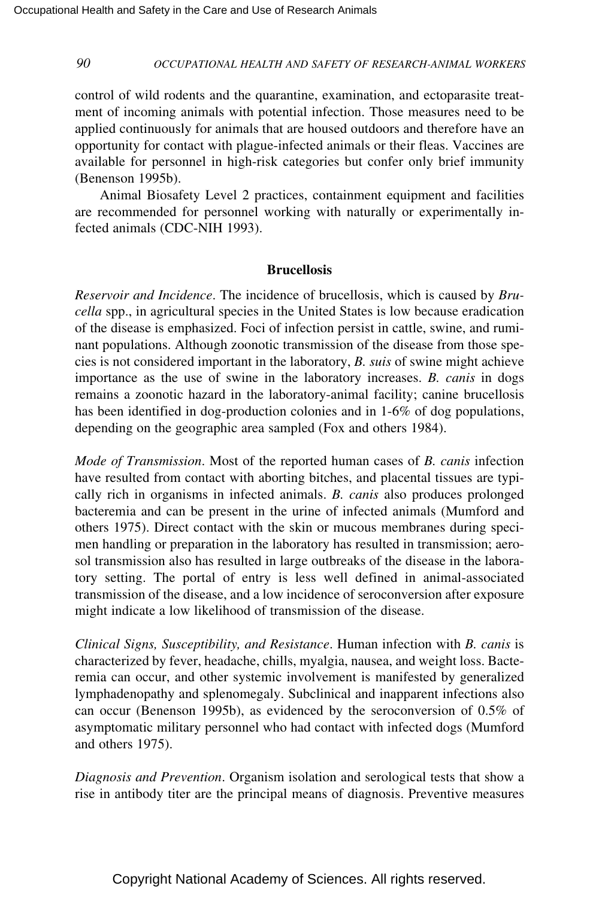control of wild rodents and the quarantine, examination, and ectoparasite treatment of incoming animals with potential infection. Those measures need to be applied continuously for animals that are housed outdoors and therefore have an opportunity for contact with plague-infected animals or their fleas. Vaccines are available for personnel in high-risk categories but confer only brief immunity (Benenson 1995b).

Animal Biosafety Level 2 practices, containment equipment and facilities are recommended for personnel working with naturally or experimentally infected animals (CDC-NIH 1993).

### Brucellosis

*Reservoir and Incidence*. The incidence of brucellosis, which is caused by *Brucella* spp., in agricultural species in the United States is low because eradication of the disease is emphasized. Foci of infection persist in cattle, swine, and ruminant populations. Although zoonotic transmission of the disease from those species is not considered important in the laboratory, *B. suis* of swine might achieve importance as the use of swine in the laboratory increases. *B. canis* in dogs remains a zoonotic hazard in the laboratory-animal facility; canine brucellosis has been identified in dog-production colonies and in 1-6% of dog populations, depending on the geographic area sampled (Fox and others 1984).

*Mode of Transmission*. Most of the reported human cases of *B. canis* infection have resulted from contact with aborting bitches, and placental tissues are typically rich in organisms in infected animals. *B. canis* also produces prolonged bacteremia and can be present in the urine of infected animals (Mumford and others 1975). Direct contact with the skin or mucous membranes during specimen handling or preparation in the laboratory has resulted in transmission; aerosol transmission also has resulted in large outbreaks of the disease in the laboratory setting. The portal of entry is less well defined in animal-associated transmission of the disease, and a low incidence of seroconversion after exposure might indicate a low likelihood of transmission of the disease.

*Clinical Signs, Susceptibility, and Resistance*. Human infection with *B. canis* is characterized by fever, headache, chills, myalgia, nausea, and weight loss. Bacteremia can occur, and other systemic involvement is manifested by generalized lymphadenopathy and splenomegaly. Subclinical and inapparent infections also can occur (Benenson 1995b), as evidenced by the seroconversion of 0.5% of asymptomatic military personnel who had contact with infected dogs (Mumford and others 1975).

*Diagnosis and Prevention*. Organism isolation and serological tests that show a rise in antibody titer are the principal means of diagnosis. Preventive measures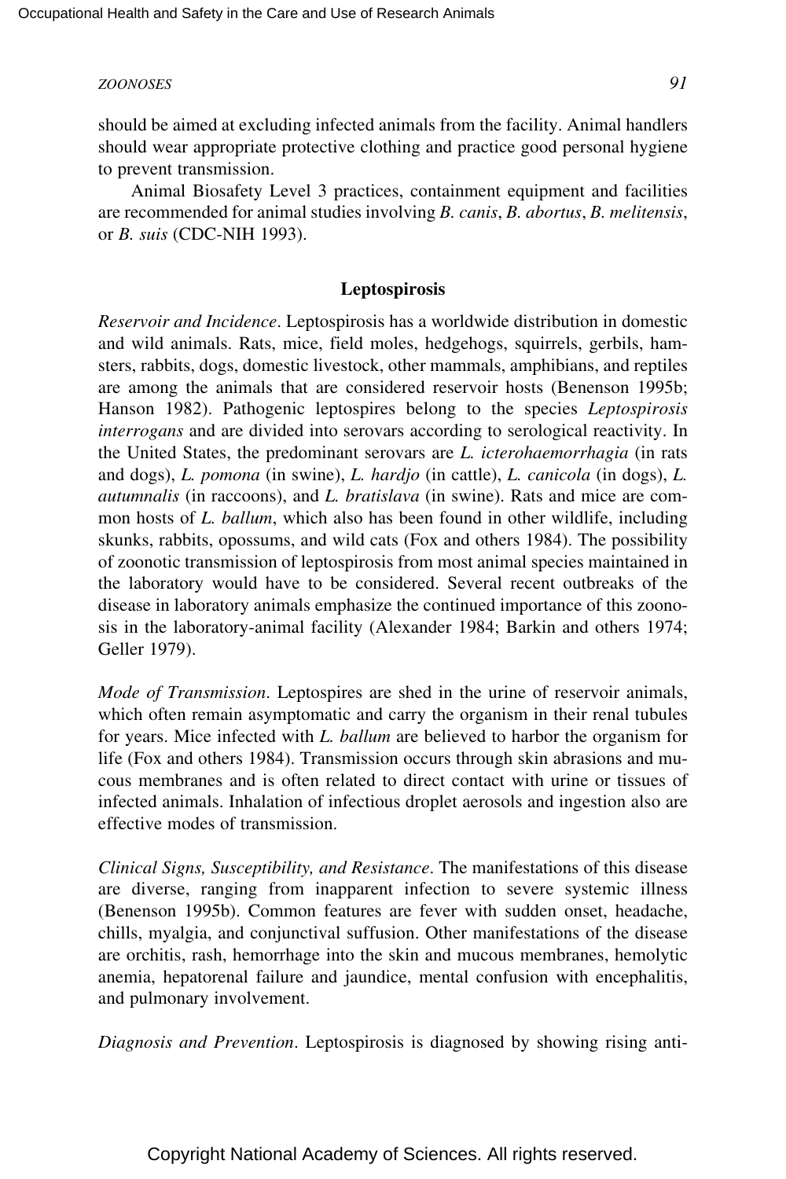should be aimed at excluding infected animals from the facility. Animal handlers should wear appropriate protective clothing and practice good personal hygiene to prevent transmission.

Animal Biosafety Level 3 practices, containment equipment and facilities are recommended for animal studies involving *B. canis*, *B. abortus*, *B. melitensis*, or *B. suis* (CDC-NIH 1993).

### Leptospirosis

*Reservoir and Incidence*. Leptospirosis has a worldwide distribution in domestic and wild animals. Rats, mice, field moles, hedgehogs, squirrels, gerbils, hamsters, rabbits, dogs, domestic livestock, other mammals, amphibians, and reptiles are among the animals that are considered reservoir hosts (Benenson 1995b; Hanson 1982). Pathogenic leptospires belong to the species *Leptospirosis interrogans* and are divided into serovars according to serological reactivity. In the United States, the predominant serovars are *L. icterohaemorrhagia* (in rats and dogs), *L. pomona* (in swine), *L. hardjo* (in cattle), *L. canicola* (in dogs), *L. autumnalis* (in raccoons), and *L. bratislava* (in swine). Rats and mice are common hosts of *L. ballum*, which also has been found in other wildlife, including skunks, rabbits, opossums, and wild cats (Fox and others 1984). The possibility of zoonotic transmission of leptospirosis from most animal species maintained in the laboratory would have to be considered. Several recent outbreaks of the disease in laboratory animals emphasize the continued importance of this zoonosis in the laboratory-animal facility (Alexander 1984; Barkin and others 1974; Geller 1979).

*Mode of Transmission*. Leptospires are shed in the urine of reservoir animals, which often remain asymptomatic and carry the organism in their renal tubules for years. Mice infected with *L. ballum* are believed to harbor the organism for life (Fox and others 1984). Transmission occurs through skin abrasions and mucous membranes and is often related to direct contact with urine or tissues of infected animals. Inhalation of infectious droplet aerosols and ingestion also are effective modes of transmission.

*Clinical Signs, Susceptibility, and Resistance*. The manifestations of this disease are diverse, ranging from inapparent infection to severe systemic illness (Benenson 1995b). Common features are fever with sudden onset, headache, chills, myalgia, and conjunctival suffusion. Other manifestations of the disease are orchitis, rash, hemorrhage into the skin and mucous membranes, hemolytic anemia, hepatorenal failure and jaundice, mental confusion with encephalitis, and pulmonary involvement.

*Diagnosis and Prevention*. Leptospirosis is diagnosed by showing rising anti-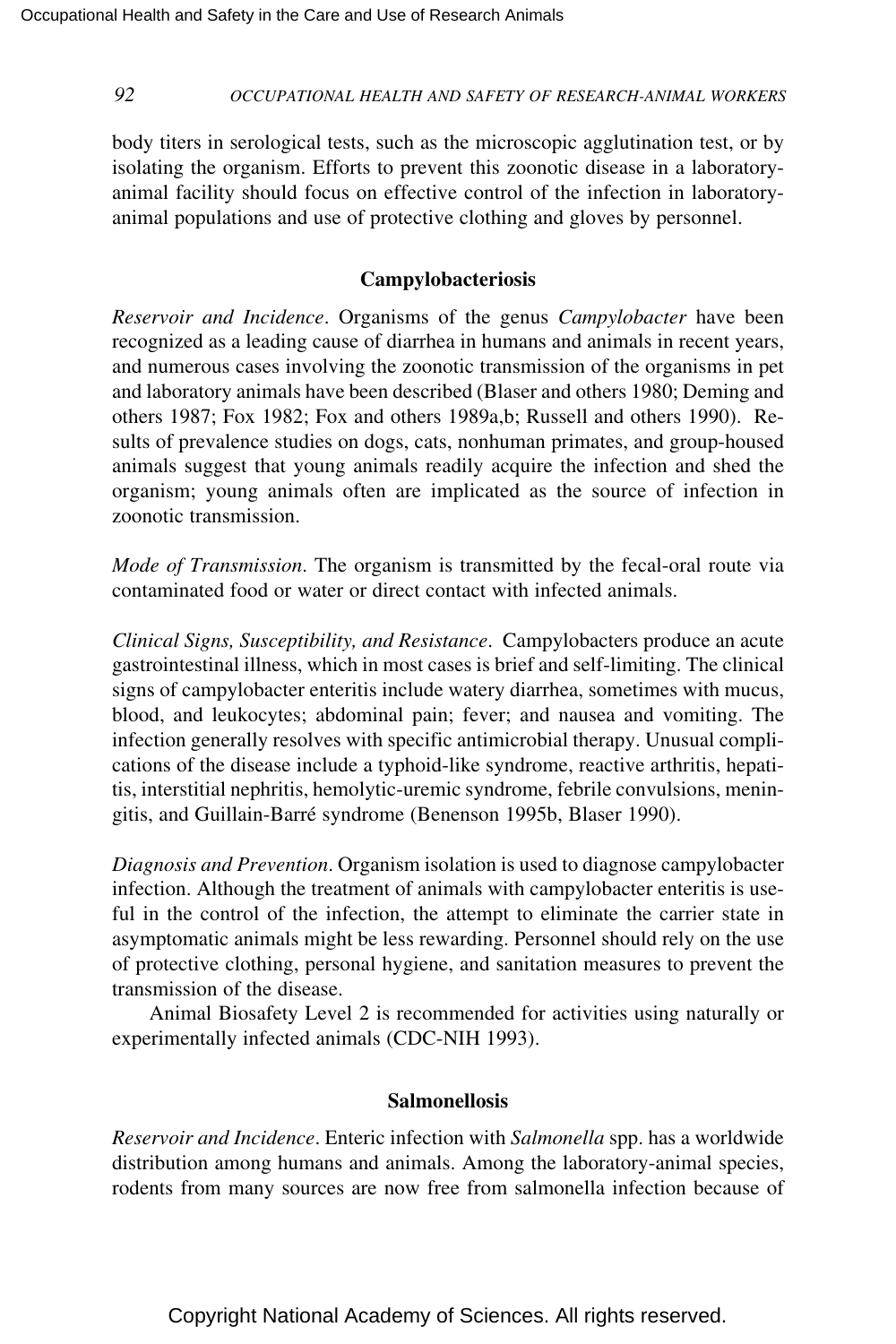body titers in serological tests, such as the microscopic agglutination test, or by isolating the organism. Efforts to prevent this zoonotic disease in a laboratory-animal facility should focus on effective control of the infection in laboratory-animal populations and use of protective clothing and gloves by personnel.

### Campylobacteriosis

*Reservoir and Incidence*. Organisms of the genus *Campylobacter* have been recognized as a leading cause of diarrhea in humans and animals in recent years, and numerous cases involving the zoonotic transmission of the organisms in pet and laboratory animals have been described (Blaser and others 1980; Deming and others 1987; Fox 1982; Fox and others 1989a,b; Russell and others 1990). Results of prevalence studies on dogs, cats, nonhuman primates, and group-housed animals suggest that young animals readily acquire the infection and shed the organism; young animals often are implicated as the source of infection in zoonotic transmission.

*Mode of Transmission*. The organism is transmitted by the fecal-oral route via contaminated food or water or direct contact with infected animals.

*Clinical Signs, Susceptibility, and Resistance*. Campylobacters produce an acute gastrointestinal illness, which in most cases is brief and self-limiting. The clinical signs of campylobacter enteritis include watery diarrhea, sometimes with mucus, blood, and leukocytes; abdominal pain; fever; and nausea and vomiting. The infection generally resolves with specific antimicrobial therapy. Unusual complications of the disease include a typhoid-like syndrome, reactive arthritis, hepatitis, interstitial nephritis, hemolytic-uremic syndrome, febrile convulsions, meningitis, and Guillain-Barré syndrome (Benenson 1995b, Blaser 1990).

*Diagnosis and Prevention*. Organism isolation is used to diagnose campylobacter infection. Although the treatment of animals with campylobacter enteritis is useful in the control of the infection, the attempt to eliminate the carrier state in asymptomatic animals might be less rewarding. Personnel should rely on the use of protective clothing, personal hygiene, and sanitation measures to prevent the transmission of the disease.

Animal Biosafety Level 2 is recommended for activities using naturally or experimentally infected animals (CDC-NIH 1993).

### Salmonellosis

*Reservoir and Incidence*. Enteric infection with *Salmonella* spp. has a worldwide distribution among humans and animals. Among the laboratory-animal species, rodents from many sources are now free from salmonella infection because of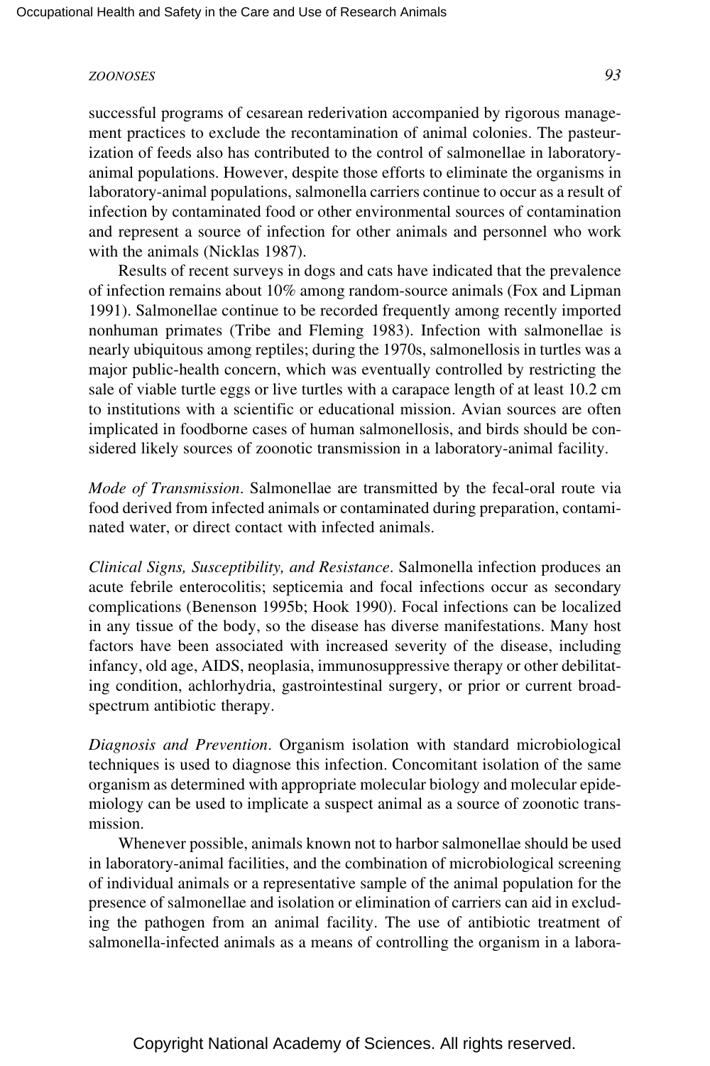successful programs of cesarean rederivation accompanied by rigorous management practices to exclude the recontamination of animal colonies. The pasteurization of feeds also has contributed to the control of salmonellae in laboratory-animal populations. However, despite those efforts to eliminate the organisms in laboratory-animal populations, salmonella carriers continue to occur as a result of infection by contaminated food or other environmental sources of contamination and represent a source of infection for other animals and personnel who work with the animals (Nicklas 1987).

Results of recent surveys in dogs and cats have indicated that the prevalence of infection remains about 10% among random-source animals (Fox and Lipman 1991). Salmonellae continue to be recorded frequently among recently imported nonhuman primates (Tribe and Fleming 1983). Infection with salmonellae is nearly ubiquitous among reptiles; during the 1970s, salmonellosis in turtles was a major public-health concern, which was eventually controlled by restricting the sale of viable turtle eggs or live turtles with a carapace length of at least 10.2 cm to institutions with a scientific or educational mission. Avian sources are often implicated in foodborne cases of human salmonellosis, and birds should be considered likely sources of zoonotic transmission in a laboratory-animal facility.

*Mode of Transmission*. Salmonellae are transmitted by the fecal-oral route via food derived from infected animals or contaminated during preparation, contaminated water, or direct contact with infected animals.

*Clinical Signs, Susceptibility, and Resistance*. Salmonella infection produces an acute febrile enterocolitis; septicemia and focal infections occur as secondary complications (Benenson 1995b; Hook 1990). Focal infections can be localized in any tissue of the body, so the disease has diverse manifestations. Many host factors have been associated with increased severity of the disease, including infancy, old age, AIDS, neoplasia, immunosuppressive therapy or other debilitating condition, achlorhydria, gastrointestinal surgery, or prior or current broad-spectrum antibiotic therapy.

*Diagnosis and Prevention*. Organism isolation with standard microbiological techniques is used to diagnose this infection. Concomitant isolation of the same organism as determined with appropriate molecular biology and molecular epidemiology can be used to implicate a suspect animal as a source of zoonotic transmission.

Whenever possible, animals known not to harbor salmonellae should be used in laboratory-animal facilities, and the combination of microbiological screening of individual animals or a representative sample of the animal population for the presence of salmonellae and isolation or elimination of carriers can aid in excluding the pathogen from an animal facility. The use of antibiotic treatment of salmonella-infected animals as a means of controlling the organism in a labora-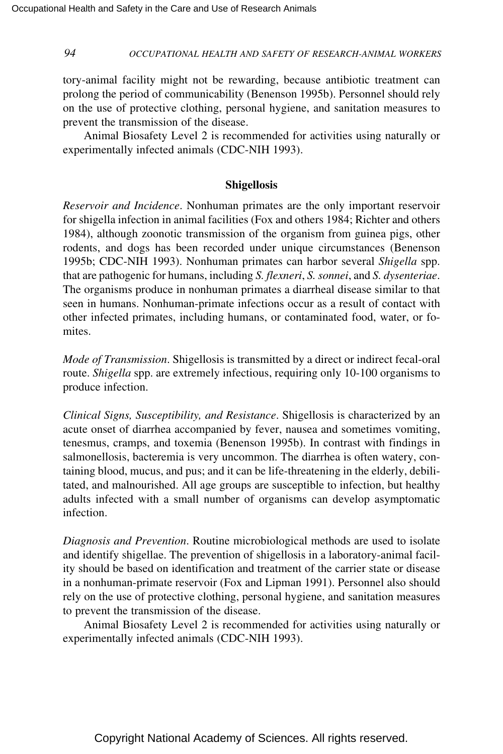tory-animal facility might not be rewarding, because antibiotic treatment can prolong the period of communicability (Benenson 1995b). Personnel should rely on the use of protective clothing, personal hygiene, and sanitation measures to prevent the transmission of the disease.

Animal Biosafety Level 2 is recommended for activities using naturally or experimentally infected animals (CDC-NIH 1993).

### Shigellosis

*Reservoir and Incidence*. Nonhuman primates are the only important reservoir for shigella infection in animal facilities (Fox and others 1984; Richter and others 1984), although zoonotic transmission of the organism from guinea pigs, other rodents, and dogs has been recorded under unique circumstances (Benenson 1995b; CDC-NIH 1993). Nonhuman primates can harbor several *Shigella* spp. that are pathogenic for humans, including *S. flexneri*, *S. sonnei*, and *S. dysenteriae*. The organisms produce in nonhuman primates a diarrheal disease similar to that seen in humans. Nonhuman-primate infections occur as a result of contact with other infected primates, including humans, or contaminated food, water, or fomites.

*Mode of Transmission*. Shigellosis is transmitted by a direct or indirect fecal-oral route. *Shigella* spp. are extremely infectious, requiring only 10-100 organisms to produce infection.

*Clinical Signs, Susceptibility, and Resistance*. Shigellosis is characterized by an acute onset of diarrhea accompanied by fever, nausea and sometimes vomiting, tenesmus, cramps, and toxemia (Benenson 1995b). In contrast with findings in salmonellosis, bacteremia is very uncommon. The diarrhea is often watery, containing blood, mucus, and pus; and it can be life-threatening in the elderly, debilitated, and malnourished. All age groups are susceptible to infection, but healthy adults infected with a small number of organisms can develop asymptomatic infection.

*Diagnosis and Prevention*. Routine microbiological methods are used to isolate and identify shigellae. The prevention of shigellosis in a laboratory-animal facility should be based on identification and treatment of the carrier state or disease in a nonhuman-primate reservoir (Fox and Lipman 1991). Personnel also should rely on the use of protective clothing, personal hygiene, and sanitation measures to prevent the transmission of the disease.

Animal Biosafety Level 2 is recommended for activities using naturally or experimentally infected animals (CDC-NIH 1993).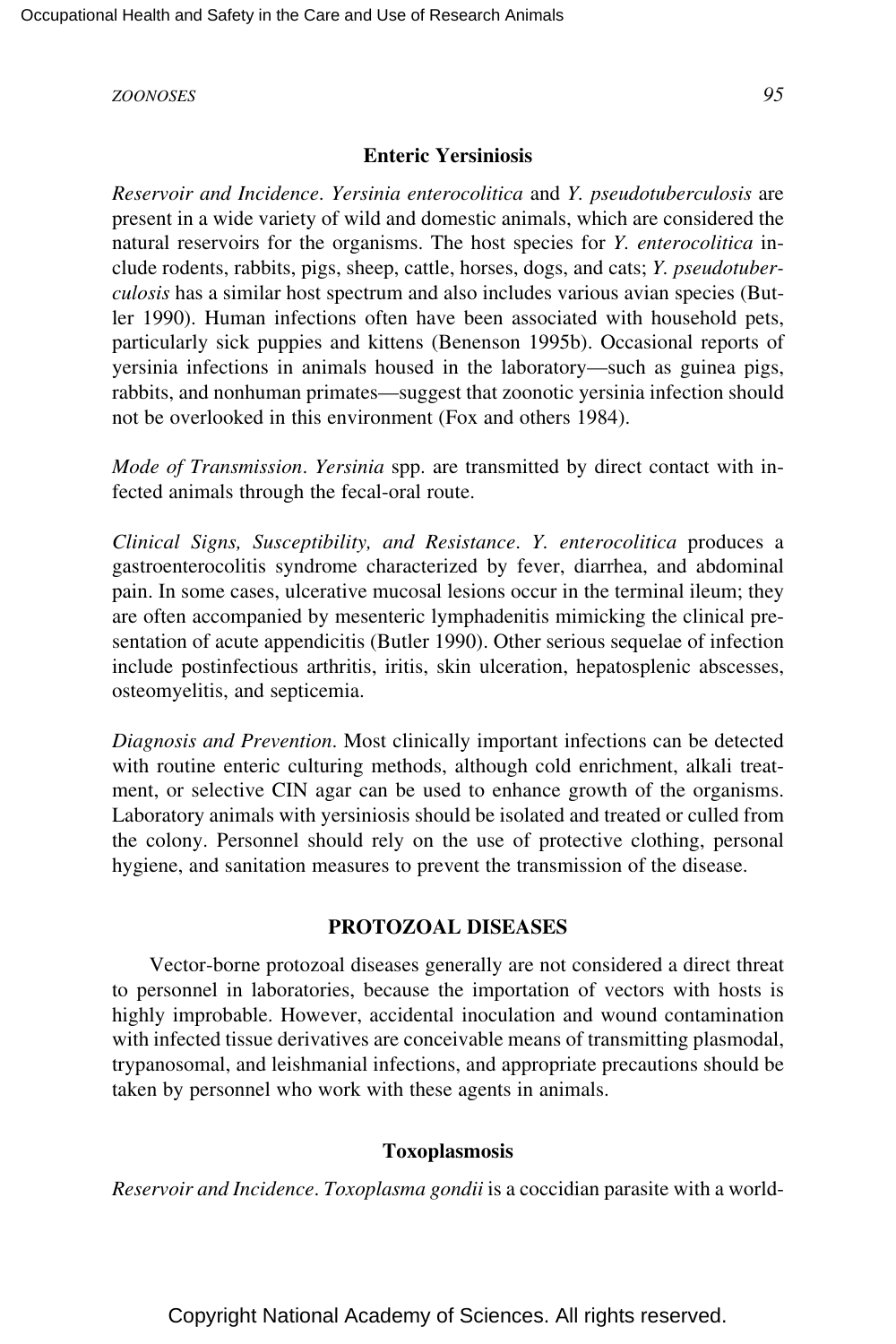### Enteric Yersiniosis

*Reservoir and Incidence*. *Yersinia enterocolitica* and *Y. pseudotuberculosis* are present in a wide variety of wild and domestic animals, which are considered the natural reservoirs for the organisms. The host species for *Y. enterocolitica* include rodents, rabbits, pigs, sheep, cattle, horses, dogs, and cats; *Y. pseudotuberculosis* has a similar host spectrum and also includes various avian species (Butler 1990). Human infections often have been associated with household pets, particularly sick puppies and kittens (Benenson 1995b). Occasional reports of yersinia infections in animals housed in the laboratory—such as guinea pigs, rabbits, and nonhuman primates—suggest that zoonotic yersinia infection should not be overlooked in this environment (Fox and others 1984).

*Mode of Transmission*. *Yersinia* spp. are transmitted by direct contact with infected animals through the fecal-oral route.

*Clinical Signs, Susceptibility, and Resistance*. *Y. enterocolitica* produces a gastroenterocolitis syndrome characterized by fever, diarrhea, and abdominal pain. In some cases, ulcerative mucosal lesions occur in the terminal ileum; they are often accompanied by mesenteric lymphadenitis mimicking the clinical presentation of acute appendicitis (Butler 1990). Other serious sequelae of infection include postinfectious arthritis, iritis, skin ulceration, hepatosplenic abscesses, osteomyelitis, and septicemia.

*Diagnosis and Prevention*. Most clinically important infections can be detected with routine enteric culturing methods, although cold enrichment, alkali treatment, or selective CIN agar can be used to enhance growth of the organisms. Laboratory animals with yersiniosis should be isolated and treated or culled from the colony. Personnel should rely on the use of protective clothing, personal hygiene, and sanitation measures to prevent the transmission of the disease.

## PROTOZOAL DISEASES

Vector-borne protozoal diseases generally are not considered a direct threat to personnel in laboratories, because the importation of vectors with hosts is highly improbable. However, accidental inoculation and wound contamination with infected tissue derivatives are conceivable means of transmitting plasmodal, trypanosomal, and leishmanial infections, and appropriate precautions should be taken by personnel who work with these agents in animals.

### Toxoplasmosis

*Reservoir and Incidence*. *Toxoplasma gondii* is a coccidian parasite with a world-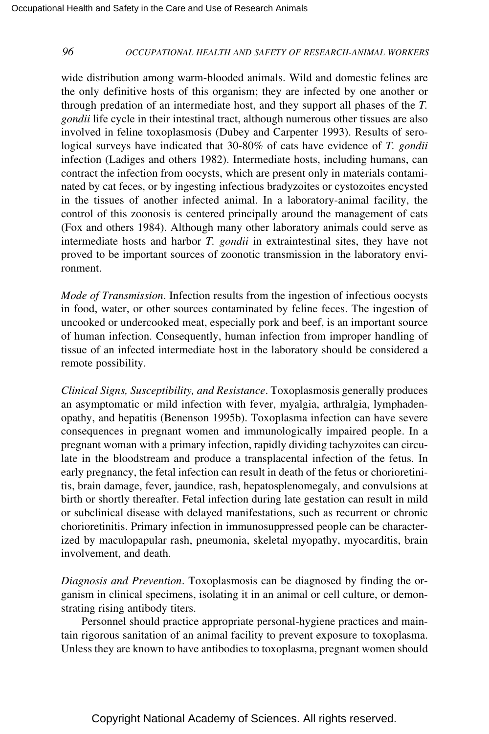wide distribution among warm-blooded animals. Wild and domestic felines are the only definitive hosts of this organism; they are infected by one another or through predation of an intermediate host, and they support all phases of the *T. gondii* life cycle in their intestinal tract, although numerous other tissues are also involved in feline toxoplasmosis (Dubey and Carpenter 1993). Results of serological surveys have indicated that 30-80% of cats have evidence of *T. gondii* infection (Ladiges and others 1982). Intermediate hosts, including humans, can contract the infection from oocysts, which are present only in materials contaminated by cat feces, or by ingesting infectious bradyzoites or cystozoites encysted in the tissues of another infected animal. In a laboratory-animal facility, the control of this zoonosis is centered principally around the management of cats (Fox and others 1984). Although many other laboratory animals could serve as intermediate hosts and harbor *T. gondii* in extraintestinal sites, they have not proved to be important sources of zoonotic transmission in the laboratory environment.

*Mode of Transmission*. Infection results from the ingestion of infectious oocysts in food, water, or other sources contaminated by feline feces. The ingestion of uncooked or undercooked meat, especially pork and beef, is an important source of human infection. Consequently, human infection from improper handling of tissue of an infected intermediate host in the laboratory should be considered a remote possibility.

*Clinical Signs, Susceptibility, and Resistance*. Toxoplasmosis generally produces an asymptomatic or mild infection with fever, myalgia, arthralgia, lymphadenopathy, and hepatitis (Benenson 1995b). Toxoplasma infection can have severe consequences in pregnant women and immunologically impaired people. In a pregnant woman with a primary infection, rapidly dividing tachyzoites can circulate in the bloodstream and produce a transplacental infection of the fetus. In early pregnancy, the fetal infection can result in death of the fetus or chorioretinitis, brain damage, fever, jaundice, rash, hepatosplenomegaly, and convulsions at birth or shortly thereafter. Fetal infection during late gestation can result in mild or subclinical disease with delayed manifestations, such as recurrent or chronic chorioretinitis. Primary infection in immunosuppressed people can be characterized by maculopapular rash, pneumonia, skeletal myopathy, myocarditis, brain involvement, and death.

*Diagnosis and Prevention*. Toxoplasmosis can be diagnosed by finding the organism in clinical specimens, isolating it in an animal or cell culture, or demonstrating rising antibody titers.

Personnel should practice appropriate personal-hygiene practices and maintain rigorous sanitation of an animal facility to prevent exposure to toxoplasma. Unless they are known to have antibodies to toxoplasma, pregnant women should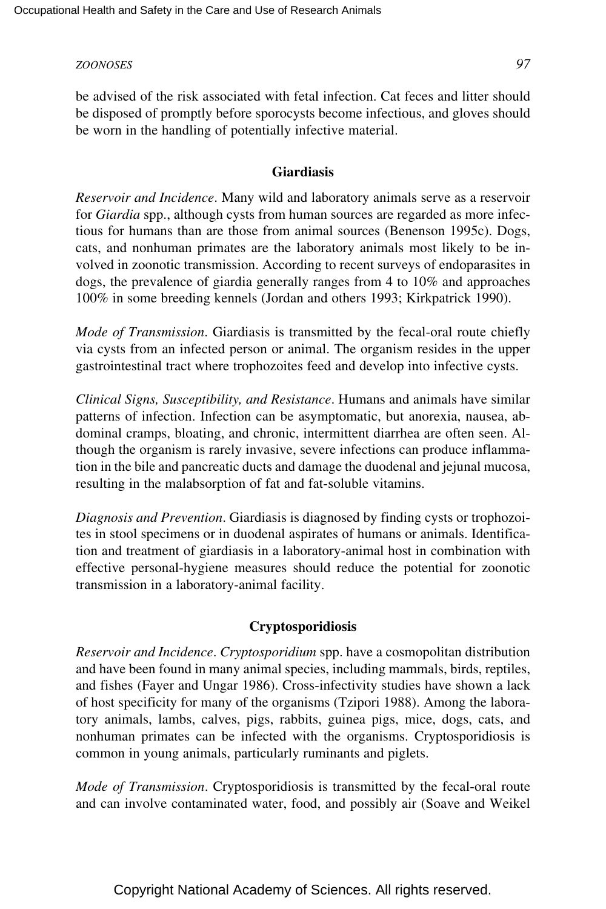be advised of the risk associated with fetal infection. Cat feces and litter should be disposed of promptly before sporocysts become infectious, and gloves should be worn in the handling of potentially infective material.

### Giardiasis

*Reservoir and Incidence*. Many wild and laboratory animals serve as a reservoir for *Giardia* spp., although cysts from human sources are regarded as more infectious for humans than are those from animal sources (Benenson 1995c). Dogs, cats, and nonhuman primates are the laboratory animals most likely to be involved in zoonotic transmission. According to recent surveys of endoparasites in dogs, the prevalence of giardia generally ranges from 4 to 10% and approaches 100% in some breeding kennels (Jordan and others 1993; Kirkpatrick 1990).

*Mode of Transmission*. Giardiasis is transmitted by the fecal-oral route chiefly via cysts from an infected person or animal. The organism resides in the upper gastrointestinal tract where trophozoites feed and develop into infective cysts.

*Clinical Signs, Susceptibility, and Resistance*. Humans and animals have similar patterns of infection. Infection can be asymptomatic, but anorexia, nausea, abdominal cramps, bloating, and chronic, intermittent diarrhea are often seen. Although the organism is rarely invasive, severe infections can produce inflammation in the bile and pancreatic ducts and damage the duodenal and jejunal mucosa, resulting in the malabsorption of fat and fat-soluble vitamins.

*Diagnosis and Prevention*. Giardiasis is diagnosed by finding cysts or trophozoites in stool specimens or in duodenal aspirates of humans or animals. Identification and treatment of giardiasis in a laboratory-animal host in combination with effective personal-hygiene measures should reduce the potential for zoonotic transmission in a laboratory-animal facility.

### Cryptosporidiosis

*Reservoir and Incidence*. *Cryptosporidium* spp. have a cosmopolitan distribution and have been found in many animal species, including mammals, birds, reptiles, and fishes (Fayer and Ungar 1986). Cross-infectivity studies have shown a lack of host specificity for many of the organisms (Tzipori 1988). Among the laboratory animals, lambs, calves, pigs, rabbits, guinea pigs, mice, dogs, cats, and nonhuman primates can be infected with the organisms. Cryptosporidiosis is common in young animals, particularly ruminants and piglets.

*Mode of Transmission*. Cryptosporidiosis is transmitted by the fecal-oral route and can involve contaminated water, food, and possibly air (Soave and Weikel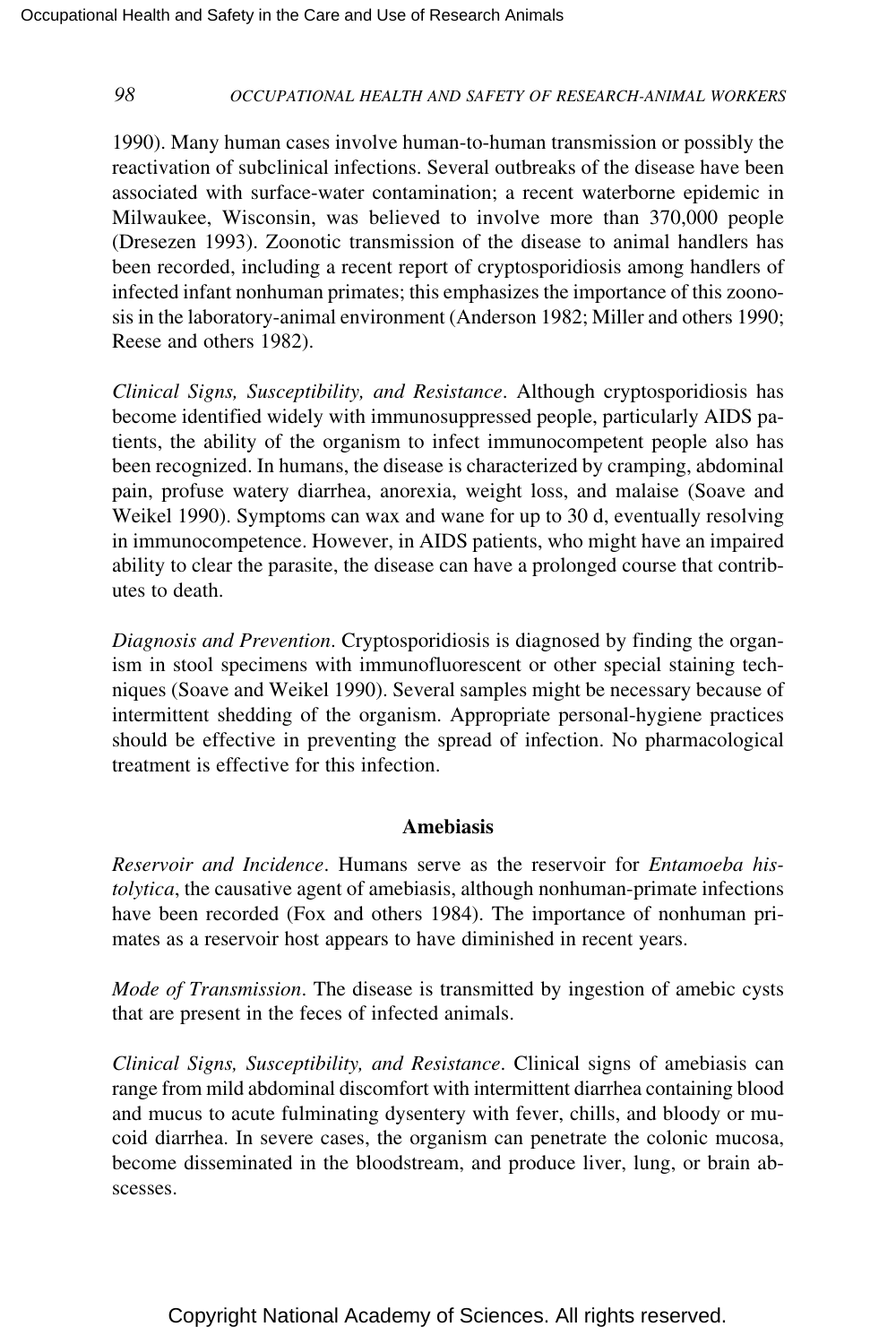1990). Many human cases involve human-to-human transmission or possibly the reactivation of subclinical infections. Several outbreaks of the disease have been associated with surface-water contamination; a recent waterborne epidemic in Milwaukee, Wisconsin, was believed to involve more than 370,000 people (Dresezen 1993). Zoonotic transmission of the disease to animal handlers has been recorded, including a recent report of cryptosporidiosis among handlers of infected infant nonhuman primates; this emphasizes the importance of this zoonosis in the laboratory-animal environment (Anderson 1982; Miller and others 1990; Reese and others 1982).

*Clinical Signs, Susceptibility, and Resistance*. Although cryptosporidiosis has become identified widely with immunosuppressed people, particularly AIDS patients, the ability of the organism to infect immunocompetent people also has been recognized. In humans, the disease is characterized by cramping, abdominal pain, profuse watery diarrhea, anorexia, weight loss, and malaise (Soave and Weikel 1990). Symptoms can wax and wane for up to 30 d, eventually resolving in immunocompetence. However, in AIDS patients, who might have an impaired ability to clear the parasite, the disease can have a prolonged course that contributes to death.

*Diagnosis and Prevention*. Cryptosporidiosis is diagnosed by finding the organism in stool specimens with immunofluorescent or other special staining techniques (Soave and Weikel 1990). Several samples might be necessary because of intermittent shedding of the organism. Appropriate personal-hygiene practices should be effective in preventing the spread of infection. No pharmacological treatment is effective for this infection.

### Amebiasis

*Reservoir and Incidence*. Humans serve as the reservoir for *Entamoeba histolytica*, the causative agent of amebiasis, although nonhuman-primate infections have been recorded (Fox and others 1984). The importance of nonhuman primates as a reservoir host appears to have diminished in recent years.

*Mode of Transmission*. The disease is transmitted by ingestion of amebic cysts that are present in the feces of infected animals.

*Clinical Signs, Susceptibility, and Resistance*. Clinical signs of amebiasis can range from mild abdominal discomfort with intermittent diarrhea containing blood and mucus to acute fulminating dysentery with fever, chills, and bloody or mucoid diarrhea. In severe cases, the organism can penetrate the colonic mucosa, become disseminated in the bloodstream, and produce liver, lung, or brain abscesses.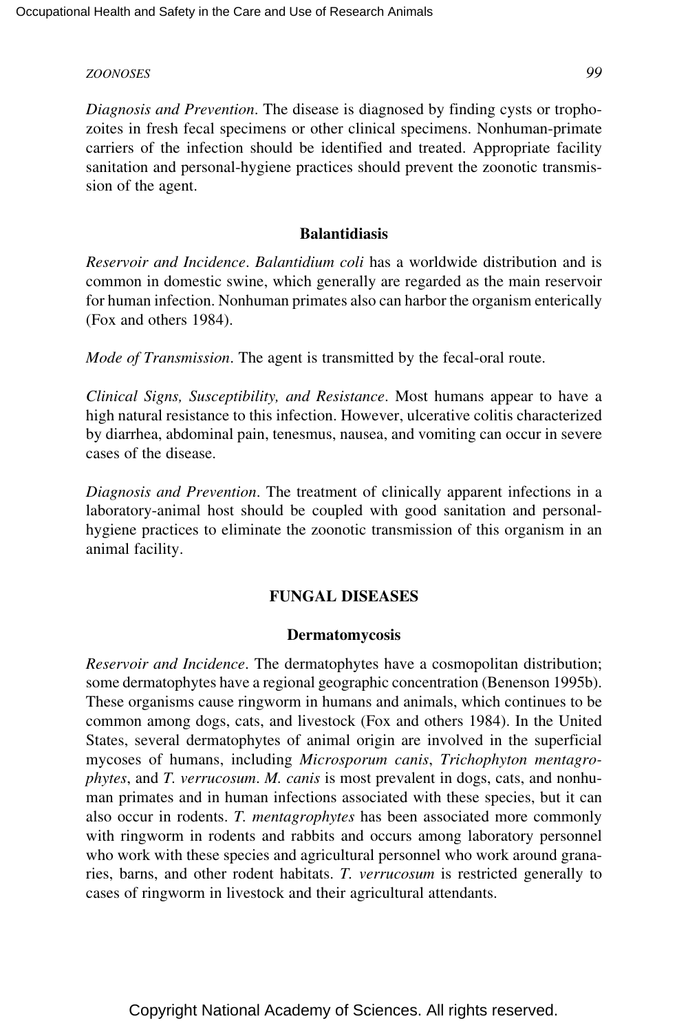*Diagnosis and Prevention*. The disease is diagnosed by finding cysts or trophozoites in fresh fecal specimens or other clinical specimens. Nonhuman-primate carriers of the infection should be identified and treated. Appropriate facility sanitation and personal-hygiene practices should prevent the zoonotic transmission of the agent.

### Balantidiasis

*Reservoir and Incidence*. *Balantidium coli* has a worldwide distribution and is common in domestic swine, which generally are regarded as the main reservoir for human infection. Nonhuman primates also can harbor the organism enterically (Fox and others 1984).

*Mode of Transmission*. The agent is transmitted by the fecal-oral route.

*Clinical Signs, Susceptibility, and Resistance*. Most humans appear to have a high natural resistance to this infection. However, ulcerative colitis characterized by diarrhea, abdominal pain, tenesmus, nausea, and vomiting can occur in severe cases of the disease.

*Diagnosis and Prevention*. The treatment of clinically apparent infections in a laboratory-animal host should be coupled with good sanitation and personal-hygiene practices to eliminate the zoonotic transmission of this organism in an animal facility.

## FUNGAL DISEASES

### Dermatomycosis

*Reservoir and Incidence*. The dermatophytes have a cosmopolitan distribution; some dermatophytes have a regional geographic concentration (Benenson 1995b). These organisms cause ringworm in humans and animals, which continues to be common among dogs, cats, and livestock (Fox and others 1984). In the United States, several dermatophytes of animal origin are involved in the superficial mycoses of humans, including *Microsporum canis*, *Trichophyton mentagrophytes*, and *T. verrucosum*. *M. canis* is most prevalent in dogs, cats, and nonhuman primates and in human infections associated with these species, but it can also occur in rodents. *T. mentagrophytes* has been associated more commonly with ringworm in rodents and rabbits and occurs among laboratory personnel who work with these species and agricultural personnel who work around granaries, barns, and other rodent habitats. *T. verrucosum* is restricted generally to cases of ringworm in livestock and their agricultural attendants.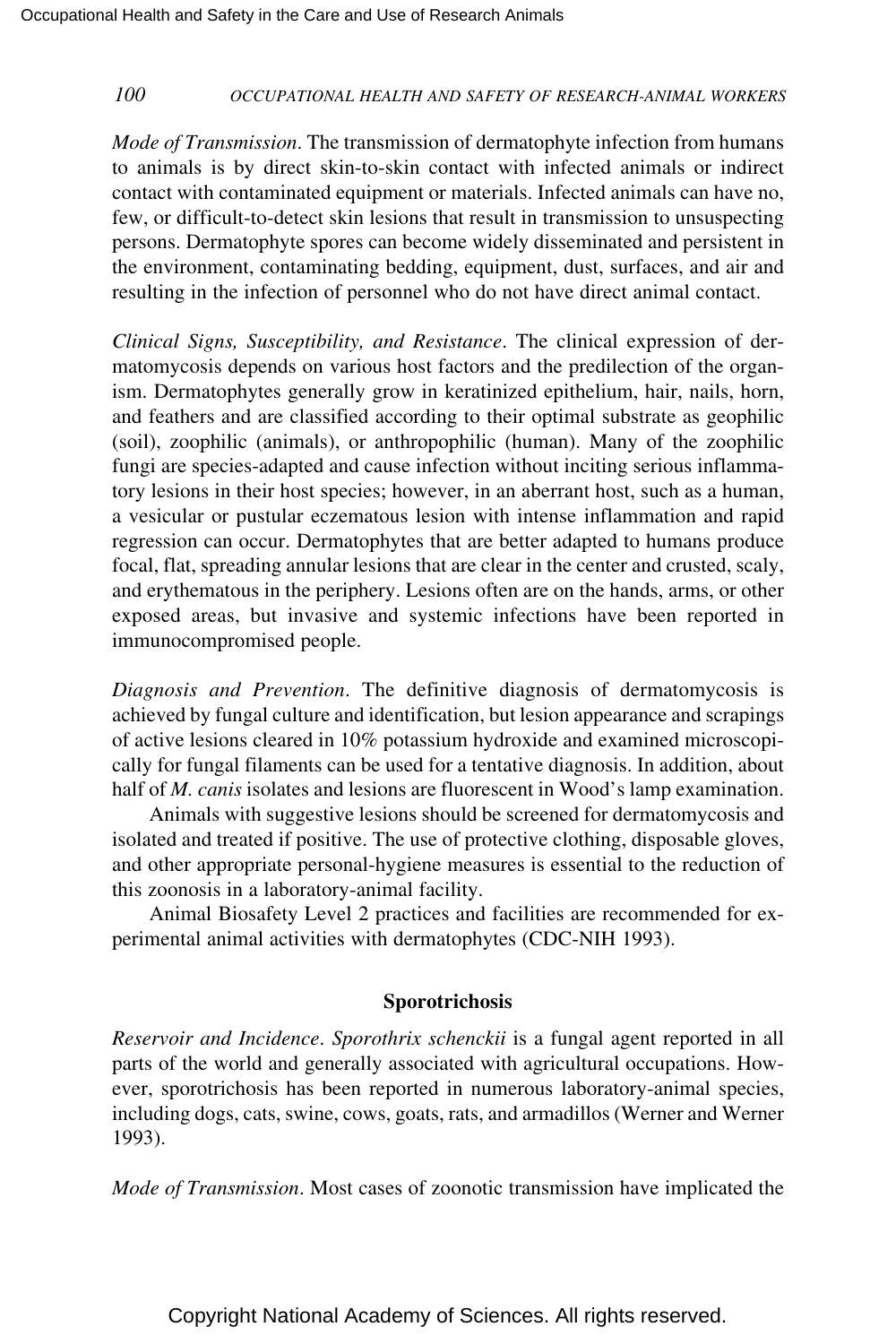*Mode of Transmission*. The transmission of dermatophyte infection from humans to animals is by direct skin-to-skin contact with infected animals or indirect contact with contaminated equipment or materials. Infected animals can have no, few, or difficult-to-detect skin lesions that result in transmission to unsuspecting persons. Dermatophyte spores can become widely disseminated and persistent in the environment, contaminating bedding, equipment, dust, surfaces, and air and resulting in the infection of personnel who do not have direct animal contact.

*Clinical Signs, Susceptibility, and Resistance*. The clinical expression of dermatomycosis depends on various host factors and the predilection of the organism. Dermatophytes generally grow in keratinized epithelium, hair, nails, horn, and feathers and are classified according to their optimal substrate as geophilic (soil), zoophilic (animals), or anthropophilic (human). Many of the zoophilic fungi are species-adapted and cause infection without inciting serious inflammatory lesions in their host species; however, in an aberrant host, such as a human, a vesicular or pustular eczematous lesion with intense inflammation and rapid regression can occur. Dermatophytes that are better adapted to humans produce focal, flat, spreading annular lesions that are clear in the center and crusted, scaly, and erythematous in the periphery. Lesions often are on the hands, arms, or other exposed areas, but invasive and systemic infections have been reported in immunocompromised people.

*Diagnosis and Prevention*. The definitive diagnosis of dermatomycosis is achieved by fungal culture and identification, but lesion appearance and scrapings of active lesions cleared in 10% potassium hydroxide and examined microscopically for fungal filaments can be used for a tentative diagnosis. In addition, about half of *M. canis* isolates and lesions are fluorescent in Wood's lamp examination.

Animals with suggestive lesions should be screened for dermatomycosis and isolated and treated if positive. The use of protective clothing, disposable gloves, and other appropriate personal-hygiene measures is essential to the reduction of this zoonosis in a laboratory-animal facility.

Animal Biosafety Level 2 practices and facilities are recommended for experimental animal activities with dermatophytes (CDC-NIH 1993).

### Sporotrichosis

*Reservoir and Incidence*. *Sporothrix schenckii* is a fungal agent reported in all parts of the world and generally associated with agricultural occupations. However, sporotrichosis has been reported in numerous laboratory-animal species, including dogs, cats, swine, cows, goats, rats, and armadillos (Werner and Werner 1993).

*Mode of Transmission*. Most cases of zoonotic transmission have implicated the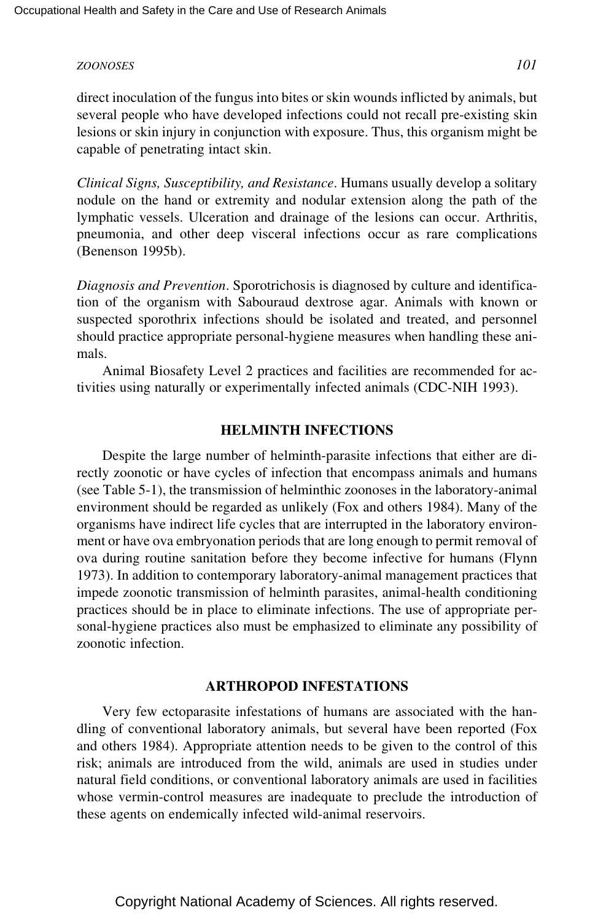direct inoculation of the fungus into bites or skin wounds inflicted by animals, but several people who have developed infections could not recall pre-existing skin lesions or skin injury in conjunction with exposure. Thus, this organism might be capable of penetrating intact skin.

*Clinical Signs, Susceptibility, and Resistance*. Humans usually develop a solitary nodule on the hand or extremity and nodular extension along the path of the lymphatic vessels. Ulceration and drainage of the lesions can occur. Arthritis, pneumonia, and other deep visceral infections occur as rare complications (Benenson 1995b).

*Diagnosis and Prevention*. Sporotrichosis is diagnosed by culture and identification of the organism with Sabouraud dextrose agar. Animals with known or suspected sporothrix infections should be isolated and treated, and personnel should practice appropriate personal-hygiene measures when handling these animals.

Animal Biosafety Level 2 practices and facilities are recommended for activities using naturally or experimentally infected animals (CDC-NIH 1993).

## HELMINTH INFECTIONS

Despite the large number of helminth-parasite infections that either are directly zoonotic or have cycles of infection that encompass animals and humans (see Table 5-1), the transmission of helminthic zoonoses in the laboratory-animal environment should be regarded as unlikely (Fox and others 1984). Many of the organisms have indirect life cycles that are interrupted in the laboratory environment or have ova embryonation periods that are long enough to permit removal of ova during routine sanitation before they become infective for humans (Flynn 1973). In addition to contemporary laboratory-animal management practices that impede zoonotic transmission of helminth parasites, animal-health conditioning practices should be in place to eliminate infections. The use of appropriate personal-hygiene practices also must be emphasized to eliminate any possibility of zoonotic infection.

## ARTHROPOD INFESTATIONS

Very few ectoparasite infestations of humans are associated with the handling of conventional laboratory animals, but several have been reported (Fox and others 1984). Appropriate attention needs to be given to the control of this risk; animals are introduced from the wild, animals are used in studies under natural field conditions, or conventional laboratory animals are used in facilities whose vermin-control measures are inadequate to preclude the introduction of these agents on endemically infected wild-animal reservoirs.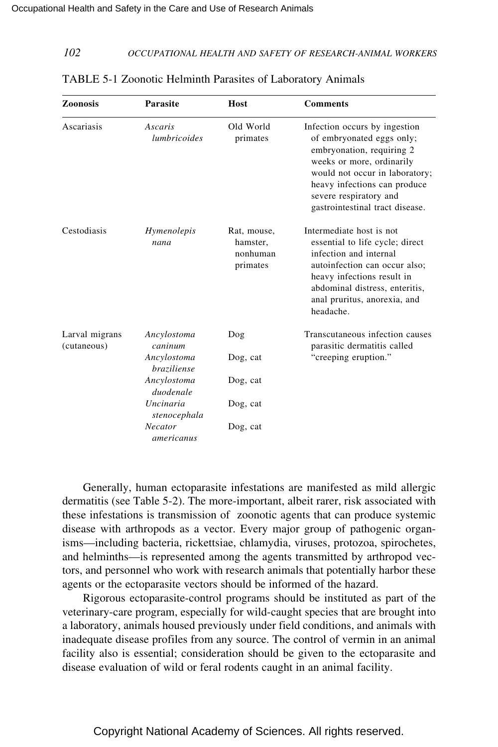TABLE 5-1 Zoonotic Helminth Parasites of Laboratory Animals

| Zoonosis | Parasite | Host | Comments |
|---|---|---|---|
| Ascariasis | *Ascaris lumbricoides* | Old World primates | Infection occurs by ingestion of embryonated eggs only; embryonation, requiring 2 weeks or more, ordinarily would not occur in laboratory; heavy infections can produce severe respiratory and gastrointestinal tract disease. |
| Cestodiasis | *Hymenolepis nana* | Rat, mouse, hamster, nonhuman primates | Intermediate host is not essential to life cycle; direct infection and internal autoinfection can occur also; heavy infections result in abdominal distress, enteritis, anal pruritus, anorexia, and headache. |
| Larval migrans (cutaneous) | *Ancylostoma caninum* | Dog | Transcutaneous infection causes parasitic dermatitis called "creeping eruption." |
| | *Ancylostoma braziliense* | Dog, cat | |
| | *Ancylostoma duodenale* | Dog, cat | |
| | *Uncinaria stenocephala* | Dog, cat | |
| | *Necator americanus* | Dog, cat | |

Generally, human ectoparasite infestations are manifested as mild allergic dermatitis (see Table 5-2). The more-important, albeit rarer, risk associated with these infestations is transmission of zoonotic agents that can produce systemic disease with arthropods as a vector. Every major group of pathogenic organisms—including bacteria, rickettsiae, chlamydia, viruses, protozoa, spirochetes, and helminths—is represented among the agents transmitted by arthropod vectors, and personnel who work with research animals that potentially harbor these agents or the ectoparasite vectors should be informed of the hazard.

Rigorous ectoparasite-control programs should be instituted as part of the veterinary-care program, especially for wild-caught species that are brought into a laboratory, animals housed previously under field conditions, and animals with inadequate disease profiles from any source. The control of vermin in an animal facility also is essential; consideration should be given to the ectoparasite and disease evaluation of wild or feral rodents caught in an animal facility.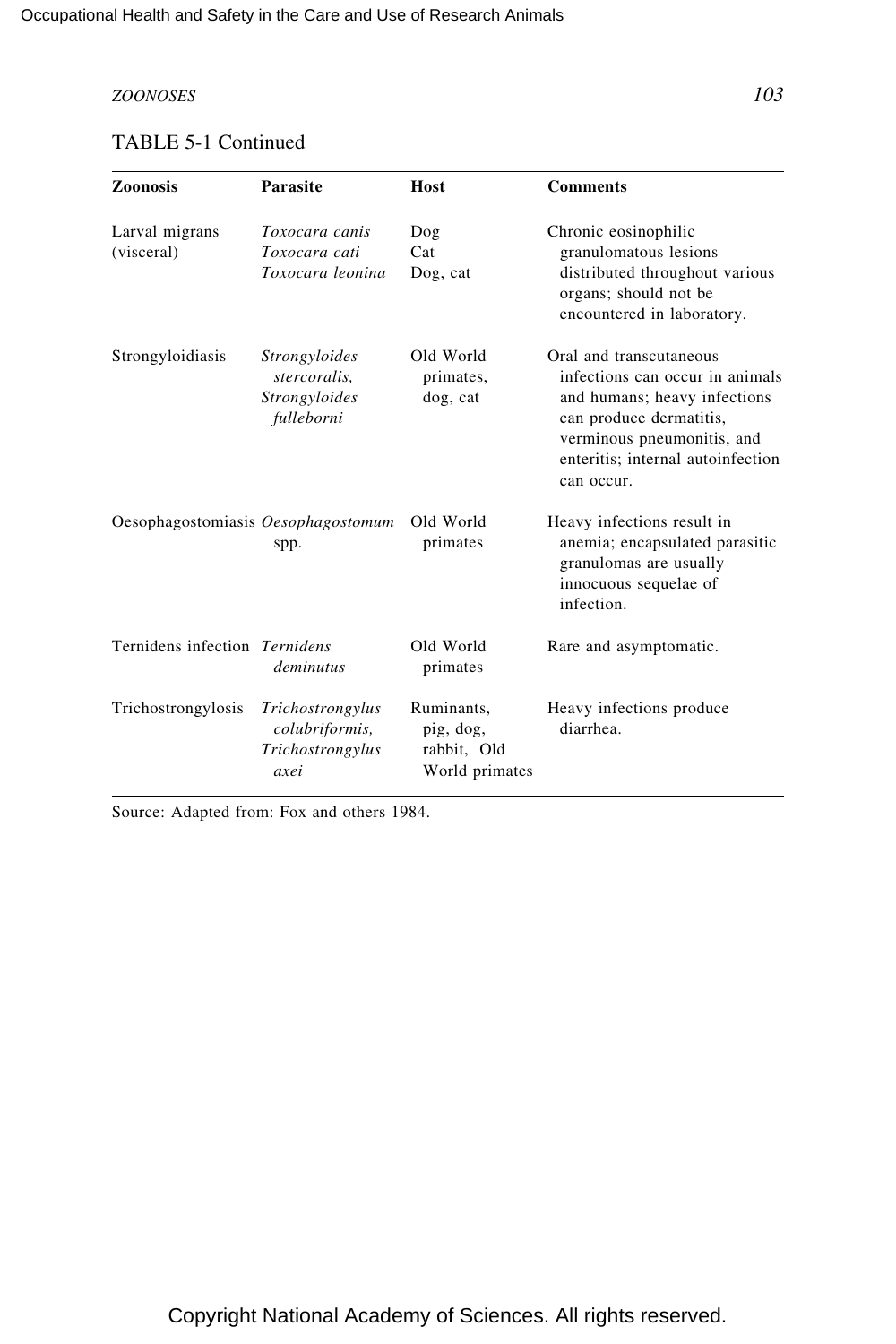TABLE 5-1 Continued

| Zoonosis | Parasite | Host | Comments |
|---|---|---|---|
| Larval migrans (visceral) | *Toxocara canis* *Toxocara cati* *Toxocara leonina* | Dog Cat Dog, cat | Chronic eosinophilic granulomatous lesions distributed throughout various organs; should not be encountered in laboratory. |
| Strongyloidiasis | *Strongyloides stercoralis,* *Strongyloides fulleborni* | Old World primates, dog, cat | Oral and transcutaneous infections can occur in animals and humans; heavy infections can produce dermatitis, verminous pneumonitis, and enteritis; internal autoinfection can occur. |
| Oesophagostomiasis | *Oesophagostomum* spp. | Old World primates | Heavy infections result in anemia; encapsulated parasitic granulomas are usually innocuous sequelae of infection. |
| Ternidens infection | *Ternidens deminutus* | Old World primates | Rare and asymptomatic. |
| Trichostrongylosis | *Trichostrongylus colubriformis,* *Trichostrongylus axei* | Ruminants, pig, dog, rabbit, Old World primates | Heavy infections produce diarrhea. |

Source: Adapted from: Fox and others 1984.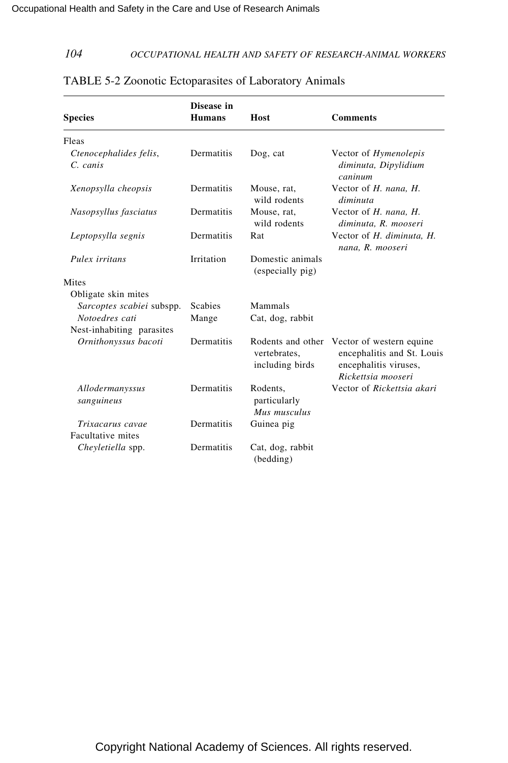TABLE 5-2 Zoonotic Ectoparasites of Laboratory Animals

| Species | Disease in Humans | Host | Comments |
|---|---|---|---|
| Fleas | | | |
| *Ctenocephalides felis*, *C. canis* | Dermatitis | Dog, cat | Vector of *Hymenolepis diminuta, Dipylidium caninum* |
| *Xenopsylla cheopsis* | Dermatitis | Mouse, rat, wild rodents | Vector of *H. nana, H. diminuta* |
| *Nasopsyllus fasciatus* | Dermatitis | Mouse, rat, wild rodents | Vector of *H. nana, H. diminuta, R. mooseri* |
| *Leptopsylla segnis* | Dermatitis | Rat | Vector of *H. diminuta, H. nana, R. mooseri* |
| *Pulex irritans* | Irritation | Domestic animals (especially pig) | |
| Mites | | | |
| Obligate skin mites | | | |
| *Sarcoptes scabiei* subspp. | Scabies | Mammals | |
| *Notoedres cati* | Mange | Cat, dog, rabbit | |
| Nest-inhabiting parasites | | | |
| *Ornithonyssus bacoti* | Dermatitis | Rodents and other vertebrates, including birds | Vector of western equine encephalitis and St. Louis encephalitis viruses, *Rickettsia mooseri* |
| *Allodermanyssus sanguineus* | Dermatitis | Rodents, particularly *Mus musculus* | Vector of *Rickettsia akari* |
| *Trixacarus cavae* | Dermatitis | Guinea pig | |
| Facultative mites | | | |
| *Cheyletiella* spp. | Dermatitis | Cat, dog, rabbit (bedding) | |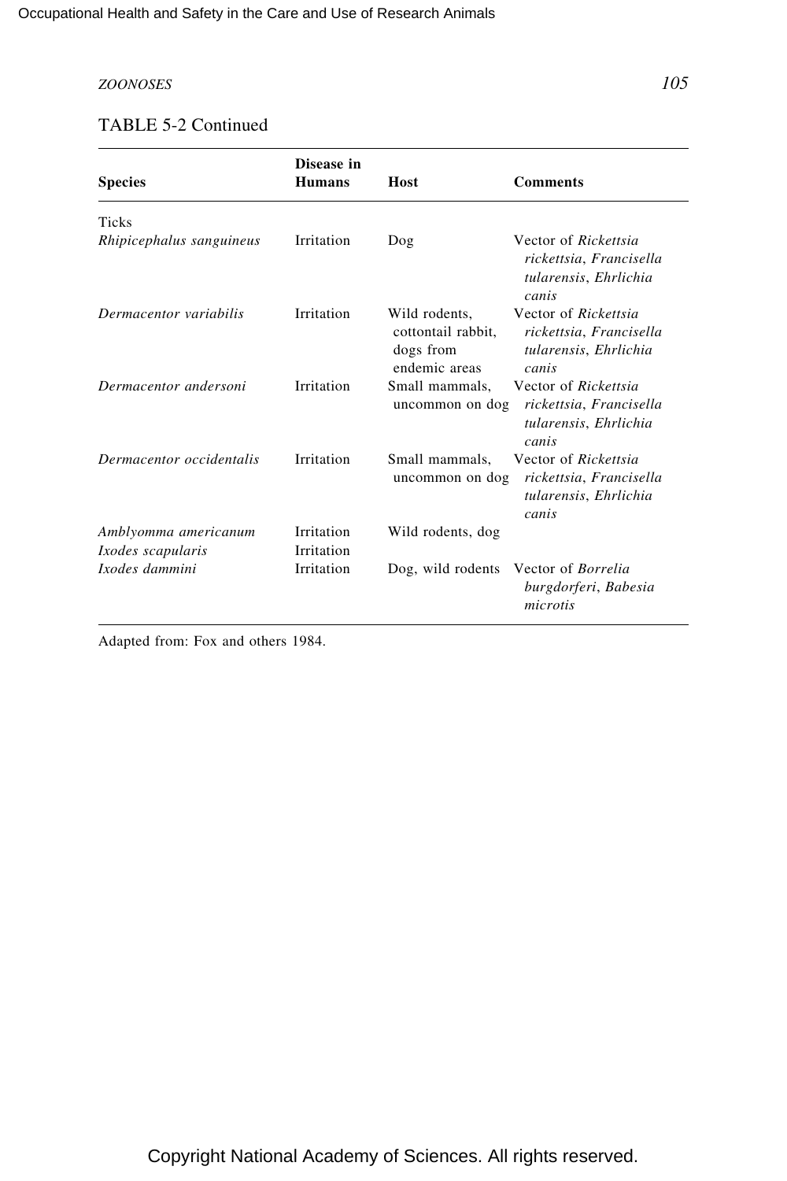TABLE 5-2 Continued

| Species | Disease in Humans | Host | Comments |
|---|---|---|---|
| Ticks | | | |
| *Rhipicephalus sanguineus* | Irritation | Dog | Vector of *Rickettsia rickettsia*, *Francisella tularensis*, *Ehrlichia canis* |
| *Dermacentor variabilis* | Irritation | Wild rodents, cottontail rabbit, dogs from endemic areas | Vector of *Rickettsia rickettsia*, *Francisella tularensis*, *Ehrlichia canis* |
| *Dermacentor andersoni* | Irritation | Small mammals, uncommon on dog | Vector of *Rickettsia rickettsia*, *Francisella tularensis*, *Ehrlichia canis* |
| *Dermacentor occidentalis* | Irritation | Small mammals, uncommon on dog | Vector of *Rickettsia rickettsia*, *Francisella tularensis*, *Ehrlichia canis* |
| *Amblyomma americanum* | Irritation | Wild rodents, dog | |
| *Ixodes scapularis* | Irritation | | |
| *Ixodes dammini* | Irritation | Dog, wild rodents | Vector of *Borrelia burgdorferi*, *Babesia microtis* |

Adapted from: Fox and others 1984.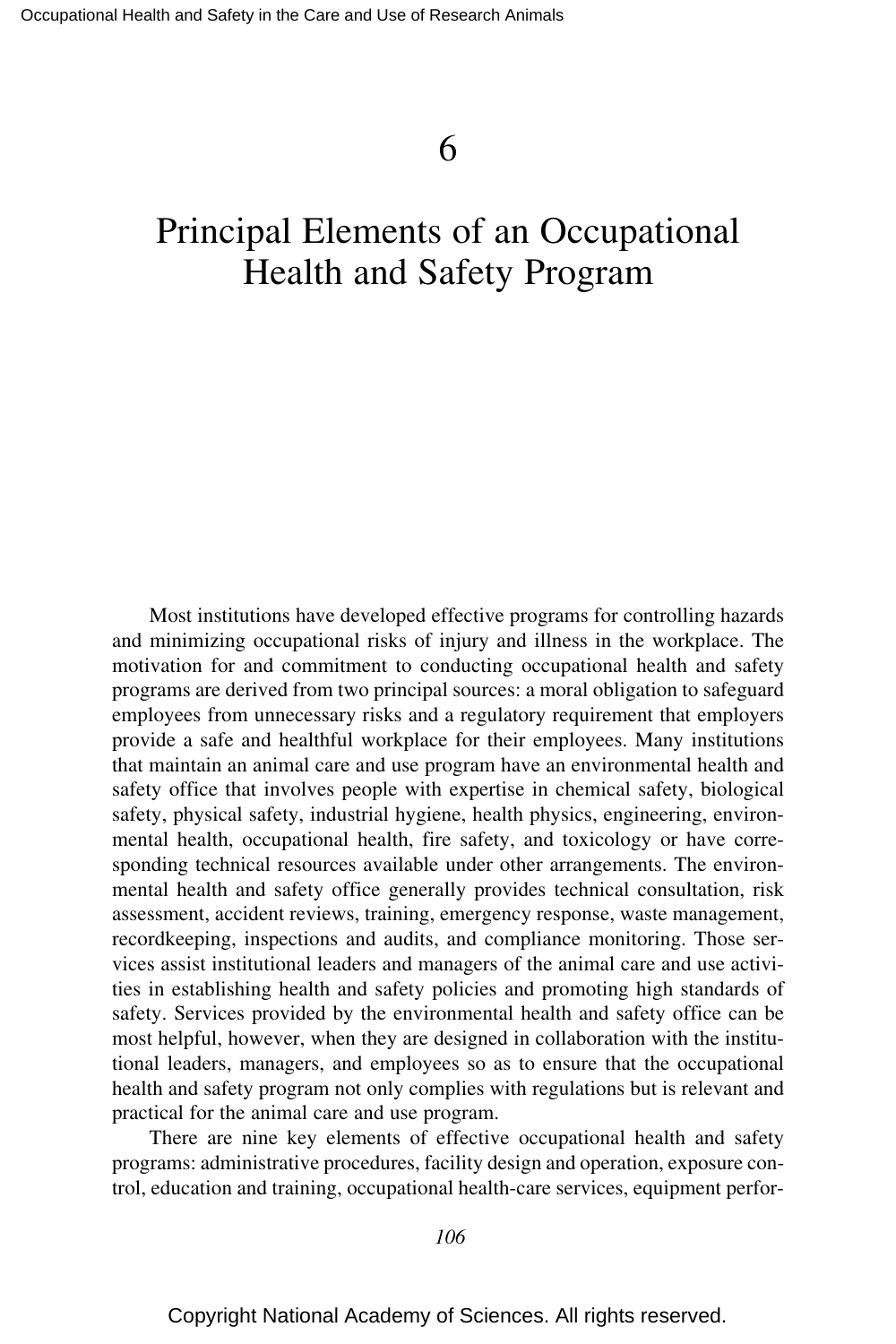# 6

# Principal Elements of an Occupational Health and Safety Program

Most institutions have developed effective programs for controlling hazards and minimizing occupational risks of injury and illness in the workplace. The motivation for and commitment to conducting occupational health and safety programs are derived from two principal sources: a moral obligation to safeguard employees from unnecessary risks and a regulatory requirement that employers provide a safe and healthful workplace for their employees. Many institutions that maintain an animal care and use program have an environmental health and safety office that involves people with expertise in chemical safety, biological safety, physical safety, industrial hygiene, health physics, engineering, environmental health, occupational health, fire safety, and toxicology or have corresponding technical resources available under other arrangements. The environmental health and safety office generally provides technical consultation, risk assessment, accident reviews, training, emergency response, waste management, recordkeeping, inspections and audits, and compliance monitoring. Those services assist institutional leaders and managers of the animal care and use activities in establishing health and safety policies and promoting high standards of safety. Services provided by the environmental health and safety office can be most helpful, however, when they are designed in collaboration with the institutional leaders, managers, and employees so as to ensure that the occupational health and safety program not only complies with regulations but is relevant and practical for the animal care and use program.

There are nine key elements of effective occupational health and safety programs: administrative procedures, facility design and operation, exposure control, education and training, occupational health-care services, equipment perfor-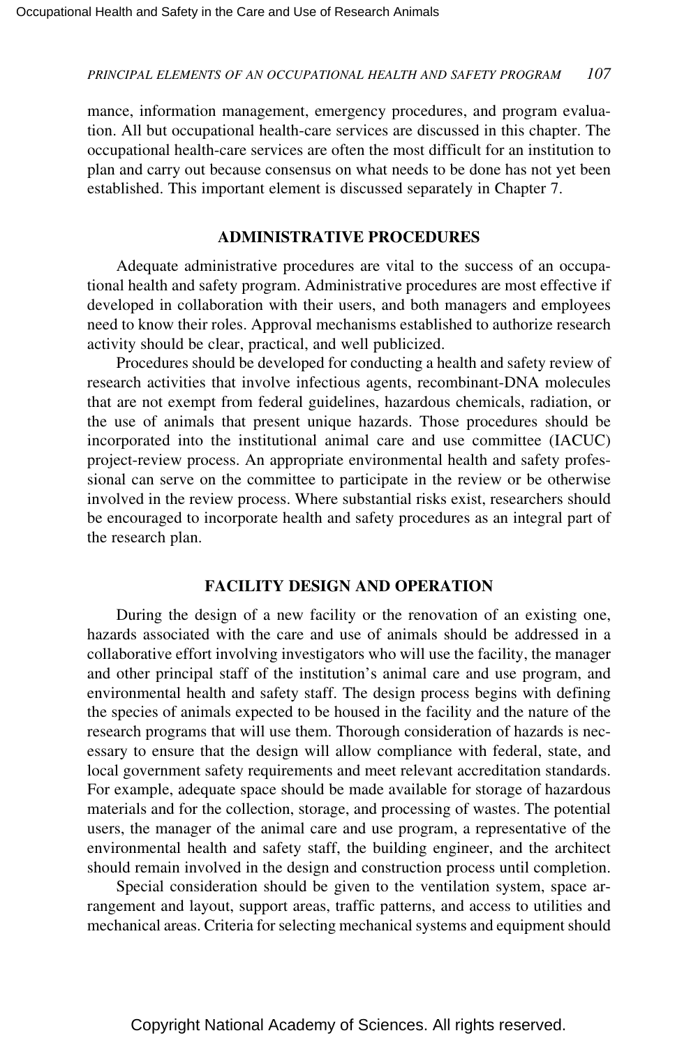mance, information management, emergency procedures, and program evaluation. All but occupational health-care services are discussed in this chapter. The occupational health-care services are often the most difficult for an institution to plan and carry out because consensus on what needs to be done has not yet been established. This important element is discussed separately in Chapter 7.

## ADMINISTRATIVE PROCEDURES

Adequate administrative procedures are vital to the success of an occupational health and safety program. Administrative procedures are most effective if developed in collaboration with their users, and both managers and employees need to know their roles. Approval mechanisms established to authorize research activity should be clear, practical, and well publicized.

Procedures should be developed for conducting a health and safety review of research activities that involve infectious agents, recombinant-DNA molecules that are not exempt from federal guidelines, hazardous chemicals, radiation, or the use of animals that present unique hazards. Those procedures should be incorporated into the institutional animal care and use committee (IACUC) project-review process. An appropriate environmental health and safety professional can serve on the committee to participate in the review or be otherwise involved in the review process. Where substantial risks exist, researchers should be encouraged to incorporate health and safety procedures as an integral part of the research plan.

## FACILITY DESIGN AND OPERATION

During the design of a new facility or the renovation of an existing one, hazards associated with the care and use of animals should be addressed in a collaborative effort involving investigators who will use the facility, the manager and other principal staff of the institution's animal care and use program, and environmental health and safety staff. The design process begins with defining the species of animals expected to be housed in the facility and the nature of the research programs that will use them. Thorough consideration of hazards is necessary to ensure that the design will allow compliance with federal, state, and local government safety requirements and meet relevant accreditation standards. For example, adequate space should be made available for storage of hazardous materials and for the collection, storage, and processing of wastes. The potential users, the manager of the animal care and use program, a representative of the environmental health and safety staff, the building engineer, and the architect should remain involved in the design and construction process until completion.

Special consideration should be given to the ventilation system, space arrangement and layout, support areas, traffic patterns, and access to utilities and mechanical areas. Criteria for selecting mechanical systems and equipment should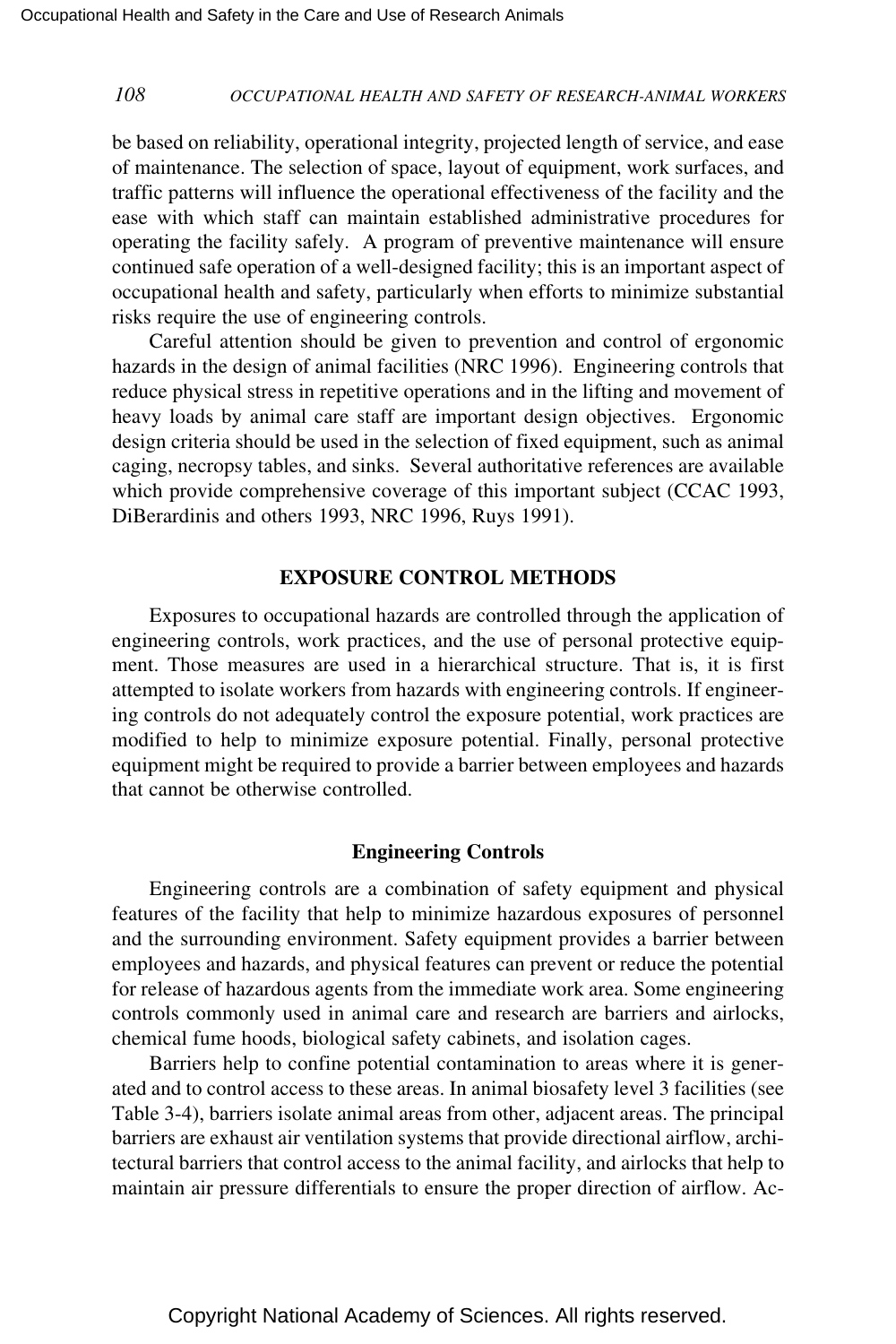be based on reliability, operational integrity, projected length of service, and ease of maintenance. The selection of space, layout of equipment, work surfaces, and traffic patterns will influence the operational effectiveness of the facility and the ease with which staff can maintain established administrative procedures for operating the facility safely. A program of preventive maintenance will ensure continued safe operation of a well-designed facility; this is an important aspect of occupational health and safety, particularly when efforts to minimize substantial risks require the use of engineering controls.

Careful attention should be given to prevention and control of ergonomic hazards in the design of animal facilities (NRC 1996). Engineering controls that reduce physical stress in repetitive operations and in the lifting and movement of heavy loads by animal care staff are important design objectives. Ergonomic design criteria should be used in the selection of fixed equipment, such as animal caging, necropsy tables, and sinks. Several authoritative references are available which provide comprehensive coverage of this important subject (CCAC 1993, DiBerardinis and others 1993, NRC 1996, Ruys 1991).

## EXPOSURE CONTROL METHODS

Exposures to occupational hazards are controlled through the application of engineering controls, work practices, and the use of personal protective equipment. Those measures are used in a hierarchical structure. That is, it is first attempted to isolate workers from hazards with engineering controls. If engineering controls do not adequately control the exposure potential, work practices are modified to help to minimize exposure potential. Finally, personal protective equipment might be required to provide a barrier between employees and hazards that cannot be otherwise controlled.

### Engineering Controls

Engineering controls are a combination of safety equipment and physical features of the facility that help to minimize hazardous exposures of personnel and the surrounding environment. Safety equipment provides a barrier between employees and hazards, and physical features can prevent or reduce the potential for release of hazardous agents from the immediate work area. Some engineering controls commonly used in animal care and research are barriers and airlocks, chemical fume hoods, biological safety cabinets, and isolation cages.

Barriers help to confine potential contamination to areas where it is generated and to control access to these areas. In animal biosafety level 3 facilities (see Table 3-4), barriers isolate animal areas from other, adjacent areas. The principal barriers are exhaust air ventilation systems that provide directional airflow, architectural barriers that control access to the animal facility, and airlocks that help to maintain air pressure differentials to ensure the proper direction of airflow. Ac-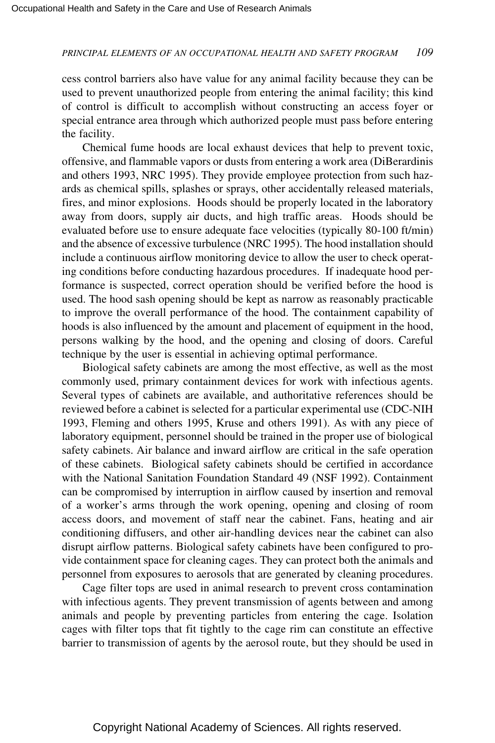cess control barriers also have value for any animal facility because they can be used to prevent unauthorized people from entering the animal facility; this kind of control is difficult to accomplish without constructing an access foyer or special entrance area through which authorized people must pass before entering the facility.

Chemical fume hoods are local exhaust devices that help to prevent toxic, offensive, and flammable vapors or dusts from entering a work area (DiBerardinis and others 1993, NRC 1995). They provide employee protection from such hazards as chemical spills, splashes or sprays, other accidentally released materials, fires, and minor explosions. Hoods should be properly located in the laboratory away from doors, supply air ducts, and high traffic areas. Hoods should be evaluated before use to ensure adequate face velocities (typically 80-100 ft/min) and the absence of excessive turbulence (NRC 1995). The hood installation should include a continuous airflow monitoring device to allow the user to check operating conditions before conducting hazardous procedures. If inadequate hood performance is suspected, correct operation should be verified before the hood is used. The hood sash opening should be kept as narrow as reasonably practicable to improve the overall performance of the hood. The containment capability of hoods is also influenced by the amount and placement of equipment in the hood, persons walking by the hood, and the opening and closing of doors. Careful technique by the user is essential in achieving optimal performance.

Biological safety cabinets are among the most effective, as well as the most commonly used, primary containment devices for work with infectious agents. Several types of cabinets are available, and authoritative references should be reviewed before a cabinet is selected for a particular experimental use (CDC-NIH 1993, Fleming and others 1995, Kruse and others 1991). As with any piece of laboratory equipment, personnel should be trained in the proper use of biological safety cabinets. Air balance and inward airflow are critical in the safe operation of these cabinets. Biological safety cabinets should be certified in accordance with the National Sanitation Foundation Standard 49 (NSF 1992). Containment can be compromised by interruption in airflow caused by insertion and removal of a worker's arms through the work opening, opening and closing of room access doors, and movement of staff near the cabinet. Fans, heating and air conditioning diffusers, and other air-handling devices near the cabinet can also disrupt airflow patterns. Biological safety cabinets have been configured to provide containment space for cleaning cages. They can protect both the animals and personnel from exposures to aerosols that are generated by cleaning procedures.

Cage filter tops are used in animal research to prevent cross contamination with infectious agents. They prevent transmission of agents between and among animals and people by preventing particles from entering the cage. Isolation cages with filter tops that fit tightly to the cage rim can constitute an effective barrier to transmission of agents by the aerosol route, but they should be used in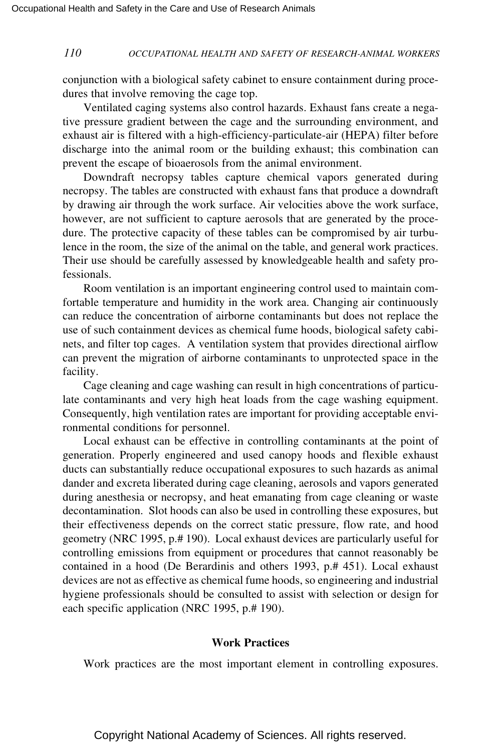conjunction with a biological safety cabinet to ensure containment during procedures that involve removing the cage top.

Ventilated caging systems also control hazards. Exhaust fans create a negative pressure gradient between the cage and the surrounding environment, and exhaust air is filtered with a high-efficiency-particulate-air (HEPA) filter before discharge into the animal room or the building exhaust; this combination can prevent the escape of bioaerosols from the animal environment.

Downdraft necropsy tables capture chemical vapors generated during necropsy. The tables are constructed with exhaust fans that produce a downdraft by drawing air through the work surface. Air velocities above the work surface, however, are not sufficient to capture aerosols that are generated by the procedure. The protective capacity of these tables can be compromised by air turbulence in the room, the size of the animal on the table, and general work practices. Their use should be carefully assessed by knowledgeable health and safety professionals.

Room ventilation is an important engineering control used to maintain comfortable temperature and humidity in the work area. Changing air continuously can reduce the concentration of airborne contaminants but does not replace the use of such containment devices as chemical fume hoods, biological safety cabinets, and filter top cages. A ventilation system that provides directional airflow can prevent the migration of airborne contaminants to unprotected space in the facility.

Cage cleaning and cage washing can result in high concentrations of particulate contaminants and very high heat loads from the cage washing equipment. Consequently, high ventilation rates are important for providing acceptable environmental conditions for personnel.

Local exhaust can be effective in controlling contaminants at the point of generation. Properly engineered and used canopy hoods and flexible exhaust ducts can substantially reduce occupational exposures to such hazards as animal dander and excreta liberated during cage cleaning, aerosols and vapors generated during anesthesia or necropsy, and heat emanating from cage cleaning or waste decontamination. Slot hoods can also be used in controlling these exposures, but their effectiveness depends on the correct static pressure, flow rate, and hood geometry (NRC 1995, p.# 190). Local exhaust devices are particularly useful for controlling emissions from equipment or procedures that cannot reasonably be contained in a hood (De Berardinis and others 1993, p.# 451). Local exhaust devices are not as effective as chemical fume hoods, so engineering and industrial hygiene professionals should be consulted to assist with selection or design for each specific application (NRC 1995, p.# 190).

### Work Practices

Work practices are the most important element in controlling exposures.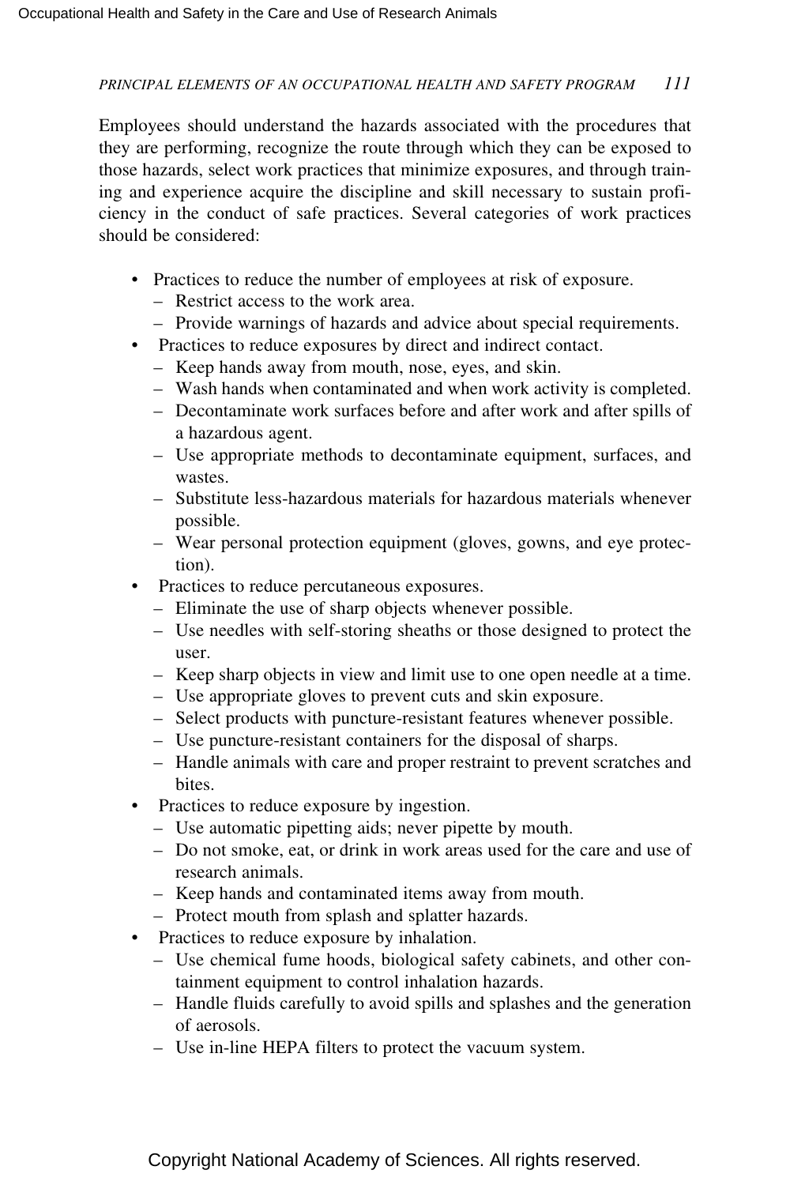Employees should understand the hazards associated with the procedures that they are performing, recognize the route through which they can be exposed to those hazards, select work practices that minimize exposures, and through training and experience acquire the discipline and skill necessary to sustain proficiency in the conduct of safe practices. Several categories of work practices should be considered:

- Practices to reduce the number of employees at risk of exposure.
  - Restrict access to the work area.
  - Provide warnings of hazards and advice about special requirements.
- Practices to reduce exposures by direct and indirect contact.
  - Keep hands away from mouth, nose, eyes, and skin.
  - Wash hands when contaminated and when work activity is completed.
  - Decontaminate work surfaces before and after work and after spills of a hazardous agent.
  - Use appropriate methods to decontaminate equipment, surfaces, and wastes.
  - Substitute less-hazardous materials for hazardous materials whenever possible.
  - Wear personal protection equipment (gloves, gowns, and eye protection).
- Practices to reduce percutaneous exposures.
  - Eliminate the use of sharp objects whenever possible.
  - Use needles with self-storing sheaths or those designed to protect the user.
  - Keep sharp objects in view and limit use to one open needle at a time.
  - Use appropriate gloves to prevent cuts and skin exposure.
  - Select products with puncture-resistant features whenever possible.
  - Use puncture-resistant containers for the disposal of sharps.
  - Handle animals with care and proper restraint to prevent scratches and bites.
- Practices to reduce exposure by ingestion.
  - Use automatic pipetting aids; never pipette by mouth.
  - Do not smoke, eat, or drink in work areas used for the care and use of research animals.
  - Keep hands and contaminated items away from mouth.
  - Protect mouth from splash and splatter hazards.
- Practices to reduce exposure by inhalation.
  - Use chemical fume hoods, biological safety cabinets, and other containment equipment to control inhalation hazards.
  - Handle fluids carefully to avoid spills and splashes and the generation of aerosols.
  - Use in-line HEPA filters to protect the vacuum system.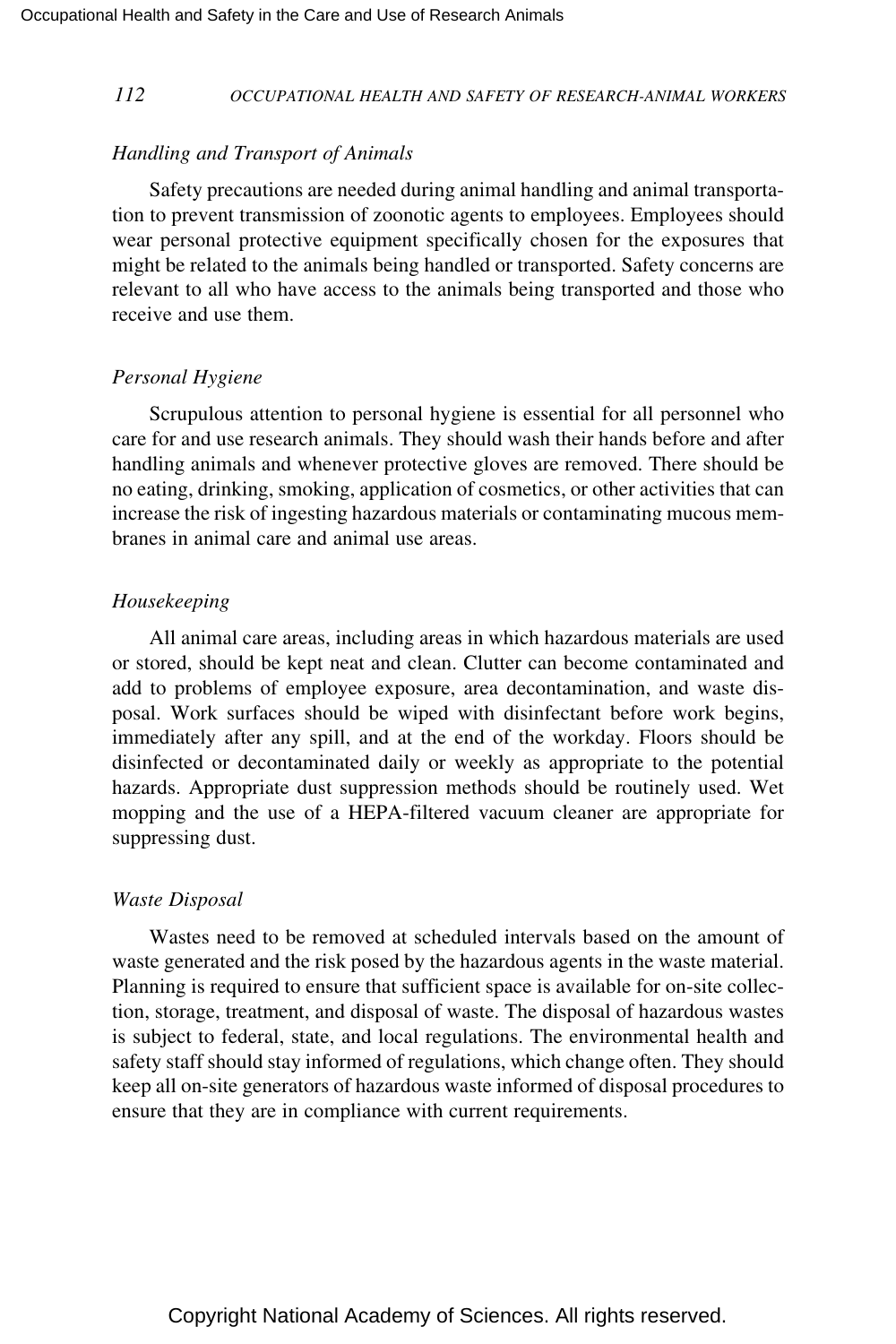### *Handling and Transport of Animals*

Safety precautions are needed during animal handling and animal transportation to prevent transmission of zoonotic agents to employees. Employees should wear personal protective equipment specifically chosen for the exposures that might be related to the animals being handled or transported. Safety concerns are relevant to all who have access to the animals being transported and those who receive and use them.

### *Personal Hygiene*

Scrupulous attention to personal hygiene is essential for all personnel who care for and use research animals. They should wash their hands before and after handling animals and whenever protective gloves are removed. There should be no eating, drinking, smoking, application of cosmetics, or other activities that can increase the risk of ingesting hazardous materials or contaminating mucous membranes in animal care and animal use areas.

### *Housekeeping*

All animal care areas, including areas in which hazardous materials are used or stored, should be kept neat and clean. Clutter can become contaminated and add to problems of employee exposure, area decontamination, and waste disposal. Work surfaces should be wiped with disinfectant before work begins, immediately after any spill, and at the end of the workday. Floors should be disinfected or decontaminated daily or weekly as appropriate to the potential hazards. Appropriate dust suppression methods should be routinely used. Wet mopping and the use of a HEPA-filtered vacuum cleaner are appropriate for suppressing dust.

### *Waste Disposal*

Wastes need to be removed at scheduled intervals based on the amount of waste generated and the risk posed by the hazardous agents in the waste material. Planning is required to ensure that sufficient space is available for on-site collection, storage, treatment, and disposal of waste. The disposal of hazardous wastes is subject to federal, state, and local regulations. The environmental health and safety staff should stay informed of regulations, which change often. They should keep all on-site generators of hazardous waste informed of disposal procedures to ensure that they are in compliance with current requirements.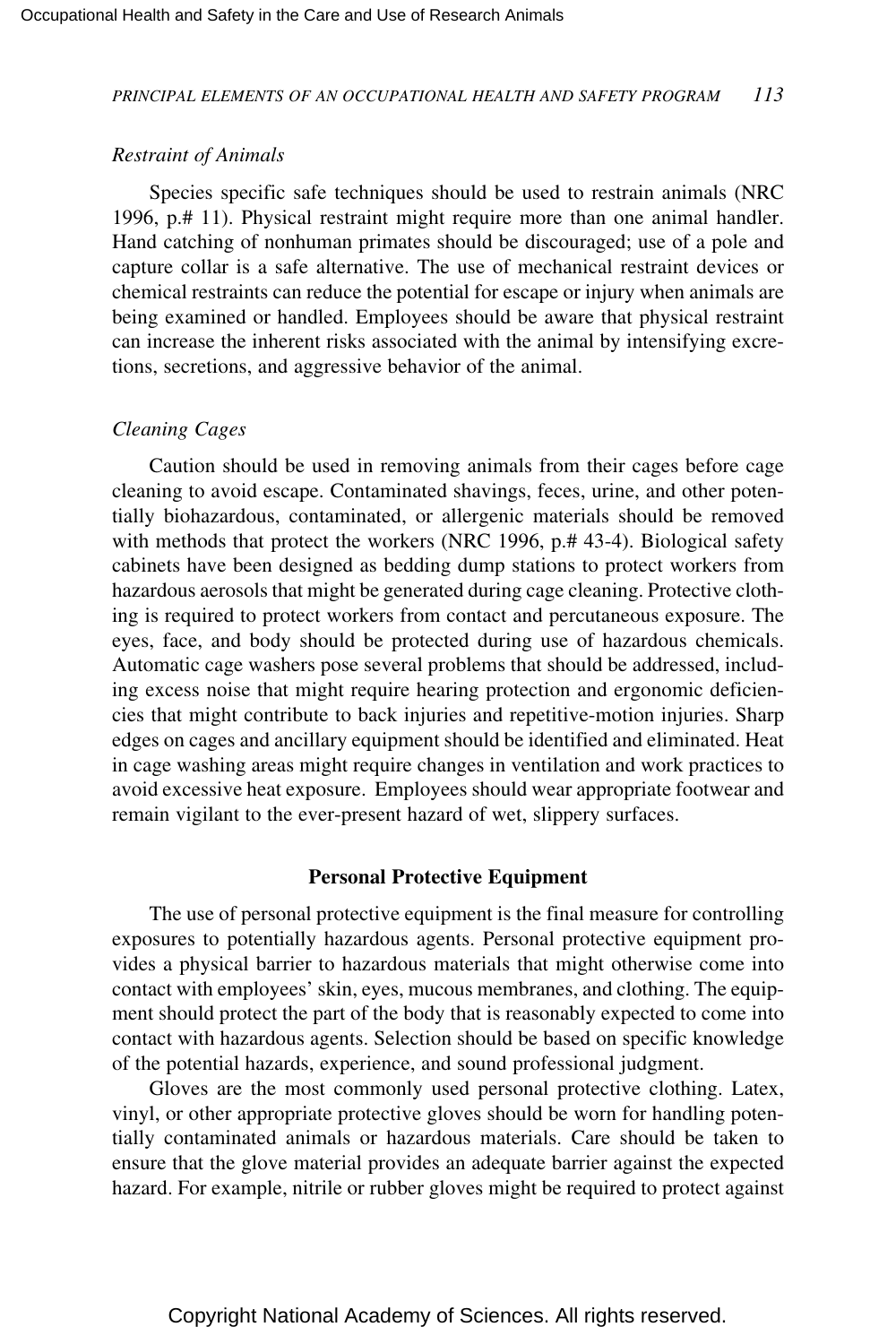*Restraint of Animals*

Species specific safe techniques should be used to restrain animals (NRC 1996, p.# 11). Physical restraint might require more than one animal handler. Hand catching of nonhuman primates should be discouraged; use of a pole and capture collar is a safe alternative. The use of mechanical restraint devices or chemical restraints can reduce the potential for escape or injury when animals are being examined or handled. Employees should be aware that physical restraint can increase the inherent risks associated with the animal by intensifying excretions, secretions, and aggressive behavior of the animal.

*Cleaning Cages*

Caution should be used in removing animals from their cages before cage cleaning to avoid escape. Contaminated shavings, feces, urine, and other potentially biohazardous, contaminated, or allergenic materials should be removed with methods that protect the workers (NRC 1996, p.# 43-4). Biological safety cabinets have been designed as bedding dump stations to protect workers from hazardous aerosols that might be generated during cage cleaning. Protective clothing is required to protect workers from contact and percutaneous exposure. The eyes, face, and body should be protected during use of hazardous chemicals. Automatic cage washers pose several problems that should be addressed, including excess noise that might require hearing protection and ergonomic deficiencies that might contribute to back injuries and repetitive-motion injuries. Sharp edges on cages and ancillary equipment should be identified and eliminated. Heat in cage washing areas might require changes in ventilation and work practices to avoid excessive heat exposure. Employees should wear appropriate footwear and remain vigilant to the ever-present hazard of wet, slippery surfaces.

## Personal Protective Equipment

The use of personal protective equipment is the final measure for controlling exposures to potentially hazardous agents. Personal protective equipment provides a physical barrier to hazardous materials that might otherwise come into contact with employees' skin, eyes, mucous membranes, and clothing. The equipment should protect the part of the body that is reasonably expected to come into contact with hazardous agents. Selection should be based on specific knowledge of the potential hazards, experience, and sound professional judgment.

Gloves are the most commonly used personal protective clothing. Latex, vinyl, or other appropriate protective gloves should be worn for handling potentially contaminated animals or hazardous materials. Care should be taken to ensure that the glove material provides an adequate barrier against the expected hazard. For example, nitrile or rubber gloves might be required to protect against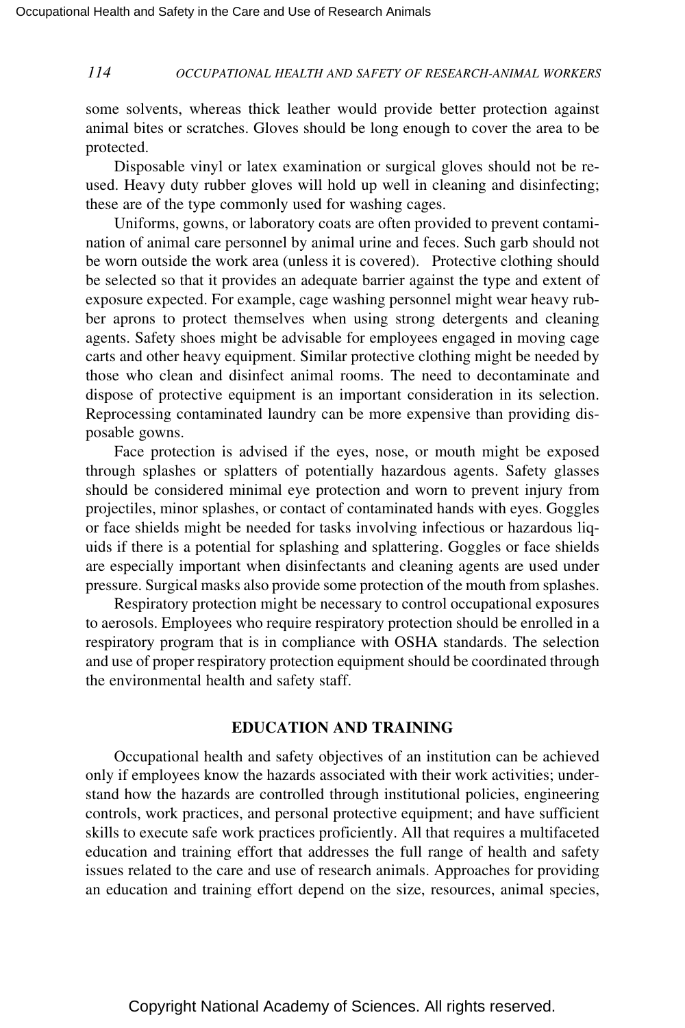some solvents, whereas thick leather would provide better protection against animal bites or scratches. Gloves should be long enough to cover the area to be protected.

Disposable vinyl or latex examination or surgical gloves should not be reused. Heavy duty rubber gloves will hold up well in cleaning and disinfecting; these are of the type commonly used for washing cages.

Uniforms, gowns, or laboratory coats are often provided to prevent contamination of animal care personnel by animal urine and feces. Such garb should not be worn outside the work area (unless it is covered). Protective clothing should be selected so that it provides an adequate barrier against the type and extent of exposure expected. For example, cage washing personnel might wear heavy rubber aprons to protect themselves when using strong detergents and cleaning agents. Safety shoes might be advisable for employees engaged in moving cage carts and other heavy equipment. Similar protective clothing might be needed by those who clean and disinfect animal rooms. The need to decontaminate and dispose of protective equipment is an important consideration in its selection. Reprocessing contaminated laundry can be more expensive than providing disposable gowns.

Face protection is advised if the eyes, nose, or mouth might be exposed through splashes or splatters of potentially hazardous agents. Safety glasses should be considered minimal eye protection and worn to prevent injury from projectiles, minor splashes, or contact of contaminated hands with eyes. Goggles or face shields might be needed for tasks involving infectious or hazardous liquids if there is a potential for splashing and splattering. Goggles or face shields are especially important when disinfectants and cleaning agents are used under pressure. Surgical masks also provide some protection of the mouth from splashes.

Respiratory protection might be necessary to control occupational exposures to aerosols. Employees who require respiratory protection should be enrolled in a respiratory program that is in compliance with OSHA standards. The selection and use of proper respiratory protection equipment should be coordinated through the environmental health and safety staff.

## EDUCATION AND TRAINING

Occupational health and safety objectives of an institution can be achieved only if employees know the hazards associated with their work activities; understand how the hazards are controlled through institutional policies, engineering controls, work practices, and personal protective equipment; and have sufficient skills to execute safe work practices proficiently. All that requires a multifaceted education and training effort that addresses the full range of health and safety issues related to the care and use of research animals. Approaches for providing an education and training effort depend on the size, resources, animal species,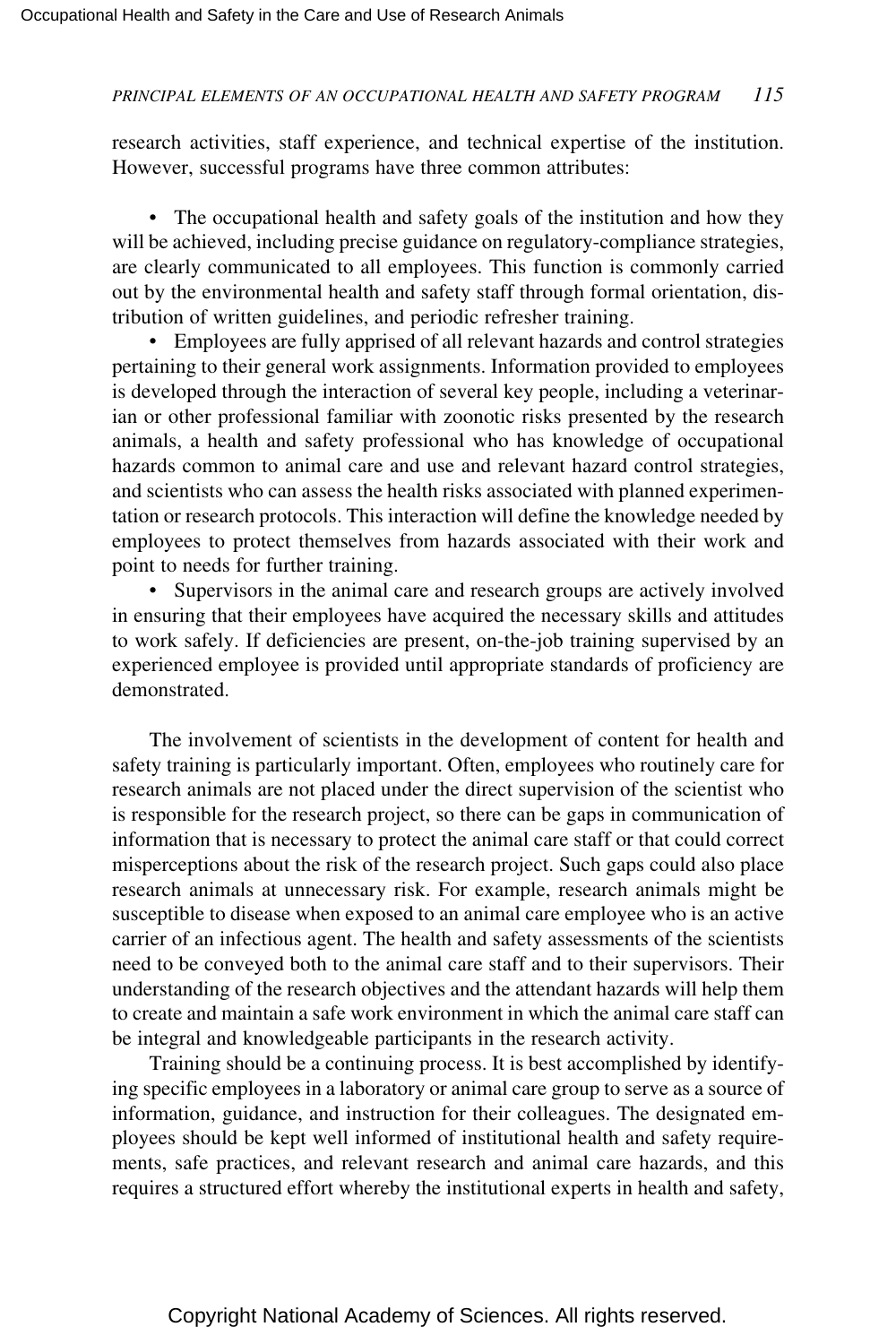research activities, staff experience, and technical expertise of the institution. However, successful programs have three common attributes:

- The occupational health and safety goals of the institution and how they will be achieved, including precise guidance on regulatory-compliance strategies, are clearly communicated to all employees. This function is commonly carried out by the environmental health and safety staff through formal orientation, distribution of written guidelines, and periodic refresher training.
- Employees are fully apprised of all relevant hazards and control strategies pertaining to their general work assignments. Information provided to employees is developed through the interaction of several key people, including a veterinarian or other professional familiar with zoonotic risks presented by the research animals, a health and safety professional who has knowledge of occupational hazards common to animal care and use and relevant hazard control strategies, and scientists who can assess the health risks associated with planned experimentation or research protocols. This interaction will define the knowledge needed by employees to protect themselves from hazards associated with their work and point to needs for further training.
- Supervisors in the animal care and research groups are actively involved in ensuring that their employees have acquired the necessary skills and attitudes to work safely. If deficiencies are present, on-the-job training supervised by an experienced employee is provided until appropriate standards of proficiency are demonstrated.

The involvement of scientists in the development of content for health and safety training is particularly important. Often, employees who routinely care for research animals are not placed under the direct supervision of the scientist who is responsible for the research project, so there can be gaps in communication of information that is necessary to protect the animal care staff or that could correct misperceptions about the risk of the research project. Such gaps could also place research animals at unnecessary risk. For example, research animals might be susceptible to disease when exposed to an animal care employee who is an active carrier of an infectious agent. The health and safety assessments of the scientists need to be conveyed both to the animal care staff and to their supervisors. Their understanding of the research objectives and the attendant hazards will help them to create and maintain a safe work environment in which the animal care staff can be integral and knowledgeable participants in the research activity.

Training should be a continuing process. It is best accomplished by identifying specific employees in a laboratory or animal care group to serve as a source of information, guidance, and instruction for their colleagues. The designated employees should be kept well informed of institutional health and safety requirements, safe practices, and relevant research and animal care hazards, and this requires a structured effort whereby the institutional experts in health and safety,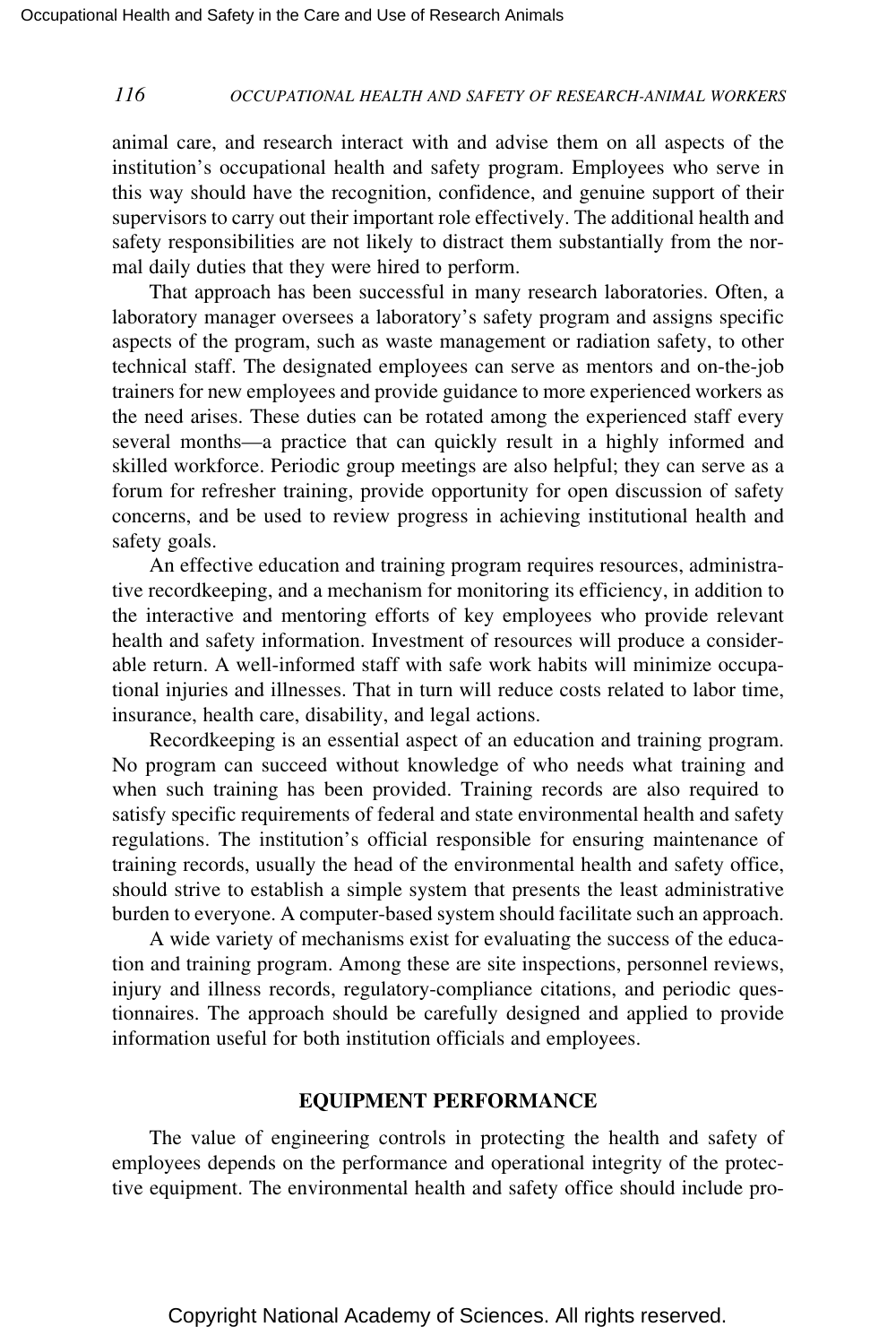animal care, and research interact with and advise them on all aspects of the institution's occupational health and safety program. Employees who serve in this way should have the recognition, confidence, and genuine support of their supervisors to carry out their important role effectively. The additional health and safety responsibilities are not likely to distract them substantially from the normal daily duties that they were hired to perform.

That approach has been successful in many research laboratories. Often, a laboratory manager oversees a laboratory's safety program and assigns specific aspects of the program, such as waste management or radiation safety, to other technical staff. The designated employees can serve as mentors and on-the-job trainers for new employees and provide guidance to more experienced workers as the need arises. These duties can be rotated among the experienced staff every several months—a practice that can quickly result in a highly informed and skilled workforce. Periodic group meetings are also helpful; they can serve as a forum for refresher training, provide opportunity for open discussion of safety concerns, and be used to review progress in achieving institutional health and safety goals.

An effective education and training program requires resources, administrative recordkeeping, and a mechanism for monitoring its efficiency, in addition to the interactive and mentoring efforts of key employees who provide relevant health and safety information. Investment of resources will produce a considerable return. A well-informed staff with safe work habits will minimize occupational injuries and illnesses. That in turn will reduce costs related to labor time, insurance, health care, disability, and legal actions.

Recordkeeping is an essential aspect of an education and training program. No program can succeed without knowledge of who needs what training and when such training has been provided. Training records are also required to satisfy specific requirements of federal and state environmental health and safety regulations. The institution's official responsible for ensuring maintenance of training records, usually the head of the environmental health and safety office, should strive to establish a simple system that presents the least administrative burden to everyone. A computer-based system should facilitate such an approach.

A wide variety of mechanisms exist for evaluating the success of the education and training program. Among these are site inspections, personnel reviews, injury and illness records, regulatory-compliance citations, and periodic questionnaires. The approach should be carefully designed and applied to provide information useful for both institution officials and employees.

## EQUIPMENT PERFORMANCE

The value of engineering controls in protecting the health and safety of employees depends on the performance and operational integrity of the protective equipment. The environmental health and safety office should include pro-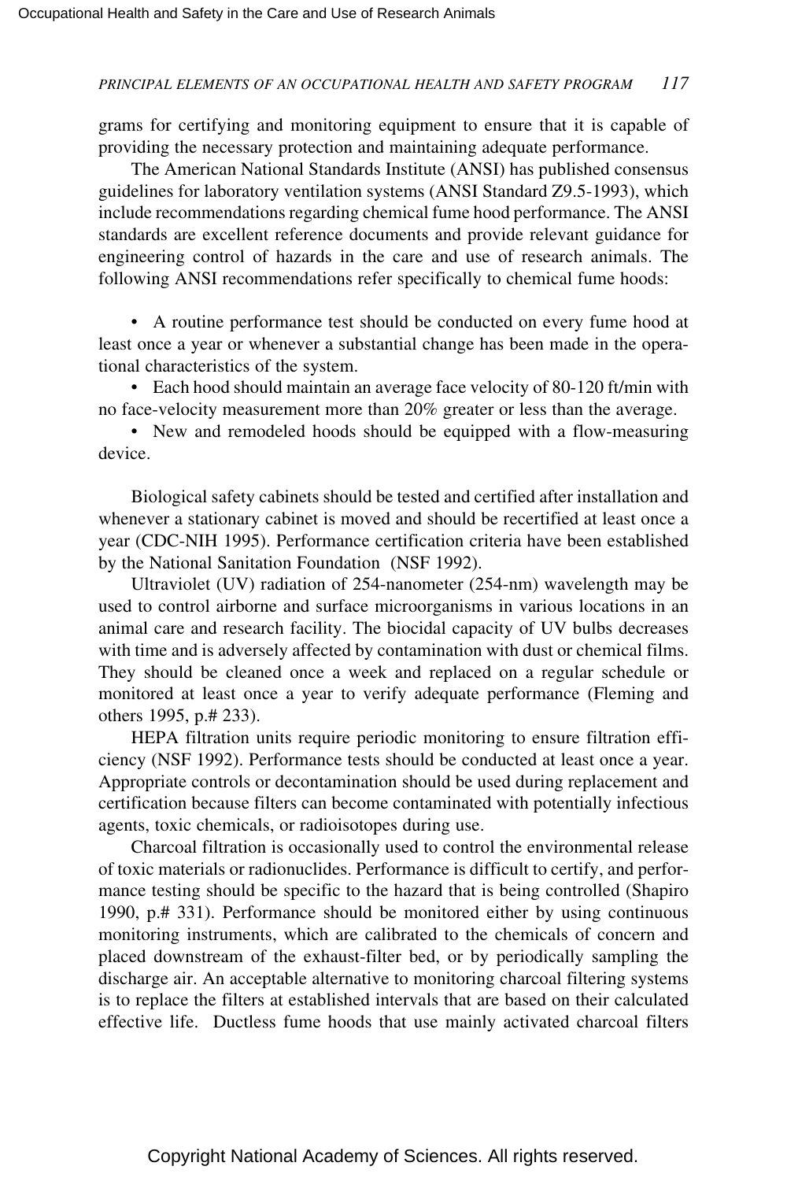grams for certifying and monitoring equipment to ensure that it is capable of providing the necessary protection and maintaining adequate performance.

The American National Standards Institute (ANSI) has published consensus guidelines for laboratory ventilation systems (ANSI Standard Z9.5-1993), which include recommendations regarding chemical fume hood performance. The ANSI standards are excellent reference documents and provide relevant guidance for engineering control of hazards in the care and use of research animals. The following ANSI recommendations refer specifically to chemical fume hoods:

- A routine performance test should be conducted on every fume hood at least once a year or whenever a substantial change has been made in the operational characteristics of the system.
- Each hood should maintain an average face velocity of 80-120 ft/min with no face-velocity measurement more than 20% greater or less than the average.
- New and remodeled hoods should be equipped with a flow-measuring device.

Biological safety cabinets should be tested and certified after installation and whenever a stationary cabinet is moved and should be recertified at least once a year (CDC-NIH 1995). Performance certification criteria have been established by the National Sanitation Foundation (NSF 1992).

Ultraviolet (UV) radiation of 254-nanometer (254-nm) wavelength may be used to control airborne and surface microorganisms in various locations in an animal care and research facility. The biocidal capacity of UV bulbs decreases with time and is adversely affected by contamination with dust or chemical films. They should be cleaned once a week and replaced on a regular schedule or monitored at least once a year to verify adequate performance (Fleming and others 1995, p.# 233).

HEPA filtration units require periodic monitoring to ensure filtration efficiency (NSF 1992). Performance tests should be conducted at least once a year. Appropriate controls or decontamination should be used during replacement and certification because filters can become contaminated with potentially infectious agents, toxic chemicals, or radioisotopes during use.

Charcoal filtration is occasionally used to control the environmental release of toxic materials or radionuclides. Performance is difficult to certify, and performance testing should be specific to the hazard that is being controlled (Shapiro 1990, p.# 331). Performance should be monitored either by using continuous monitoring instruments, which are calibrated to the chemicals of concern and placed downstream of the exhaust-filter bed, or by periodically sampling the discharge air. An acceptable alternative to monitoring charcoal filtering systems is to replace the filters at established intervals that are based on their calculated effective life. Ductless fume hoods that use mainly activated charcoal filters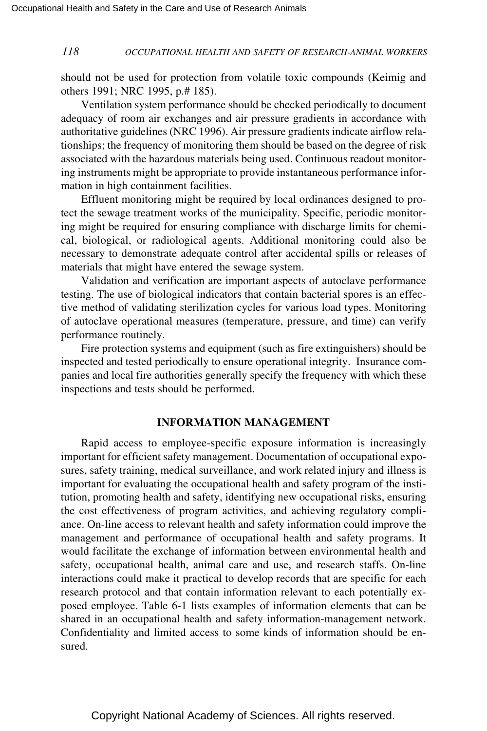should not be used for protection from volatile toxic compounds (Keimig and others 1991; NRC 1995, p.# 185).

Ventilation system performance should be checked periodically to document adequacy of room air exchanges and air pressure gradients in accordance with authoritative guidelines (NRC 1996). Air pressure gradients indicate airflow relationships; the frequency of monitoring them should be based on the degree of risk associated with the hazardous materials being used. Continuous readout monitoring instruments might be appropriate to provide instantaneous performance information in high containment facilities.

Effluent monitoring might be required by local ordinances designed to protect the sewage treatment works of the municipality. Specific, periodic monitoring might be required for ensuring compliance with discharge limits for chemical, biological, or radiological agents. Additional monitoring could also be necessary to demonstrate adequate control after accidental spills or releases of materials that might have entered the sewage system.

Validation and verification are important aspects of autoclave performance testing. The use of biological indicators that contain bacterial spores is an effective method of validating sterilization cycles for various load types. Monitoring of autoclave operational measures (temperature, pressure, and time) can verify performance routinely.

Fire protection systems and equipment (such as fire extinguishers) should be inspected and tested periodically to ensure operational integrity. Insurance companies and local fire authorities generally specify the frequency with which these inspections and tests should be performed.

## INFORMATION MANAGEMENT

Rapid access to employee-specific exposure information is increasingly important for efficient safety management. Documentation of occupational exposures, safety training, medical surveillance, and work related injury and illness is important for evaluating the occupational health and safety program of the institution, promoting health and safety, identifying new occupational risks, ensuring the cost effectiveness of program activities, and achieving regulatory compliance. On-line access to relevant health and safety information could improve the management and performance of occupational health and safety programs. It would facilitate the exchange of information between environmental health and safety, occupational health, animal care and use, and research staffs. On-line interactions could make it practical to develop records that are specific for each research protocol and that contain information relevant to each potentially exposed employee. Table 6-1 lists examples of information elements that can be shared in an occupational health and safety information-management network. Confidentiality and limited access to some kinds of information should be ensured.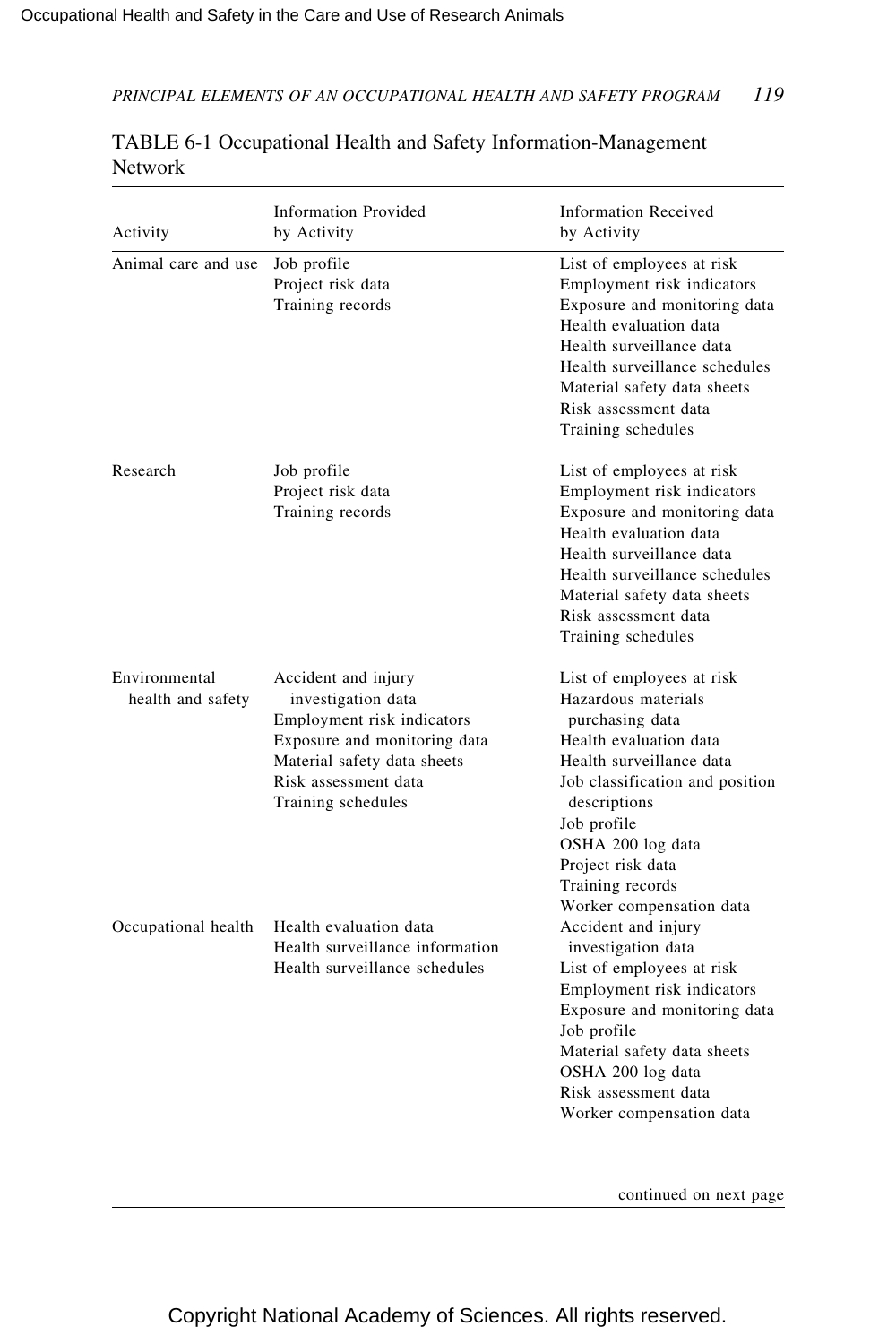TABLE 6-1 Occupational Health and Safety Information-Management Network

| Activity | Information Provided by Activity | Information Received by Activity |
| --- | --- | --- |
| Animal care and use | Job profile<br>Project risk data<br>Training records | List of employees at risk<br>Employment risk indicators<br>Exposure and monitoring data<br>Health evaluation data<br>Health surveillance data<br>Health surveillance schedules<br>Material safety data sheets<br>Risk assessment data<br>Training schedules |
| Research | Job profile<br>Project risk data<br>Training records | List of employees at risk<br>Employment risk indicators<br>Exposure and monitoring data<br>Health evaluation data<br>Health surveillance data<br>Health surveillance schedules<br>Material safety data sheets<br>Risk assessment data<br>Training schedules |
| Environmental health and safety | Accident and injury investigation data<br>Employment risk indicators<br>Exposure and monitoring data<br>Material safety data sheets<br>Risk assessment data<br>Training schedules | List of employees at risk<br>Hazardous materials purchasing data<br>Health evaluation data<br>Health surveillance data<br>Job classification and position descriptions<br>Job profile<br>OSHA 200 log data<br>Project risk data<br>Training records<br>Worker compensation data |
| Occupational health | Health evaluation data<br>Health surveillance information<br>Health surveillance schedules | Accident and injury investigation data<br>List of employees at risk<br>Employment risk indicators<br>Exposure and monitoring data<br>Job profile<br>Material safety data sheets<br>OSHA 200 log data<br>Risk assessment data<br>Worker compensation data |

continued on next page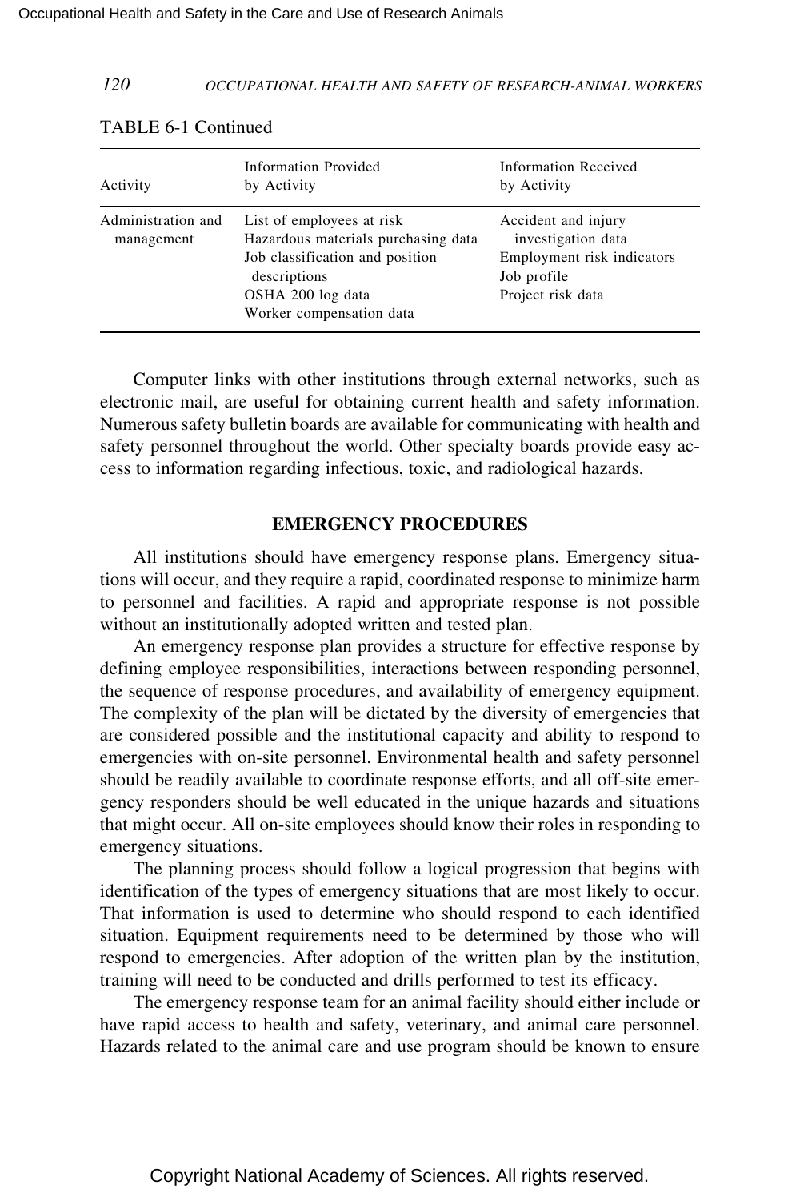TABLE 6-1 Continued

| Activity | Information Provided by Activity | Information Received by Activity |
|---|---|---|
| Administration and management | List of employees at risk<br>Hazardous materials purchasing data<br>Job classification and position descriptions<br>OSHA 200 log data<br>Worker compensation data | Accident and injury investigation data<br>Employment risk indicators<br>Job profile<br>Project risk data |

Computer links with other institutions through external networks, such as electronic mail, are useful for obtaining current health and safety information. Numerous safety bulletin boards are available for communicating with health and safety personnel throughout the world. Other specialty boards provide easy access to information regarding infectious, toxic, and radiological hazards.

## EMERGENCY PROCEDURES

All institutions should have emergency response plans. Emergency situations will occur, and they require a rapid, coordinated response to minimize harm to personnel and facilities. A rapid and appropriate response is not possible without an institutionally adopted written and tested plan.

An emergency response plan provides a structure for effective response by defining employee responsibilities, interactions between responding personnel, the sequence of response procedures, and availability of emergency equipment. The complexity of the plan will be dictated by the diversity of emergencies that are considered possible and the institutional capacity and ability to respond to emergencies with on-site personnel. Environmental health and safety personnel should be readily available to coordinate response efforts, and all off-site emergency responders should be well educated in the unique hazards and situations that might occur. All on-site employees should know their roles in responding to emergency situations.

The planning process should follow a logical progression that begins with identification of the types of emergency situations that are most likely to occur. That information is used to determine who should respond to each identified situation. Equipment requirements need to be determined by those who will respond to emergencies. After adoption of the written plan by the institution, training will need to be conducted and drills performed to test its efficacy.

The emergency response team for an animal facility should either include or have rapid access to health and safety, veterinary, and animal care personnel. Hazards related to the animal care and use program should be known to ensure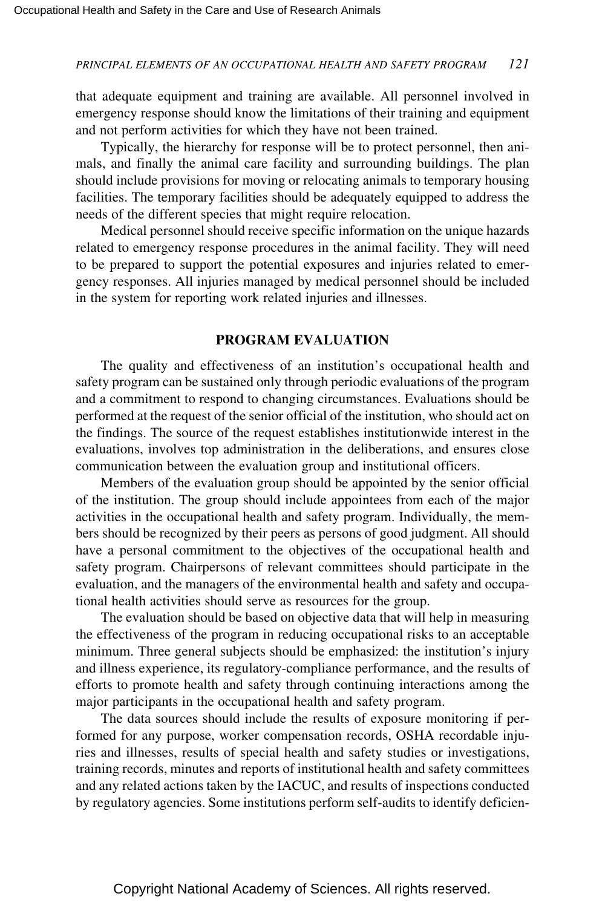that adequate equipment and training are available. All personnel involved in emergency response should know the limitations of their training and equipment and not perform activities for which they have not been trained.

Typically, the hierarchy for response will be to protect personnel, then animals, and finally the animal care facility and surrounding buildings. The plan should include provisions for moving or relocating animals to temporary housing facilities. The temporary facilities should be adequately equipped to address the needs of the different species that might require relocation.

Medical personnel should receive specific information on the unique hazards related to emergency response procedures in the animal facility. They will need to be prepared to support the potential exposures and injuries related to emergency responses. All injuries managed by medical personnel should be included in the system for reporting work related injuries and illnesses.

## PROGRAM EVALUATION

The quality and effectiveness of an institution's occupational health and safety program can be sustained only through periodic evaluations of the program and a commitment to respond to changing circumstances. Evaluations should be performed at the request of the senior official of the institution, who should act on the findings. The source of the request establishes institutionwide interest in the evaluations, involves top administration in the deliberations, and ensures close communication between the evaluation group and institutional officers.

Members of the evaluation group should be appointed by the senior official of the institution. The group should include appointees from each of the major activities in the occupational health and safety program. Individually, the members should be recognized by their peers as persons of good judgment. All should have a personal commitment to the objectives of the occupational health and safety program. Chairpersons of relevant committees should participate in the evaluation, and the managers of the environmental health and safety and occupational health activities should serve as resources for the group.

The evaluation should be based on objective data that will help in measuring the effectiveness of the program in reducing occupational risks to an acceptable minimum. Three general subjects should be emphasized: the institution's injury and illness experience, its regulatory-compliance performance, and the results of efforts to promote health and safety through continuing interactions among the major participants in the occupational health and safety program.

The data sources should include the results of exposure monitoring if performed for any purpose, worker compensation records, OSHA recordable injuries and illnesses, results of special health and safety studies or investigations, training records, minutes and reports of institutional health and safety committees and any related actions taken by the IACUC, and results of inspections conducted by regulatory agencies. Some institutions perform self-audits to identify deficien-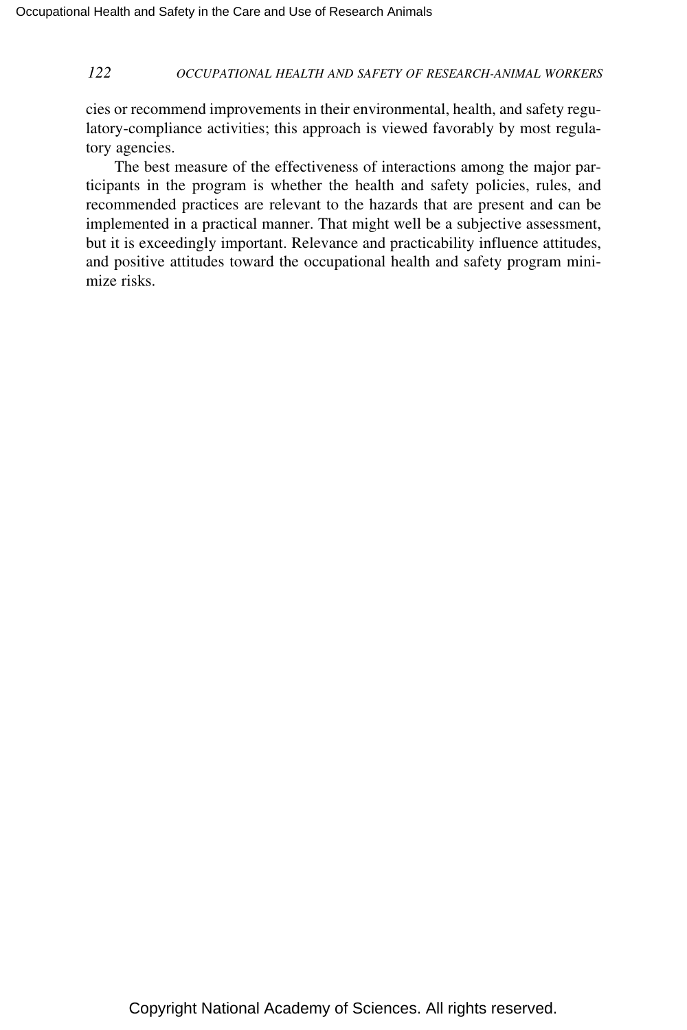cies or recommend improvements in their environmental, health, and safety regulatory-compliance activities; this approach is viewed favorably by most regulatory agencies.

The best measure of the effectiveness of interactions among the major participants in the program is whether the health and safety policies, rules, and recommended practices are relevant to the hazards that are present and can be implemented in a practical manner. That might well be a subjective assessment, but it is exceedingly important. Relevance and practicability influence attitudes, and positive attitudes toward the occupational health and safety program minimize risks.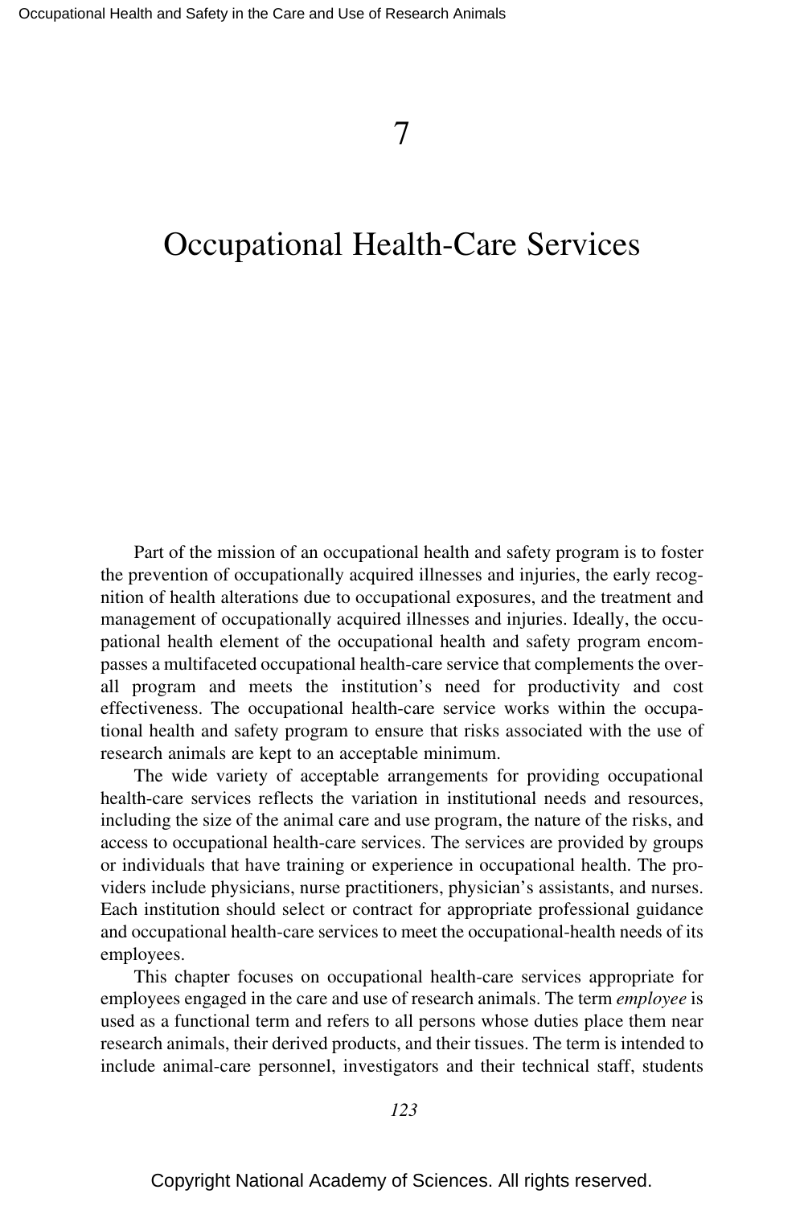# 7

# Occupational Health-Care Services

Part of the mission of an occupational health and safety program is to foster the prevention of occupationally acquired illnesses and injuries, the early recognition of health alterations due to occupational exposures, and the treatment and management of occupationally acquired illnesses and injuries. Ideally, the occupational health element of the occupational health and safety program encompasses a multifaceted occupational health-care service that complements the overall program and meets the institution's need for productivity and cost effectiveness. The occupational health-care service works within the occupational health and safety program to ensure that risks associated with the use of research animals are kept to an acceptable minimum.

The wide variety of acceptable arrangements for providing occupational health-care services reflects the variation in institutional needs and resources, including the size of the animal care and use program, the nature of the risks, and access to occupational health-care services. The services are provided by groups or individuals that have training or experience in occupational health. The providers include physicians, nurse practitioners, physician's assistants, and nurses. Each institution should select or contract for appropriate professional guidance and occupational health-care services to meet the occupational-health needs of its employees.

This chapter focuses on occupational health-care services appropriate for employees engaged in the care and use of research animals. The term *employee* is used as a functional term and refers to all persons whose duties place them near research animals, their derived products, and their tissues. The term is intended to include animal-care personnel, investigators and their technical staff, students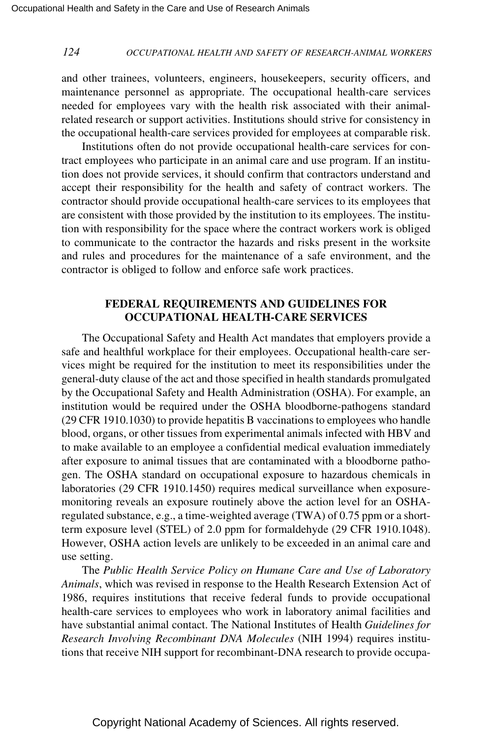and other trainees, volunteers, engineers, housekeepers, security officers, and maintenance personnel as appropriate. The occupational health-care services needed for employees vary with the health risk associated with their animal-related research or support activities. Institutions should strive for consistency in the occupational health-care services provided for employees at comparable risk.

Institutions often do not provide occupational health-care services for contract employees who participate in an animal care and use program. If an institution does not provide services, it should confirm that contractors understand and accept their responsibility for the health and safety of contract workers. The contractor should provide occupational health-care services to its employees that are consistent with those provided by the institution to its employees. The institution with responsibility for the space where the contract workers work is obliged to communicate to the contractor the hazards and risks present in the worksite and rules and procedures for the maintenance of a safe environment, and the contractor is obliged to follow and enforce safe work practices.

## FEDERAL REQUIREMENTS AND GUIDELINES FOR OCCUPATIONAL HEALTH-CARE SERVICES

The Occupational Safety and Health Act mandates that employers provide a safe and healthful workplace for their employees. Occupational health-care services might be required for the institution to meet its responsibilities under the general-duty clause of the act and those specified in health standards promulgated by the Occupational Safety and Health Administration (OSHA). For example, an institution would be required under the OSHA bloodborne-pathogens standard (29 CFR 1910.1030) to provide hepatitis B vaccinations to employees who handle blood, organs, or other tissues from experimental animals infected with HBV and to make available to an employee a confidential medical evaluation immediately after exposure to animal tissues that are contaminated with a bloodborne pathogen. The OSHA standard on occupational exposure to hazardous chemicals in laboratories (29 CFR 1910.1450) requires medical surveillance when exposure-monitoring reveals an exposure routinely above the action level for an OSHA-regulated substance, e.g., a time-weighted average (TWA) of 0.75 ppm or a short-term exposure level (STEL) of 2.0 ppm for formaldehyde (29 CFR 1910.1048). However, OSHA action levels are unlikely to be exceeded in an animal care and use setting.

The *Public Health Service Policy on Humane Care and Use of Laboratory Animals*, which was revised in response to the Health Research Extension Act of 1986, requires institutions that receive federal funds to provide occupational health-care services to employees who work in laboratory animal facilities and have substantial animal contact. The National Institutes of Health *Guidelines for Research Involving Recombinant DNA Molecules* (NIH 1994) requires institutions that receive NIH support for recombinant-DNA research to provide occupa-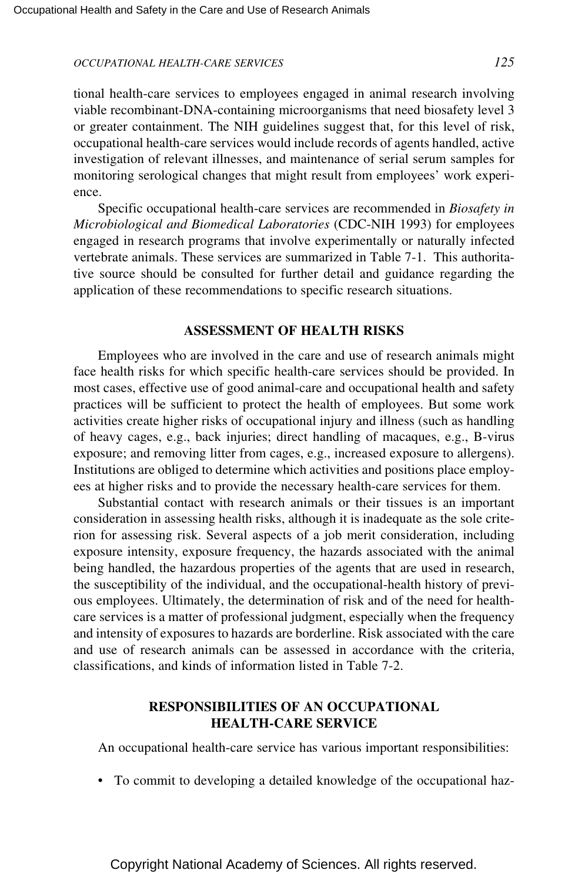tional health-care services to employees engaged in animal research involving viable recombinant-DNA-containing microorganisms that need biosafety level 3 or greater containment. The NIH guidelines suggest that, for this level of risk, occupational health-care services would include records of agents handled, active investigation of relevant illnesses, and maintenance of serial serum samples for monitoring serological changes that might result from employees' work experience.

Specific occupational health-care services are recommended in *Biosafety in Microbiological and Biomedical Laboratories* (CDC-NIH 1993) for employees engaged in research programs that involve experimentally or naturally infected vertebrate animals. These services are summarized in Table 7-1. This authoritative source should be consulted for further detail and guidance regarding the application of these recommendations to specific research situations.

## ASSESSMENT OF HEALTH RISKS

Employees who are involved in the care and use of research animals might face health risks for which specific health-care services should be provided. In most cases, effective use of good animal-care and occupational health and safety practices will be sufficient to protect the health of employees. But some work activities create higher risks of occupational injury and illness (such as handling of heavy cages, e.g., back injuries; direct handling of macaques, e.g., B-virus exposure; and removing litter from cages, e.g., increased exposure to allergens). Institutions are obliged to determine which activities and positions place employees at higher risks and to provide the necessary health-care services for them.

Substantial contact with research animals or their tissues is an important consideration in assessing health risks, although it is inadequate as the sole criterion for assessing risk. Several aspects of a job merit consideration, including exposure intensity, exposure frequency, the hazards associated with the animal being handled, the hazardous properties of the agents that are used in research, the susceptibility of the individual, and the occupational-health history of previous employees. Ultimately, the determination of risk and of the need for health-care services is a matter of professional judgment, especially when the frequency and intensity of exposures to hazards are borderline. Risk associated with the care and use of research animals can be assessed in accordance with the criteria, classifications, and kinds of information listed in Table 7-2.

## RESPONSIBILITIES OF AN OCCUPATIONAL HEALTH-CARE SERVICE

An occupational health-care service has various important responsibilities:

- To commit to developing a detailed knowledge of the occupational haz-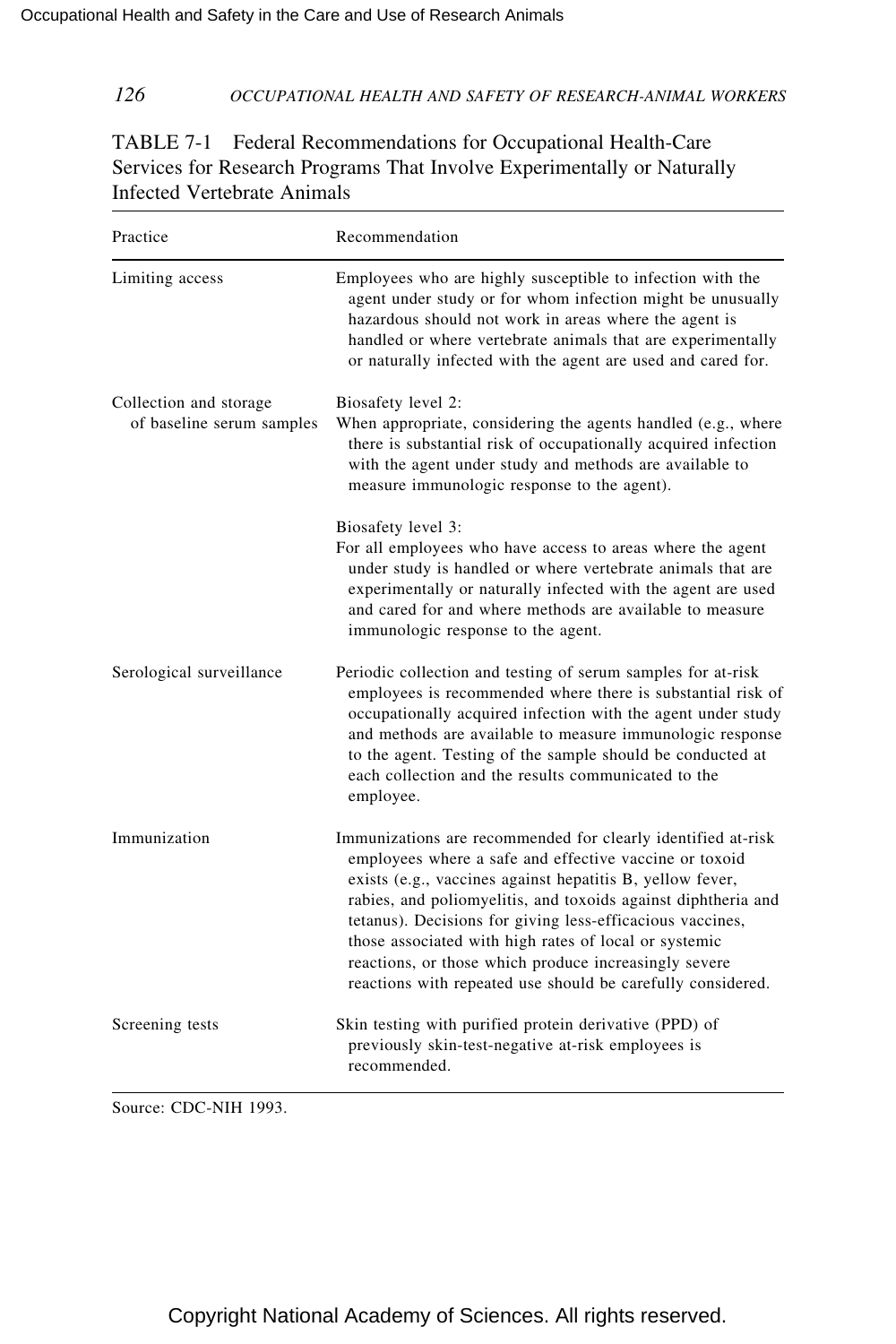TABLE 7-1 Federal Recommendations for Occupational Health-Care Services for Research Programs That Involve Experimentally or Naturally Infected Vertebrate Animals

| Practice | Recommendation |
| --- | --- |
| Limiting access | Employees who are highly susceptible to infection with the agent under study or for whom infection might be unusually hazardous should not work in areas where the agent is handled or where vertebrate animals that are experimentally or naturally infected with the agent are used and cared for. |
| Collection and storage of baseline serum samples | Biosafety level 2: When appropriate, considering the agents handled (e.g., where there is substantial risk of occupationally acquired infection with the agent under study and methods are available to measure immunologic response to the agent). |
| | Biosafety level 3: For all employees who have access to areas where the agent under study is handled or where vertebrate animals that are experimentally or naturally infected with the agent are used and cared for and where methods are available to measure immunologic response to the agent. |
| Serological surveillance | Periodic collection and testing of serum samples for at-risk employees is recommended where there is substantial risk of occupationally acquired infection with the agent under study and methods are available to measure immunologic response to the agent. Testing of the sample should be conducted at each collection and the results communicated to the employee. |
| Immunization | Immunizations are recommended for clearly identified at-risk employees where a safe and effective vaccine or toxoid exists (e.g., vaccines against hepatitis B, yellow fever, rabies, and poliomyelitis, and toxoids against diphtheria and tetanus). Decisions for giving less-efficacious vaccines, those associated with high rates of local or systemic reactions, or those which produce increasingly severe reactions with repeated use should be carefully considered. |
| Screening tests | Skin testing with purified protein derivative (PPD) of previously skin-test-negative at-risk employees is recommended. |

Source: CDC-NIH 1993.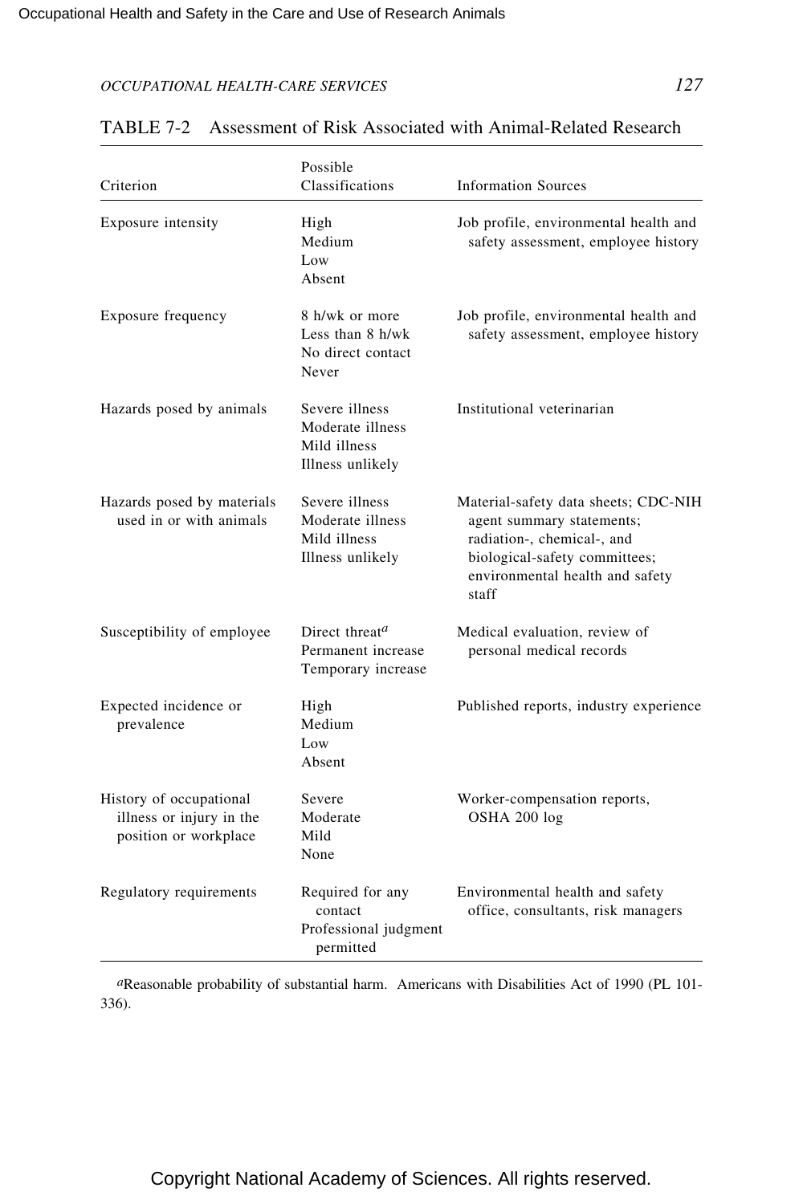TABLE 7-2 Assessment of Risk Associated with Animal-Related Research

| Criterion | Possible Classifications | Information Sources |
|---|---|---|
| Exposure intensity | High<br>Medium<br>Low<br>Absent | Job profile, environmental health and safety assessment, employee history |
| Exposure frequency | 8 h/wk or more<br>Less than 8 h/wk<br>No direct contact<br>Never | Job profile, environmental health and safety assessment, employee history |
| Hazards posed by animals | Severe illness<br>Moderate illness<br>Mild illness<br>Illness unlikely | Institutional veterinarian |
| Hazards posed by materials used in or with animals | Severe illness<br>Moderate illness<br>Mild illness<br>Illness unlikely | Material-safety data sheets; CDC-NIH agent summary statements; radiation-, chemical-, and biological-safety committees; environmental health and safety staff |
| Susceptibility of employee | Direct threat[a]<br>Permanent increase<br>Temporary increase | Medical evaluation, review of personal medical records |
| Expected incidence or prevalence | High<br>Medium<br>Low<br>Absent | Published reports, industry experience |
| History of occupational illness or injury in the position or workplace | Severe<br>Moderate<br>Mild<br>None | Worker-compensation reports, OSHA 200 log |
| Regulatory requirements | Required for any contact<br>Professional judgment permitted | Environmental health and safety office, consultants, risk managers |

[a]Reasonable probability of substantial harm. Americans with Disabilities Act of 1990 (PL 101-336).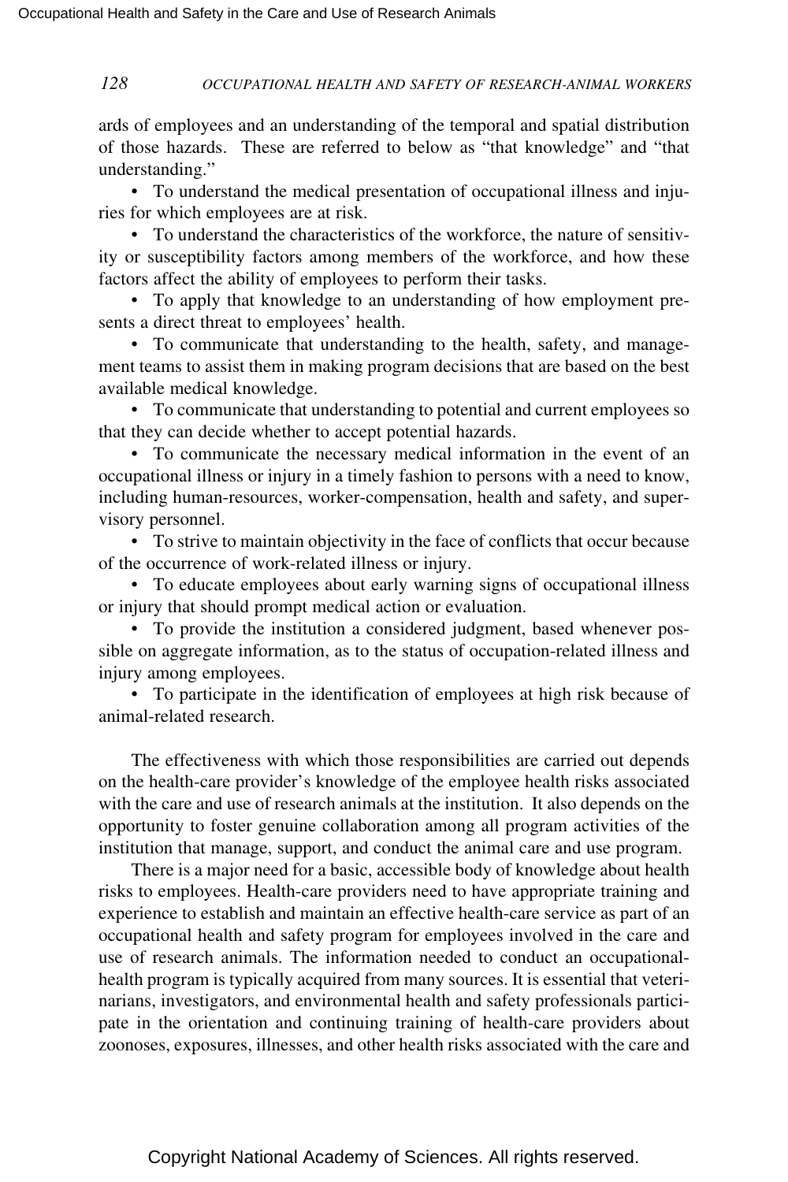ards of employees and an understanding of the temporal and spatial distribution of those hazards. These are referred to below as "that knowledge" and "that understanding."

- To understand the medical presentation of occupational illness and injuries for which employees are at risk.
- To understand the characteristics of the workforce, the nature of sensitivity or susceptibility factors among members of the workforce, and how these factors affect the ability of employees to perform their tasks.
- To apply that knowledge to an understanding of how employment presents a direct threat to employees' health.
- To communicate that understanding to the health, safety, and management teams to assist them in making program decisions that are based on the best available medical knowledge.
- To communicate that understanding to potential and current employees so that they can decide whether to accept potential hazards.
- To communicate the necessary medical information in the event of an occupational illness or injury in a timely fashion to persons with a need to know, including human-resources, worker-compensation, health and safety, and supervisory personnel.
- To strive to maintain objectivity in the face of conflicts that occur because of the occurrence of work-related illness or injury.
- To educate employees about early warning signs of occupational illness or injury that should prompt medical action or evaluation.
- To provide the institution a considered judgment, based whenever possible on aggregate information, as to the status of occupation-related illness and injury among employees.
- To participate in the identification of employees at high risk because of animal-related research.

The effectiveness with which those responsibilities are carried out depends on the health-care provider's knowledge of the employee health risks associated with the care and use of research animals at the institution. It also depends on the opportunity to foster genuine collaboration among all program activities of the institution that manage, support, and conduct the animal care and use program.

There is a major need for a basic, accessible body of knowledge about health risks to employees. Health-care providers need to have appropriate training and experience to establish and maintain an effective health-care service as part of an occupational health and safety program for employees involved in the care and use of research animals. The information needed to conduct an occupational-health program is typically acquired from many sources. It is essential that veterinarians, investigators, and environmental health and safety professionals participate in the orientation and continuing training of health-care providers about zoonoses, exposures, illnesses, and other health risks associated with the care and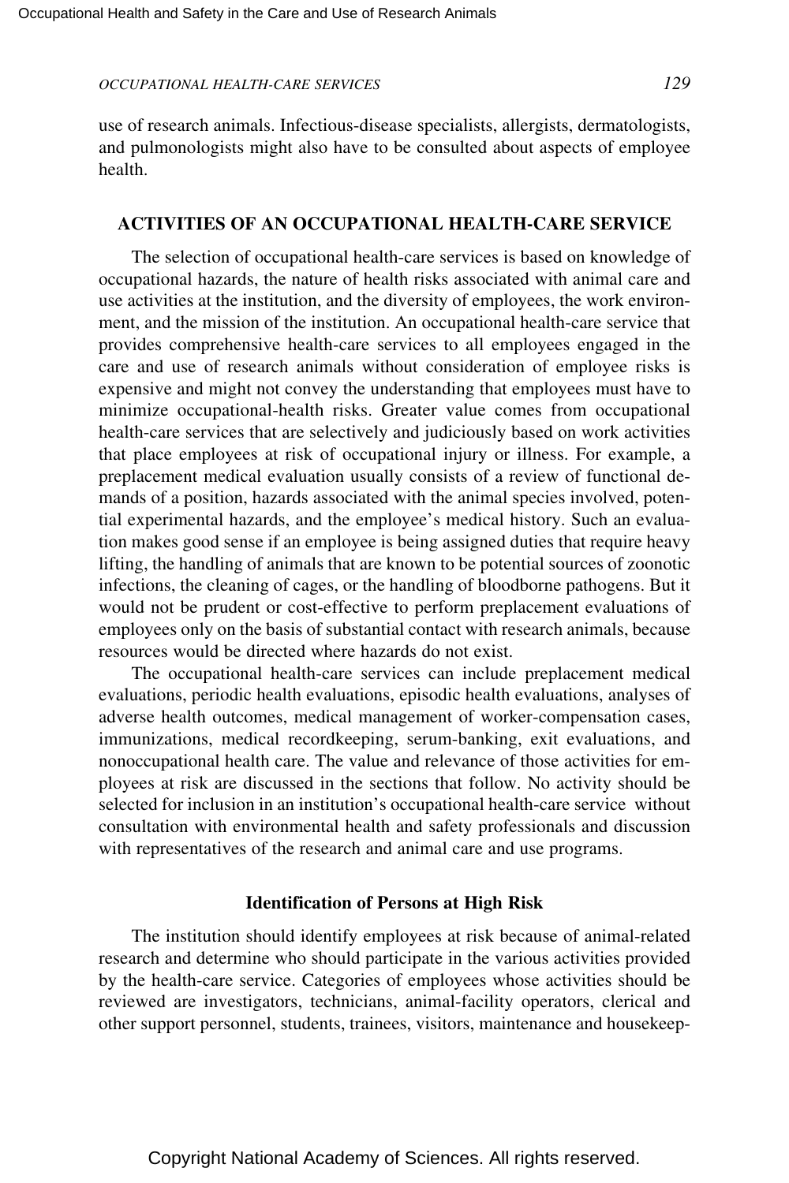use of research animals. Infectious-disease specialists, allergists, dermatologists, and pulmonologists might also have to be consulted about aspects of employee health.

## ACTIVITIES OF AN OCCUPATIONAL HEALTH-CARE SERVICE

The selection of occupational health-care services is based on knowledge of occupational hazards, the nature of health risks associated with animal care and use activities at the institution, and the diversity of employees, the work environment, and the mission of the institution. An occupational health-care service that provides comprehensive health-care services to all employees engaged in the care and use of research animals without consideration of employee risks is expensive and might not convey the understanding that employees must have to minimize occupational-health risks. Greater value comes from occupational health-care services that are selectively and judiciously based on work activities that place employees at risk of occupational injury or illness. For example, a preplacement medical evaluation usually consists of a review of functional demands of a position, hazards associated with the animal species involved, potential experimental hazards, and the employee's medical history. Such an evaluation makes good sense if an employee is being assigned duties that require heavy lifting, the handling of animals that are known to be potential sources of zoonotic infections, the cleaning of cages, or the handling of bloodborne pathogens. But it would not be prudent or cost-effective to perform preplacement evaluations of employees only on the basis of substantial contact with research animals, because resources would be directed where hazards do not exist.

The occupational health-care services can include preplacement medical evaluations, periodic health evaluations, episodic health evaluations, analyses of adverse health outcomes, medical management of worker-compensation cases, immunizations, medical recordkeeping, serum-banking, exit evaluations, and nonoccupational health care. The value and relevance of those activities for employees at risk are discussed in the sections that follow. No activity should be selected for inclusion in an institution's occupational health-care service without consultation with environmental health and safety professionals and discussion with representatives of the research and animal care and use programs.

### Identification of Persons at High Risk

The institution should identify employees at risk because of animal-related research and determine who should participate in the various activities provided by the health-care service. Categories of employees whose activities should be reviewed are investigators, technicians, animal-facility operators, clerical and other support personnel, students, trainees, visitors, maintenance and housekeep-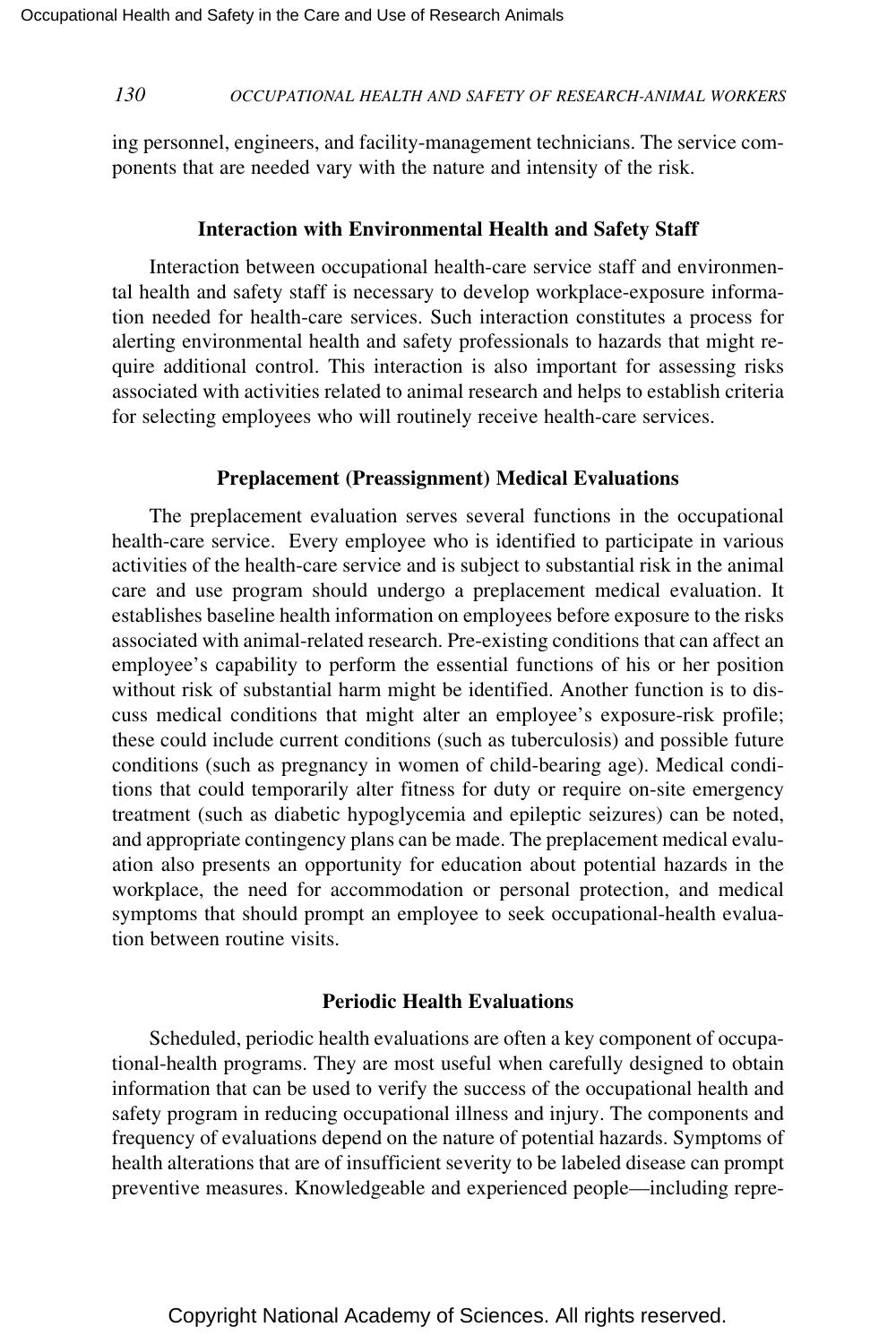ing personnel, engineers, and facility-management technicians. The service components that are needed vary with the nature and intensity of the risk.

### Interaction with Environmental Health and Safety Staff

Interaction between occupational health-care service staff and environmental health and safety staff is necessary to develop workplace-exposure information needed for health-care services. Such interaction constitutes a process for alerting environmental health and safety professionals to hazards that might require additional control. This interaction is also important for assessing risks associated with activities related to animal research and helps to establish criteria for selecting employees who will routinely receive health-care services.

### Preplacement (Preassignment) Medical Evaluations

The preplacement evaluation serves several functions in the occupational health-care service. Every employee who is identified to participate in various activities of the health-care service and is subject to substantial risk in the animal care and use program should undergo a preplacement medical evaluation. It establishes baseline health information on employees before exposure to the risks associated with animal-related research. Pre-existing conditions that can affect an employee's capability to perform the essential functions of his or her position without risk of substantial harm might be identified. Another function is to discuss medical conditions that might alter an employee's exposure-risk profile; these could include current conditions (such as tuberculosis) and possible future conditions (such as pregnancy in women of child-bearing age). Medical conditions that could temporarily alter fitness for duty or require on-site emergency treatment (such as diabetic hypoglycemia and epileptic seizures) can be noted, and appropriate contingency plans can be made. The preplacement medical evaluation also presents an opportunity for education about potential hazards in the workplace, the need for accommodation or personal protection, and medical symptoms that should prompt an employee to seek occupational-health evaluation between routine visits.

### Periodic Health Evaluations

Scheduled, periodic health evaluations are often a key component of occupational-health programs. They are most useful when carefully designed to obtain information that can be used to verify the success of the occupational health and safety program in reducing occupational illness and injury. The components and frequency of evaluations depend on the nature of potential hazards. Symptoms of health alterations that are of insufficient severity to be labeled disease can prompt preventive measures. Knowledgeable and experienced people—including repre-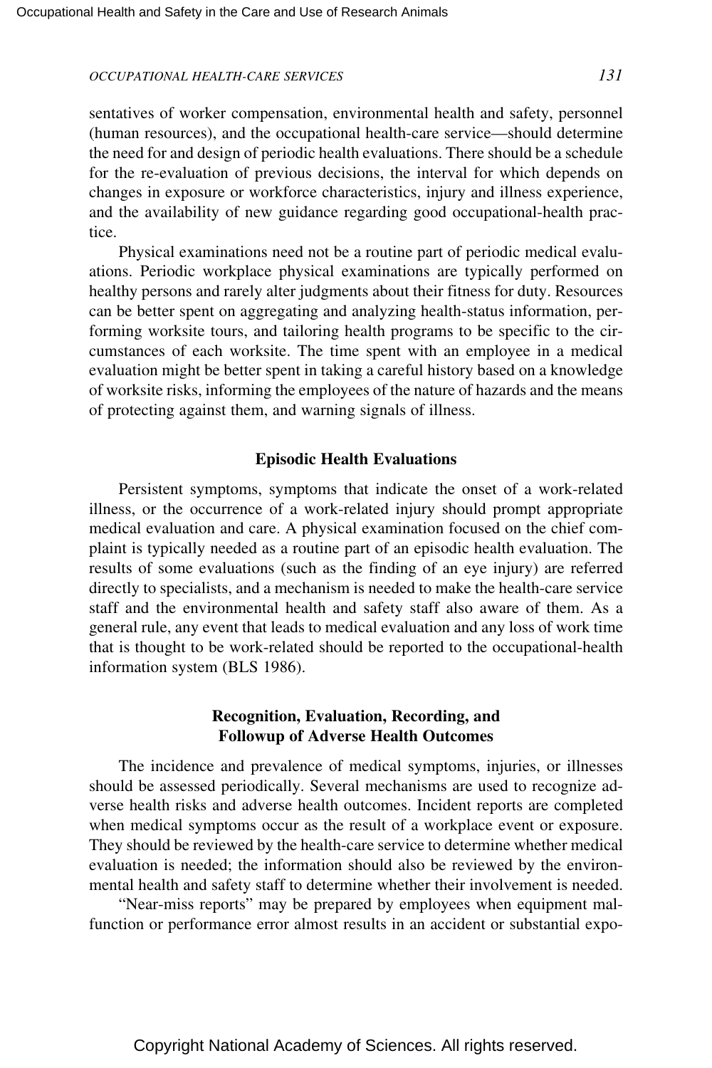sentatives of worker compensation, environmental health and safety, personnel (human resources), and the occupational health-care service—should determine the need for and design of periodic health evaluations. There should be a schedule for the re-evaluation of previous decisions, the interval for which depends on changes in exposure or workforce characteristics, injury and illness experience, and the availability of new guidance regarding good occupational-health practice.

Physical examinations need not be a routine part of periodic medical evaluations. Periodic workplace physical examinations are typically performed on healthy persons and rarely alter judgments about their fitness for duty. Resources can be better spent on aggregating and analyzing health-status information, performing worksite tours, and tailoring health programs to be specific to the circumstances of each worksite. The time spent with an employee in a medical evaluation might be better spent in taking a careful history based on a knowledge of worksite risks, informing the employees of the nature of hazards and the means of protecting against them, and warning signals of illness.

### Episodic Health Evaluations

Persistent symptoms, symptoms that indicate the onset of a work-related illness, or the occurrence of a work-related injury should prompt appropriate medical evaluation and care. A physical examination focused on the chief complaint is typically needed as a routine part of an episodic health evaluation. The results of some evaluations (such as the finding of an eye injury) are referred directly to specialists, and a mechanism is needed to make the health-care service staff and the environmental health and safety staff also aware of them. As a general rule, any event that leads to medical evaluation and any loss of work time that is thought to be work-related should be reported to the occupational-health information system (BLS 1986).

### Recognition, Evaluation, Recording, and Followup of Adverse Health Outcomes

The incidence and prevalence of medical symptoms, injuries, or illnesses should be assessed periodically. Several mechanisms are used to recognize adverse health risks and adverse health outcomes. Incident reports are completed when medical symptoms occur as the result of a workplace event or exposure. They should be reviewed by the health-care service to determine whether medical evaluation is needed; the information should also be reviewed by the environmental health and safety staff to determine whether their involvement is needed.

"Near-miss reports" may be prepared by employees when equipment malfunction or performance error almost results in an accident or substantial expo-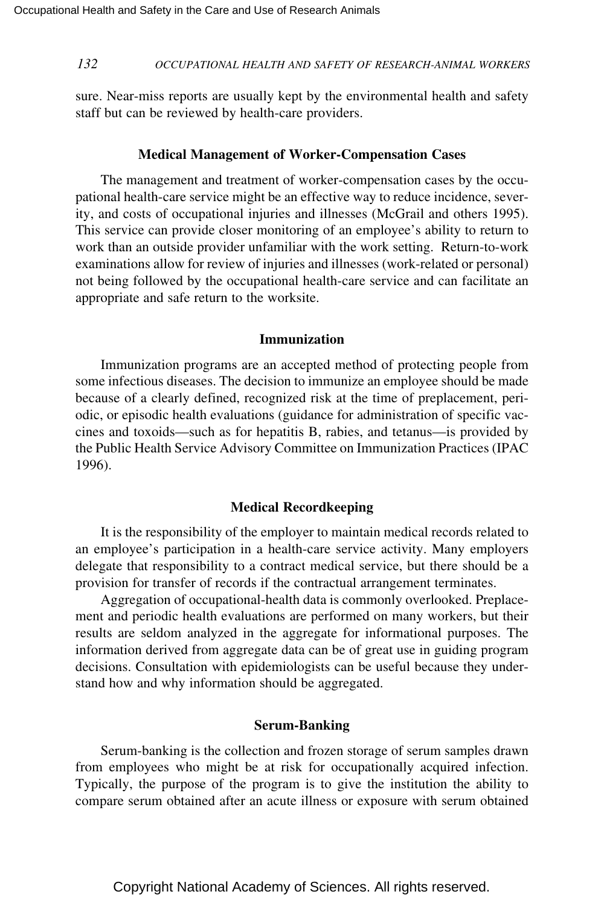sure. Near-miss reports are usually kept by the environmental health and safety staff but can be reviewed by health-care providers.

### Medical Management of Worker-Compensation Cases

The management and treatment of worker-compensation cases by the occupational health-care service might be an effective way to reduce incidence, severity, and costs of occupational injuries and illnesses (McGrail and others 1995). This service can provide closer monitoring of an employee's ability to return to work than an outside provider unfamiliar with the work setting. Return-to-work examinations allow for review of injuries and illnesses (work-related or personal) not being followed by the occupational health-care service and can facilitate an appropriate and safe return to the worksite.

### Immunization

Immunization programs are an accepted method of protecting people from some infectious diseases. The decision to immunize an employee should be made because of a clearly defined, recognized risk at the time of preplacement, periodic, or episodic health evaluations (guidance for administration of specific vaccines and toxoids—such as for hepatitis B, rabies, and tetanus—is provided by the Public Health Service Advisory Committee on Immunization Practices (IPAC 1996).

### Medical Recordkeeping

It is the responsibility of the employer to maintain medical records related to an employee's participation in a health-care service activity. Many employers delegate that responsibility to a contract medical service, but there should be a provision for transfer of records if the contractual arrangement terminates.

Aggregation of occupational-health data is commonly overlooked. Preplacement and periodic health evaluations are performed on many workers, but their results are seldom analyzed in the aggregate for informational purposes. The information derived from aggregate data can be of great use in guiding program decisions. Consultation with epidemiologists can be useful because they understand how and why information should be aggregated.

### Serum-Banking

Serum-banking is the collection and frozen storage of serum samples drawn from employees who might be at risk for occupationally acquired infection. Typically, the purpose of the program is to give the institution the ability to compare serum obtained after an acute illness or exposure with serum obtained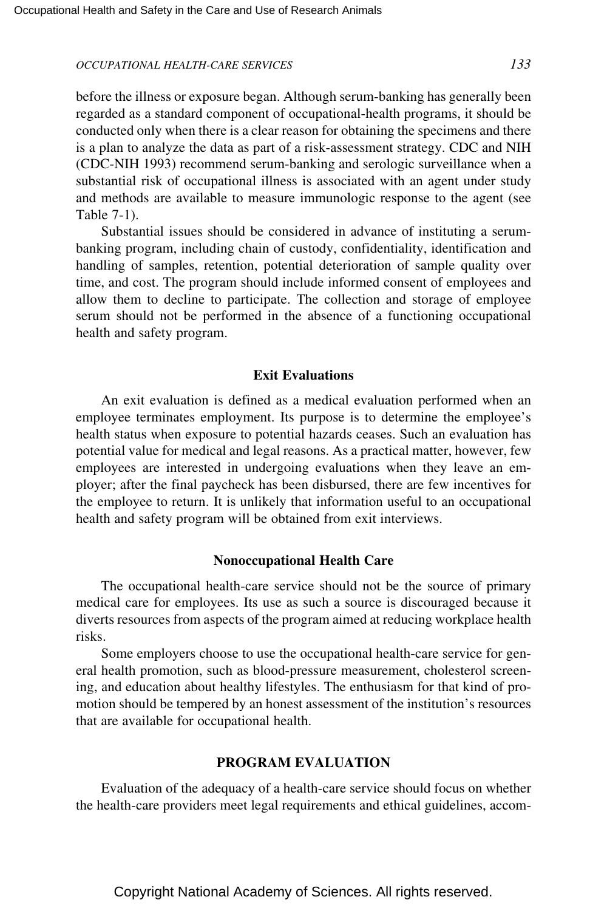before the illness or exposure began. Although serum-banking has generally been regarded as a standard component of occupational-health programs, it should be conducted only when there is a clear reason for obtaining the specimens and there is a plan to analyze the data as part of a risk-assessment strategy. CDC and NIH (CDC-NIH 1993) recommend serum-banking and serologic surveillance when a substantial risk of occupational illness is associated with an agent under study and methods are available to measure immunologic response to the agent (see Table 7-1).

Substantial issues should be considered in advance of instituting a serum-banking program, including chain of custody, confidentiality, identification and handling of samples, retention, potential deterioration of sample quality over time, and cost. The program should include informed consent of employees and allow them to decline to participate. The collection and storage of employee serum should not be performed in the absence of a functioning occupational health and safety program.

### Exit Evaluations

An exit evaluation is defined as a medical evaluation performed when an employee terminates employment. Its purpose is to determine the employee's health status when exposure to potential hazards ceases. Such an evaluation has potential value for medical and legal reasons. As a practical matter, however, few employees are interested in undergoing evaluations when they leave an employer; after the final paycheck has been disbursed, there are few incentives for the employee to return. It is unlikely that information useful to an occupational health and safety program will be obtained from exit interviews.

### Nonoccupational Health Care

The occupational health-care service should not be the source of primary medical care for employees. Its use as such a source is discouraged because it diverts resources from aspects of the program aimed at reducing workplace health risks.

Some employers choose to use the occupational health-care service for general health promotion, such as blood-pressure measurement, cholesterol screening, and education about healthy lifestyles. The enthusiasm for that kind of promotion should be tempered by an honest assessment of the institution's resources that are available for occupational health.

## PROGRAM EVALUATION

Evaluation of the adequacy of a health-care service should focus on whether the health-care providers meet legal requirements and ethical guidelines, accom-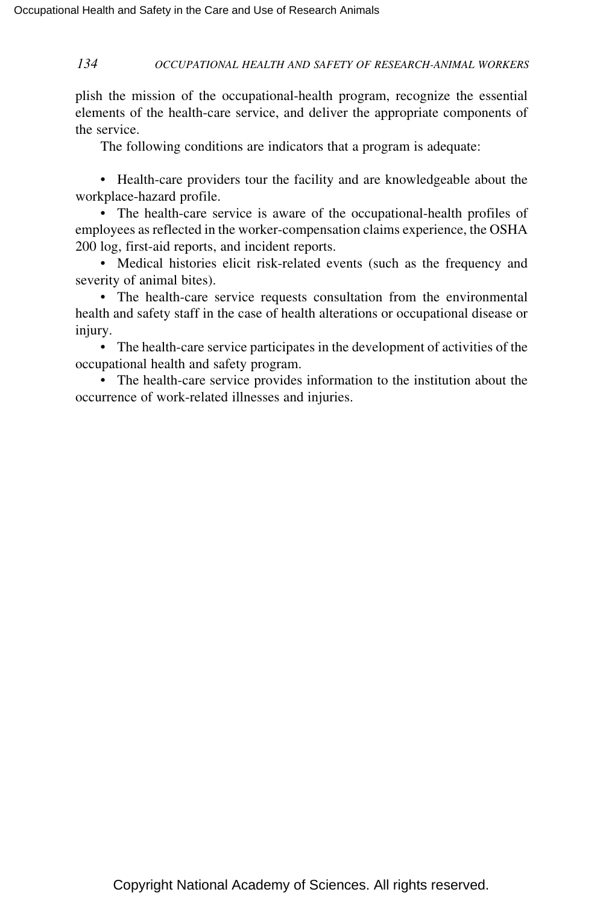plish the mission of the occupational-health program, recognize the essential elements of the health-care service, and deliver the appropriate components of the service.

The following conditions are indicators that a program is adequate:

- Health-care providers tour the facility and are knowledgeable about the workplace-hazard profile.
- The health-care service is aware of the occupational-health profiles of employees as reflected in the worker-compensation claims experience, the OSHA 200 log, first-aid reports, and incident reports.
- Medical histories elicit risk-related events (such as the frequency and severity of animal bites).
- The health-care service requests consultation from the environmental health and safety staff in the case of health alterations or occupational disease or injury.
- The health-care service participates in the development of activities of the occupational health and safety program.
- The health-care service provides information to the institution about the occurrence of work-related illnesses and injuries.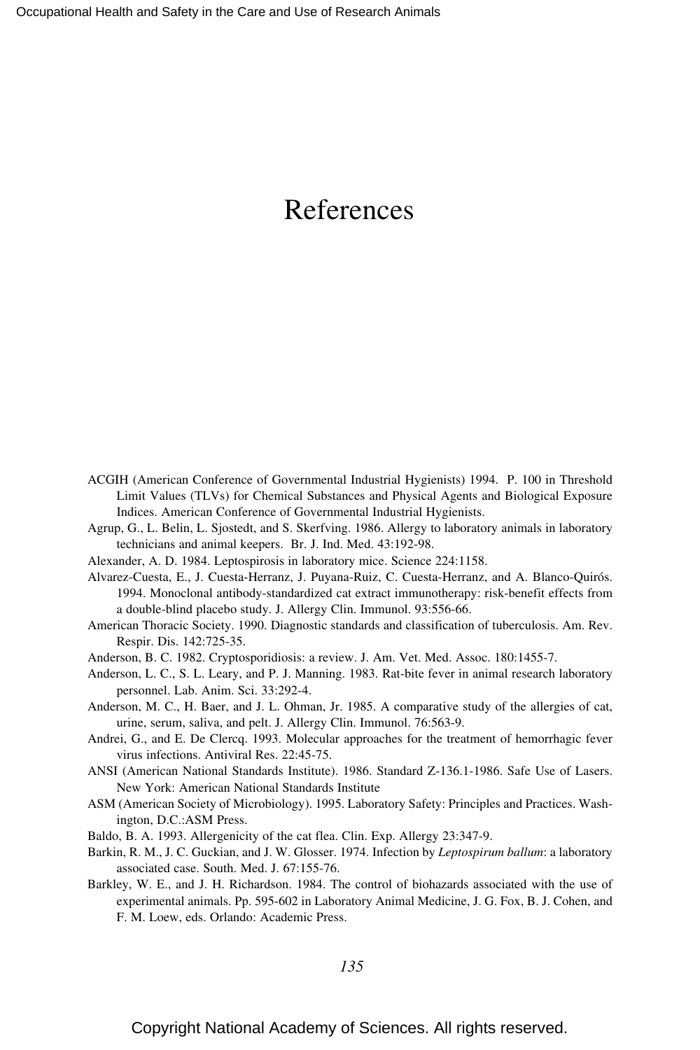# References

ACGIH (American Conference of Governmental Industrial Hygienists) 1994. P. 100 in Threshold Limit Values (TLVs) for Chemical Substances and Physical Agents and Biological Exposure Indices. American Conference of Governmental Industrial Hygienists.

Agrup, G., L. Belin, L. Sjostedt, and S. Skerfving. 1986. Allergy to laboratory animals in laboratory technicians and animal keepers. Br. J. Ind. Med. 43:192-98.

Alexander, A. D. 1984. Leptospirosis in laboratory mice. Science 224:1158.

Alvarez-Cuesta, E., J. Cuesta-Herranz, J. Puyana-Ruiz, C. Cuesta-Herranz, and A. Blanco-Quirós. 1994. Monoclonal antibody-standardized cat extract immunotherapy: risk-benefit effects from a double-blind placebo study. J. Allergy Clin. Immunol. 93:556-66.

American Thoracic Society. 1990. Diagnostic standards and classification of tuberculosis. Am. Rev. Respir. Dis. 142:725-35.

Anderson, B. C. 1982. Cryptosporidiosis: a review. J. Am. Vet. Med. Assoc. 180:1455-7.

Anderson, L. C., S. L. Leary, and P. J. Manning. 1983. Rat-bite fever in animal research laboratory personnel. Lab. Anim. Sci. 33:292-4.

Anderson, M. C., H. Baer, and J. L. Ohman, Jr. 1985. A comparative study of the allergies of cat, urine, serum, saliva, and pelt. J. Allergy Clin. Immunol. 76:563-9.

Andrei, G., and E. De Clercq. 1993. Molecular approaches for the treatment of hemorrhagic fever virus infections. Antiviral Res. 22:45-75.

ANSI (American National Standards Institute). 1986. Standard Z-136.1-1986. Safe Use of Lasers. New York: American National Standards Institute

ASM (American Society of Microbiology). 1995. Laboratory Safety: Principles and Practices. Washington, D.C.:ASM Press.

Baldo, B. A. 1993. Allergenicity of the cat flea. Clin. Exp. Allergy 23:347-9.

Barkin, R. M., J. C. Guckian, and J. W. Glosser. 1974. Infection by *Leptospirum ballum*: a laboratory associated case. South. Med. J. 67:155-76.

Barkley, W. E., and J. H. Richardson. 1984. The control of biohazards associated with the use of experimental animals. Pp. 595-602 in Laboratory Animal Medicine, J. G. Fox, B. J. Cohen, and F. M. Loew, eds. Orlando: Academic Press.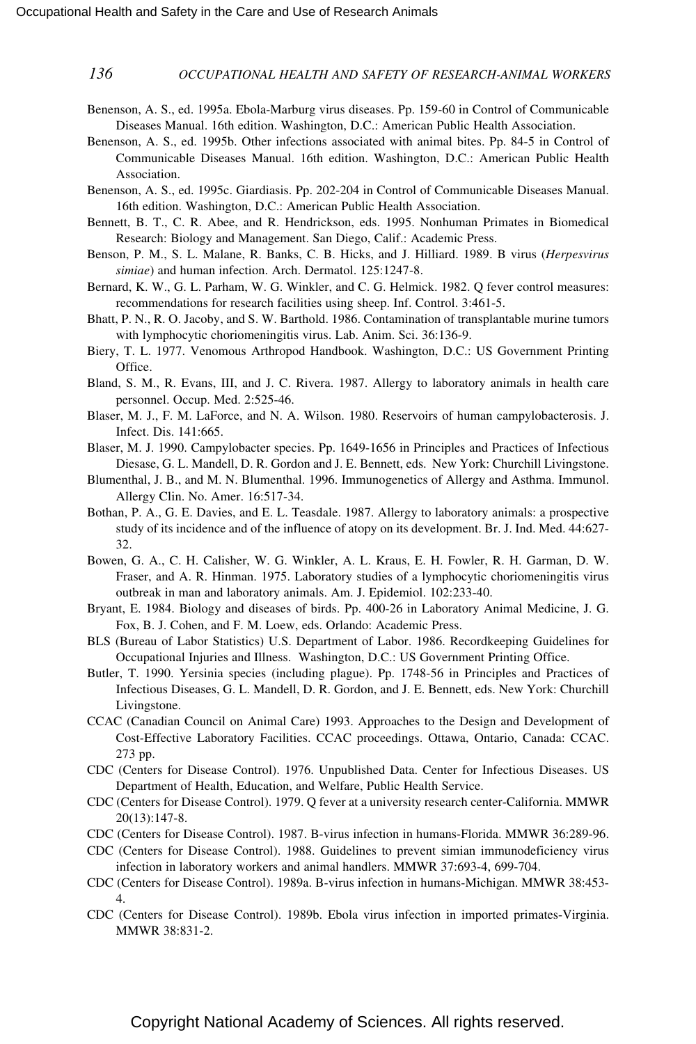Benenson, A. S., ed. 1995a. Ebola-Marburg virus diseases. Pp. 159-60 in Control of Communicable Diseases Manual. 16th edition. Washington, D.C.: American Public Health Association.

Benenson, A. S., ed. 1995b. Other infections associated with animal bites. Pp. 84-5 in Control of Communicable Diseases Manual. 16th edition. Washington, D.C.: American Public Health Association.

Benenson, A. S., ed. 1995c. Giardiasis. Pp. 202-204 in Control of Communicable Diseases Manual. 16th edition. Washington, D.C.: American Public Health Association.

Bennett, B. T., C. R. Abee, and R. Hendrickson, eds. 1995. Nonhuman Primates in Biomedical Research: Biology and Management. San Diego, Calif.: Academic Press.

Benson, P. M., S. L. Malane, R. Banks, C. B. Hicks, and J. Hilliard. 1989. B virus (*Herpesvirus simiae*) and human infection. Arch. Dermatol. 125:1247-8.

Bernard, K. W., G. L. Parham, W. G. Winkler, and C. G. Helmick. 1982. Q fever control measures: recommendations for research facilities using sheep. Inf. Control. 3:461-5.

Bhatt, P. N., R. O. Jacoby, and S. W. Barthold. 1986. Contamination of transplantable murine tumors with lymphocytic choriomeningitis virus. Lab. Anim. Sci. 36:136-9.

Biery, T. L. 1977. Venomous Arthropod Handbook. Washington, D.C.: US Government Printing Office.

Bland, S. M., R. Evans, III, and J. C. Rivera. 1987. Allergy to laboratory animals in health care personnel. Occup. Med. 2:525-46.

Blaser, M. J., F. M. LaForce, and N. A. Wilson. 1980. Reservoirs of human campylobacterosis. J. Infect. Dis. 141:665.

Blaser, M. J. 1990. Campylobacter species. Pp. 1649-1656 in Principles and Practices of Infectious Diesase, G. L. Mandell, D. R. Gordon and J. E. Bennett, eds. New York: Churchill Livingstone.

Blumenthal, J. B., and M. N. Blumenthal. 1996. Immunogenetics of Allergy and Asthma. Immunol. Allergy Clin. No. Amer. 16:517-34.

Bothan, P. A., G. E. Davies, and E. L. Teasdale. 1987. Allergy to laboratory animals: a prospective study of its incidence and of the influence of atopy on its development. Br. J. Ind. Med. 44:627-32.

Bowen, G. A., C. H. Calisher, W. G. Winkler, A. L. Kraus, E. H. Fowler, R. H. Garman, D. W. Fraser, and A. R. Hinman. 1975. Laboratory studies of a lymphocytic choriomeningitis virus outbreak in man and laboratory animals. Am. J. Epidemiol. 102:233-40.

Bryant, E. 1984. Biology and diseases of birds. Pp. 400-26 in Laboratory Animal Medicine, J. G. Fox, B. J. Cohen, and F. M. Loew, eds. Orlando: Academic Press.

BLS (Bureau of Labor Statistics) U.S. Department of Labor. 1986. Recordkeeping Guidelines for Occupational Injuries and Illness. Washington, D.C.: US Government Printing Office.

Butler, T. 1990. Yersinia species (including plague). Pp. 1748-56 in Principles and Practices of Infectious Diseases, G. L. Mandell, D. R. Gordon, and J. E. Bennett, eds. New York: Churchill Livingstone.

CCAC (Canadian Council on Animal Care) 1993. Approaches to the Design and Development of Cost-Effective Laboratory Facilities. CCAC proceedings. Ottawa, Ontario, Canada: CCAC. 273 pp.

CDC (Centers for Disease Control). 1976. Unpublished Data. Center for Infectious Diseases. US Department of Health, Education, and Welfare, Public Health Service.

CDC (Centers for Disease Control). 1979. Q fever at a university research center-California. MMWR 20(13):147-8.

CDC (Centers for Disease Control). 1987. B-virus infection in humans-Florida. MMWR 36:289-96.

CDC (Centers for Disease Control). 1988. Guidelines to prevent simian immunodeficiency virus infection in laboratory workers and animal handlers. MMWR 37:693-4, 699-704.

CDC (Centers for Disease Control). 1989a. B-virus infection in humans-Michigan. MMWR 38:453-4.

CDC (Centers for Disease Control). 1989b. Ebola virus infection in imported primates-Virginia. MMWR 38:831-2.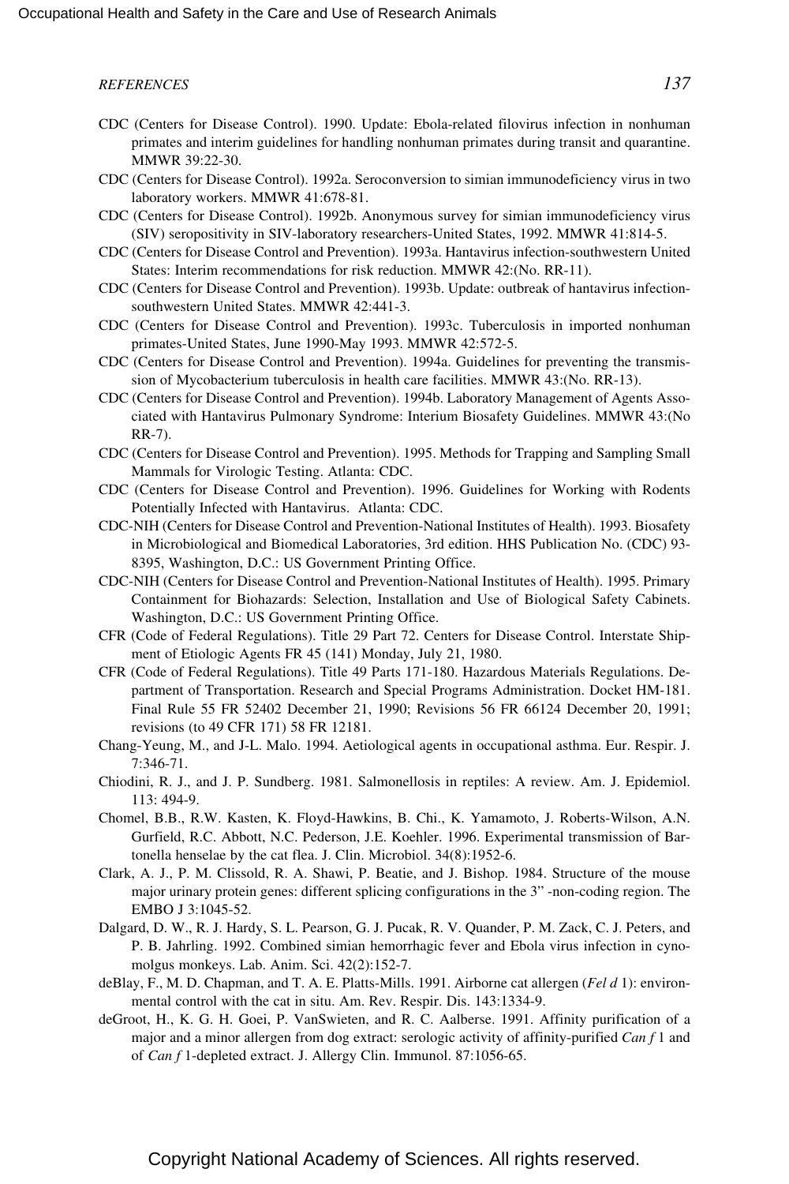CDC (Centers for Disease Control). 1990. Update: Ebola-related filovirus infection in nonhuman primates and interim guidelines for handling nonhuman primates during transit and quarantine. MMWR 39:22-30.

CDC (Centers for Disease Control). 1992a. Seroconversion to simian immunodeficiency virus in two laboratory workers. MMWR 41:678-81.

CDC (Centers for Disease Control). 1992b. Anonymous survey for simian immunodeficiency virus (SIV) seropositivity in SIV-laboratory researchers-United States, 1992. MMWR 41:814-5.

CDC (Centers for Disease Control and Prevention). 1993a. Hantavirus infection-southwestern United States: Interim recommendations for risk reduction. MMWR 42:(No. RR-11).

CDC (Centers for Disease Control and Prevention). 1993b. Update: outbreak of hantavirus infection-southwestern United States. MMWR 42:441-3.

CDC (Centers for Disease Control and Prevention). 1993c. Tuberculosis in imported nonhuman primates-United States, June 1990-May 1993. MMWR 42:572-5.

CDC (Centers for Disease Control and Prevention). 1994a. Guidelines for preventing the transmission of Mycobacterium tuberculosis in health care facilities. MMWR 43:(No. RR-13).

CDC (Centers for Disease Control and Prevention). 1994b. Laboratory Management of Agents Associated with Hantavirus Pulmonary Syndrome: Interium Biosafety Guidelines. MMWR 43:(No RR-7).

CDC (Centers for Disease Control and Prevention). 1995. Methods for Trapping and Sampling Small Mammals for Virologic Testing. Atlanta: CDC.

CDC (Centers for Disease Control and Prevention). 1996. Guidelines for Working with Rodents Potentially Infected with Hantavirus. Atlanta: CDC.

CDC-NIH (Centers for Disease Control and Prevention-National Institutes of Health). 1993. Biosafety in Microbiological and Biomedical Laboratories, 3rd edition. HHS Publication No. (CDC) 93-8395, Washington, D.C.: US Government Printing Office.

CDC-NIH (Centers for Disease Control and Prevention-National Institutes of Health). 1995. Primary Containment for Biohazards: Selection, Installation and Use of Biological Safety Cabinets. Washington, D.C.: US Government Printing Office.

CFR (Code of Federal Regulations). Title 29 Part 72. Centers for Disease Control. Interstate Shipment of Etiologic Agents FR 45 (141) Monday, July 21, 1980.

CFR (Code of Federal Regulations). Title 49 Parts 171-180. Hazardous Materials Regulations. Department of Transportation. Research and Special Programs Administration. Docket HM-181. Final Rule 55 FR 52402 December 21, 1990; Revisions 56 FR 66124 December 20, 1991; revisions (to 49 CFR 171) 58 FR 12181.

Chang-Yeung, M., and J-L. Malo. 1994. Aetiological agents in occupational asthma. Eur. Respir. J. 7:346-71.

Chiodini, R. J., and J. P. Sundberg. 1981. Salmonellosis in reptiles: A review. Am. J. Epidemiol. 113: 494-9.

Chomel, B.B., R.W. Kasten, K. Floyd-Hawkins, B. Chi., K. Yamamoto, J. Roberts-Wilson, A.N. Gurfield, R.C. Abbott, N.C. Pederson, J.E. Koehler. 1996. Experimental transmission of Bartonella henselae by the cat flea. J. Clin. Microbiol. 34(8):1952-6.

Clark, A. J., P. M. Clissold, R. A. Shawi, P. Beatie, and J. Bishop. 1984. Structure of the mouse major urinary protein genes: different splicing configurations in the 3" -non-coding region. The EMBO J 3:1045-52.

Dalgard, D. W., R. J. Hardy, S. L. Pearson, G. J. Pucak, R. V. Quander, P. M. Zack, C. J. Peters, and P. B. Jahrling. 1992. Combined simian hemorrhagic fever and Ebola virus infection in cynomolgus monkeys. Lab. Anim. Sci. 42(2):152-7.

deBlay, F., M. D. Chapman, and T. A. E. Platts-Mills. 1991. Airborne cat allergen (*Fel d* 1): environmental control with the cat in situ. Am. Rev. Respir. Dis. 143:1334-9.

deGroot, H., K. G. H. Goei, P. VanSwieten, and R. C. Aalberse. 1991. Affinity purification of a major and a minor allergen from dog extract: serologic activity of affinity-purified *Can f* 1 and of *Can f* 1-depleted extract. J. Allergy Clin. Immunol. 87:1056-65.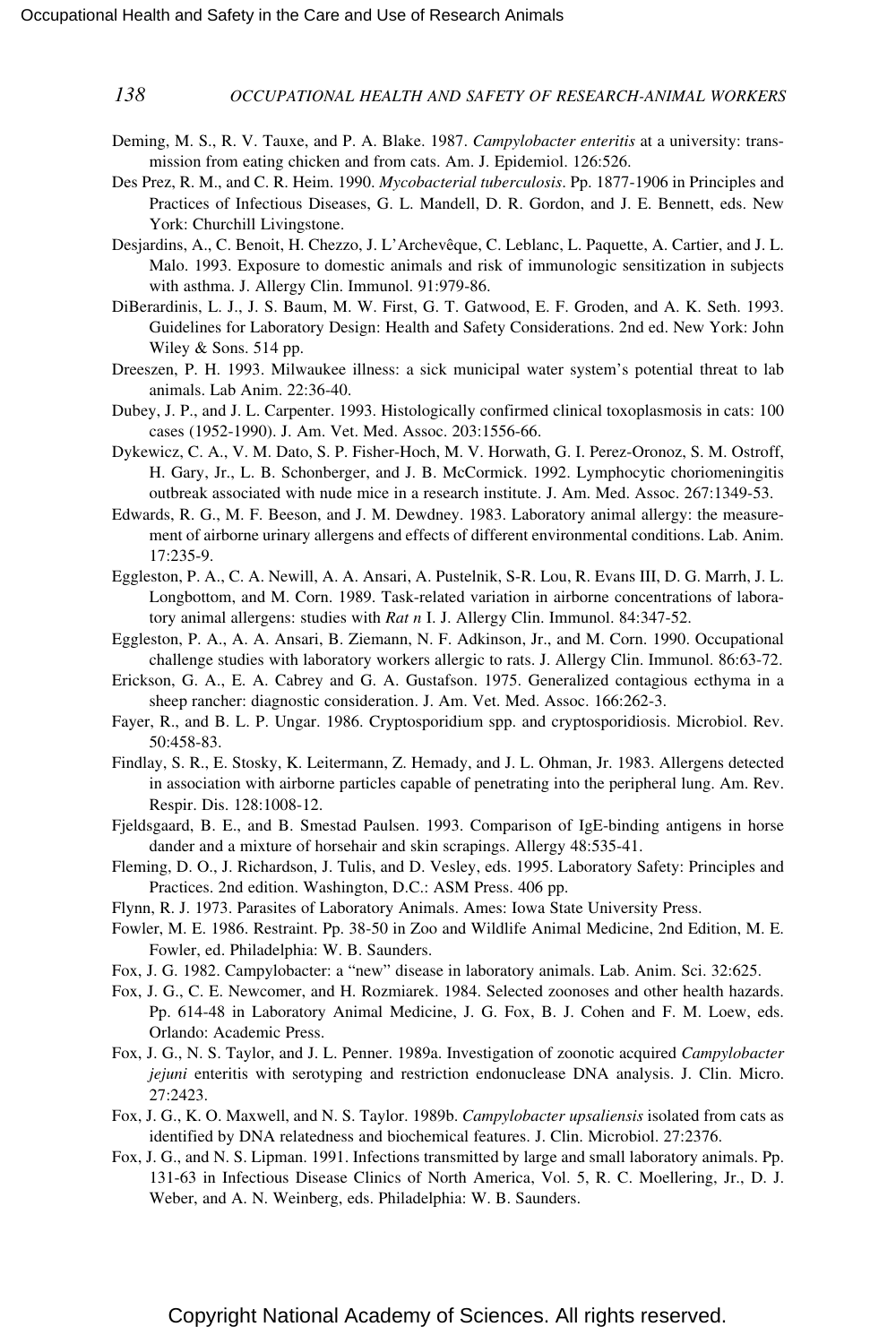Deming, M. S., R. V. Tauxe, and P. A. Blake. 1987. *Campylobacter enteritis* at a university: transmission from eating chicken and from cats. Am. J. Epidemiol. 126:526.

Des Prez, R. M., and C. R. Heim. 1990. *Mycobacterial tuberculosis*. Pp. 1877-1906 in Principles and Practices of Infectious Diseases, G. L. Mandell, D. R. Gordon, and J. E. Bennett, eds. New York: Churchill Livingstone.

Desjardins, A., C. Benoit, H. Chezzo, J. L'Archevêque, C. Leblanc, L. Paquette, A. Cartier, and J. L. Malo. 1993. Exposure to domestic animals and risk of immunologic sensitization in subjects with asthma. J. Allergy Clin. Immunol. 91:979-86.

DiBerardinis, L. J., J. S. Baum, M. W. First, G. T. Gatwood, E. F. Groden, and A. K. Seth. 1993. Guidelines for Laboratory Design: Health and Safety Considerations. 2nd ed. New York: John Wiley & Sons. 514 pp.

Dreeszen, P. H. 1993. Milwaukee illness: a sick municipal water system's potential threat to lab animals. Lab Anim. 22:36-40.

Dubey, J. P., and J. L. Carpenter. 1993. Histologically confirmed clinical toxoplasmosis in cats: 100 cases (1952-1990). J. Am. Vet. Med. Assoc. 203:1556-66.

Dykewicz, C. A., V. M. Dato, S. P. Fisher-Hoch, M. V. Horwath, G. I. Perez-Oronoz, S. M. Ostroff, H. Gary, Jr., L. B. Schonberger, and J. B. McCormick. 1992. Lymphocytic choriomeningitis outbreak associated with nude mice in a research institute. J. Am. Med. Assoc. 267:1349-53.

Edwards, R. G., M. F. Beeson, and J. M. Dewdney. 1983. Laboratory animal allergy: the measurement of airborne urinary allergens and effects of different environmental conditions. Lab. Anim. 17:235-9.

Eggleston, P. A., C. A. Newill, A. A. Ansari, A. Pustelnik, S-R. Lou, R. Evans III, D. G. Marrh, J. L. Longbottom, and M. Corn. 1989. Task-related variation in airborne concentrations of laboratory animal allergens: studies with *Rat n* I. J. Allergy Clin. Immunol. 84:347-52.

Eggleston, P. A., A. A. Ansari, B. Ziemann, N. F. Adkinson, Jr., and M. Corn. 1990. Occupational challenge studies with laboratory workers allergic to rats. J. Allergy Clin. Immunol. 86:63-72.

Erickson, G. A., E. A. Cabrey and G. A. Gustafson. 1975. Generalized contagious ecthyma in a sheep rancher: diagnostic consideration. J. Am. Vet. Med. Assoc. 166:262-3.

Fayer, R., and B. L. P. Ungar. 1986. Cryptosporidium spp. and cryptosporidiosis. Microbiol. Rev. 50:458-83.

Findlay, S. R., E. Stosky, K. Leitermann, Z. Hemady, and J. L. Ohman, Jr. 1983. Allergens detected in association with airborne particles capable of penetrating into the peripheral lung. Am. Rev. Respir. Dis. 128:1008-12.

Fjeldsgaard, B. E., and B. Smestad Paulsen. 1993. Comparison of IgE-binding antigens in horse dander and a mixture of horsehair and skin scrapings. Allergy 48:535-41.

Fleming, D. O., J. Richardson, J. Tulis, and D. Vesley, eds. 1995. Laboratory Safety: Principles and Practices. 2nd edition. Washington, D.C.: ASM Press. 406 pp.

Flynn, R. J. 1973. Parasites of Laboratory Animals. Ames: Iowa State University Press.

Fowler, M. E. 1986. Restraint. Pp. 38-50 in Zoo and Wildlife Animal Medicine, 2nd Edition, M. E. Fowler, ed. Philadelphia: W. B. Saunders.

Fox, J. G. 1982. Campylobacter: a "new" disease in laboratory animals. Lab. Anim. Sci. 32:625.

Fox, J. G., C. E. Newcomer, and H. Rozmiarek. 1984. Selected zoonoses and other health hazards. Pp. 614-48 in Laboratory Animal Medicine, J. G. Fox, B. J. Cohen and F. M. Loew, eds. Orlando: Academic Press.

Fox, J. G., N. S. Taylor, and J. L. Penner. 1989a. Investigation of zoonotic acquired *Campylobacter jejuni* enteritis with serotyping and restriction endonuclease DNA analysis. J. Clin. Micro. 27:2423.

Fox, J. G., K. O. Maxwell, and N. S. Taylor. 1989b. *Campylobacter upsaliensis* isolated from cats as identified by DNA relatedness and biochemical features. J. Clin. Microbiol. 27:2376.

Fox, J. G., and N. S. Lipman. 1991. Infections transmitted by large and small laboratory animals. Pp. 131-63 in Infectious Disease Clinics of North America, Vol. 5, R. C. Moellering, Jr., D. J. Weber, and A. N. Weinberg, eds. Philadelphia: W. B. Saunders.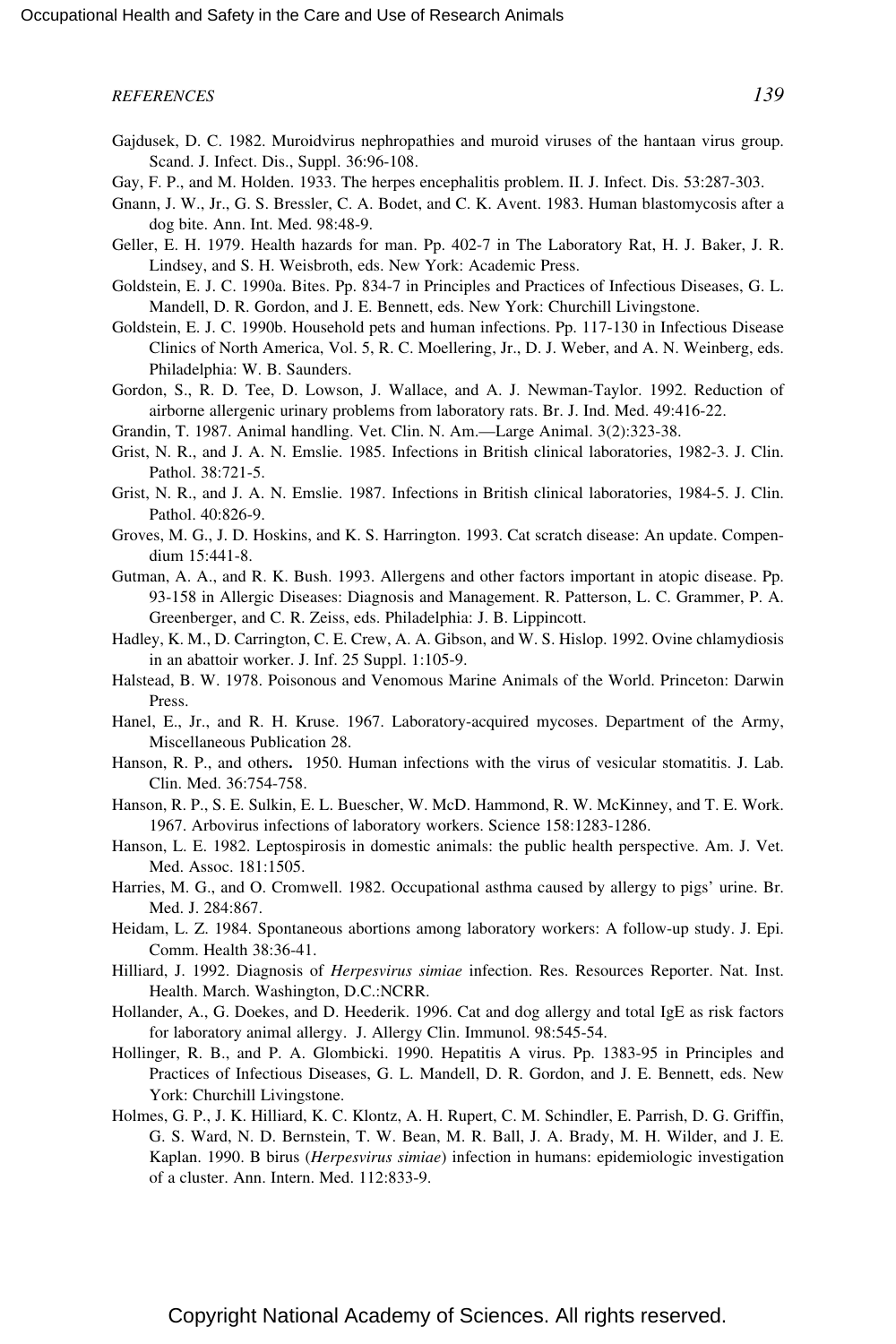Gajdusek, D. C. 1982. Muroidvirus nephropathies and muroid viruses of the hantaan virus group. Scand. J. Infect. Dis., Suppl. 36:96-108.

Gay, F. P., and M. Holden. 1933. The herpes encephalitis problem. II. J. Infect. Dis. 53:287-303.

Gnann, J. W., Jr., G. S. Bressler, C. A. Bodet, and C. K. Avent. 1983. Human blastomycosis after a dog bite. Ann. Int. Med. 98:48-9.

Geller, E. H. 1979. Health hazards for man. Pp. 402-7 in The Laboratory Rat, H. J. Baker, J. R. Lindsey, and S. H. Weisbroth, eds. New York: Academic Press.

Goldstein, E. J. C. 1990a. Bites. Pp. 834-7 in Principles and Practices of Infectious Diseases, G. L. Mandell, D. R. Gordon, and J. E. Bennett, eds. New York: Churchill Livingstone.

Goldstein, E. J. C. 1990b. Household pets and human infections. Pp. 117-130 in Infectious Disease Clinics of North America, Vol. 5, R. C. Moellering, Jr., D. J. Weber, and A. N. Weinberg, eds. Philadelphia: W. B. Saunders.

Gordon, S., R. D. Tee, D. Lowson, J. Wallace, and A. J. Newman-Taylor. 1992. Reduction of airborne allergenic urinary problems from laboratory rats. Br. J. Ind. Med. 49:416-22.

Grandin, T. 1987. Animal handling. Vet. Clin. N. Am.—Large Animal. 3(2):323-38.

Grist, N. R., and J. A. N. Emslie. 1985. Infections in British clinical laboratories, 1982-3. J. Clin. Pathol. 38:721-5.

Grist, N. R., and J. A. N. Emslie. 1987. Infections in British clinical laboratories, 1984-5. J. Clin. Pathol. 40:826-9.

Groves, M. G., J. D. Hoskins, and K. S. Harrington. 1993. Cat scratch disease: An update. Compendium 15:441-8.

Gutman, A. A., and R. K. Bush. 1993. Allergens and other factors important in atopic disease. Pp. 93-158 in Allergic Diseases: Diagnosis and Management. R. Patterson, L. C. Grammer, P. A. Greenberger, and C. R. Zeiss, eds. Philadelphia: J. B. Lippincott.

Hadley, K. M., D. Carrington, C. E. Crew, A. A. Gibson, and W. S. Hislop. 1992. Ovine chlamydiosis in an abattoir worker. J. Inf. 25 Suppl. 1:105-9.

Halstead, B. W. 1978. Poisonous and Venomous Marine Animals of the World. Princeton: Darwin Press.

Hanel, E., Jr., and R. H. Kruse. 1967. Laboratory-acquired mycoses. Department of the Army, Miscellaneous Publication 28.

Hanson, R. P., and others**.** 1950. Human infections with the virus of vesicular stomatitis. J. Lab. Clin. Med. 36:754-758.

Hanson, R. P., S. E. Sulkin, E. L. Buescher, W. McD. Hammond, R. W. McKinney, and T. E. Work. 1967. Arbovirus infections of laboratory workers. Science 158:1283-1286.

Hanson, L. E. 1982. Leptospirosis in domestic animals: the public health perspective. Am. J. Vet. Med. Assoc. 181:1505.

Harries, M. G., and O. Cromwell. 1982. Occupational asthma caused by allergy to pigs' urine. Br. Med. J. 284:867.

Heidam, L. Z. 1984. Spontaneous abortions among laboratory workers: A follow-up study. J. Epi. Comm. Health 38:36-41.

Hilliard, J. 1992. Diagnosis of *Herpesvirus simiae* infection. Res. Resources Reporter. Nat. Inst. Health. March. Washington, D.C.:NCRR.

Hollander, A., G. Doekes, and D. Heederik. 1996. Cat and dog allergy and total IgE as risk factors for laboratory animal allergy. J. Allergy Clin. Immunol. 98:545-54.

Hollinger, R. B., and P. A. Glombicki. 1990. Hepatitis A virus. Pp. 1383-95 in Principles and Practices of Infectious Diseases, G. L. Mandell, D. R. Gordon, and J. E. Bennett, eds. New York: Churchill Livingstone.

Holmes, G. P., J. K. Hilliard, K. C. Klontz, A. H. Rupert, C. M. Schindler, E. Parrish, D. G. Griffin, G. S. Ward, N. D. Bernstein, T. W. Bean, M. R. Ball, J. A. Brady, M. H. Wilder, and J. E. Kaplan. 1990. B birus (*Herpesvirus simiae*) infection in humans: epidemiologic investigation of a cluster. Ann. Intern. Med. 112:833-9.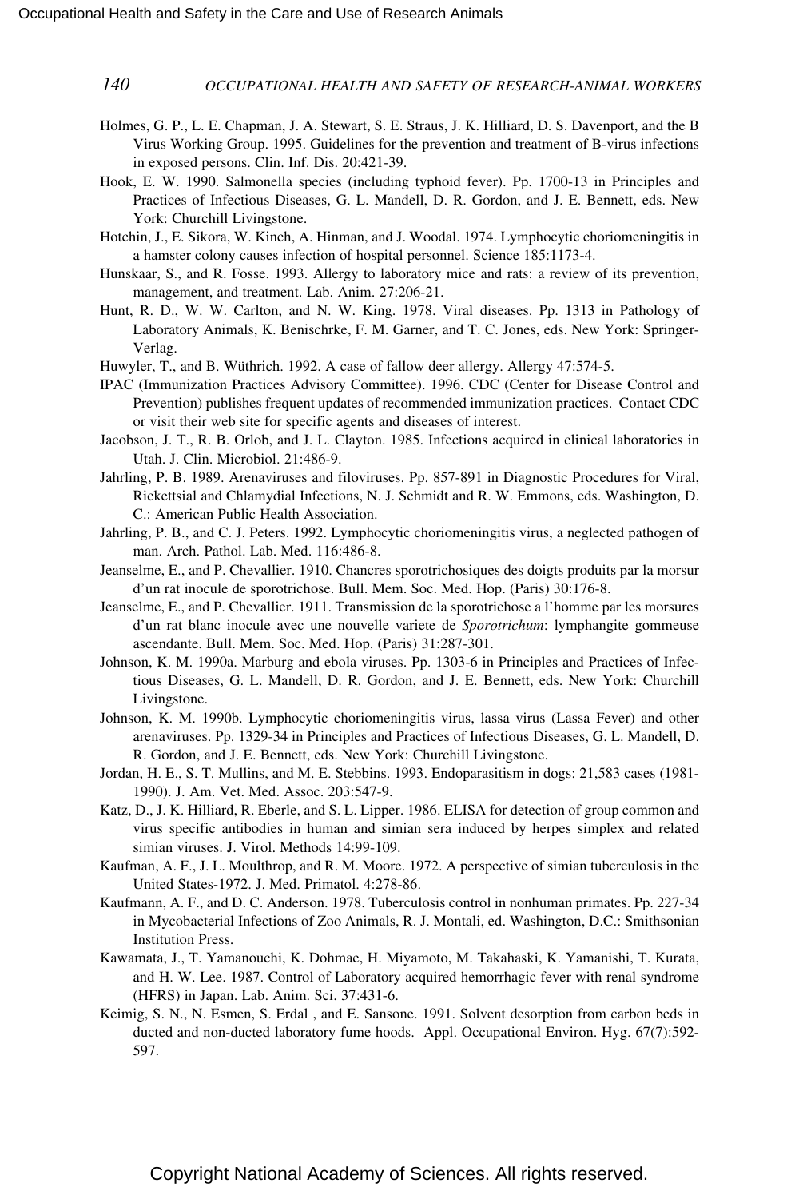Holmes, G. P., L. E. Chapman, J. A. Stewart, S. E. Straus, J. K. Hilliard, D. S. Davenport, and the B Virus Working Group. 1995. Guidelines for the prevention and treatment of B-virus infections in exposed persons. Clin. Inf. Dis. 20:421-39.

Hook, E. W. 1990. Salmonella species (including typhoid fever). Pp. 1700-13 in Principles and Practices of Infectious Diseases, G. L. Mandell, D. R. Gordon, and J. E. Bennett, eds. New York: Churchill Livingstone.

Hotchin, J., E. Sikora, W. Kinch, A. Hinman, and J. Woodal. 1974. Lymphocytic choriomeningitis in a hamster colony causes infection of hospital personnel. Science 185:1173-4.

Hunskaar, S., and R. Fosse. 1993. Allergy to laboratory mice and rats: a review of its prevention, management, and treatment. Lab. Anim. 27:206-21.

Hunt, R. D., W. W. Carlton, and N. W. King. 1978. Viral diseases. Pp. 1313 in Pathology of Laboratory Animals, K. Benischrke, F. M. Garner, and T. C. Jones, eds. New York: Springer-Verlag.

Huwyler, T., and B. Wüthrich. 1992. A case of fallow deer allergy. Allergy 47:574-5.

IPAC (Immunization Practices Advisory Committee). 1996. CDC (Center for Disease Control and Prevention) publishes frequent updates of recommended immunization practices. Contact CDC or visit their web site for specific agents and diseases of interest.

Jacobson, J. T., R. B. Orlob, and J. L. Clayton. 1985. Infections acquired in clinical laboratories in Utah. J. Clin. Microbiol. 21:486-9.

Jahrling, P. B. 1989. Arenaviruses and filoviruses. Pp. 857-891 in Diagnostic Procedures for Viral, Rickettsial and Chlamydial Infections, N. J. Schmidt and R. W. Emmons, eds. Washington, D. C.: American Public Health Association.

Jahrling, P. B., and C. J. Peters. 1992. Lymphocytic choriomeningitis virus, a neglected pathogen of man. Arch. Pathol. Lab. Med. 116:486-8.

Jeanselme, E., and P. Chevallier. 1910. Chancres sporotrichosiques des doigts produits par la morsur d'un rat inocule de sporotrichose. Bull. Mem. Soc. Med. Hop. (Paris) 30:176-8.

Jeanselme, E., and P. Chevallier. 1911. Transmission de la sporotrichose a l'homme par les morsures d'un rat blanc inocule avec une nouvelle variete de *Sporotrichum*: lymphangite gommeuse ascendante. Bull. Mem. Soc. Med. Hop. (Paris) 31:287-301.

Johnson, K. M. 1990a. Marburg and ebola viruses. Pp. 1303-6 in Principles and Practices of Infectious Diseases, G. L. Mandell, D. R. Gordon, and J. E. Bennett, eds. New York: Churchill Livingstone.

Johnson, K. M. 1990b. Lymphocytic choriomeningitis virus, lassa virus (Lassa Fever) and other arenaviruses. Pp. 1329-34 in Principles and Practices of Infectious Diseases, G. L. Mandell, D. R. Gordon, and J. E. Bennett, eds. New York: Churchill Livingstone.

Jordan, H. E., S. T. Mullins, and M. E. Stebbins. 1993. Endoparasitism in dogs: 21,583 cases (1981-1990). J. Am. Vet. Med. Assoc. 203:547-9.

Katz, D., J. K. Hilliard, R. Eberle, and S. L. Lipper. 1986. ELISA for detection of group common and virus specific antibodies in human and simian sera induced by herpes simplex and related simian viruses. J. Virol. Methods 14:99-109.

Kaufman, A. F., J. L. Moulthrop, and R. M. Moore. 1972. A perspective of simian tuberculosis in the United States-1972. J. Med. Primatol. 4:278-86.

Kaufmann, A. F., and D. C. Anderson. 1978. Tuberculosis control in nonhuman primates. Pp. 227-34 in Mycobacterial Infections of Zoo Animals, R. J. Montali, ed. Washington, D.C.: Smithsonian Institution Press.

Kawamata, J., T. Yamanouchi, K. Dohmae, H. Miyamoto, M. Takahaski, K. Yamanishi, T. Kurata, and H. W. Lee. 1987. Control of Laboratory acquired hemorrhagic fever with renal syndrome (HFRS) in Japan. Lab. Anim. Sci. 37:431-6.

Keimig, S. N., N. Esmen, S. Erdal , and E. Sansone. 1991. Solvent desorption from carbon beds in ducted and non-ducted laboratory fume hoods. Appl. Occupational Environ. Hyg. 67(7):592-597.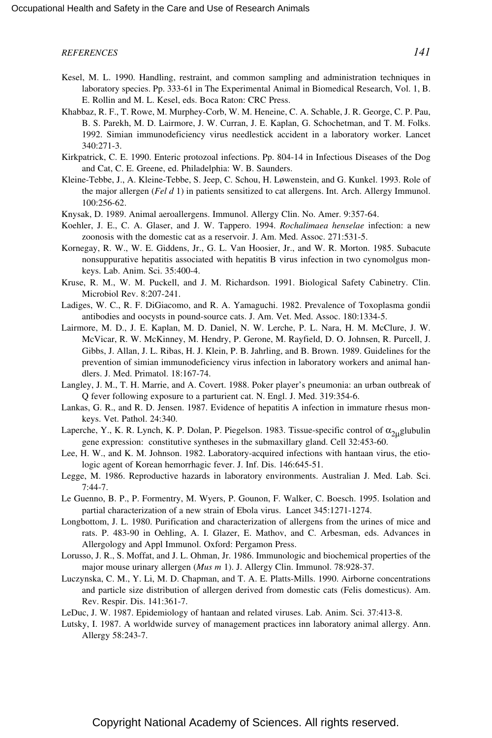Kesel, M. L. 1990. Handling, restraint, and common sampling and administration techniques in laboratory species. Pp. 333-61 in The Experimental Animal in Biomedical Research, Vol. 1, B. E. Rollin and M. L. Kesel, eds. Boca Raton: CRC Press.

Khabbaz, R. F., T. Rowe, M. Murphey-Corb, W. M. Heneine, C. A. Schable, J. R. George, C. P. Pau, B. S. Parekh, M. D. Lairmore, J. W. Curran, J. E. Kaplan, G. Schochetman, and T. M. Folks. 1992. Simian immunodeficiency virus needlestick accident in a laboratory worker. Lancet 340:271-3.

Kirkpatrick, C. E. 1990. Enteric protozoal infections. Pp. 804-14 in Infectious Diseases of the Dog and Cat, C. E. Greene, ed. Philadelphia: W. B. Saunders.

Kleine-Tebbe, J., A. Kleine-Tebbe, S. Jeep, C. Schou, H. Løwenstein, and G. Kunkel. 1993. Role of the major allergen (*Fel d* 1) in patients sensitized to cat allergens. Int. Arch. Allergy Immunol. 100:256-62.

Knysak, D. 1989. Animal aeroallergens. Immunol. Allergy Clin. No. Amer. 9:357-64.

Koehler, J. E., C. A. Glaser, and J. W. Tappero. 1994. *Rochalimaea henselae* infection: a new zoonosis with the domestic cat as a reservoir. J. Am. Med. Assoc. 271:531-5.

Kornegay, R. W., W. E. Giddens, Jr., G. L. Van Hoosier, Jr., and W. R. Morton. 1985. Subacute nonsuppurative hepatitis associated with hepatitis B virus infection in two cynomolgus monkeys. Lab. Anim. Sci. 35:400-4.

Kruse, R. M., W. M. Puckell, and J. M. Richardson. 1991. Biological Safety Cabinetry. Clin. Microbiol Rev. 8:207-241.

Ladiges, W. C., R. F. DiGiacomo, and R. A. Yamaguchi. 1982. Prevalence of Toxoplasma gondii antibodies and oocysts in pound-source cats. J. Am. Vet. Med. Assoc. 180:1334-5.

Lairmore, M. D., J. E. Kaplan, M. D. Daniel, N. W. Lerche, P. L. Nara, H. M. McClure, J. W. McVicar, R. W. McKinney, M. Hendry, P. Gerone, M. Rayfield, D. O. Johnsen, R. Purcell, J. Gibbs, J. Allan, J. L. Ribas, H. J. Klein, P. B. Jahrling, and B. Brown. 1989. Guidelines for the prevention of simian immunodeficiency virus infection in laboratory workers and animal handlers. J. Med. Primatol. 18:167-74.

Langley, J. M., T. H. Marrie, and A. Covert. 1988. Poker player's pneumonia: an urban outbreak of Q fever following exposure to a parturient cat. N. Engl. J. Med. 319:354-6.

Lankas, G. R., and R. D. Jensen. 1987. Evidence of hepatitis A infection in immature rhesus monkeys. Vet. Pathol. 24:340.

Laperche, Y., K. R. Lynch, K. P. Dolan, P. Piegelson. 1983. Tissue-specific control of $\alpha_{2\mu}$globulin gene expression: constitutive syntheses in the submaxillary gland. Cell 32:453-60.

Lee, H. W., and K. M. Johnson. 1982. Laboratory-acquired infections with hantaan virus, the etiologic agent of Korean hemorrhagic fever. J. Inf. Dis. 146:645-51.

Legge, M. 1986. Reproductive hazards in laboratory environments. Australian J. Med. Lab. Sci. 7:44-7.

Le Guenno, B. P., P. Formentry, M. Wyers, P. Gounon, F. Walker, C. Boesch. 1995. Isolation and partial characterization of a new strain of Ebola virus. Lancet 345:1271-1274.

Longbottom, J. L. 1980. Purification and characterization of allergens from the urines of mice and rats. P. 483-90 in Oehling, A. I. Glazer, E. Mathov, and C. Arbesman, eds. Advances in Allergology and Appl Immunol. Oxford: Pergamon Press.

Lorusso, J. R., S. Moffat, and J. L. Ohman, Jr. 1986. Immunologic and biochemical properties of the major mouse urinary allergen (*Mus m* 1). J. Allergy Clin. Immunol. 78:928-37.

Luczynska, C. M., Y. Li, M. D. Chapman, and T. A. E. Platts-Mills. 1990. Airborne concentrations and particle size distribution of allergen derived from domestic cats (Felis domesticus). Am. Rev. Respir. Dis. 141:361-7.

LeDuc, J. W. 1987. Epidemiology of hantaan and related viruses. Lab. Anim. Sci. 37:413-8.

Lutsky, I. 1987. A worldwide survey of management practices inn laboratory animal allergy. Ann. Allergy 58:243-7.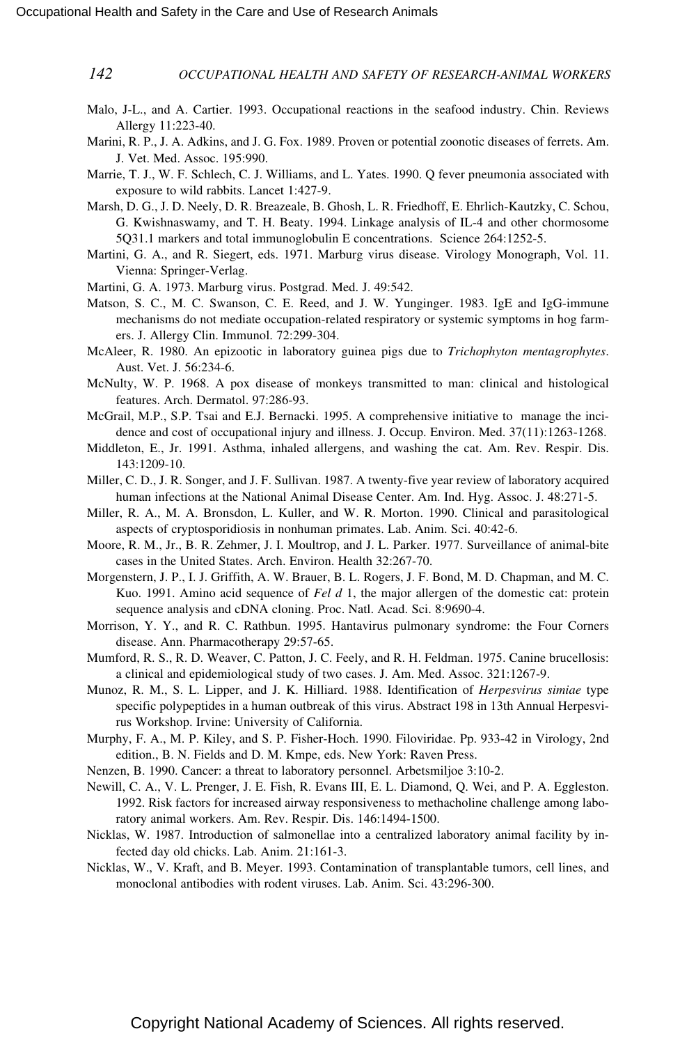Malo, J-L., and A. Cartier. 1993. Occupational reactions in the seafood industry. Chin. Reviews Allergy 11:223-40.

Marini, R. P., J. A. Adkins, and J. G. Fox. 1989. Proven or potential zoonotic diseases of ferrets. Am. J. Vet. Med. Assoc. 195:990.

Marrie, T. J., W. F. Schlech, C. J. Williams, and L. Yates. 1990. Q fever pneumonia associated with exposure to wild rabbits. Lancet 1:427-9.

Marsh, D. G., J. D. Neely, D. R. Breazeale, B. Ghosh, L. R. Friedhoff, E. Ehrlich-Kautzky, C. Schou, G. Kwishnaswamy, and T. H. Beaty. 1994. Linkage analysis of IL-4 and other chormosome 5Q31.1 markers and total immunoglobulin E concentrations. Science 264:1252-5.

Martini, G. A., and R. Siegert, eds. 1971. Marburg virus disease. Virology Monograph, Vol. 11. Vienna: Springer-Verlag.

Martini, G. A. 1973. Marburg virus. Postgrad. Med. J. 49:542.

Matson, S. C., M. C. Swanson, C. E. Reed, and J. W. Yunginger. 1983. IgE and IgG-immune mechanisms do not mediate occupation-related respiratory or systemic symptoms in hog farmers. J. Allergy Clin. Immunol. 72:299-304.

McAleer, R. 1980. An epizootic in laboratory guinea pigs due to *Trichophyton mentagrophytes*. Aust. Vet. J. 56:234-6.

McNulty, W. P. 1968. A pox disease of monkeys transmitted to man: clinical and histological features. Arch. Dermatol. 97:286-93.

McGrail, M.P., S.P. Tsai and E.J. Bernacki. 1995. A comprehensive initiative to manage the incidence and cost of occupational injury and illness. J. Occup. Environ. Med. 37(11):1263-1268.

Middleton, E., Jr. 1991. Asthma, inhaled allergens, and washing the cat. Am. Rev. Respir. Dis. 143:1209-10.

Miller, C. D., J. R. Songer, and J. F. Sullivan. 1987. A twenty-five year review of laboratory acquired human infections at the National Animal Disease Center. Am. Ind. Hyg. Assoc. J. 48:271-5.

Miller, R. A., M. A. Bronsdon, L. Kuller, and W. R. Morton. 1990. Clinical and parasitological aspects of cryptosporidiosis in nonhuman primates. Lab. Anim. Sci. 40:42-6.

Moore, R. M., Jr., B. R. Zehmer, J. I. Moultrop, and J. L. Parker. 1977. Surveillance of animal-bite cases in the United States. Arch. Environ. Health 32:267-70.

Morgenstern, J. P., I. J. Griffith, A. W. Brauer, B. L. Rogers, J. F. Bond, M. D. Chapman, and M. C. Kuo. 1991. Amino acid sequence of *Fel d* 1, the major allergen of the domestic cat: protein sequence analysis and cDNA cloning. Proc. Natl. Acad. Sci. 8:9690-4.

Morrison, Y. Y., and R. C. Rathbun. 1995. Hantavirus pulmonary syndrome: the Four Corners disease. Ann. Pharmacotherapy 29:57-65.

Mumford, R. S., R. D. Weaver, C. Patton, J. C. Feely, and R. H. Feldman. 1975. Canine brucellosis: a clinical and epidemiological study of two cases. J. Am. Med. Assoc. 321:1267-9.

Munoz, R. M., S. L. Lipper, and J. K. Hilliard. 1988. Identification of *Herpesvirus simiae* type specific polypeptides in a human outbreak of this virus. Abstract 198 in 13th Annual Herpesvirus Workshop. Irvine: University of California.

Murphy, F. A., M. P. Kiley, and S. P. Fisher-Hoch. 1990. Filoviridae. Pp. 933-42 in Virology, 2nd edition., B. N. Fields and D. M. Kmpe, eds. New York: Raven Press.

Nenzen, B. 1990. Cancer: a threat to laboratory personnel. Arbetsmiljoe 3:10-2.

Newill, C. A., V. L. Prenger, J. E. Fish, R. Evans III, E. L. Diamond, Q. Wei, and P. A. Eggleston. 1992. Risk factors for increased airway responsiveness to methacholine challenge among laboratory animal workers. Am. Rev. Respir. Dis. 146:1494-1500.

Nicklas, W. 1987. Introduction of salmonellae into a centralized laboratory animal facility by infected day old chicks. Lab. Anim. 21:161-3.

Nicklas, W., V. Kraft, and B. Meyer. 1993. Contamination of transplantable tumors, cell lines, and monoclonal antibodies with rodent viruses. Lab. Anim. Sci. 43:296-300.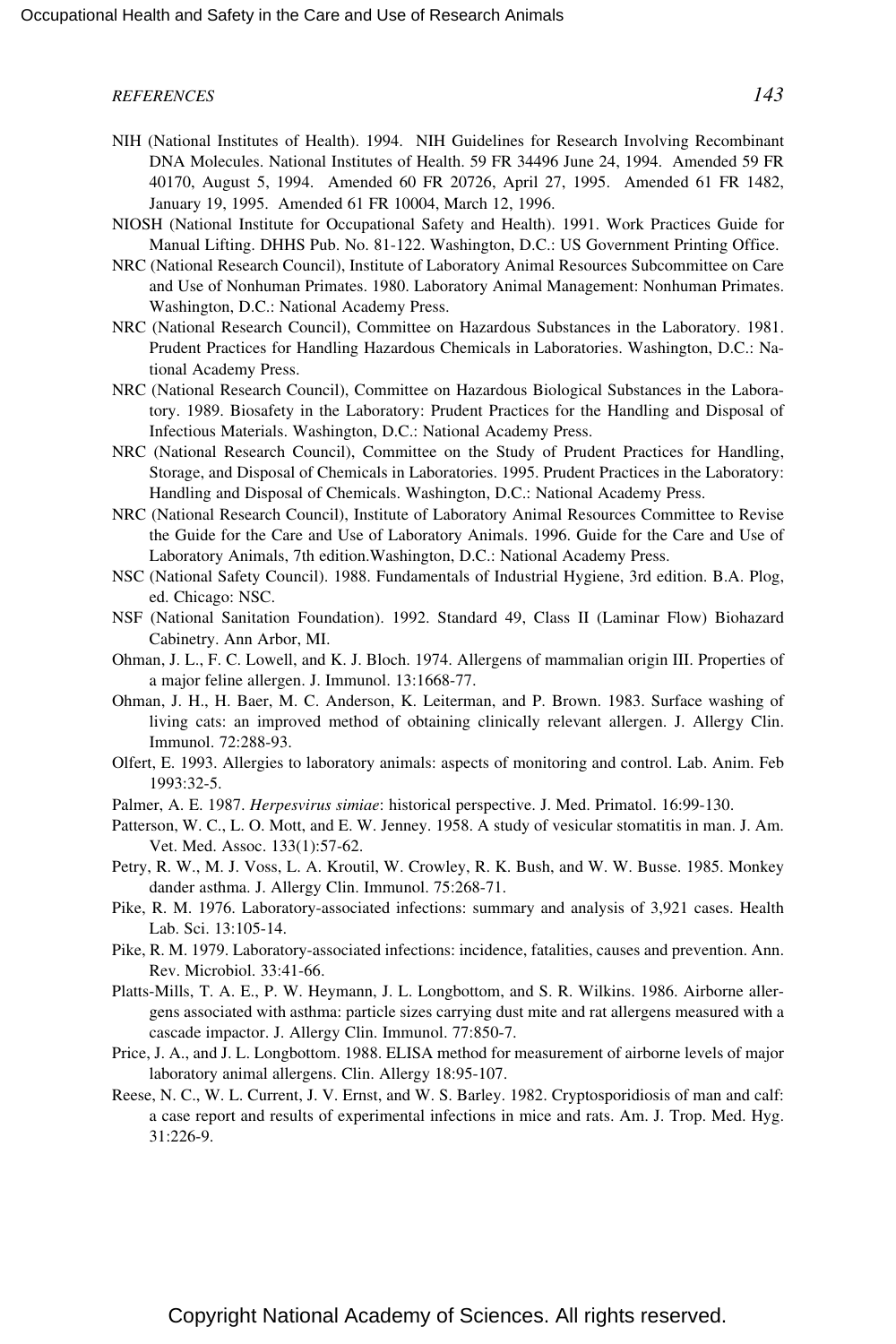NIH (National Institutes of Health). 1994. NIH Guidelines for Research Involving Recombinant DNA Molecules. National Institutes of Health. 59 FR 34496 June 24, 1994. Amended 59 FR 40170, August 5, 1994. Amended 60 FR 20726, April 27, 1995. Amended 61 FR 1482, January 19, 1995. Amended 61 FR 10004, March 12, 1996.

NIOSH (National Institute for Occupational Safety and Health). 1991. Work Practices Guide for Manual Lifting. DHHS Pub. No. 81-122. Washington, D.C.: US Government Printing Office.

NRC (National Research Council), Institute of Laboratory Animal Resources Subcommittee on Care and Use of Nonhuman Primates. 1980. Laboratory Animal Management: Nonhuman Primates. Washington, D.C.: National Academy Press.

NRC (National Research Council), Committee on Hazardous Substances in the Laboratory. 1981. Prudent Practices for Handling Hazardous Chemicals in Laboratories. Washington, D.C.: National Academy Press.

NRC (National Research Council), Committee on Hazardous Biological Substances in the Laboratory. 1989. Biosafety in the Laboratory: Prudent Practices for the Handling and Disposal of Infectious Materials. Washington, D.C.: National Academy Press.

NRC (National Research Council), Committee on the Study of Prudent Practices for Handling, Storage, and Disposal of Chemicals in Laboratories. 1995. Prudent Practices in the Laboratory: Handling and Disposal of Chemicals. Washington, D.C.: National Academy Press.

NRC (National Research Council), Institute of Laboratory Animal Resources Committee to Revise the Guide for the Care and Use of Laboratory Animals. 1996. Guide for the Care and Use of Laboratory Animals, 7th edition.Washington, D.C.: National Academy Press.

NSC (National Safety Council). 1988. Fundamentals of Industrial Hygiene, 3rd edition. B.A. Plog, ed. Chicago: NSC.

NSF (National Sanitation Foundation). 1992. Standard 49, Class II (Laminar Flow) Biohazard Cabinetry. Ann Arbor, MI.

Ohman, J. L., F. C. Lowell, and K. J. Bloch. 1974. Allergens of mammalian origin III. Properties of a major feline allergen. J. Immunol. 13:1668-77.

Ohman, J. H., H. Baer, M. C. Anderson, K. Leiterman, and P. Brown. 1983. Surface washing of living cats: an improved method of obtaining clinically relevant allergen. J. Allergy Clin. Immunol. 72:288-93.

Olfert, E. 1993. Allergies to laboratory animals: aspects of monitoring and control. Lab. Anim. Feb 1993:32-5.

Palmer, A. E. 1987. *Herpesvirus simiae*: historical perspective. J. Med. Primatol. 16:99-130.

Patterson, W. C., L. O. Mott, and E. W. Jenney. 1958. A study of vesicular stomatitis in man. J. Am. Vet. Med. Assoc. 133(1):57-62.

Petry, R. W., M. J. Voss, L. A. Kroutil, W. Crowley, R. K. Bush, and W. W. Busse. 1985. Monkey dander asthma. J. Allergy Clin. Immunol. 75:268-71.

Pike, R. M. 1976. Laboratory-associated infections: summary and analysis of 3,921 cases. Health Lab. Sci. 13:105-14.

Pike, R. M. 1979. Laboratory-associated infections: incidence, fatalities, causes and prevention. Ann. Rev. Microbiol. 33:41-66.

Platts-Mills, T. A. E., P. W. Heymann, J. L. Longbottom, and S. R. Wilkins. 1986. Airborne allergens associated with asthma: particle sizes carrying dust mite and rat allergens measured with a cascade impactor. J. Allergy Clin. Immunol. 77:850-7.

Price, J. A., and J. L. Longbottom. 1988. ELISA method for measurement of airborne levels of major laboratory animal allergens. Clin. Allergy 18:95-107.

Reese, N. C., W. L. Current, J. V. Ernst, and W. S. Barley. 1982. Cryptosporidiosis of man and calf: a case report and results of experimental infections in mice and rats. Am. J. Trop. Med. Hyg. 31:226-9.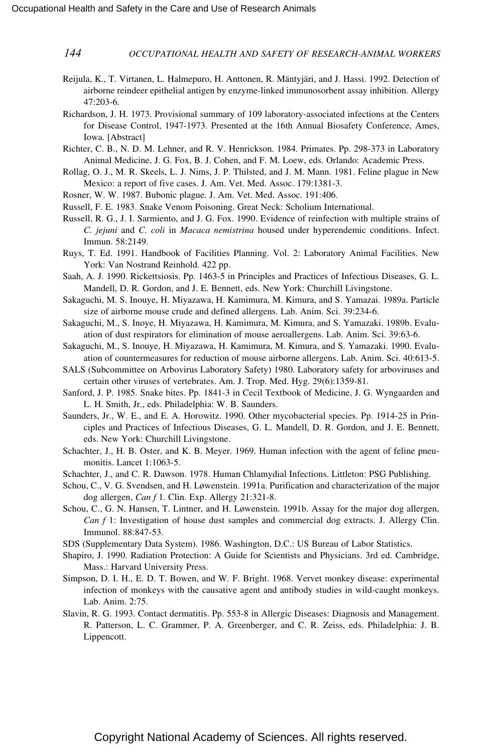Reijula, K., T. Virtanen, L. Halmepuro, H. Anttonen, R. Mäntyjäri, and J. Hassi. 1992. Detection of airborne reindeer epithelial antigen by enzyme-linked immunosorbent assay inhibition. Allergy 47:203-6.

Richardson, J. H. 1973. Provisional summary of 109 laboratory-associated infections at the Centers for Disease Control, 1947-1973. Presented at the 16th Annual Biosafety Conference, Ames, Iowa. [Abstract]

Richter, C. B., N. D. M. Lehner, and R. V. Henrickson. 1984. Primates. Pp. 298-373 in Laboratory Animal Medicine, J. G. Fox, B. J. Cohen, and F. M. Loew, eds. Orlando: Academic Press.

Rollag, O. J., M. R. Skeels, L. J. Nims, J. P. Thilsted, and J. M. Mann. 1981. Feline plague in New Mexico: a report of five cases. J. Am. Vet. Med. Assoc. 179:1381-3.

Rosner, W. W. 1987. Bubonic plague. J. Am. Vet. Med. Assoc. 191:406.

Russell, F. E. 1983. Snake Venom Poisoning. Great Neck: Scholium International.

Russell, R. G., J. I. Sarmiento, and J. G. Fox. 1990. Evidence of reinfection with multiple strains of *C. jejuni* and *C. coli* in *Macaca nemistrina* housed under hyperendemic conditions. Infect. Immun. 58:2149.

Ruys, T. Ed. 1991. Handbook of Facilities Planning. Vol. 2: Laboratory Animal Facilities. New York: Van Nostrand Reinhold. 422 pp.

Saah, A. J. 1990. Rickettsiosis. Pp. 1463-5 in Principles and Practices of Infectious Diseases, G. L. Mandell, D. R. Gordon, and J. E. Bennett, eds. New York: Churchill Livingstone.

Sakaguchi, M. S. Inouye, H. Miyazawa, H. Kamimura, M. Kimura, and S. Yamazai. 1989a. Particle size of airborne mouse crude and defined allergens. Lab. Anim. Sci. 39:234-6.

Sakaguchi, M., S. Inoye, H. Miyazawa, H. Kamimura, M. Kimura, and S. Yamazaki. 1989b. Evaluation of dust respirators for elimination of mouse aeroallergens. Lab. Anim. Sci. 39:63-6.

Sakaguchi, M., S. Inouye, H. Miyazawa, H. Kamimura, M. Kimura, and S. Yamazaki. 1990. Evaluation of countermeasures for reduction of mouse airborne allergens. Lab. Anim. Sci. 40:613-5.

SALS (Subcommittee on Arbovirus Laboratory Safety) 1980. Laboratory safety for arboviruses and certain other viruses of vertebrates. Am. J. Trop. Med. Hyg. 29(6):1359-81.

Sanford, J. P. 1985. Snake bites. Pp. 1841-3 in Cecil Textbook of Medicine, J. G. Wyngaarden and L. H. Smith, Jr., eds. Philadelphia: W. B. Saunders.

Saunders, Jr., W. E., and E. A. Horowitz. 1990. Other mycobacterial species. Pp. 1914-25 in Principles and Practices of Infectious Diseases, G. L. Mandell, D. R. Gordon, and J. E. Bennett, eds. New York: Churchill Livingstone.

Schachter, J., H. B. Oster, and K. B. Meyer. 1969. Human infection with the agent of feline pneumonitis. Lancet 1:1063-5.

Schachter, J., and C. R. Dawson. 1978. Human Chlamydial Infections. Littleton: PSG Publishing.

Schou, C., V. G. Svendsen, and H. Løwenstein. 1991a. Purification and characterization of the major dog allergen, *Can f* 1. Clin. Exp. Allergy 21:321-8.

Schou, C., G. N. Hansen, T. Lintner, and H. Løwenstein. 1991b. Assay for the major dog allergen, *Can f* 1: Investigation of house dust samples and commercial dog extracts. J. Allergy Clin. Immunol. 88:847-53.

SDS (Supplementary Data System). 1986. Washington, D.C.: US Bureau of Labor Statistics.

Shapiro, J. 1990. Radiation Protection: A Guide for Scientists and Physicians. 3rd ed. Cambridge, Mass.: Harvard University Press.

Simpson, D. I. H., E. D. T. Bowen, and W. F. Bright. 1968. Vervet monkey disease: experimental infection of monkeys with the causative agent and antibody studies in wild-caught monkeys. Lab. Anim. 2:75.

Slavin, R. G. 1993. Contact dermatitis. Pp. 553-8 in Allergic Diseases: Diagnosis and Management. R. Patterson, L. C. Grammer, P. A. Greenberger, and C. R. Zeiss, eds. Philadelphia: J. B. Lippencott.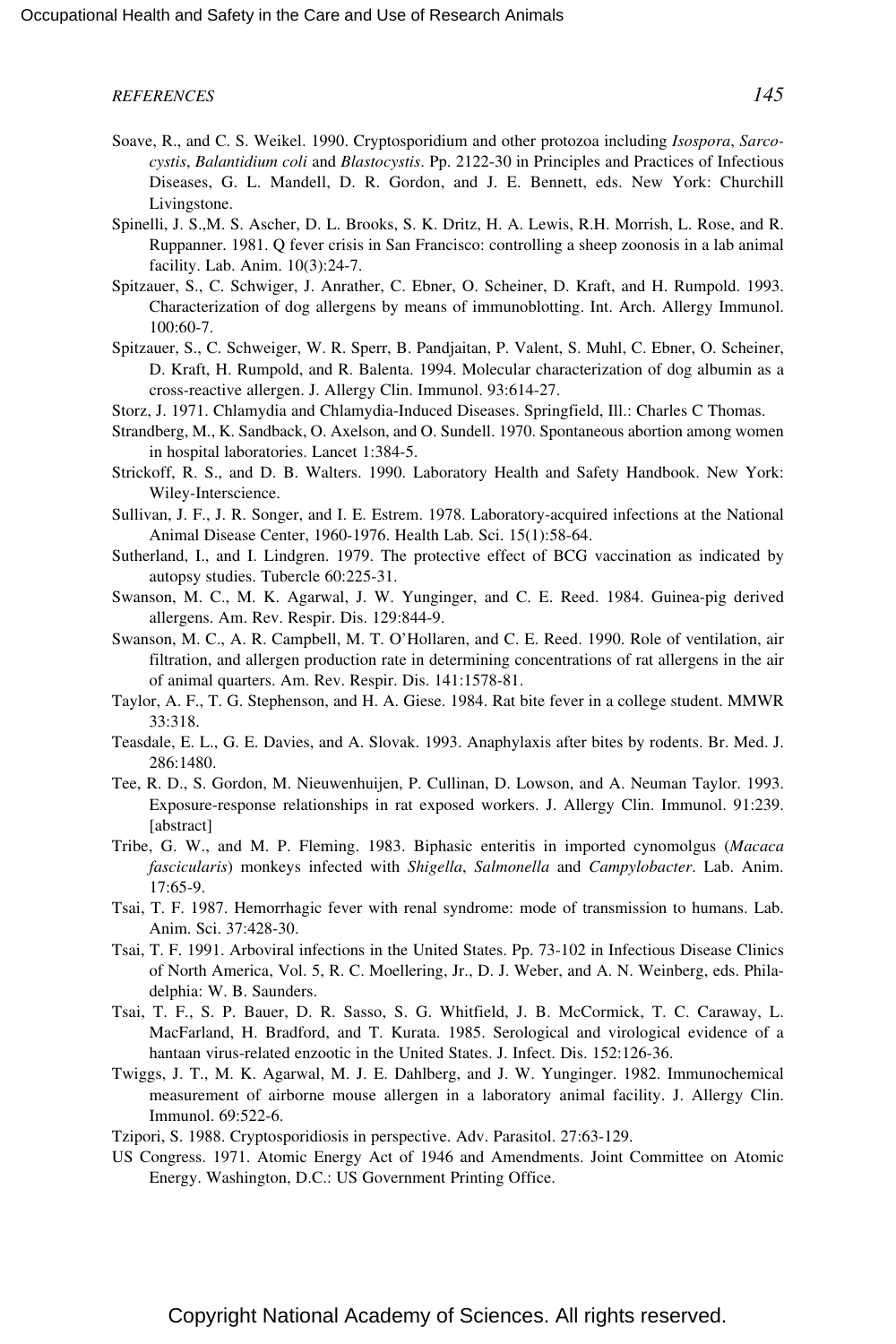Soave, R., and C. S. Weikel. 1990. Cryptosporidium and other protozoa including *Isospora*, *Sarcocystis*, *Balantidium coli* and *Blastocystis*. Pp. 2122-30 in Principles and Practices of Infectious Diseases, G. L. Mandell, D. R. Gordon, and J. E. Bennett, eds. New York: Churchill Livingstone.

Spinelli, J. S.,M. S. Ascher, D. L. Brooks, S. K. Dritz, H. A. Lewis, R.H. Morrish, L. Rose, and R. Ruppanner. 1981. Q fever crisis in San Francisco: controlling a sheep zoonosis in a lab animal facility. Lab. Anim. 10(3):24-7.

Spitzauer, S., C. Schwiger, J. Anrather, C. Ebner, O. Scheiner, D. Kraft, and H. Rumpold. 1993. Characterization of dog allergens by means of immunoblotting. Int. Arch. Allergy Immunol. 100:60-7.

Spitzauer, S., C. Schweiger, W. R. Sperr, B. Pandjaitan, P. Valent, S. Muhl, C. Ebner, O. Scheiner, D. Kraft, H. Rumpold, and R. Balenta. 1994. Molecular characterization of dog albumin as a cross-reactive allergen. J. Allergy Clin. Immunol. 93:614-27.

Storz, J. 1971. Chlamydia and Chlamydia-Induced Diseases. Springfield, Ill.: Charles C Thomas.

Strandberg, M., K. Sandback, O. Axelson, and O. Sundell. 1970. Spontaneous abortion among women in hospital laboratories. Lancet 1:384-5.

Strickoff, R. S., and D. B. Walters. 1990. Laboratory Health and Safety Handbook. New York: Wiley-Interscience.

Sullivan, J. F., J. R. Songer, and I. E. Estrem. 1978. Laboratory-acquired infections at the National Animal Disease Center, 1960-1976. Health Lab. Sci. 15(1):58-64.

Sutherland, I., and I. Lindgren. 1979. The protective effect of BCG vaccination as indicated by autopsy studies. Tubercle 60:225-31.

Swanson, M. C., M. K. Agarwal, J. W. Yunginger, and C. E. Reed. 1984. Guinea-pig derived allergens. Am. Rev. Respir. Dis. 129:844-9.

Swanson, M. C., A. R. Campbell, M. T. O'Hollaren, and C. E. Reed. 1990. Role of ventilation, air filtration, and allergen production rate in determining concentrations of rat allergens in the air of animal quarters. Am. Rev. Respir. Dis. 141:1578-81.

Taylor, A. F., T. G. Stephenson, and H. A. Giese. 1984. Rat bite fever in a college student. MMWR 33:318.

Teasdale, E. L., G. E. Davies, and A. Slovak. 1993. Anaphylaxis after bites by rodents. Br. Med. J. 286:1480.

Tee, R. D., S. Gordon, M. Nieuwenhuijen, P. Cullinan, D. Lowson, and A. Neuman Taylor. 1993. Exposure-response relationships in rat exposed workers. J. Allergy Clin. Immunol. 91:239. [abstract]

Tribe, G. W., and M. P. Fleming. 1983. Biphasic enteritis in imported cynomolgus (*Macaca fascicularis*) monkeys infected with *Shigella*, *Salmonella* and *Campylobacter*. Lab. Anim. 17:65-9.

Tsai, T. F. 1987. Hemorrhagic fever with renal syndrome: mode of transmission to humans. Lab. Anim. Sci. 37:428-30.

Tsai, T. F. 1991. Arboviral infections in the United States. Pp. 73-102 in Infectious Disease Clinics of North America, Vol. 5, R. C. Moellering, Jr., D. J. Weber, and A. N. Weinberg, eds. Philadelphia: W. B. Saunders.

Tsai, T. F., S. P. Bauer, D. R. Sasso, S. G. Whitfield, J. B. McCormick, T. C. Caraway, L. MacFarland, H. Bradford, and T. Kurata. 1985. Serological and virological evidence of a hantaan virus-related enzootic in the United States. J. Infect. Dis. 152:126-36.

Twiggs, J. T., M. K. Agarwal, M. J. E. Dahlberg, and J. W. Yunginger. 1982. Immunochemical measurement of airborne mouse allergen in a laboratory animal facility. J. Allergy Clin. Immunol. 69:522-6.

Tzipori, S. 1988. Cryptosporidiosis in perspective. Adv. Parasitol. 27:63-129.

US Congress. 1971. Atomic Energy Act of 1946 and Amendments. Joint Committee on Atomic Energy. Washington, D.C.: US Government Printing Office.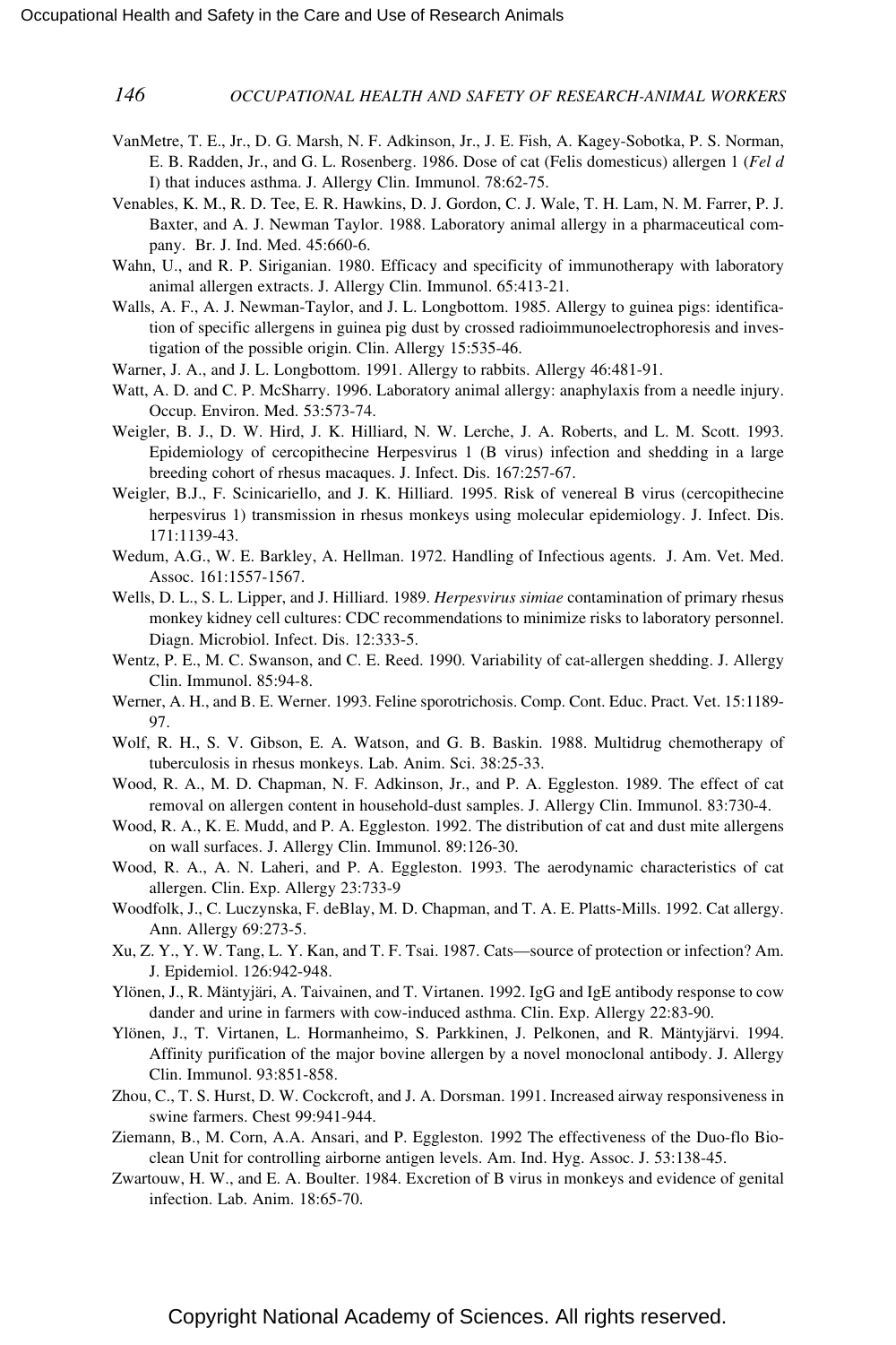VanMetre, T. E., Jr., D. G. Marsh, N. F. Adkinson, Jr., J. E. Fish, A. Kagey-Sobotka, P. S. Norman, E. B. Radden, Jr., and G. L. Rosenberg. 1986. Dose of cat (Felis domesticus) allergen 1 (*Fel d* I) that induces asthma. J. Allergy Clin. Immunol. 78:62-75.

Venables, K. M., R. D. Tee, E. R. Hawkins, D. J. Gordon, C. J. Wale, T. H. Lam, N. M. Farrer, P. J. Baxter, and A. J. Newman Taylor. 1988. Laboratory animal allergy in a pharmaceutical company. Br. J. Ind. Med. 45:660-6.

Wahn, U., and R. P. Siriganian. 1980. Efficacy and specificity of immunotherapy with laboratory animal allergen extracts. J. Allergy Clin. Immunol. 65:413-21.

Walls, A. F., A. J. Newman-Taylor, and J. L. Longbottom. 1985. Allergy to guinea pigs: identification of specific allergens in guinea pig dust by crossed radioimmunoelectrophoresis and investigation of the possible origin. Clin. Allergy 15:535-46.

Warner, J. A., and J. L. Longbottom. 1991. Allergy to rabbits. Allergy 46:481-91.

Watt, A. D. and C. P. McSharry. 1996. Laboratory animal allergy: anaphylaxis from a needle injury. Occup. Environ. Med. 53:573-74.

Weigler, B. J., D. W. Hird, J. K. Hilliard, N. W. Lerche, J. A. Roberts, and L. M. Scott. 1993. Epidemiology of cercopithecine Herpesvirus 1 (B virus) infection and shedding in a large breeding cohort of rhesus macaques. J. Infect. Dis. 167:257-67.

Weigler, B.J., F. Scinicariello, and J. K. Hilliard. 1995. Risk of venereal B virus (cercopithecine herpesvirus 1) transmission in rhesus monkeys using molecular epidemiology. J. Infect. Dis. 171:1139-43.

Wedum, A.G., W. E. Barkley, A. Hellman. 1972. Handling of Infectious agents. J. Am. Vet. Med. Assoc. 161:1557-1567.

Wells, D. L., S. L. Lipper, and J. Hilliard. 1989. *Herpesvirus simiae* contamination of primary rhesus monkey kidney cell cultures: CDC recommendations to minimize risks to laboratory personnel. Diagn. Microbiol. Infect. Dis. 12:333-5.

Wentz, P. E., M. C. Swanson, and C. E. Reed. 1990. Variability of cat-allergen shedding. J. Allergy Clin. Immunol. 85:94-8.

Werner, A. H., and B. E. Werner. 1993. Feline sporotrichosis. Comp. Cont. Educ. Pract. Vet. 15:1189-97.

Wolf, R. H., S. V. Gibson, E. A. Watson, and G. B. Baskin. 1988. Multidrug chemotherapy of tuberculosis in rhesus monkeys. Lab. Anim. Sci. 38:25-33.

Wood, R. A., M. D. Chapman, N. F. Adkinson, Jr., and P. A. Eggleston. 1989. The effect of cat removal on allergen content in household-dust samples. J. Allergy Clin. Immunol. 83:730-4.

Wood, R. A., K. E. Mudd, and P. A. Eggleston. 1992. The distribution of cat and dust mite allergens on wall surfaces. J. Allergy Clin. Immunol. 89:126-30.

Wood, R. A., A. N. Laheri, and P. A. Eggleston. 1993. The aerodynamic characteristics of cat allergen. Clin. Exp. Allergy 23:733-9

Woodfolk, J., C. Luczynska, F. deBlay, M. D. Chapman, and T. A. E. Platts-Mills. 1992. Cat allergy. Ann. Allergy 69:273-5.

Xu, Z. Y., Y. W. Tang, L. Y. Kan, and T. F. Tsai. 1987. Cats—source of protection or infection? Am. J. Epidemiol. 126:942-948.

Ylönen, J., R. Mäntyjäri, A. Taivainen, and T. Virtanen. 1992. IgG and IgE antibody response to cow dander and urine in farmers with cow-induced asthma. Clin. Exp. Allergy 22:83-90.

Ylönen, J., T. Virtanen, L. Hormanheimo, S. Parkkinen, J. Pelkonen, and R. Mäntyjärvi. 1994. Affinity purification of the major bovine allergen by a novel monoclonal antibody. J. Allergy Clin. Immunol. 93:851-858.

Zhou, C., T. S. Hurst, D. W. Cockcroft, and J. A. Dorsman. 1991. Increased airway responsiveness in swine farmers. Chest 99:941-944.

Ziemann, B., M. Corn, A.A. Ansari, and P. Eggleston. 1992 The effectiveness of the Duo-flo Bioclean Unit for controlling airborne antigen levels. Am. Ind. Hyg. Assoc. J. 53:138-45.

Zwartouw, H. W., and E. A. Boulter. 1984. Excretion of B virus in monkeys and evidence of genital infection. Lab. Anim. 18:65-70.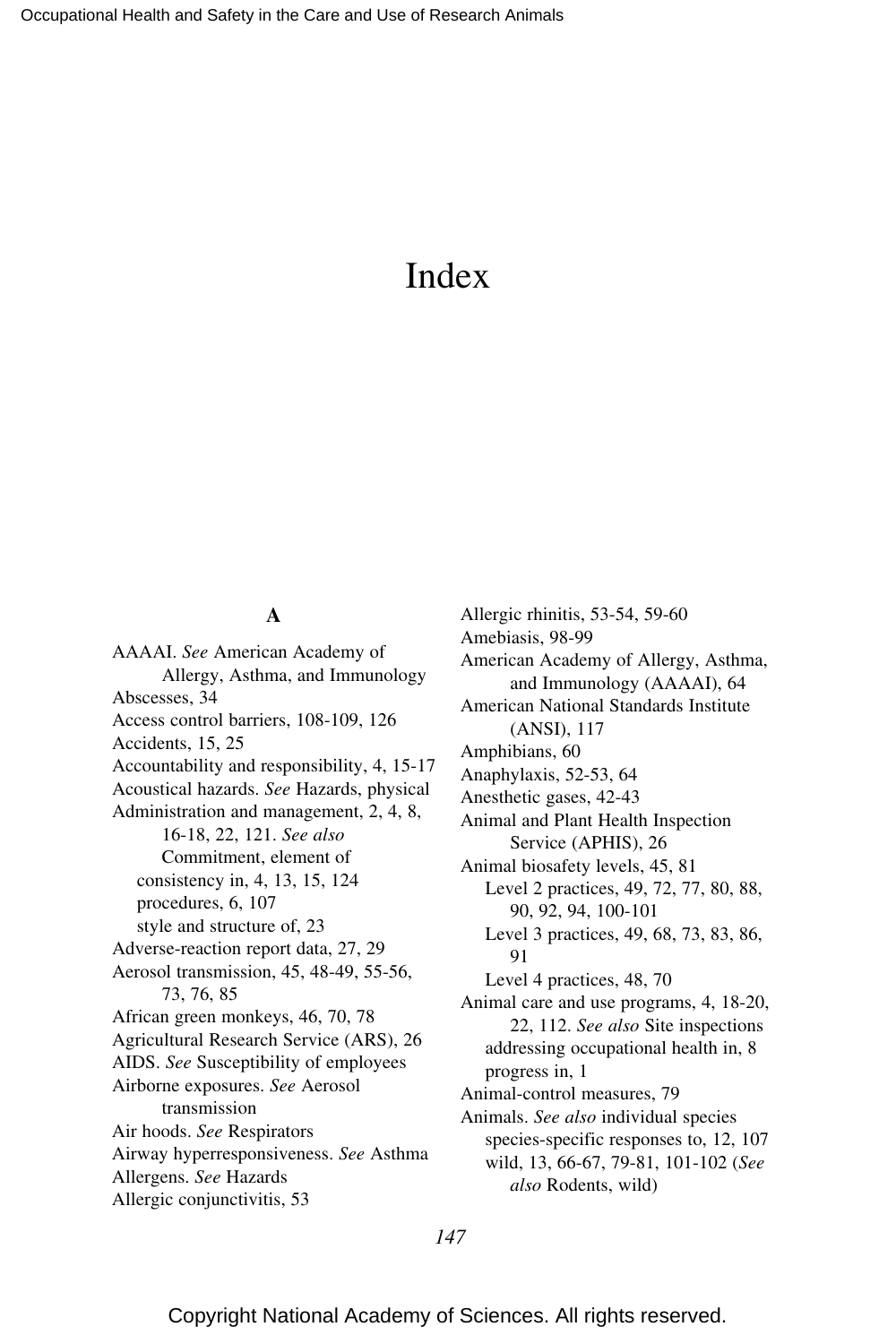# Index

## A

AAAAI. *See* American Academy of Allergy, Asthma, and Immunology
Abscesses, 34
Access control barriers, 108-109, 126
Accidents, 15, 25
Accountability and responsibility, 4, 15-17
Acoustical hazards. *See* Hazards, physical
Administration and management, 2, 4, 8, 16-18, 22, 121. *See also* Commitment, element of
 consistency in, 4, 13, 15, 124
 procedures, 6, 107
 style and structure of, 23
Adverse-reaction report data, 27, 29
Aerosol transmission, 45, 48-49, 55-56, 73, 76, 85
African green monkeys, 46, 70, 78
Agricultural Research Service (ARS), 26
AIDS. *See* Susceptibility of employees
Airborne exposures. *See* Aerosol transmission
Air hoods. *See* Respirators
Airway hyperresponsiveness. *See* Asthma
Allergens. *See* Hazards
Allergic conjunctivitis, 53
Allergic rhinitis, 53-54, 59-60
Amebiasis, 98-99
American Academy of Allergy, Asthma, and Immunology (AAAAI), 64
American National Standards Institute (ANSI), 117
Amphibians, 60
Anaphylaxis, 52-53, 64
Anesthetic gases, 42-43
Animal and Plant Health Inspection Service (APHIS), 26
Animal biosafety levels, 45, 81
 Level 2 practices, 49, 72, 77, 80, 88, 90, 92, 94, 100-101
 Level 3 practices, 49, 68, 73, 83, 86, 91
 Level 4 practices, 48, 70
Animal care and use programs, 4, 18-20, 22, 112. *See also* Site inspections
 addressing occupational health in, 8
 progress in, 1
Animal-control measures, 79
Animals. *See also* individual species
 species-specific responses to, 12, 107
 wild, 13, 66-67, 79-81, 101-102 (*See also* Rodents, wild)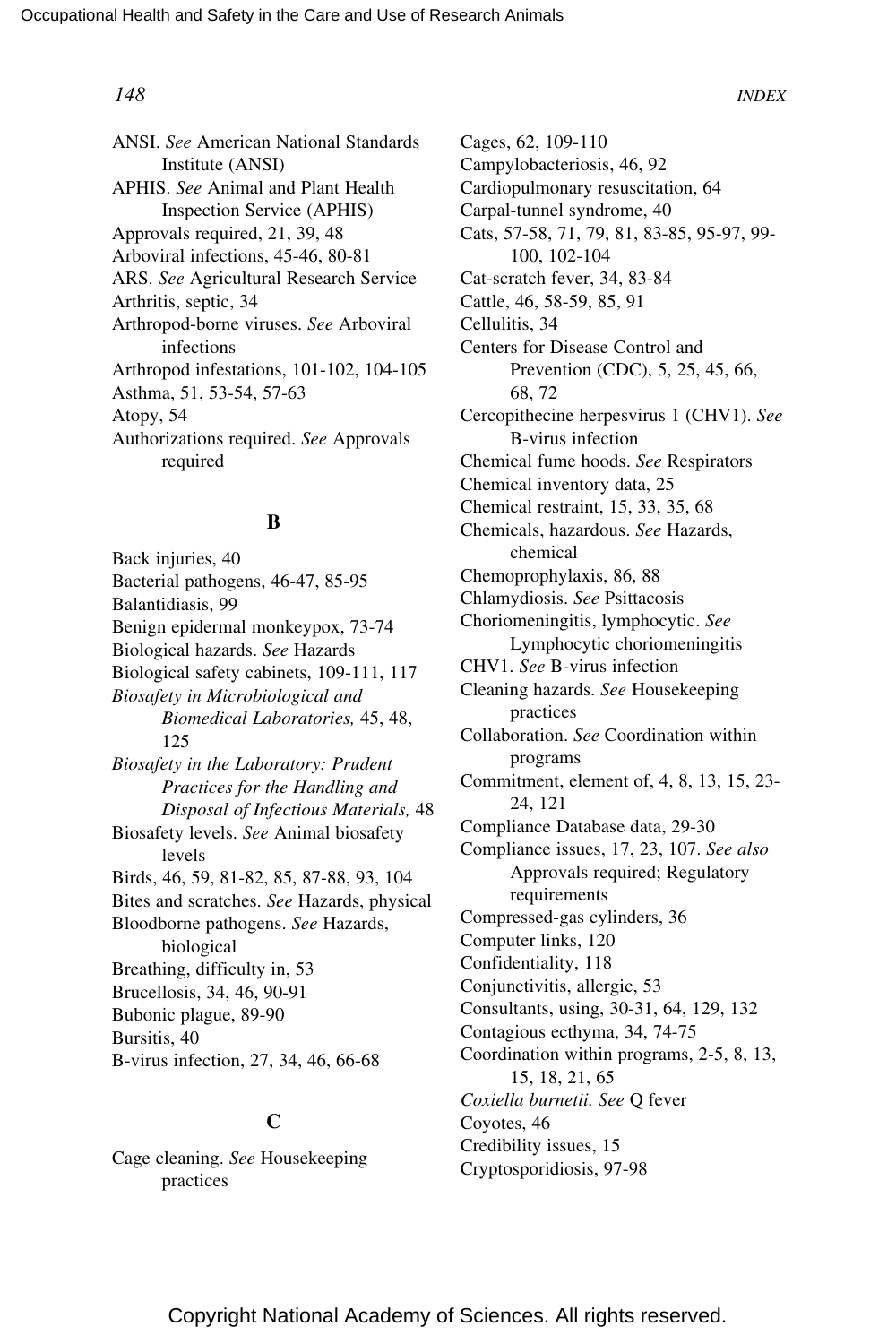ANSI. *See* American National Standards Institute (ANSI)
APHIS. *See* Animal and Plant Health Inspection Service (APHIS)
Approvals required, 21, 39, 48
Arboviral infections, 45-46, 80-81
ARS. *See* Agricultural Research Service
Arthritis, septic, 34
Arthropod-borne viruses. *See* Arboviral infections
Arthropod infestations, 101-102, 104-105
Asthma, 51, 53-54, 57-63
Atopy, 54
Authorizations required. *See* Approvals required

## B

Back injuries, 40
Bacterial pathogens, 46-47, 85-95
Balantidiasis, 99
Benign epidermal monkeypox, 73-74
Biological hazards. *See* Hazards
Biological safety cabinets, 109-111, 117
*Biosafety in Microbiological and Biomedical Laboratories,* 45, 48, 125
*Biosafety in the Laboratory: Prudent Practices for the Handling and Disposal of Infectious Materials,* 48
Biosafety levels. *See* Animal biosafety levels
Birds, 46, 59, 81-82, 85, 87-88, 93, 104
Bites and scratches. *See* Hazards, physical
Bloodborne pathogens. *See* Hazards, biological
Breathing, difficulty in, 53
Brucellosis, 34, 46, 90-91
Bubonic plague, 89-90
Bursitis, 40
B-virus infection, 27, 34, 46, 66-68

## C

Cage cleaning. *See* Housekeeping practices
Cages, 62, 109-110
Campylobacteriosis, 46, 92
Cardiopulmonary resuscitation, 64
Carpal-tunnel syndrome, 40
Cats, 57-58, 71, 79, 81, 83-85, 95-97, 99-100, 102-104
Cat-scratch fever, 34, 83-84
Cattle, 46, 58-59, 85, 91
Cellulitis, 34
Centers for Disease Control and Prevention (CDC), 5, 25, 45, 66, 68, 72
Cercopithecine herpesvirus 1 (CHV1). *See* B-virus infection
Chemical fume hoods. *See* Respirators
Chemical inventory data, 25
Chemical restraint, 15, 33, 35, 68
Chemicals, hazardous. *See* Hazards, chemical
Chemoprophylaxis, 86, 88
Chlamydiosis. *See* Psittacosis
Choriomeningitis, lymphocytic. *See* Lymphocytic choriomeningitis
CHV1. *See* B-virus infection
Cleaning hazards. *See* Housekeeping practices
Collaboration. *See* Coordination within programs
Commitment, element of, 4, 8, 13, 15, 23-24, 121
Compliance Database data, 29-30
Compliance issues, 17, 23, 107. *See also* Approvals required; Regulatory requirements
Compressed-gas cylinders, 36
Computer links, 120
Confidentiality, 118
Conjunctivitis, allergic, 53
Consultants, using, 30-31, 64, 129, 132
Contagious ecthyma, 34, 74-75
Coordination within programs, 2-5, 8, 13, 15, 18, 21, 65
*Coxiella burnetii. See* Q fever
Coyotes, 46
Credibility issues, 15
Cryptosporidiosis, 97-98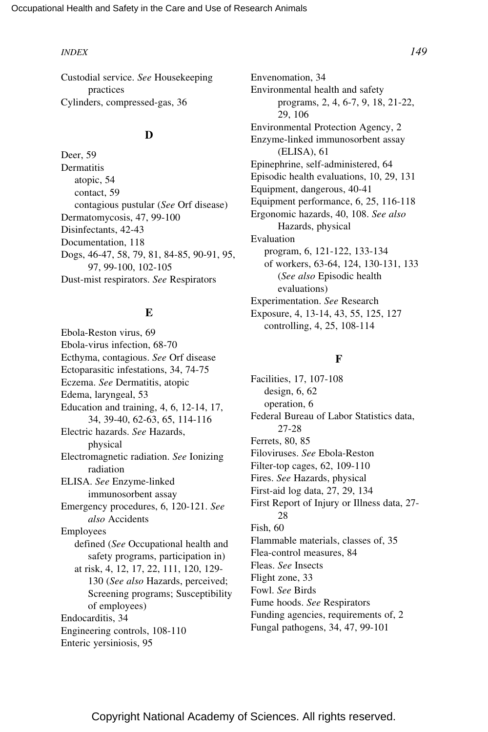Custodial service. *See* Housekeeping practices
Cylinders, compressed-gas, 36

## D

Deer, 59
Dermatitis
- atopic, 54
- contact, 59
- contagious pustular (*See* Orf disease)

Dermatomycosis, 47, 99-100
Disinfectants, 42-43
Documentation, 118
Dogs, 46-47, 58, 79, 81, 84-85, 90-91, 95, 97, 99-100, 102-105
Dust-mist respirators. *See* Respirators

## E

Ebola-Reston virus, 69
Ebola-virus infection, 68-70
Ecthyma, contagious. *See* Orf disease
Ectoparasitic infestations, 34, 74-75
Eczema. *See* Dermatitis, atopic
Edema, laryngeal, 53
Education and training, 4, 6, 12-14, 17, 34, 39-40, 62-63, 65, 114-116
Electric hazards. *See* Hazards, physical
Electromagnetic radiation. *See* Ionizing radiation
ELISA. *See* Enzyme-linked immunosorbent assay
Emergency procedures, 6, 120-121. *See also* Accidents
Employees
- defined (*See* Occupational health and safety programs, participation in)
- at risk, 4, 12, 17, 22, 111, 120, 129-130 (*See also* Hazards, perceived; Screening programs; Susceptibility of employees)

Endocarditis, 34
Engineering controls, 108-110
Enteric yersiniosis, 95
Envenomation, 34
Environmental health and safety programs, 2, 4, 6-7, 9, 18, 21-22, 29, 106
Environmental Protection Agency, 2
Enzyme-linked immunosorbent assay (ELISA), 61
Epinephrine, self-administered, 64
Episodic health evaluations, 10, 29, 131
Equipment, dangerous, 40-41
Equipment performance, 6, 25, 116-118
Ergonomic hazards, 40, 108. *See also* Hazards, physical
Evaluation
- program, 6, 121-122, 133-134
- of workers, 63-64, 124, 130-131, 133 (*See also* Episodic health evaluations)

Experimentation. *See* Research
Exposure, 4, 13-14, 43, 55, 125, 127
- controlling, 4, 25, 108-114

## F

Facilities, 17, 107-108
- design, 6, 62
- operation, 6

Federal Bureau of Labor Statistics data, 27-28
Ferrets, 80, 85
Filoviruses. *See* Ebola-Reston
Filter-top cages, 62, 109-110
Fires. *See* Hazards, physical
First-aid log data, 27, 29, 134
First Report of Injury or Illness data, 27-28
Fish, 60
Flammable materials, classes of, 35
Flea-control measures, 84
Fleas. *See* Insects
Flight zone, 33
Fowl. *See* Birds
Fume hoods. *See* Respirators
Funding agencies, requirements of, 2
Fungal pathogens, 34, 47, 99-101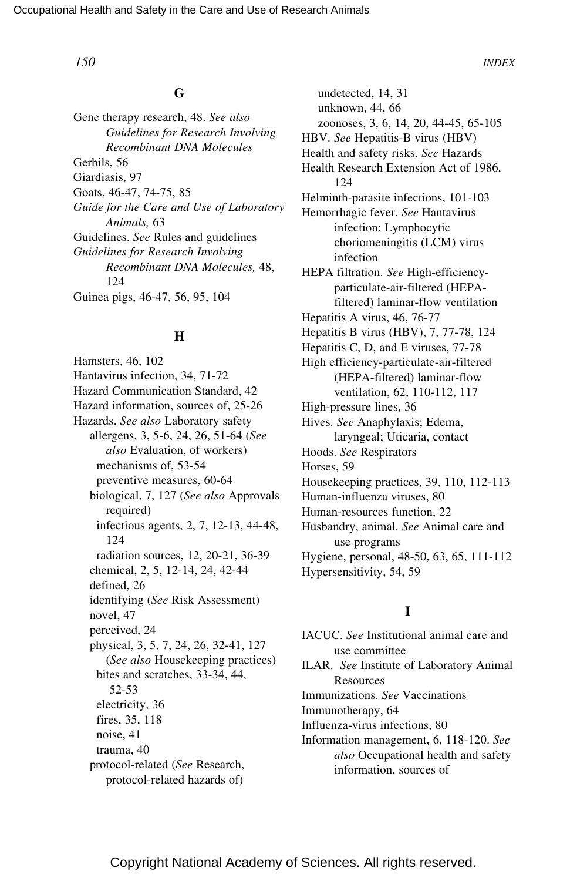## G

Gene therapy research, 48. *See also Guidelines for Research Involving Recombinant DNA Molecules*
Gerbils, 56
Giardiasis, 97
Goats, 46-47, 74-75, 85
*Guide for the Care and Use of Laboratory Animals,* 63
Guidelines. *See* Rules and guidelines
*Guidelines for Research Involving Recombinant DNA Molecules,* 48, 124
Guinea pigs, 46-47, 56, 95, 104

## H

Hamsters, 46, 102
Hantavirus infection, 34, 71-72
Hazard Communication Standard, 42
Hazard information, sources of, 25-26
Hazards. *See also* Laboratory safety
- allergens, 3, 5-6, 24, 26, 51-64 (*See also* Evaluation, of workers)
  - mechanisms of, 53-54
  - preventive measures, 60-64
- biological, 7, 127 (*See also* Approvals required)
  - infectious agents, 2, 7, 12-13, 44-48, 124
  - radiation sources, 12, 20-21, 36-39
- chemical, 2, 5, 12-14, 24, 42-44
- defined, 26
- identifying (*See* Risk Assessment)
- novel, 47
- perceived, 24
- physical, 3, 5, 7, 24, 26, 32-41, 127 (*See also* Housekeeping practices)
  - bites and scratches, 33-34, 44, 52-53
  - electricity, 36
  - fires, 35, 118
  - noise, 41
  - trauma, 40
- protocol-related (*See* Research, protocol-related hazards of)
  - undetected, 14, 31
  - unknown, 44, 66
  - zoonoses, 3, 6, 14, 20, 44-45, 65-105

HBV. *See* Hepatitis-B virus (HBV)
Health and safety risks. *See* Hazards
Health Research Extension Act of 1986, 124
Helminth-parasite infections, 101-103
Hemorrhagic fever. *See* Hantavirus infection; Lymphocytic choriomeningitis (LCM) virus infection
HEPA filtration. *See* High-efficiency-particulate-air-filtered (HEPA-filtered) laminar-flow ventilation
Hepatitis A virus, 46, 76-77
Hepatitis B virus (HBV), 7, 77-78, 124
Hepatitis C, D, and E viruses, 77-78
High efficiency-particulate-air-filtered (HEPA-filtered) laminar-flow ventilation, 62, 110-112, 117
High-pressure lines, 36
Hives. *See* Anaphylaxis; Edema, laryngeal; Uticaria, contact
Hoods. *See* Respirators
Horses, 59
Housekeeping practices, 39, 110, 112-113
Human-influenza viruses, 80
Human-resources function, 22
Husbandry, animal. *See* Animal care and use programs
Hygiene, personal, 48-50, 63, 65, 111-112
Hypersensitivity, 54, 59

## I

IACUC. *See* Institutional animal care and use committee
ILAR. *See* Institute of Laboratory Animal Resources
Immunizations. *See* Vaccinations
Immunotherapy, 64
Influenza-virus infections, 80
Information management, 6, 118-120. *See also* Occupational health and safety information, sources of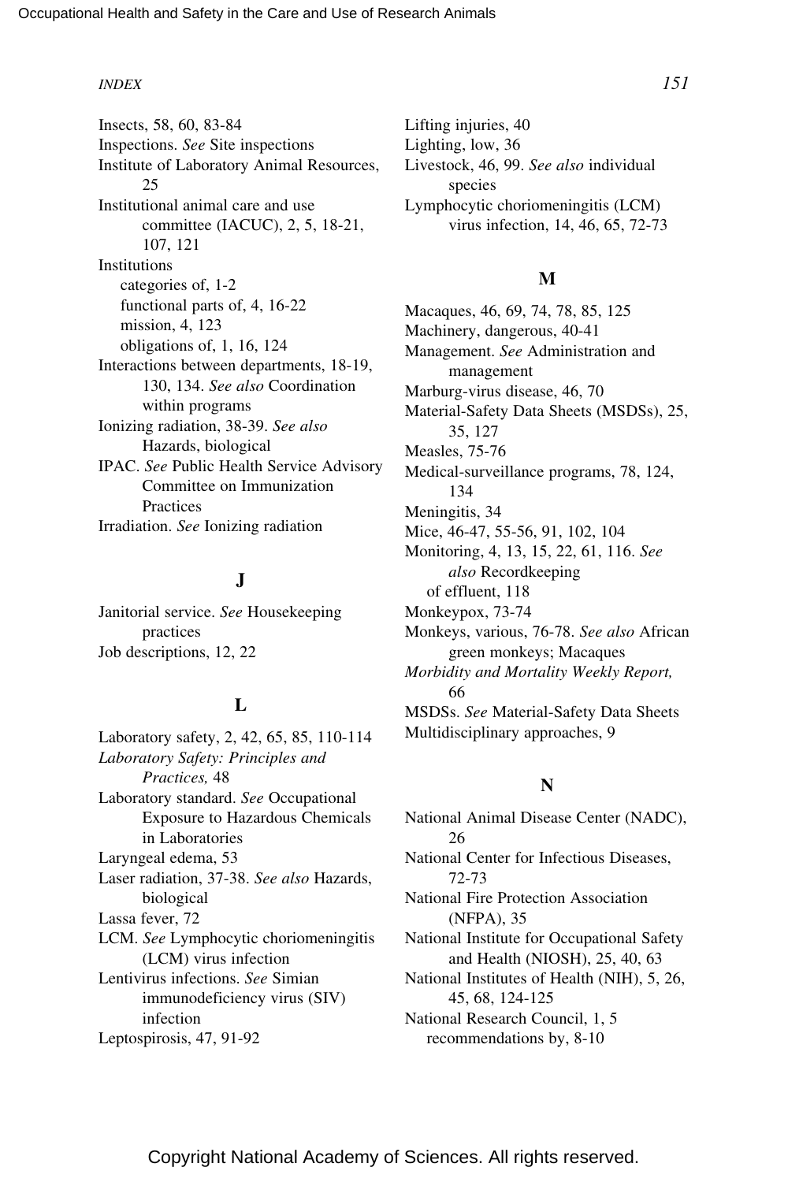Insects, 58, 60, 83-84
Inspections. *See* Site inspections
Institute of Laboratory Animal Resources, 25
Institutional animal care and use committee (IACUC), 2, 5, 18-21, 107, 121
Institutions
- categories of, 1-2
- functional parts of, 4, 16-22
- mission, 4, 123
- obligations of, 1, 16, 124

Interactions between departments, 18-19, 130, 134. *See also* Coordination within programs
Ionizing radiation, 38-39. *See also* Hazards, biological
IPAC. *See* Public Health Service Advisory Committee on Immunization Practices
Irradiation. *See* Ionizing radiation

## J

Janitorial service. *See* Housekeeping practices
Job descriptions, 12, 22

## L

Laboratory safety, 2, 42, 65, 85, 110-114
*Laboratory Safety: Principles and Practices,* 48
Laboratory standard. *See* Occupational Exposure to Hazardous Chemicals in Laboratories
Laryngeal edema, 53
Laser radiation, 37-38. *See also* Hazards, biological
Lassa fever, 72
LCM. *See* Lymphocytic choriomeningitis (LCM) virus infection
Lentivirus infections. *See* Simian immunodeficiency virus (SIV) infection
Leptospirosis, 47, 91-92
Lifting injuries, 40
Lighting, low, 36
Livestock, 46, 99. *See also* individual species
Lymphocytic choriomeningitis (LCM) virus infection, 14, 46, 65, 72-73

## M

Macaques, 46, 69, 74, 78, 85, 125
Machinery, dangerous, 40-41
Management. *See* Administration and management
Marburg-virus disease, 46, 70
Material-Safety Data Sheets (MSDSs), 25, 35, 127
Measles, 75-76
Medical-surveillance programs, 78, 124, 134
Meningitis, 34
Mice, 46-47, 55-56, 91, 102, 104
Monitoring, 4, 13, 15, 22, 61, 116. *See also* Recordkeeping
- of effluent, 118

Monkeypox, 73-74
Monkeys, various, 76-78. *See also* African green monkeys; Macaques
*Morbidity and Mortality Weekly Report,* 66
MSDSs. *See* Material-Safety Data Sheets
Multidisciplinary approaches, 9

## N

National Animal Disease Center (NADC), 26
National Center for Infectious Diseases, 72-73
National Fire Protection Association (NFPA), 35
National Institute for Occupational Safety and Health (NIOSH), 25, 40, 63
National Institutes of Health (NIH), 5, 26, 45, 68, 124-125
National Research Council, 1, 5
- recommendations by, 8-10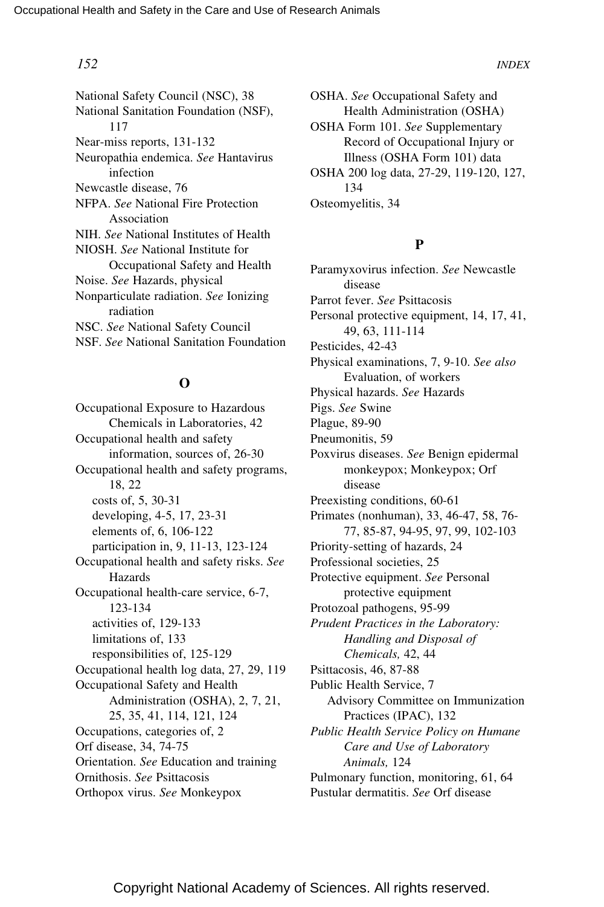National Safety Council (NSC), 38
National Sanitation Foundation (NSF), 117
Near-miss reports, 131-132
Neuropathia endemica. *See* Hantavirus infection
Newcastle disease, 76
NFPA. *See* National Fire Protection Association
NIH. *See* National Institutes of Health
NIOSH. *See* National Institute for Occupational Safety and Health
Noise. *See* Hazards, physical
Nonparticulate radiation. *See* Ionizing radiation
NSC. *See* National Safety Council
NSF. *See* National Sanitation Foundation

## O

Occupational Exposure to Hazardous Chemicals in Laboratories, 42
Occupational health and safety information, sources of, 26-30
Occupational health and safety programs, 18, 22
- costs of, 5, 30-31
- developing, 4-5, 17, 23-31
- elements of, 6, 106-122
- participation in, 9, 11-13, 123-124

Occupational health and safety risks. *See* Hazards
Occupational health-care service, 6-7, 123-134
- activities of, 129-133
- limitations of, 133
- responsibilities of, 125-129

Occupational health log data, 27, 29, 119
Occupational Safety and Health Administration (OSHA), 2, 7, 21, 25, 35, 41, 114, 121, 124
Occupations, categories of, 2
Orf disease, 34, 74-75
Orientation. *See* Education and training
Ornithosis. *See* Psittacosis
Orthopox virus. *See* Monkeypox
OSHA. *See* Occupational Safety and Health Administration (OSHA)
OSHA Form 101. *See* Supplementary Record of Occupational Injury or Illness (OSHA Form 101) data
OSHA 200 log data, 27-29, 119-120, 127, 134
Osteomyelitis, 34

## P

Paramyxovirus infection. *See* Newcastle disease
Parrot fever. *See* Psittacosis
Personal protective equipment, 14, 17, 41, 49, 63, 111-114
Pesticides, 42-43
Physical examinations, 7, 9-10. *See also* Evaluation, of workers
Physical hazards. *See* Hazards
Pigs. *See* Swine
Plague, 89-90
Pneumonitis, 59
Poxvirus diseases. *See* Benign epidermal monkeypox; Monkeypox; Orf disease
Preexisting conditions, 60-61
Primates (nonhuman), 33, 46-47, 58, 76-77, 85-87, 94-95, 97, 99, 102-103
Priority-setting of hazards, 24
Professional societies, 25
Protective equipment. *See* Personal protective equipment
Protozoal pathogens, 95-99
*Prudent Practices in the Laboratory: Handling and Disposal of Chemicals,* 42, 44
Psittacosis, 46, 87-88
Public Health Service, 7
- Advisory Committee on Immunization Practices (IPAC), 132

*Public Health Service Policy on Humane Care and Use of Laboratory Animals,* 124
Pulmonary function, monitoring, 61, 64
Pustular dermatitis. *See* Orf disease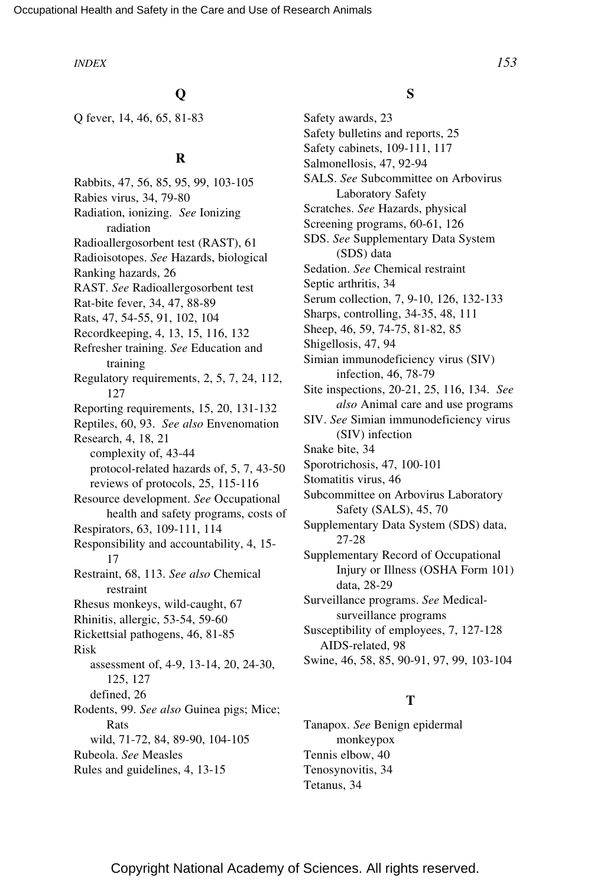## Q

Q fever, 14, 46, 65, 81-83

## R

Rabbits, 47, 56, 85, 95, 99, 103-105
Rabies virus, 34, 79-80
Radiation, ionizing. *See* Ionizing radiation
Radioallergosorbent test (RAST), 61
Radioisotopes. *See* Hazards, biological
Ranking hazards, 26
RAST. *See* Radioallergosorbent test
Rat-bite fever, 34, 47, 88-89
Rats, 47, 54-55, 91, 102, 104
Recordkeeping, 4, 13, 15, 116, 132
Refresher training. *See* Education and training
Regulatory requirements, 2, 5, 7, 24, 112, 127
Reporting requirements, 15, 20, 131-132
Reptiles, 60, 93. *See also* Envenomation
Research, 4, 18, 21
- complexity of, 43-44
- protocol-related hazards of, 5, 7, 43-50
- reviews of protocols, 25, 115-116

Resource development. *See* Occupational health and safety programs, costs of
Respirators, 63, 109-111, 114
Responsibility and accountability, 4, 15-17
Restraint, 68, 113. *See also* Chemical restraint
Rhesus monkeys, wild-caught, 67
Rhinitis, allergic, 53-54, 59-60
Rickettsial pathogens, 46, 81-85
Risk
- assessment of, 4-9, 13-14, 20, 24-30, 125, 127
- defined, 26

Rodents, 99. *See also* Guinea pigs; Mice; Rats
- wild, 71-72, 84, 89-90, 104-105

Rubeola. *See* Measles
Rules and guidelines, 4, 13-15

## S

Safety awards, 23
Safety bulletins and reports, 25
Safety cabinets, 109-111, 117
Salmonellosis, 47, 92-94
SALS. *See* Subcommittee on Arbovirus Laboratory Safety
Scratches. *See* Hazards, physical
Screening programs, 60-61, 126
SDS. *See* Supplementary Data System (SDS) data
Sedation. *See* Chemical restraint
Septic arthritis, 34
Serum collection, 7, 9-10, 126, 132-133
Sharps, controlling, 34-35, 48, 111
Sheep, 46, 59, 74-75, 81-82, 85
Shigellosis, 47, 94
Simian immunodeficiency virus (SIV) infection, 46, 78-79
Site inspections, 20-21, 25, 116, 134. *See also* Animal care and use programs
SIV. *See* Simian immunodeficiency virus (SIV) infection
Snake bite, 34
Sporotrichosis, 47, 100-101
Stomatitis virus, 46
Subcommittee on Arbovirus Laboratory Safety (SALS), 45, 70
Supplementary Data System (SDS) data, 27-28
Supplementary Record of Occupational Injury or Illness (OSHA Form 101) data, 28-29
Surveillance programs. *See* Medical-surveillance programs
Susceptibility of employees, 7, 127-128
- AIDS-related, 98

Swine, 46, 58, 85, 90-91, 97, 99, 103-104

## T

Tanapox. *See* Benign epidermal monkeypox
Tennis elbow, 40
Tenosynovitis, 34
Tetanus, 34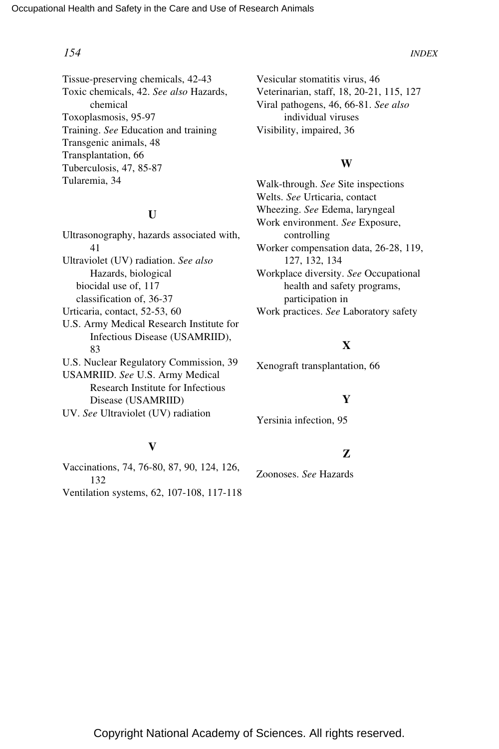Tissue-preserving chemicals, 42-43
Toxic chemicals, 42. *See also* Hazards, chemical
Toxoplasmosis, 95-97
Training. *See* Education and training
Transgenic animals, 48
Transplantation, 66
Tuberculosis, 47, 85-87
Tularemia, 34

## U

Ultrasonography, hazards associated with, 41
Ultraviolet (UV) radiation. *See also* Hazards, biological
  biocidal use of, 117
  classification of, 36-37
Urticaria, contact, 52-53, 60
U.S. Army Medical Research Institute for Infectious Disease (USAMRIID), 83
U.S. Nuclear Regulatory Commission, 39
USAMRIID. *See* U.S. Army Medical Research Institute for Infectious Disease (USAMRIID)
UV. *See* Ultraviolet (UV) radiation

## V

Vaccinations, 74, 76-80, 87, 90, 124, 126, 132
Ventilation systems, 62, 107-108, 117-118
Vesicular stomatitis virus, 46
Veterinarian, staff, 18, 20-21, 115, 127
Viral pathogens, 46, 66-81. *See also* individual viruses
Visibility, impaired, 36

## W

Walk-through. *See* Site inspections
Welts. *See* Urticaria, contact
Wheezing. *See* Edema, laryngeal
Work environment. *See* Exposure, controlling
Worker compensation data, 26-28, 119, 127, 132, 134
Workplace diversity. *See* Occupational health and safety programs, participation in
Work practices. *See* Laboratory safety

## X

Xenograft transplantation, 66

## Y

Yersinia infection, 95

## Z

Zoonoses. *See* Hazards